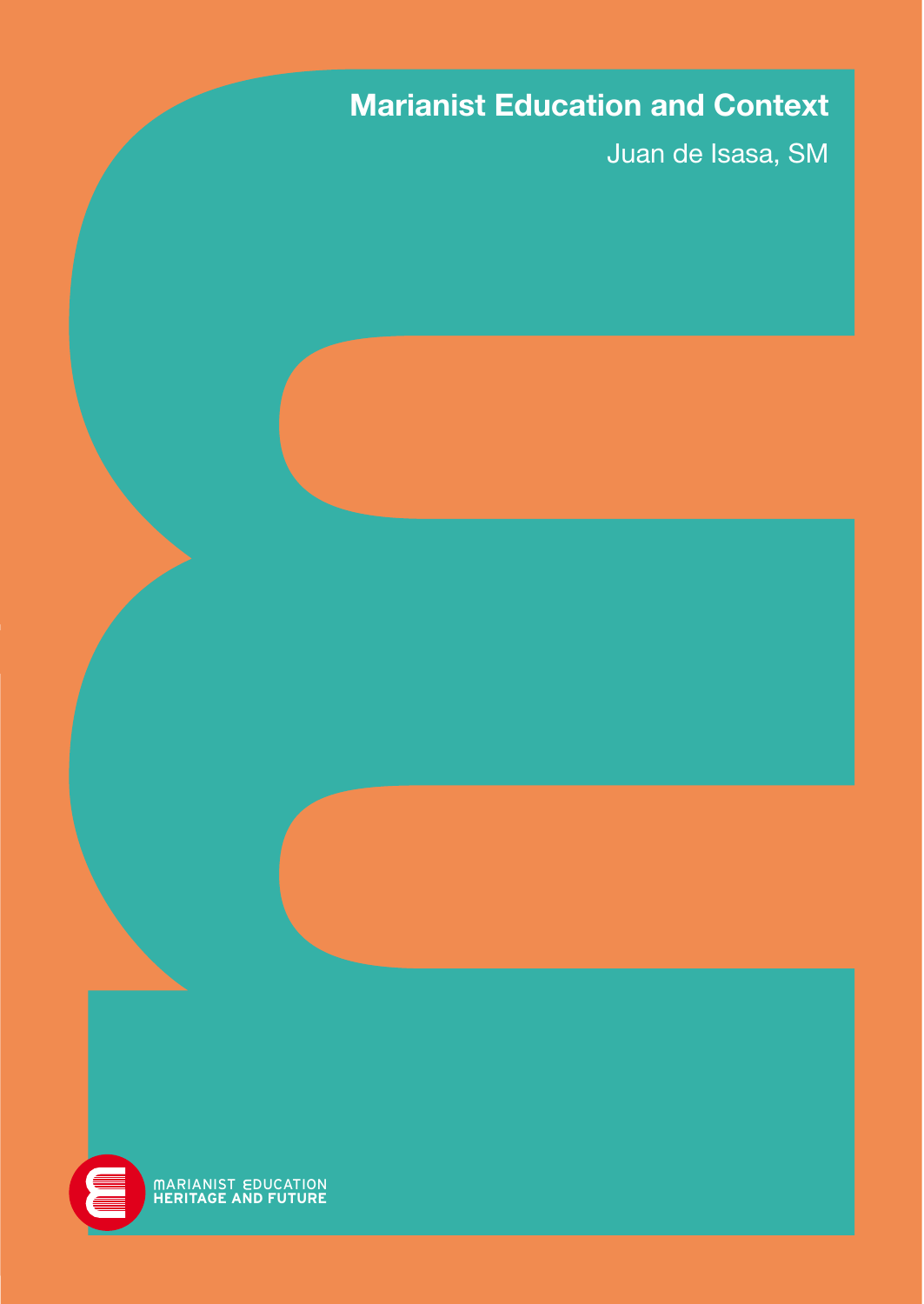# Marianist Education and Context

Juan de Isasa, SM

MARIANIST EDUCATION
HERITAGE AND FUTURE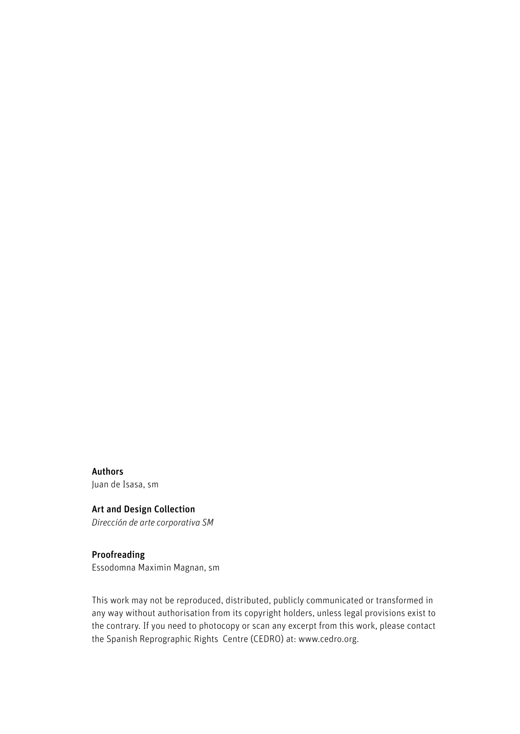**Authors**
Juan de Isasa, sm

**Art and Design Collection**
*Dirección de arte corporativa SM*

**Proofreading**
Essodomna Maximin Magnan, sm

This work may not be reproduced, distributed, publicly communicated or transformed in any way without authorisation from its copyright holders, unless legal provisions exist to the contrary. If you need to photocopy or scan any excerpt from this work, please contact the Spanish Reprographic Rights Centre (CEDRO) at: www.cedro.org.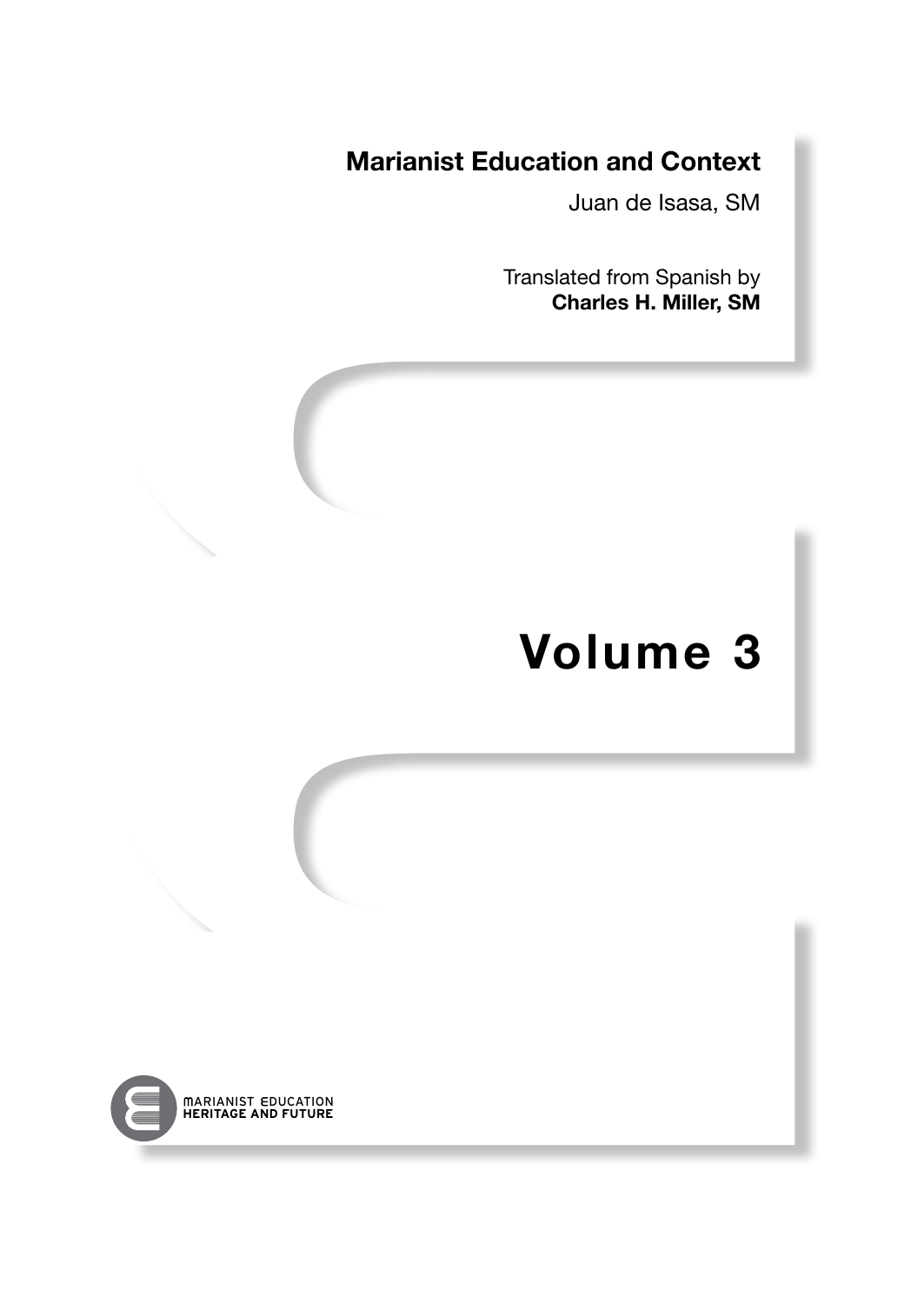# Marianist Education and Context

Juan de Isasa, SM

Translated from Spanish by
**Charles H. Miller, SM**

# Volume 3

MARIANIST EDUCATION
**HERITAGE AND FUTURE**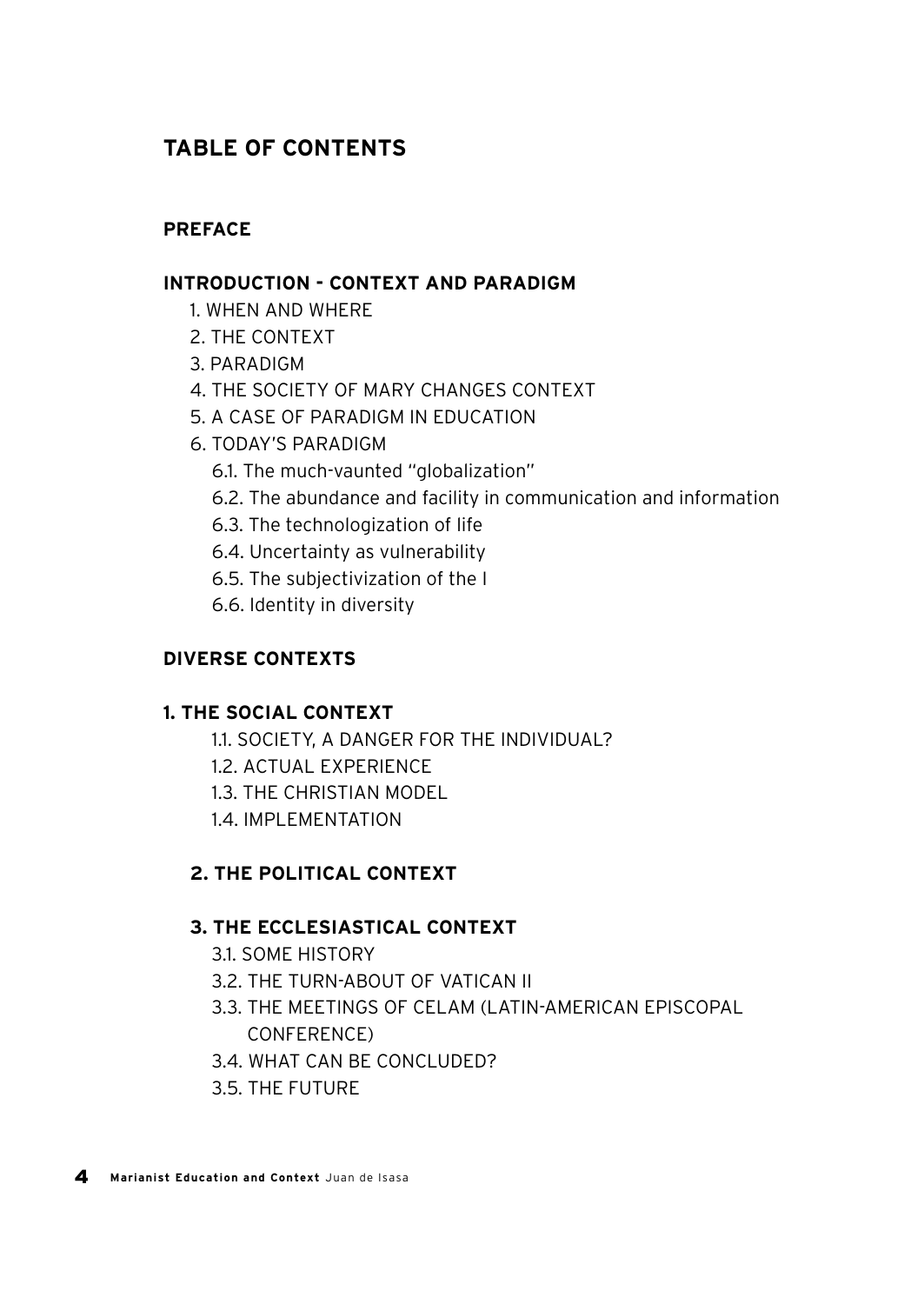# TABLE OF CONTENTS

**PREFACE**

**INTRODUCTION - CONTEXT AND PARADIGM**

- 1. WHEN AND WHERE
- 2. THE CONTEXT
- 3. PARADIGM
- 4. THE SOCIETY OF MARY CHANGES CONTEXT
- 5. A CASE OF PARADIGM IN EDUCATION
- 6. TODAY'S PARADIGM
  - 6.1. The much-vaunted "globalization"
  - 6.2. The abundance and facility in communication and information
  - 6.3. The technologization of life
  - 6.4. Uncertainty as vulnerability
  - 6.5. The subjectivization of the I
  - 6.6. Identity in diversity

**DIVERSE CONTEXTS**

**1. THE SOCIAL CONTEXT**

- 1.1. SOCIETY, A DANGER FOR THE INDIVIDUAL?
- 1.2. ACTUAL EXPERIENCE
- 1.3. THE CHRISTIAN MODEL
- 1.4. IMPLEMENTATION

**2. THE POLITICAL CONTEXT**

**3. THE ECCLESIASTICAL CONTEXT**

- 3.1. SOME HISTORY
- 3.2. THE TURN-ABOUT OF VATICAN II
- 3.3. THE MEETINGS OF CELAM (LATIN-AMERICAN EPISCOPAL CONFERENCE)
- 3.4. WHAT CAN BE CONCLUDED?
- 3.5. THE FUTURE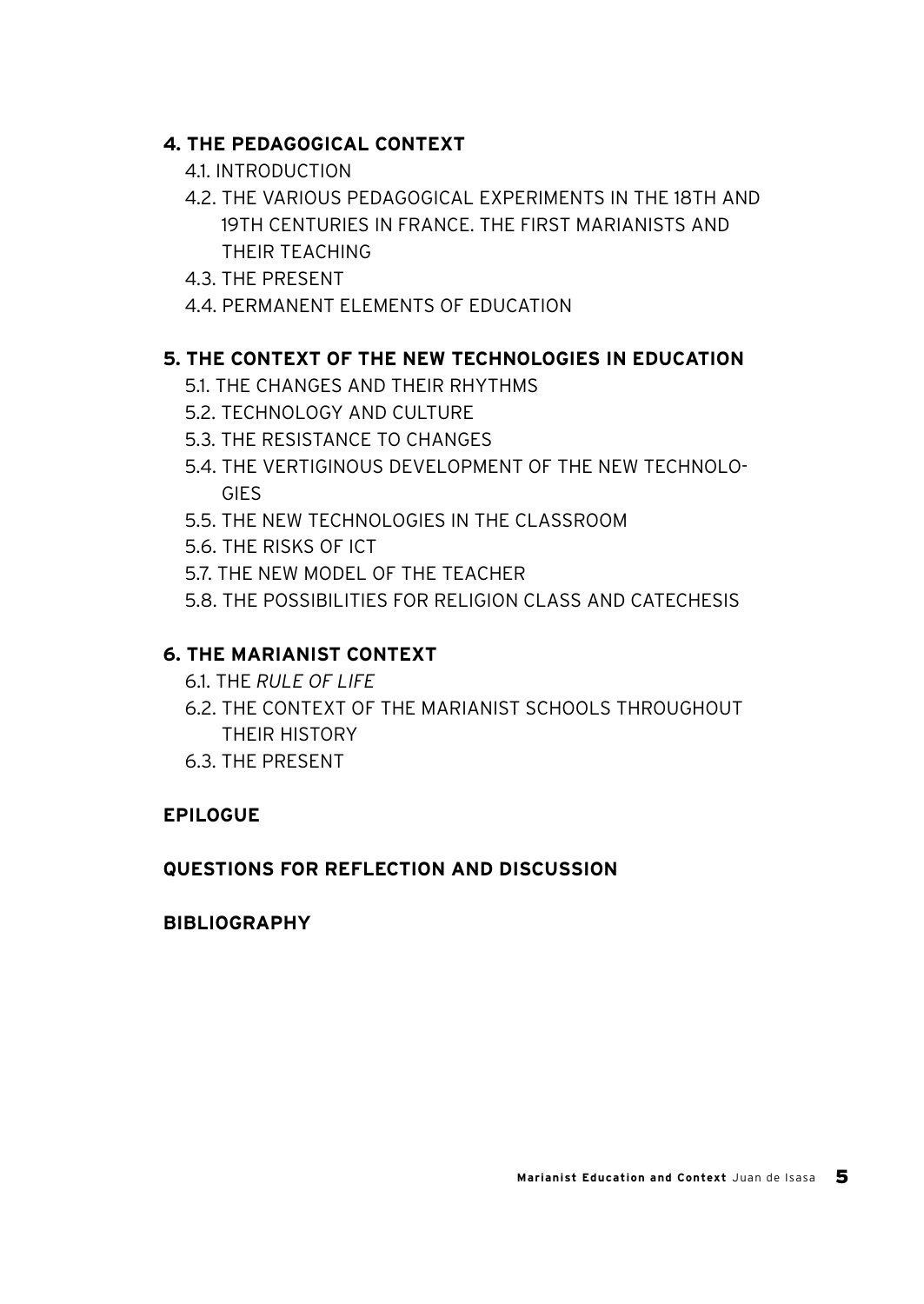**4. THE PEDAGOGICAL CONTEXT**

- 4.1. INTRODUCTION
- 4.2. THE VARIOUS PEDAGOGICAL EXPERIMENTS IN THE 18TH AND 19TH CENTURIES IN FRANCE. THE FIRST MARIANISTS AND THEIR TEACHING
- 4.3. THE PRESENT
- 4.4. PERMANENT ELEMENTS OF EDUCATION

**5. THE CONTEXT OF THE NEW TECHNOLOGIES IN EDUCATION**

- 5.1. THE CHANGES AND THEIR RHYTHMS
- 5.2. TECHNOLOGY AND CULTURE
- 5.3. THE RESISTANCE TO CHANGES
- 5.4. THE VERTIGINOUS DEVELOPMENT OF THE NEW TECHNOLOGIES
- 5.5. THE NEW TECHNOLOGIES IN THE CLASSROOM
- 5.6. THE RISKS OF ICT
- 5.7. THE NEW MODEL OF THE TEACHER
- 5.8. THE POSSIBILITIES FOR RELIGION CLASS AND CATECHESIS

**6. THE MARIANIST CONTEXT**

- 6.1. THE *RULE OF LIFE*
- 6.2. THE CONTEXT OF THE MARIANIST SCHOOLS THROUGHOUT THEIR HISTORY
- 6.3. THE PRESENT

**EPILOGUE**

**QUESTIONS FOR REFLECTION AND DISCUSSION**

**BIBLIOGRAPHY**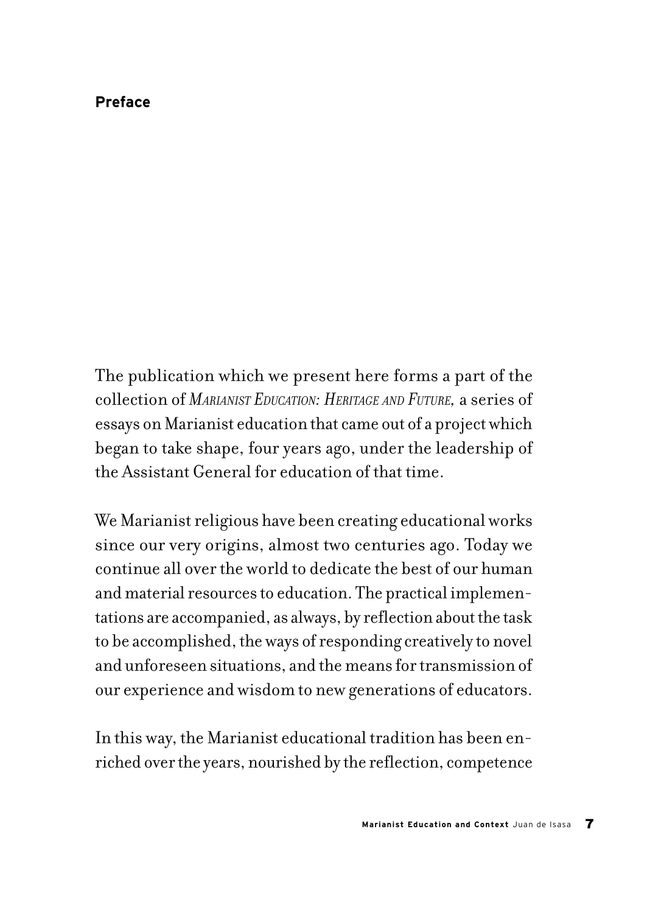## Preface

The publication which we present here forms a part of the collection of *Marianist Education: Heritage and Future,* a series of essays on Marianist education that came out of a project which began to take shape, four years ago, under the leadership of the Assistant General for education of that time.

We Marianist religious have been creating educational works since our very origins, almost two centuries ago. Today we continue all over the world to dedicate the best of our human and material resources to education. The practical implementations are accompanied, as always, by reflection about the task to be accomplished, the ways of responding creatively to novel and unforeseen situations, and the means for transmission of our experience and wisdom to new generations of educators.

In this way, the Marianist educational tradition has been enriched over the years, nourished by the reflection, competence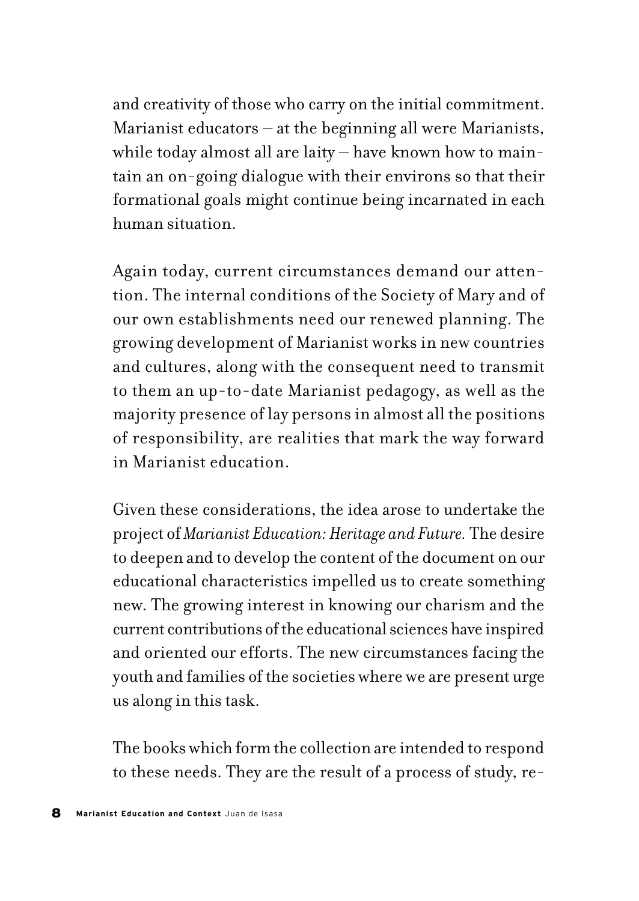and creativity of those who carry on the initial commitment. Marianist educators – at the beginning all were Marianists, while today almost all are laity – have known how to maintain an on-going dialogue with their environs so that their formational goals might continue being incarnated in each human situation.

Again today, current circumstances demand our attention. The internal conditions of the Society of Mary and of our own establishments need our renewed planning. The growing development of Marianist works in new countries and cultures, along with the consequent need to transmit to them an up-to-date Marianist pedagogy, as well as the majority presence of lay persons in almost all the positions of responsibility, are realities that mark the way forward in Marianist education.

Given these considerations, the idea arose to undertake the project of *Marianist Education: Heritage and Future.* The desire to deepen and to develop the content of the document on our educational characteristics impelled us to create something new. The growing interest in knowing our charism and the current contributions of the educational sciences have inspired and oriented our efforts. The new circumstances facing the youth and families of the societies where we are present urge us along in this task.

The books which form the collection are intended to respond to these needs. They are the result of a process of study, re-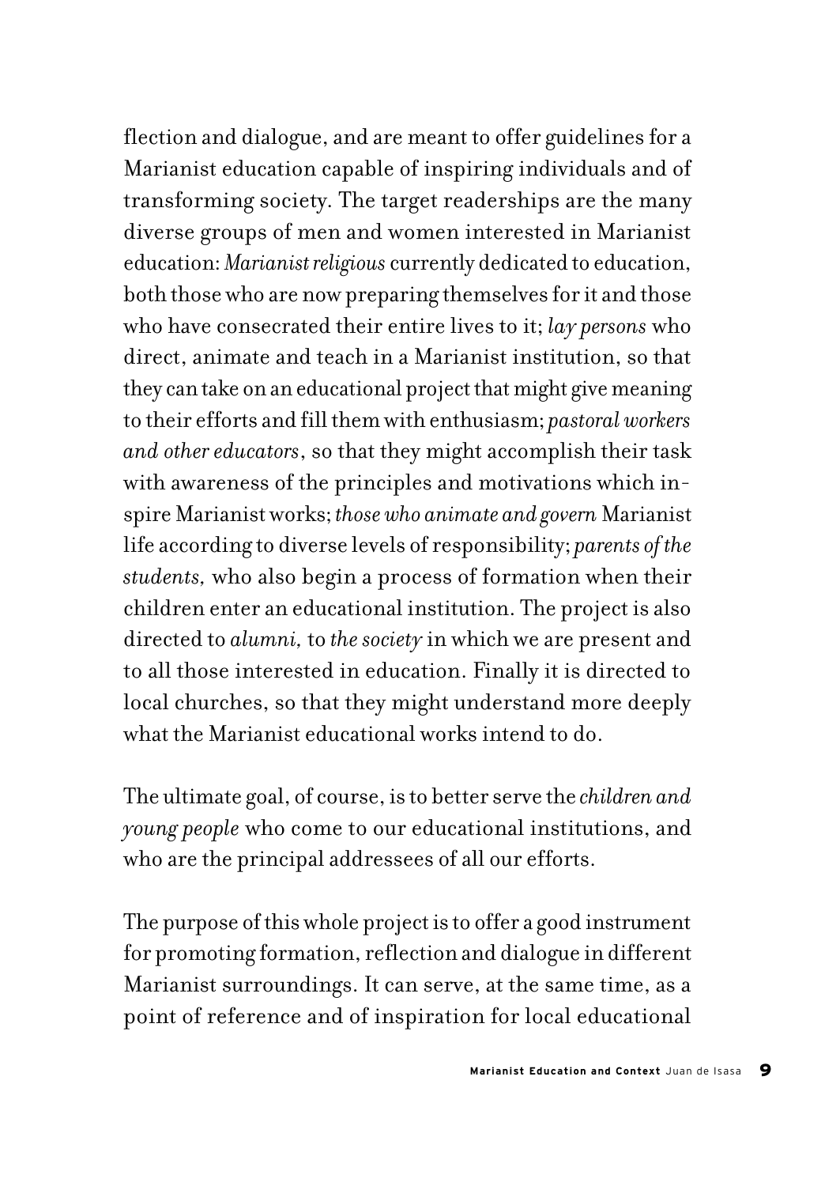flection and dialogue, and are meant to offer guidelines for a Marianist education capable of inspiring individuals and of transforming society. The target readerships are the many diverse groups of men and women interested in Marianist education: *Marianist religious* currently dedicated to education, both those who are now preparing themselves for it and those who have consecrated their entire lives to it; *lay persons* who direct, animate and teach in a Marianist institution, so that they can take on an educational project that might give meaning to their efforts and fill them with enthusiasm; *pastoral workers and other educators*, so that they might accomplish their task with awareness of the principles and motivations which inspire Marianist works; *those who animate and govern* Marianist life according to diverse levels of responsibility; *parents of the students,* who also begin a process of formation when their children enter an educational institution. The project is also directed to *alumni,* to *the society* in which we are present and to all those interested in education. Finally it is directed to local churches, so that they might understand more deeply what the Marianist educational works intend to do.

The ultimate goal, of course, is to better serve the *children and young people* who come to our educational institutions, and who are the principal addressees of all our efforts.

The purpose of this whole project is to offer a good instrument for promoting formation, reflection and dialogue in different Marianist surroundings. It can serve, at the same time, as a point of reference and of inspiration for local educational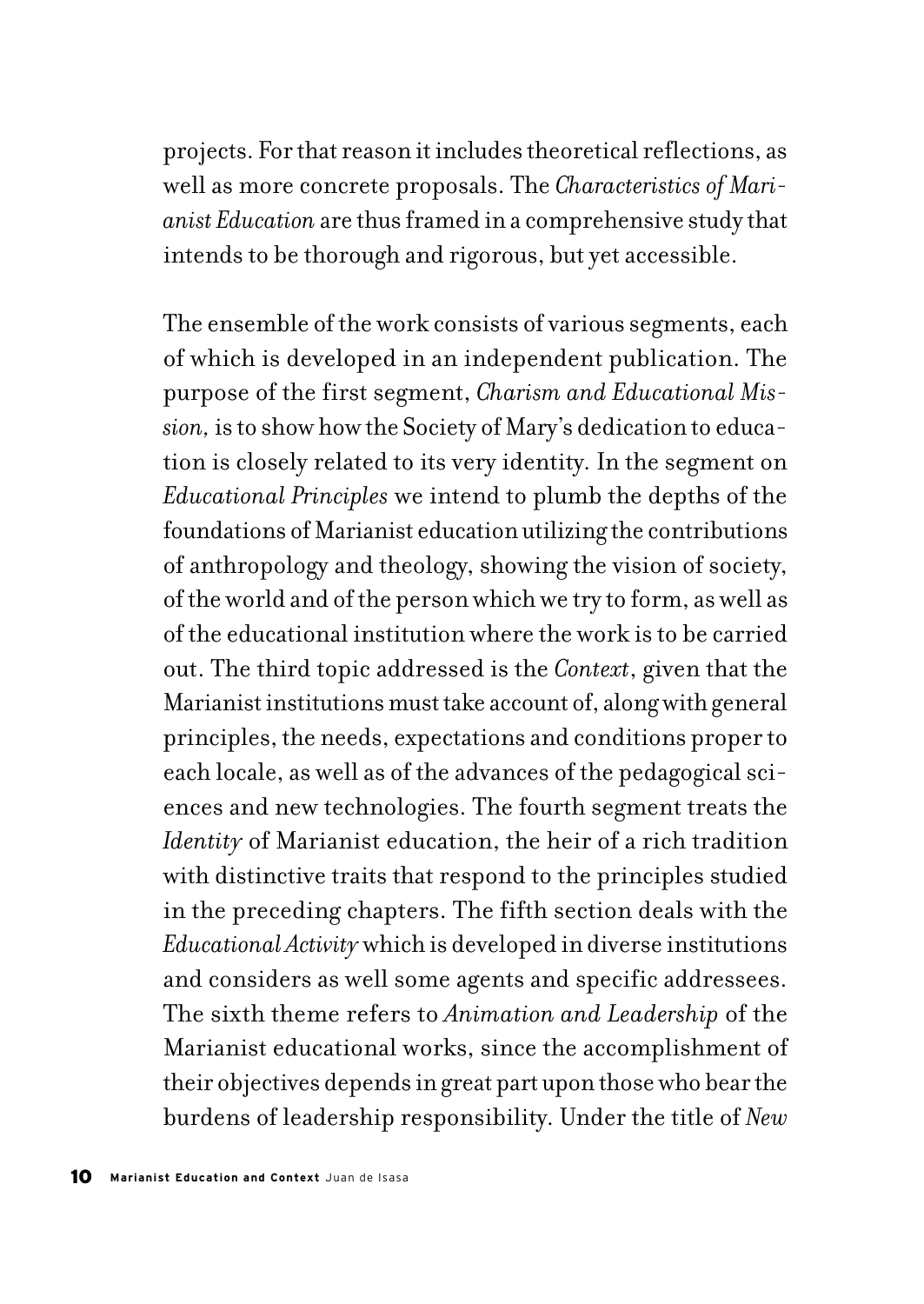projects. For that reason it includes theoretical reflections, as well as more concrete proposals. The *Characteristics of Marianist Education* are thus framed in a comprehensive study that intends to be thorough and rigorous, but yet accessible.

The ensemble of the work consists of various segments, each of which is developed in an independent publication. The purpose of the first segment, *Charism and Educational Mission,* is to show how the Society of Mary's dedication to education is closely related to its very identity. In the segment on *Educational Principles* we intend to plumb the depths of the foundations of Marianist education utilizing the contributions of anthropology and theology, showing the vision of society, of the world and of the person which we try to form, as well as of the educational institution where the work is to be carried out. The third topic addressed is the *Context*, given that the Marianist institutions must take account of, along with general principles, the needs, expectations and conditions proper to each locale, as well as of the advances of the pedagogical sciences and new technologies. The fourth segment treats the *Identity* of Marianist education, the heir of a rich tradition with distinctive traits that respond to the principles studied in the preceding chapters. The fifth section deals with the *Educational Activity* which is developed in diverse institutions and considers as well some agents and specific addressees. The sixth theme refers to *Animation and Leadership* of the Marianist educational works, since the accomplishment of their objectives depends in great part upon those who bear the burdens of leadership responsibility. Under the title of *New*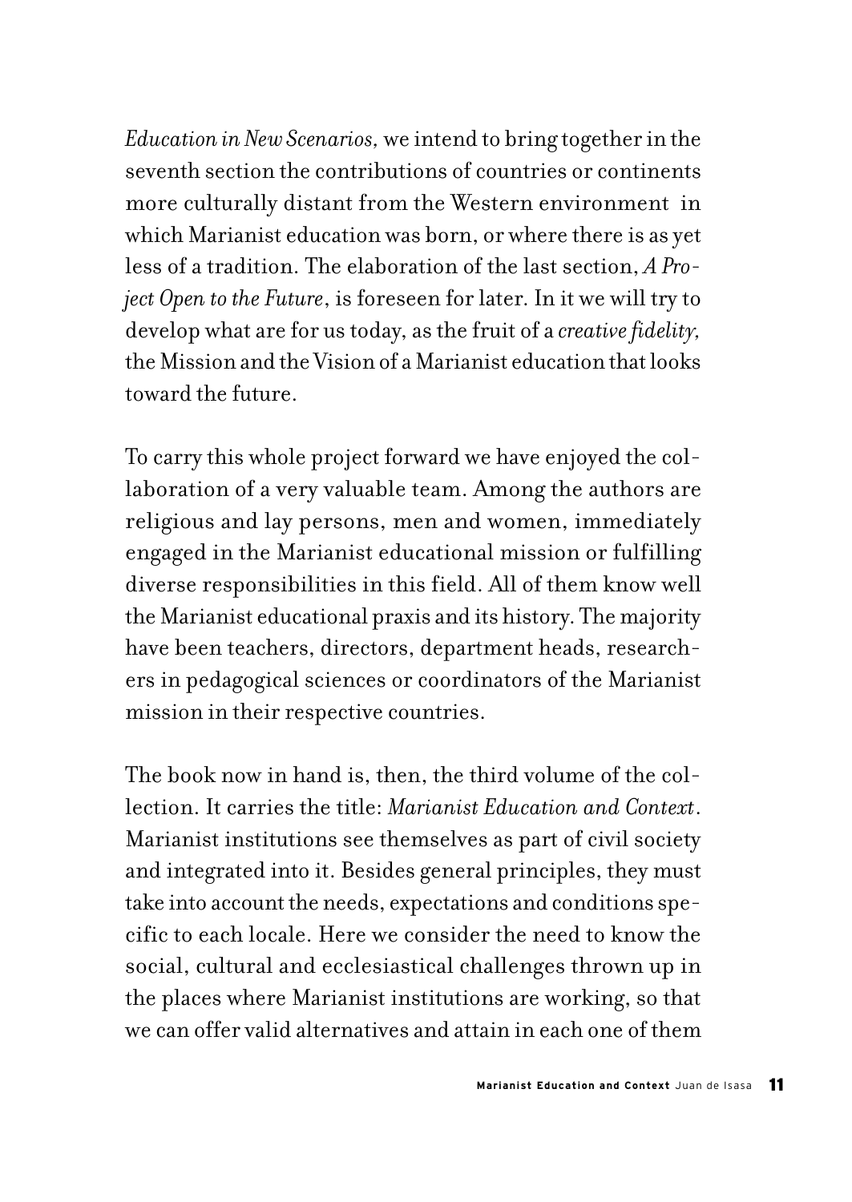*Education in New Scenarios,* we intend to bring together in the seventh section the contributions of countries or continents more culturally distant from the Western environment in which Marianist education was born, or where there is as yet less of a tradition. The elaboration of the last section, *A Project Open to the Future*, is foreseen for later. In it we will try to develop what are for us today, as the fruit of a *creative fidelity,* the Mission and the Vision of a Marianist education that looks toward the future.

To carry this whole project forward we have enjoyed the collaboration of a very valuable team. Among the authors are religious and lay persons, men and women, immediately engaged in the Marianist educational mission or fulfilling diverse responsibilities in this field. All of them know well the Marianist educational praxis and its history. The majority have been teachers, directors, department heads, researchers in pedagogical sciences or coordinators of the Marianist mission in their respective countries.

The book now in hand is, then, the third volume of the collection. It carries the title: *Marianist Education and Context*. Marianist institutions see themselves as part of civil society and integrated into it. Besides general principles, they must take into account the needs, expectations and conditions specific to each locale. Here we consider the need to know the social, cultural and ecclesiastical challenges thrown up in the places where Marianist institutions are working, so that we can offer valid alternatives and attain in each one of them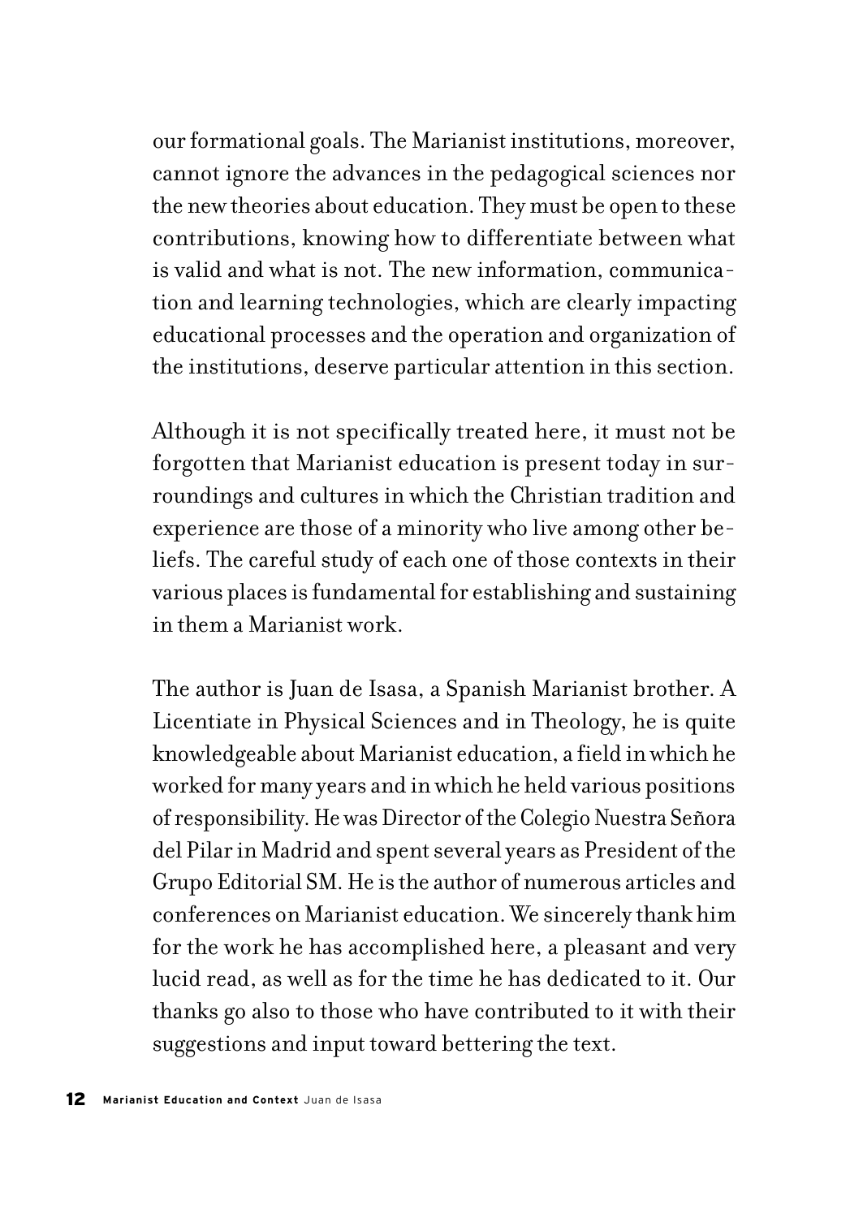our formational goals. The Marianist institutions, moreover, cannot ignore the advances in the pedagogical sciences nor the new theories about education. They must be open to these contributions, knowing how to differentiate between what is valid and what is not. The new information, communication and learning technologies, which are clearly impacting educational processes and the operation and organization of the institutions, deserve particular attention in this section.

Although it is not specifically treated here, it must not be forgotten that Marianist education is present today in surroundings and cultures in which the Christian tradition and experience are those of a minority who live among other beliefs. The careful study of each one of those contexts in their various places is fundamental for establishing and sustaining in them a Marianist work.

The author is Juan de Isasa, a Spanish Marianist brother. A Licentiate in Physical Sciences and in Theology, he is quite knowledgeable about Marianist education, a field in which he worked for many years and in which he held various positions of responsibility. He was Director of the Colegio Nuestra Señora del Pilar in Madrid and spent several years as President of the Grupo Editorial SM. He is the author of numerous articles and conferences on Marianist education. We sincerely thank him for the work he has accomplished here, a pleasant and very lucid read, as well as for the time he has dedicated to it. Our thanks go also to those who have contributed to it with their suggestions and input toward bettering the text.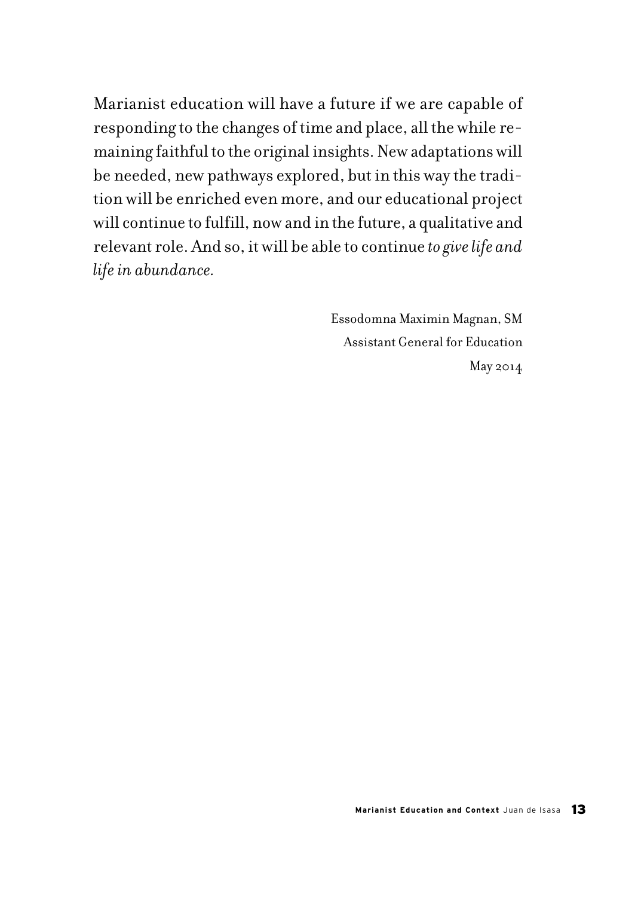Marianist education will have a future if we are capable of responding to the changes of time and place, all the while remaining faithful to the original insights. New adaptations will be needed, new pathways explored, but in this way the tradition will be enriched even more, and our educational project will continue to fulfill, now and in the future, a qualitative and relevant role. And so, it will be able to continue *to give life and life in abundance.*

Essodomna Maximin Magnan, SM
Assistant General for Education
May 2014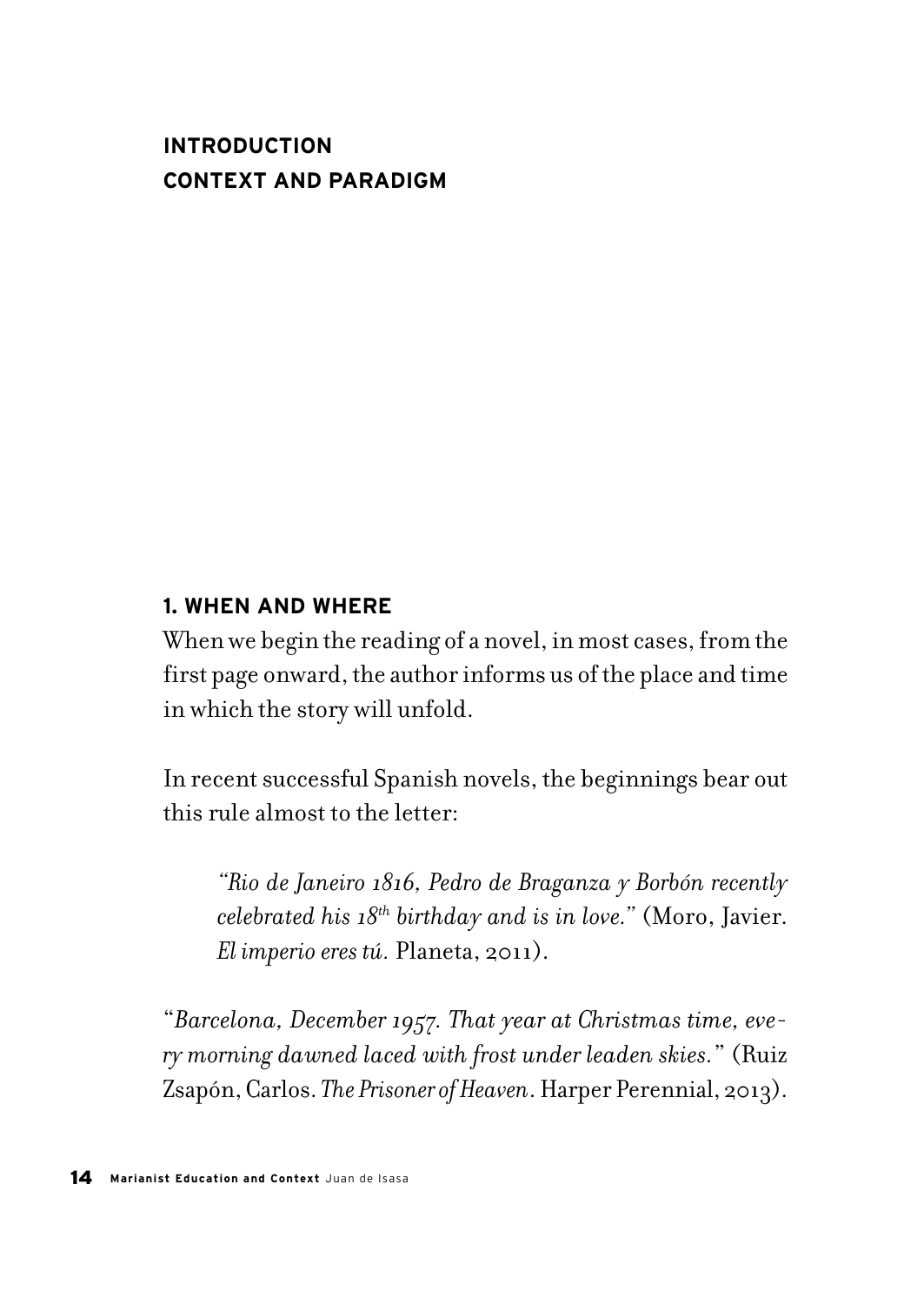# INTRODUCTION
# CONTEXT AND PARADIGM

## 1. WHEN AND WHERE

When we begin the reading of a novel, in most cases, from the first page onward, the author informs us of the place and time in which the story will unfold.

In recent successful Spanish novels, the beginnings bear out this rule almost to the letter:

> *"Rio de Janeiro 1816, Pedro de Braganza y Borbón recently celebrated his 18th birthday and is in love."* (Moro, Javier. *El imperio eres tú.* Planeta, 2011).

"*Barcelona, December 1957. That year at Christmas time, every morning dawned laced with frost under leaden skies.*" (Ruiz Zsapón, Carlos. *The Prisoner of Heaven*. Harper Perennial, 2013).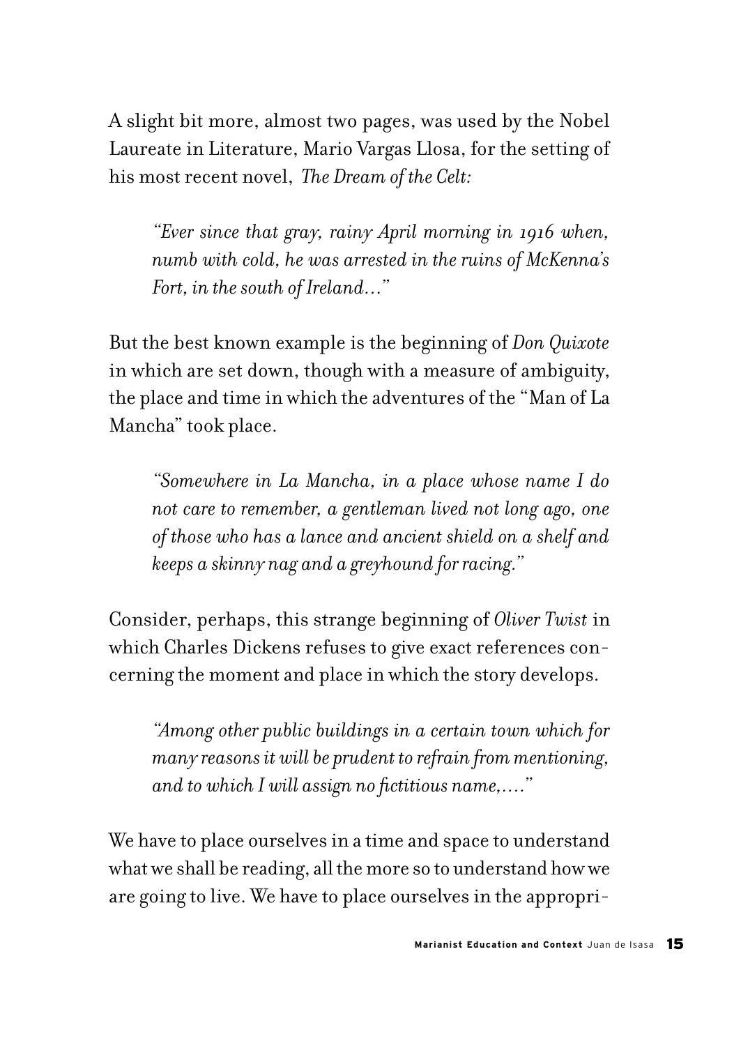A slight bit more, almost two pages, was used by the Nobel Laureate in Literature, Mario Vargas Llosa, for the setting of his most recent novel, *The Dream of the Celt:*

> *"Ever since that gray, rainy April morning in 1916 when, numb with cold, he was arrested in the ruins of McKenna's Fort, in the south of Ireland…"*

But the best known example is the beginning of *Don Quixote* in which are set down, though with a measure of ambiguity, the place and time in which the adventures of the "Man of La Mancha" took place.

> *"Somewhere in La Mancha, in a place whose name I do not care to remember, a gentleman lived not long ago, one of those who has a lance and ancient shield on a shelf and keeps a skinny nag and a greyhound for racing."*

Consider, perhaps, this strange beginning of *Oliver Twist* in which Charles Dickens refuses to give exact references concerning the moment and place in which the story develops.

> *"Among other public buildings in a certain town which for many reasons it will be prudent to refrain from mentioning, and to which I will assign no fictitious name,…."*

We have to place ourselves in a time and space to understand what we shall be reading, all the more so to understand how we are going to live. We have to place ourselves in the appropri-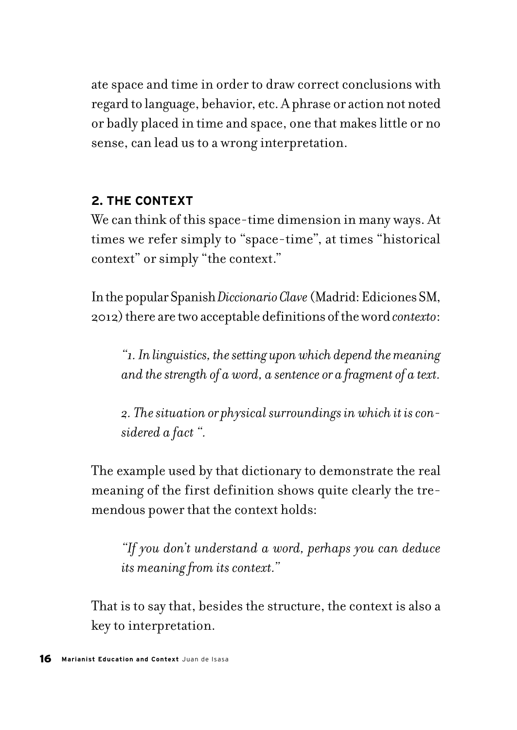ate space and time in order to draw correct conclusions with regard to language, behavior, etc. A phrase or action not noted or badly placed in time and space, one that makes little or no sense, can lead us to a wrong interpretation.

## 2. THE CONTEXT

We can think of this space-time dimension in many ways. At times we refer simply to "space-time", at times "historical context" or simply "the context."

In the popular Spanish *Diccionario Clave* (Madrid: Ediciones SM, 2012) there are two acceptable definitions of the word *contexto*:

> *"1. In linguistics, the setting upon which depend the meaning and the strength of a word, a sentence or a fragment of a text.*
>
> *2. The situation or physical surroundings in which it is considered a fact ".*

The example used by that dictionary to demonstrate the real meaning of the first definition shows quite clearly the tremendous power that the context holds:

> *"If you don't understand a word, perhaps you can deduce its meaning from its context."*

That is to say that, besides the structure, the context is also a key to interpretation.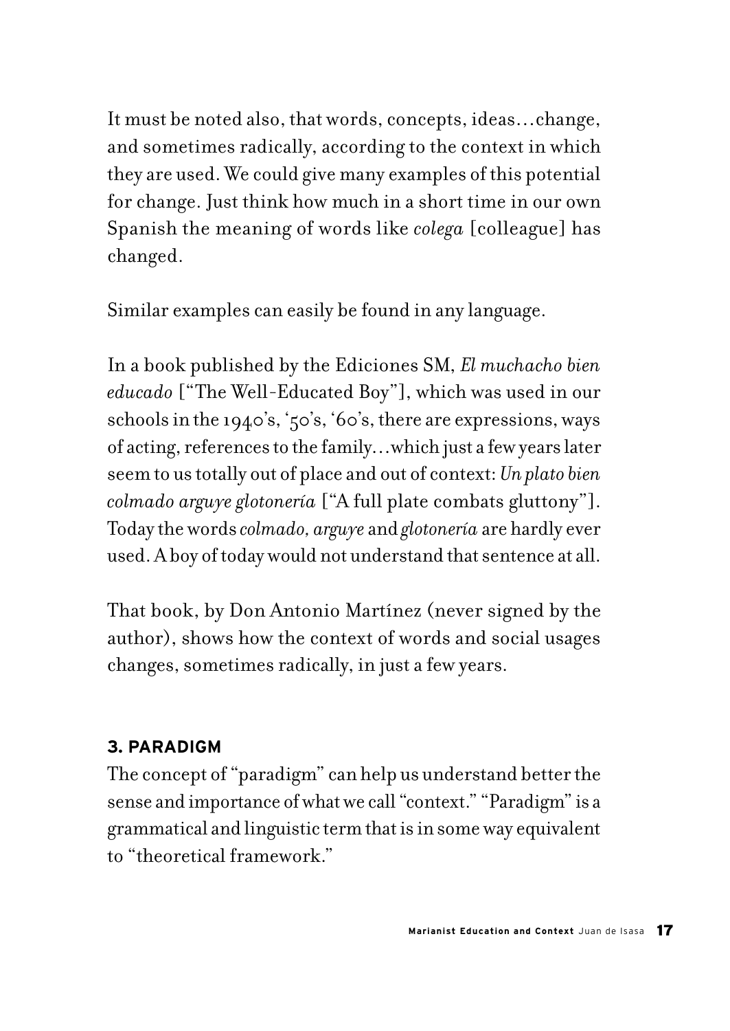It must be noted also, that words, concepts, ideas…change, and sometimes radically, according to the context in which they are used. We could give many examples of this potential for change. Just think how much in a short time in our own Spanish the meaning of words like *colega* [colleague] has changed.

Similar examples can easily be found in any language.

In a book published by the Ediciones SM, *El muchacho bien educado* ["The Well-Educated Boy"], which was used in our schools in the 1940's, '50's, '60's, there are expressions, ways of acting, references to the family…which just a few years later seem to us totally out of place and out of context: *Un plato bien colmado arguye glotonería* ["A full plate combats gluttony"]. Today the words *colmado, arguye* and *glotonería* are hardly ever used. A boy of today would not understand that sentence at all.

That book, by Don Antonio Martínez (never signed by the author), shows how the context of words and social usages changes, sometimes radically, in just a few years.

### 3. PARADIGM

The concept of "paradigm" can help us understand better the sense and importance of what we call "context." "Paradigm" is a grammatical and linguistic term that is in some way equivalent to "theoretical framework."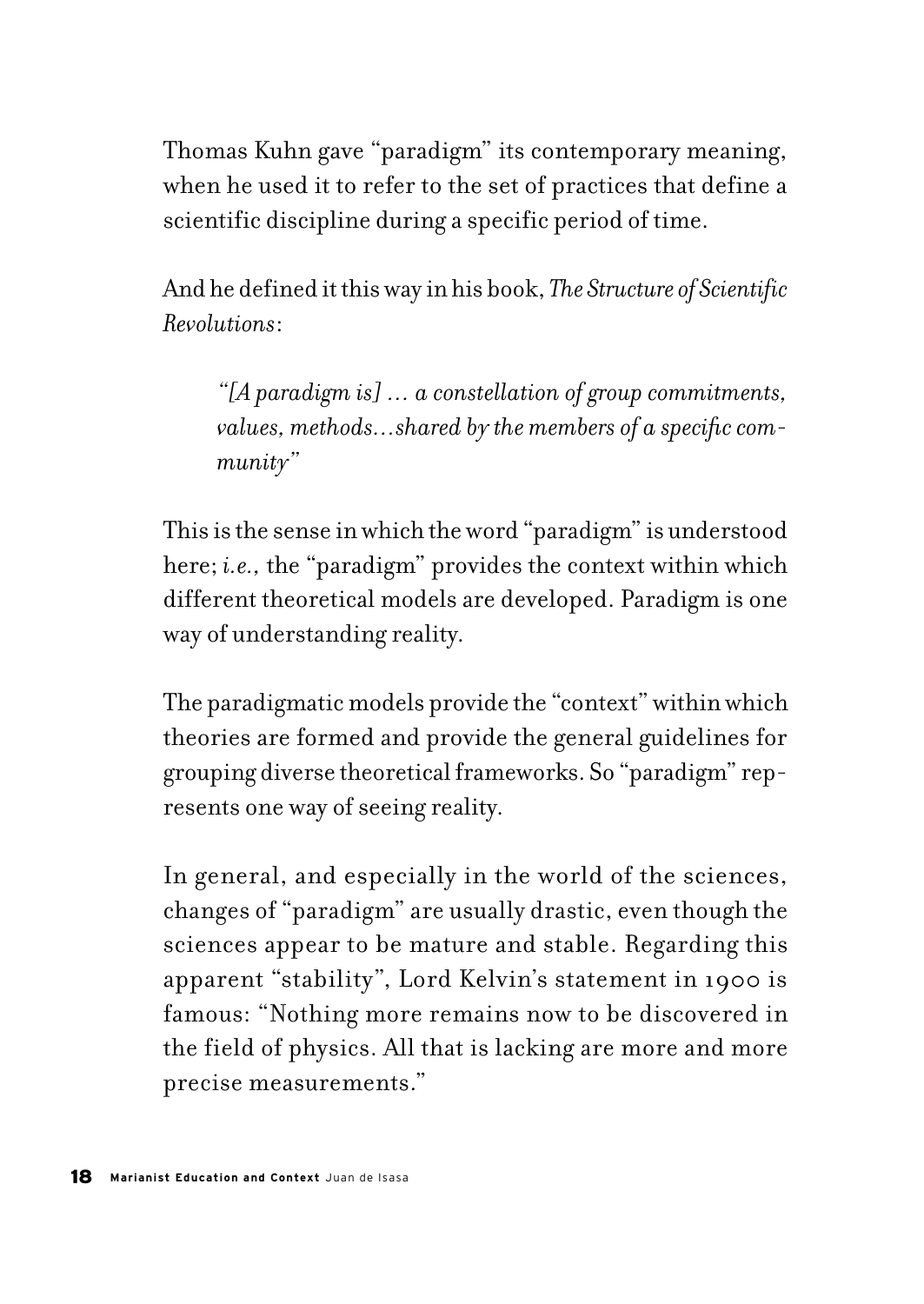Thomas Kuhn gave "paradigm" its contemporary meaning, when he used it to refer to the set of practices that define a scientific discipline during a specific period of time.

And he defined it this way in his book, *The Structure of Scientific Revolutions*:

> *"[A paradigm is] … a constellation of group commitments, values, methods…shared by the members of a specific community"*

This is the sense in which the word "paradigm" is understood here; *i.e.,* the "paradigm" provides the context within which different theoretical models are developed. Paradigm is one way of understanding reality.

The paradigmatic models provide the "context" within which theories are formed and provide the general guidelines for grouping diverse theoretical frameworks. So "paradigm" represents one way of seeing reality.

In general, and especially in the world of the sciences, changes of "paradigm" are usually drastic, even though the sciences appear to be mature and stable. Regarding this apparent "stability", Lord Kelvin's statement in 1900 is famous: "Nothing more remains now to be discovered in the field of physics. All that is lacking are more and more precise measurements."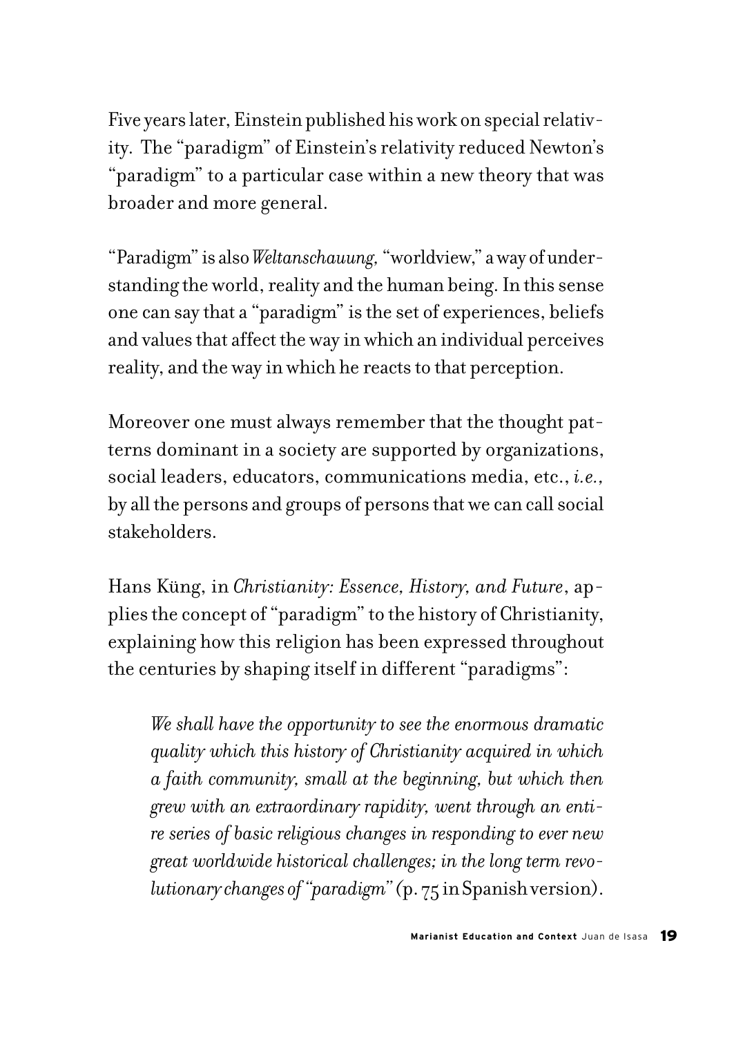Five years later, Einstein published his work on special relativity. The "paradigm" of Einstein's relativity reduced Newton's "paradigm" to a particular case within a new theory that was broader and more general.

"Paradigm" is also *Weltanschauung*, "worldview," a way of understanding the world, reality and the human being. In this sense one can say that a "paradigm" is the set of experiences, beliefs and values that affect the way in which an individual perceives reality, and the way in which he reacts to that perception.

Moreover one must always remember that the thought patterns dominant in a society are supported by organizations, social leaders, educators, communications media, etc., *i.e.*, by all the persons and groups of persons that we can call social stakeholders.

Hans Küng, in *Christianity: Essence, History, and Future*, applies the concept of "paradigm" to the history of Christianity, explaining how this religion has been expressed throughout the centuries by shaping itself in different "paradigms":

> *We shall have the opportunity to see the enormous dramatic quality which this history of Christianity acquired in which a faith community, small at the beginning, but which then grew with an extraordinary rapidity, went through an entire series of basic religious changes in responding to ever new great worldwide historical challenges; in the long term revolutionary changes of "paradigm"* (p. 75 in Spanish version).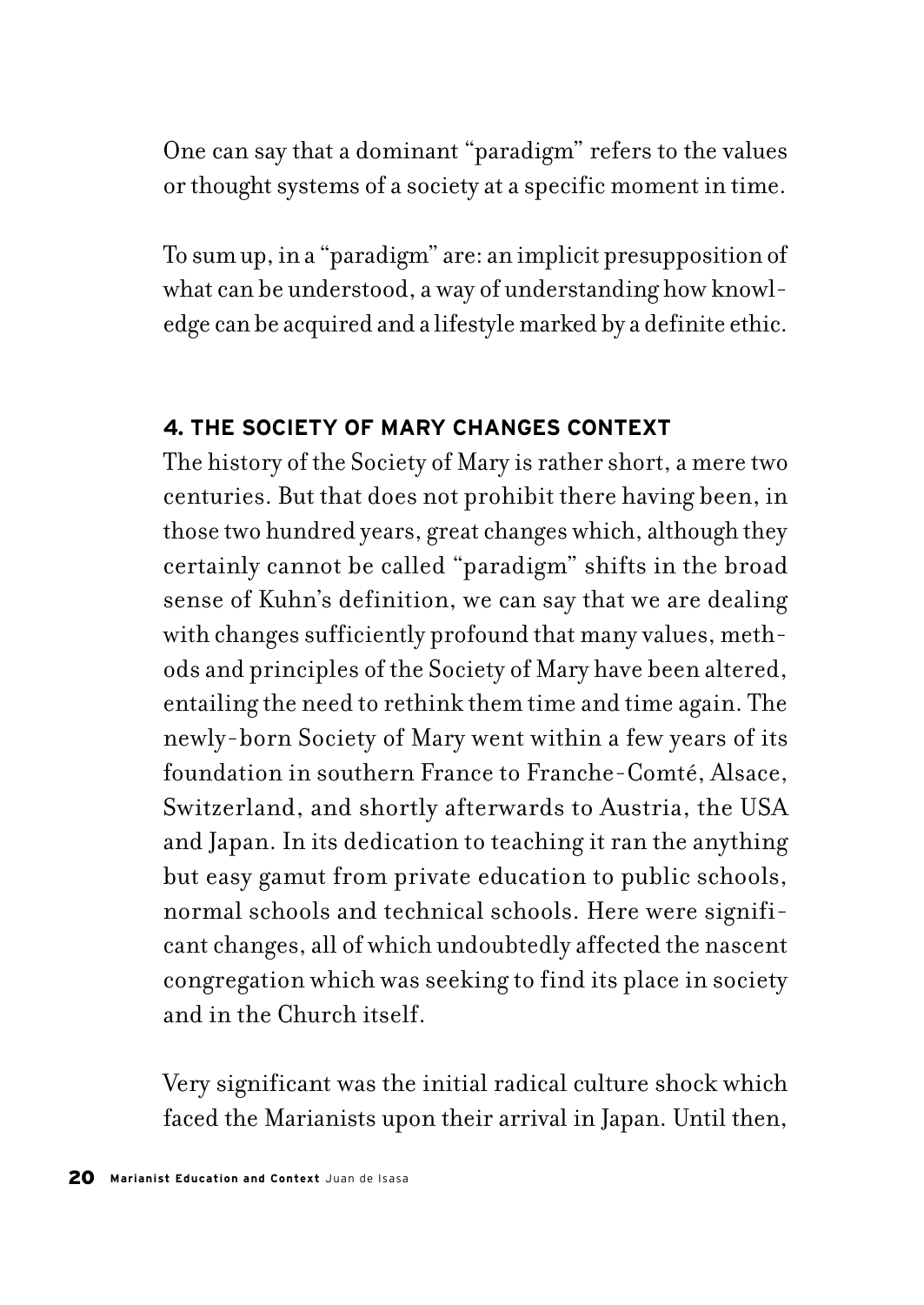One can say that a dominant "paradigm" refers to the values or thought systems of a society at a specific moment in time.

To sum up, in a "paradigm" are: an implicit presupposition of what can be understood, a way of understanding how knowledge can be acquired and a lifestyle marked by a definite ethic.

## 4. THE SOCIETY OF MARY CHANGES CONTEXT

The history of the Society of Mary is rather short, a mere two centuries. But that does not prohibit there having been, in those two hundred years, great changes which, although they certainly cannot be called "paradigm" shifts in the broad sense of Kuhn's definition, we can say that we are dealing with changes sufficiently profound that many values, methods and principles of the Society of Mary have been altered, entailing the need to rethink them time and time again. The newly-born Society of Mary went within a few years of its foundation in southern France to Franche-Comté, Alsace, Switzerland, and shortly afterwards to Austria, the USA and Japan. In its dedication to teaching it ran the anything but easy gamut from private education to public schools, normal schools and technical schools. Here were significant changes, all of which undoubtedly affected the nascent congregation which was seeking to find its place in society and in the Church itself.

Very significant was the initial radical culture shock which faced the Marianists upon their arrival in Japan. Until then,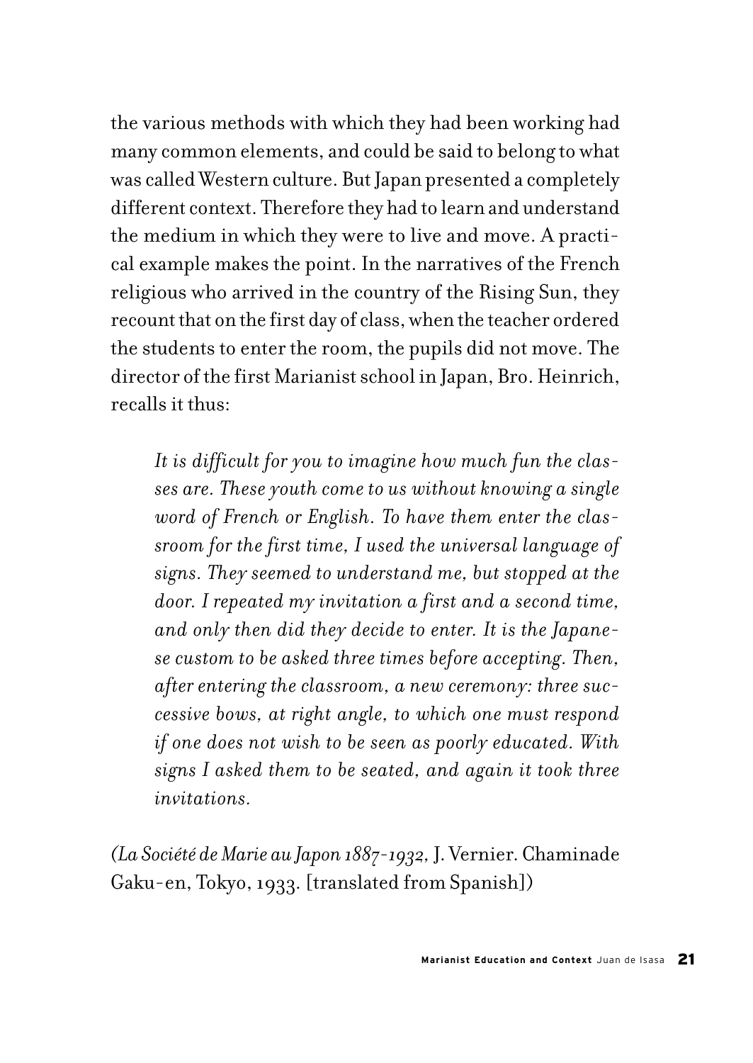the various methods with which they had been working had many common elements, and could be said to belong to what was called Western culture. But Japan presented a completely different context. Therefore they had to learn and understand the medium in which they were to live and move. A practical example makes the point. In the narratives of the French religious who arrived in the country of the Rising Sun, they recount that on the first day of class, when the teacher ordered the students to enter the room, the pupils did not move. The director of the first Marianist school in Japan, Bro. Heinrich, recalls it thus:

> *It is difficult for you to imagine how much fun the classes are. These youth come to us without knowing a single word of French or English. To have them enter the classroom for the first time, I used the universal language of signs. They seemed to understand me, but stopped at the door. I repeated my invitation a first and a second time, and only then did they decide to enter. It is the Japanese custom to be asked three times before accepting. Then, after entering the classroom, a new ceremony: three successive bows, at right angle, to which one must respond if one does not wish to be seen as poorly educated. With signs I asked them to be seated, and again it took three invitations.*

(*La Société de Marie au Japon 1887-1932*, J. Vernier. Chaminade Gaku-en, Tokyo, 1933. [translated from Spanish])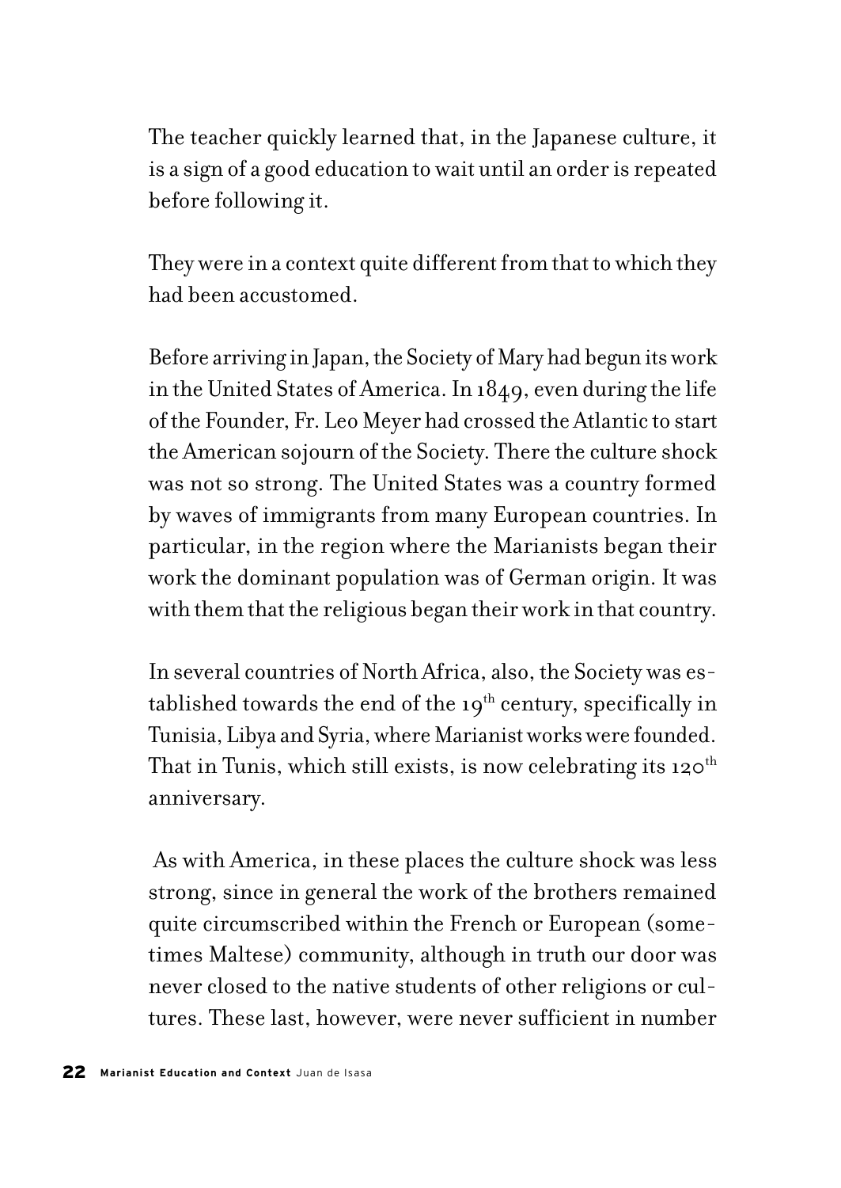The teacher quickly learned that, in the Japanese culture, it is a sign of a good education to wait until an order is repeated before following it.

They were in a context quite different from that to which they had been accustomed.

Before arriving in Japan, the Society of Mary had begun its work in the United States of America. In 1849, even during the life of the Founder, Fr. Leo Meyer had crossed the Atlantic to start the American sojourn of the Society. There the culture shock was not so strong. The United States was a country formed by waves of immigrants from many European countries. In particular, in the region where the Marianists began their work the dominant population was of German origin. It was with them that the religious began their work in that country.

In several countries of North Africa, also, the Society was established towards the end of the 19th century, specifically in Tunisia, Libya and Syria, where Marianist works were founded. That in Tunis, which still exists, is now celebrating its 120th anniversary.

As with America, in these places the culture shock was less strong, since in general the work of the brothers remained quite circumscribed within the French or European (sometimes Maltese) community, although in truth our door was never closed to the native students of other religions or cultures. These last, however, were never sufficient in number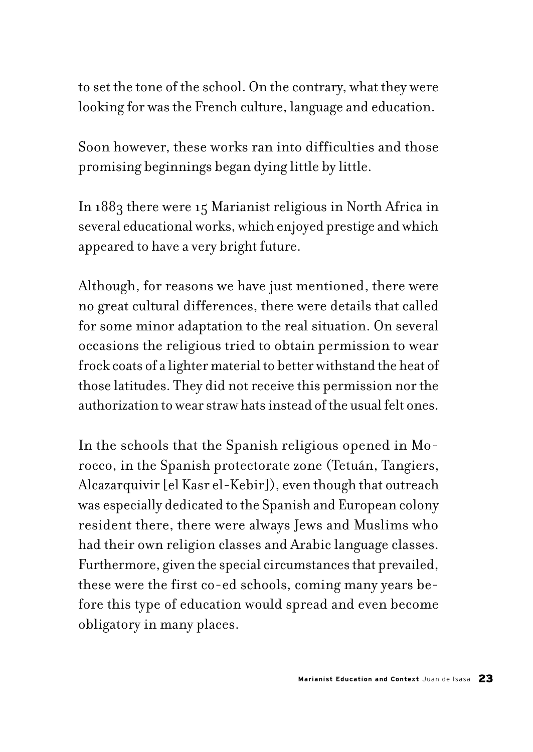to set the tone of the school. On the contrary, what they were looking for was the French culture, language and education.

Soon however, these works ran into difficulties and those promising beginnings began dying little by little.

In 1883 there were 15 Marianist religious in North Africa in several educational works, which enjoyed prestige and which appeared to have a very bright future.

Although, for reasons we have just mentioned, there were no great cultural differences, there were details that called for some minor adaptation to the real situation. On several occasions the religious tried to obtain permission to wear frock coats of a lighter material to better withstand the heat of those latitudes. They did not receive this permission nor the authorization to wear straw hats instead of the usual felt ones.

In the schools that the Spanish religious opened in Morocco, in the Spanish protectorate zone (Tetuán, Tangiers, Alcazarquivir [el Kasr el-Kebir]), even though that outreach was especially dedicated to the Spanish and European colony resident there, there were always Jews and Muslims who had their own religion classes and Arabic language classes. Furthermore, given the special circumstances that prevailed, these were the first co-ed schools, coming many years before this type of education would spread and even become obligatory in many places.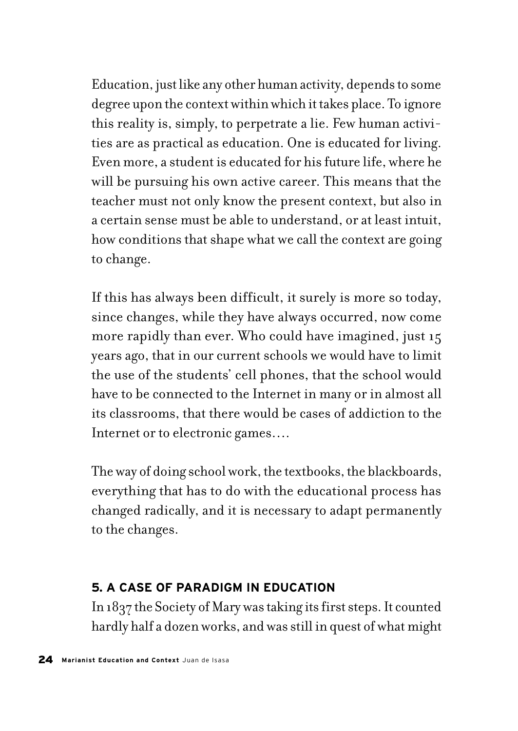Education, just like any other human activity, depends to some degree upon the context within which it takes place. To ignore this reality is, simply, to perpetrate a lie. Few human activities are as practical as education. One is educated for living. Even more, a student is educated for his future life, where he will be pursuing his own active career. This means that the teacher must not only know the present context, but also in a certain sense must be able to understand, or at least intuit, how conditions that shape what we call the context are going to change.

If this has always been difficult, it surely is more so today, since changes, while they have always occurred, now come more rapidly than ever. Who could have imagined, just 15 years ago, that in our current schools we would have to limit the use of the students' cell phones, that the school would have to be connected to the Internet in many or in almost all its classrooms, that there would be cases of addiction to the Internet or to electronic games….

The way of doing school work, the textbooks, the blackboards, everything that has to do with the educational process has changed radically, and it is necessary to adapt permanently to the changes.

## 5. A CASE OF PARADIGM IN EDUCATION

In 1837 the Society of Mary was taking its first steps. It counted hardly half a dozen works, and was still in quest of what might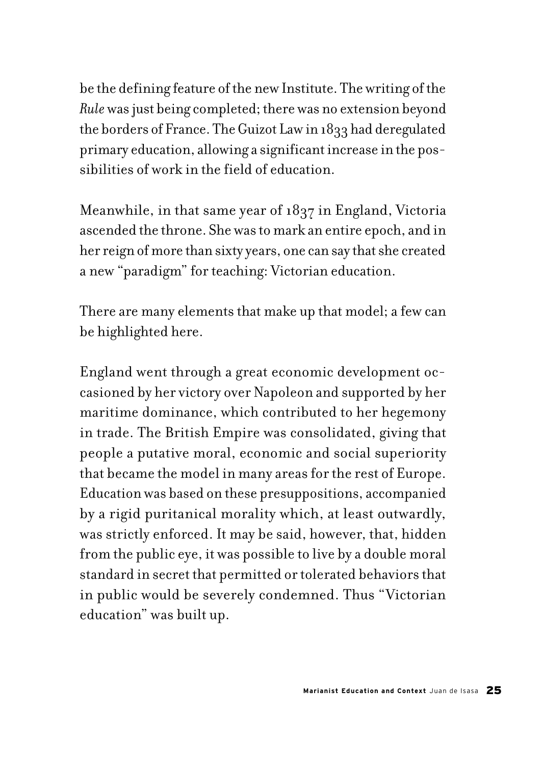be the defining feature of the new Institute. The writing of the *Rule* was just being completed; there was no extension beyond the borders of France. The Guizot Law in 1833 had deregulated primary education, allowing a significant increase in the possibilities of work in the field of education.

Meanwhile, in that same year of 1837 in England, Victoria ascended the throne. She was to mark an entire epoch, and in her reign of more than sixty years, one can say that she created a new "paradigm" for teaching: Victorian education.

There are many elements that make up that model; a few can be highlighted here.

England went through a great economic development occasioned by her victory over Napoleon and supported by her maritime dominance, which contributed to her hegemony in trade. The British Empire was consolidated, giving that people a putative moral, economic and social superiority that became the model in many areas for the rest of Europe. Education was based on these presuppositions, accompanied by a rigid puritanical morality which, at least outwardly, was strictly enforced. It may be said, however, that, hidden from the public eye, it was possible to live by a double moral standard in secret that permitted or tolerated behaviors that in public would be severely condemned. Thus "Victorian education" was built up.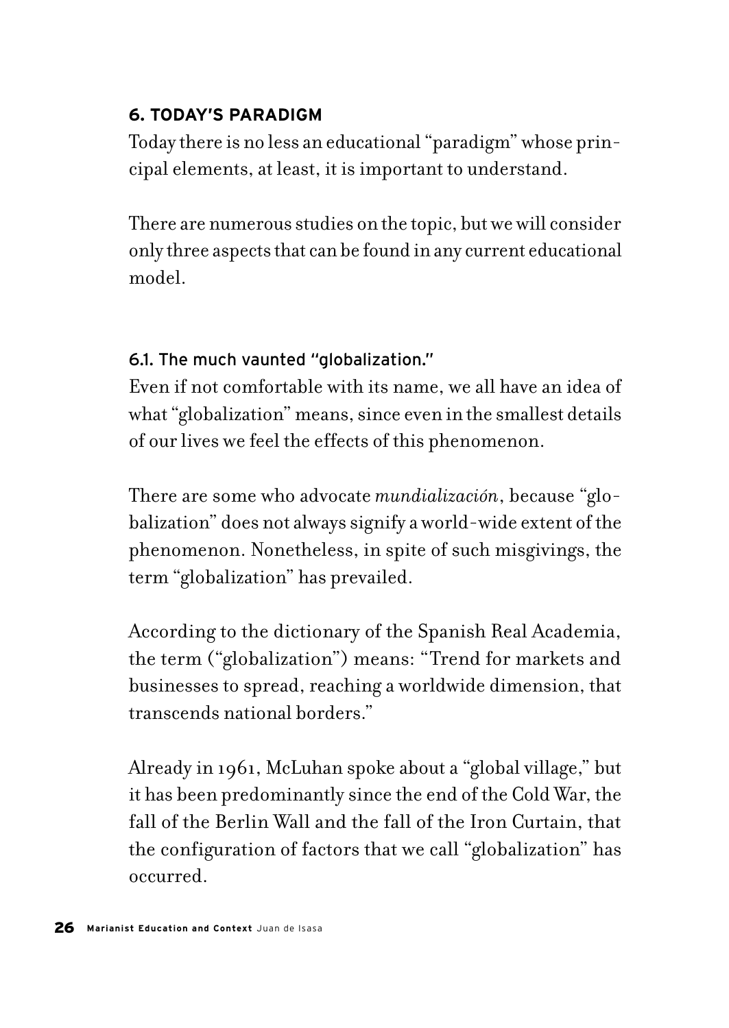## 6. TODAY'S PARADIGM

Today there is no less an educational "paradigm" whose principal elements, at least, it is important to understand.

There are numerous studies on the topic, but we will consider only three aspects that can be found in any current educational model.

### 6.1. The much vaunted "globalization."

Even if not comfortable with its name, we all have an idea of what "globalization" means, since even in the smallest details of our lives we feel the effects of this phenomenon.

There are some who advocate *mundialización*, because "globalization" does not always signify a world-wide extent of the phenomenon. Nonetheless, in spite of such misgivings, the term "globalization" has prevailed.

According to the dictionary of the Spanish Real Academia, the term ("globalization") means: "Trend for markets and businesses to spread, reaching a worldwide dimension, that transcends national borders."

Already in 1961, McLuhan spoke about a "global village," but it has been predominantly since the end of the Cold War, the fall of the Berlin Wall and the fall of the Iron Curtain, that the configuration of factors that we call "globalization" has occurred.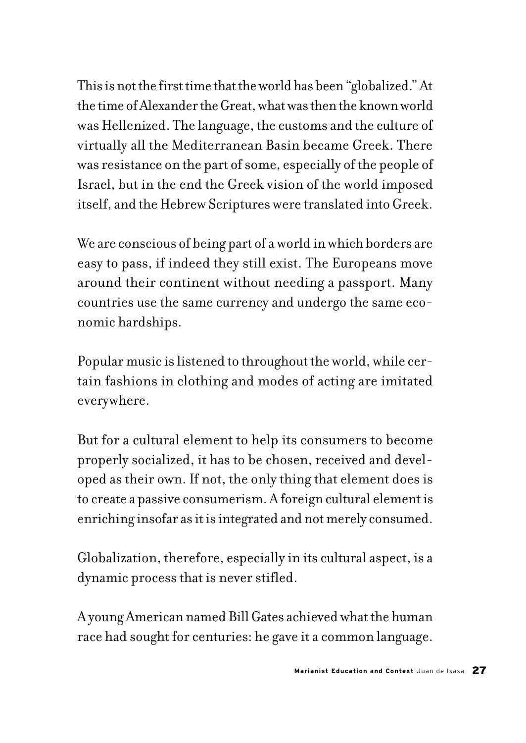This is not the first time that the world has been "globalized." At the time of Alexander the Great, what was then the known world was Hellenized. The language, the customs and the culture of virtually all the Mediterranean Basin became Greek. There was resistance on the part of some, especially of the people of Israel, but in the end the Greek vision of the world imposed itself, and the Hebrew Scriptures were translated into Greek.

We are conscious of being part of a world in which borders are easy to pass, if indeed they still exist. The Europeans move around their continent without needing a passport. Many countries use the same currency and undergo the same economic hardships.

Popular music is listened to throughout the world, while certain fashions in clothing and modes of acting are imitated everywhere.

But for a cultural element to help its consumers to become properly socialized, it has to be chosen, received and developed as their own. If not, the only thing that element does is to create a passive consumerism. A foreign cultural element is enriching insofar as it is integrated and not merely consumed.

Globalization, therefore, especially in its cultural aspect, is a dynamic process that is never stifled.

A young American named Bill Gates achieved what the human race had sought for centuries: he gave it a common language.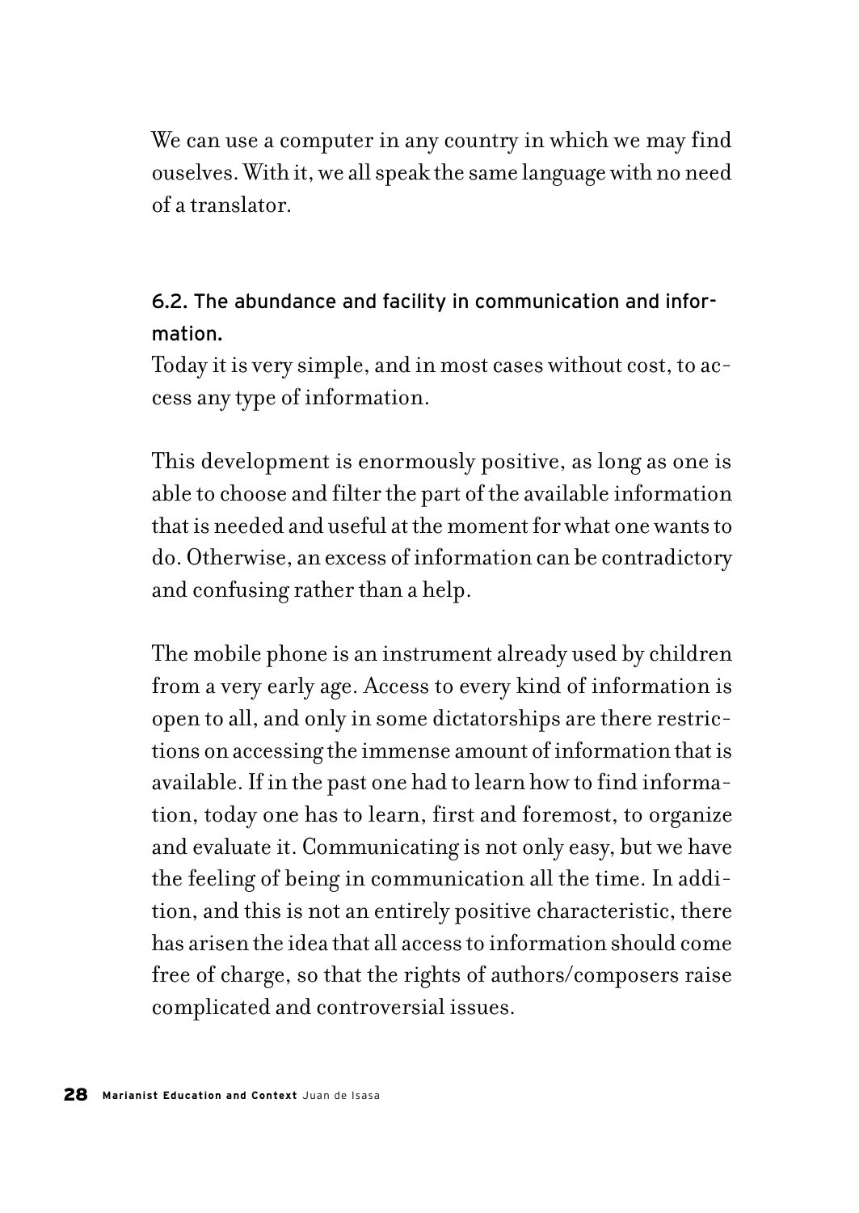We can use a computer in any country in which we may find ouselves. With it, we all speak the same language with no need of a translator.

### 6.2. The abundance and facility in communication and information.

Today it is very simple, and in most cases without cost, to access any type of information.

This development is enormously positive, as long as one is able to choose and filter the part of the available information that is needed and useful at the moment for what one wants to do. Otherwise, an excess of information can be contradictory and confusing rather than a help.

The mobile phone is an instrument already used by children from a very early age. Access to every kind of information is open to all, and only in some dictatorships are there restrictions on accessing the immense amount of information that is available. If in the past one had to learn how to find information, today one has to learn, first and foremost, to organize and evaluate it. Communicating is not only easy, but we have the feeling of being in communication all the time. In addition, and this is not an entirely positive characteristic, there has arisen the idea that all access to information should come free of charge, so that the rights of authors/composers raise complicated and controversial issues.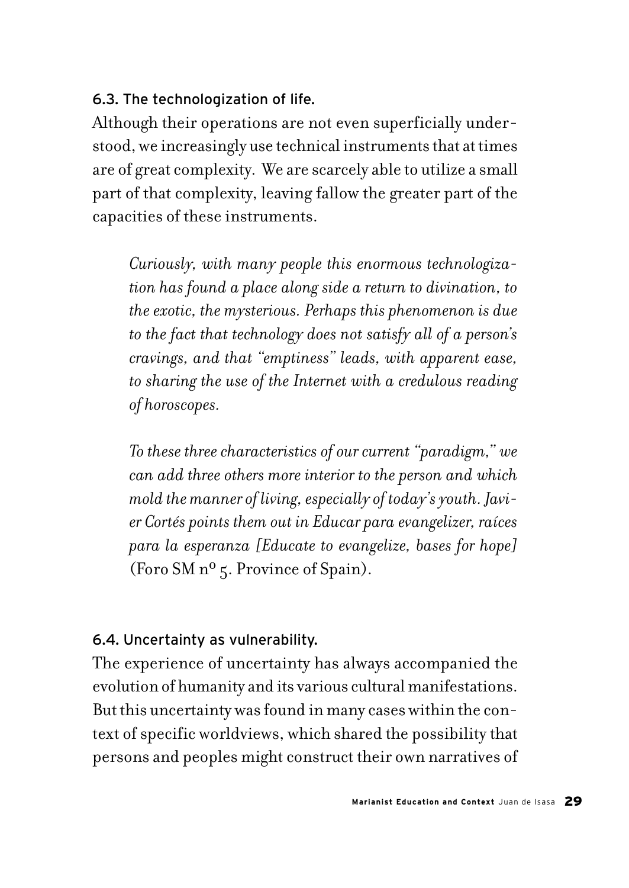### 6.3. The technologization of life.

Although their operations are not even superficially understood, we increasingly use technical instruments that at times are of great complexity. We are scarcely able to utilize a small part of that complexity, leaving fallow the greater part of the capacities of these instruments.

> *Curiously, with many people this enormous technologization has found a place along side a return to divination, to the exotic, the mysterious. Perhaps this phenomenon is due to the fact that technology does not satisfy all of a person's cravings, and that "emptiness" leads, with apparent ease, to sharing the use of the Internet with a credulous reading of horoscopes.*
>
> *To these three characteristics of our current "paradigm," we can add three others more interior to the person and which mold the manner of living, especially of today's youth. Javier Cortés points them out in Educar para evangelizer, raíces para la esperanza [Educate to evangelize, bases for hope]* (Foro SM nº 5. Province of Spain).

### 6.4. Uncertainty as vulnerability.

The experience of uncertainty has always accompanied the evolution of humanity and its various cultural manifestations. But this uncertainty was found in many cases within the context of specific worldviews, which shared the possibility that persons and peoples might construct their own narratives of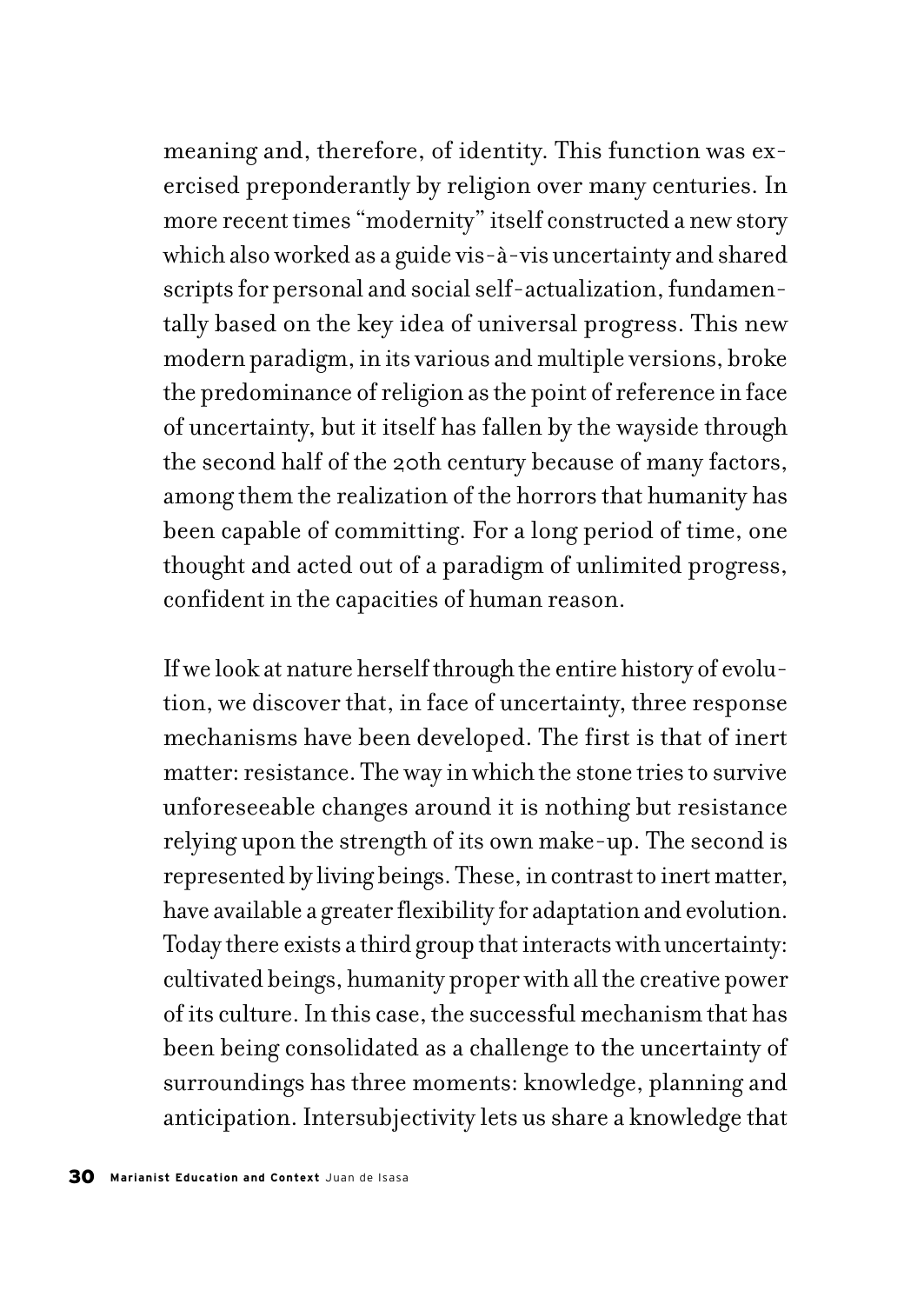meaning and, therefore, of identity. This function was exercised preponderantly by religion over many centuries. In more recent times "modernity" itself constructed a new story which also worked as a guide vis-à-vis uncertainty and shared scripts for personal and social self-actualization, fundamentally based on the key idea of universal progress. This new modern paradigm, in its various and multiple versions, broke the predominance of religion as the point of reference in face of uncertainty, but it itself has fallen by the wayside through the second half of the 20th century because of many factors, among them the realization of the horrors that humanity has been capable of committing. For a long period of time, one thought and acted out of a paradigm of unlimited progress, confident in the capacities of human reason.

If we look at nature herself through the entire history of evolution, we discover that, in face of uncertainty, three response mechanisms have been developed. The first is that of inert matter: resistance. The way in which the stone tries to survive unforeseeable changes around it is nothing but resistance relying upon the strength of its own make-up. The second is represented by living beings. These, in contrast to inert matter, have available a greater flexibility for adaptation and evolution. Today there exists a third group that interacts with uncertainty: cultivated beings, humanity proper with all the creative power of its culture. In this case, the successful mechanism that has been being consolidated as a challenge to the uncertainty of surroundings has three moments: knowledge, planning and anticipation. Intersubjectivity lets us share a knowledge that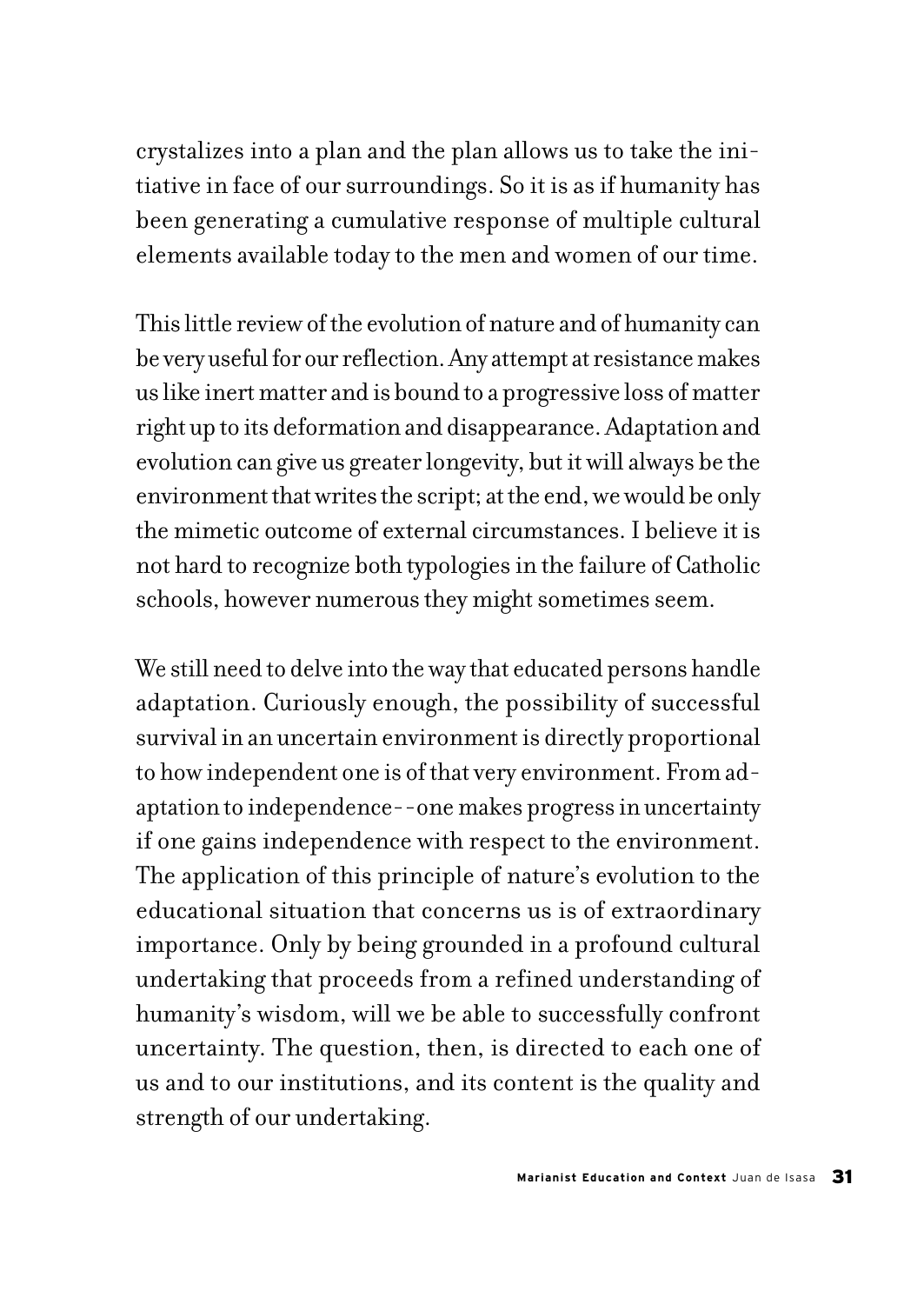crystalizes into a plan and the plan allows us to take the initiative in face of our surroundings. So it is as if humanity has been generating a cumulative response of multiple cultural elements available today to the men and women of our time.

This little review of the evolution of nature and of humanity can be very useful for our reflection. Any attempt at resistance makes us like inert matter and is bound to a progressive loss of matter right up to its deformation and disappearance. Adaptation and evolution can give us greater longevity, but it will always be the environment that writes the script; at the end, we would be only the mimetic outcome of external circumstances. I believe it is not hard to recognize both typologies in the failure of Catholic schools, however numerous they might sometimes seem.

We still need to delve into the way that educated persons handle adaptation. Curiously enough, the possibility of successful survival in an uncertain environment is directly proportional to how independent one is of that very environment. From adaptation to independence--one makes progress in uncertainty if one gains independence with respect to the environment. The application of this principle of nature's evolution to the educational situation that concerns us is of extraordinary importance. Only by being grounded in a profound cultural undertaking that proceeds from a refined understanding of humanity's wisdom, will we be able to successfully confront uncertainty. The question, then, is directed to each one of us and to our institutions, and its content is the quality and strength of our undertaking.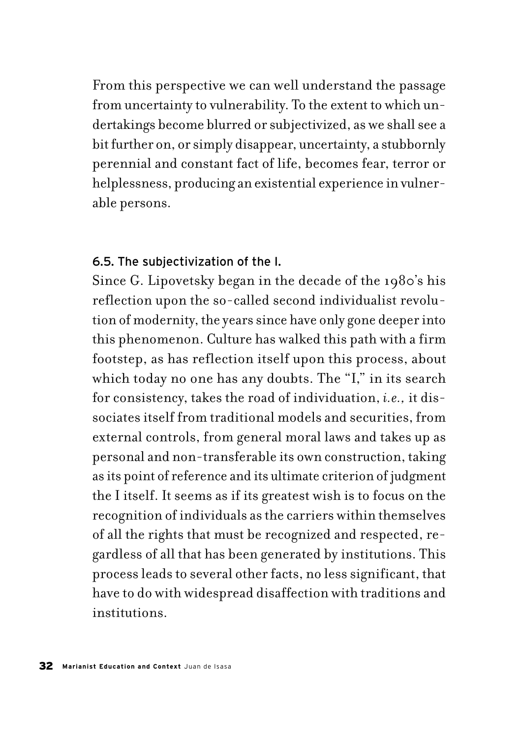From this perspective we can well understand the passage from uncertainty to vulnerability. To the extent to which undertakings become blurred or subjectivized, as we shall see a bit further on, or simply disappear, uncertainty, a stubbornly perennial and constant fact of life, becomes fear, terror or helplessness, producing an existential experience in vulnerable persons.

### 6.5. The subjectivization of the I.

Since G. Lipovetsky began in the decade of the 1980's his reflection upon the so-called second individualist revolution of modernity, the years since have only gone deeper into this phenomenon. Culture has walked this path with a firm footstep, as has reflection itself upon this process, about which today no one has any doubts. The "I," in its search for consistency, takes the road of individuation, *i.e.,* it dissociates itself from traditional models and securities, from external controls, from general moral laws and takes up as personal and non-transferable its own construction, taking as its point of reference and its ultimate criterion of judgment the I itself. It seems as if its greatest wish is to focus on the recognition of individuals as the carriers within themselves of all the rights that must be recognized and respected, regardless of all that has been generated by institutions. This process leads to several other facts, no less significant, that have to do with widespread disaffection with traditions and institutions.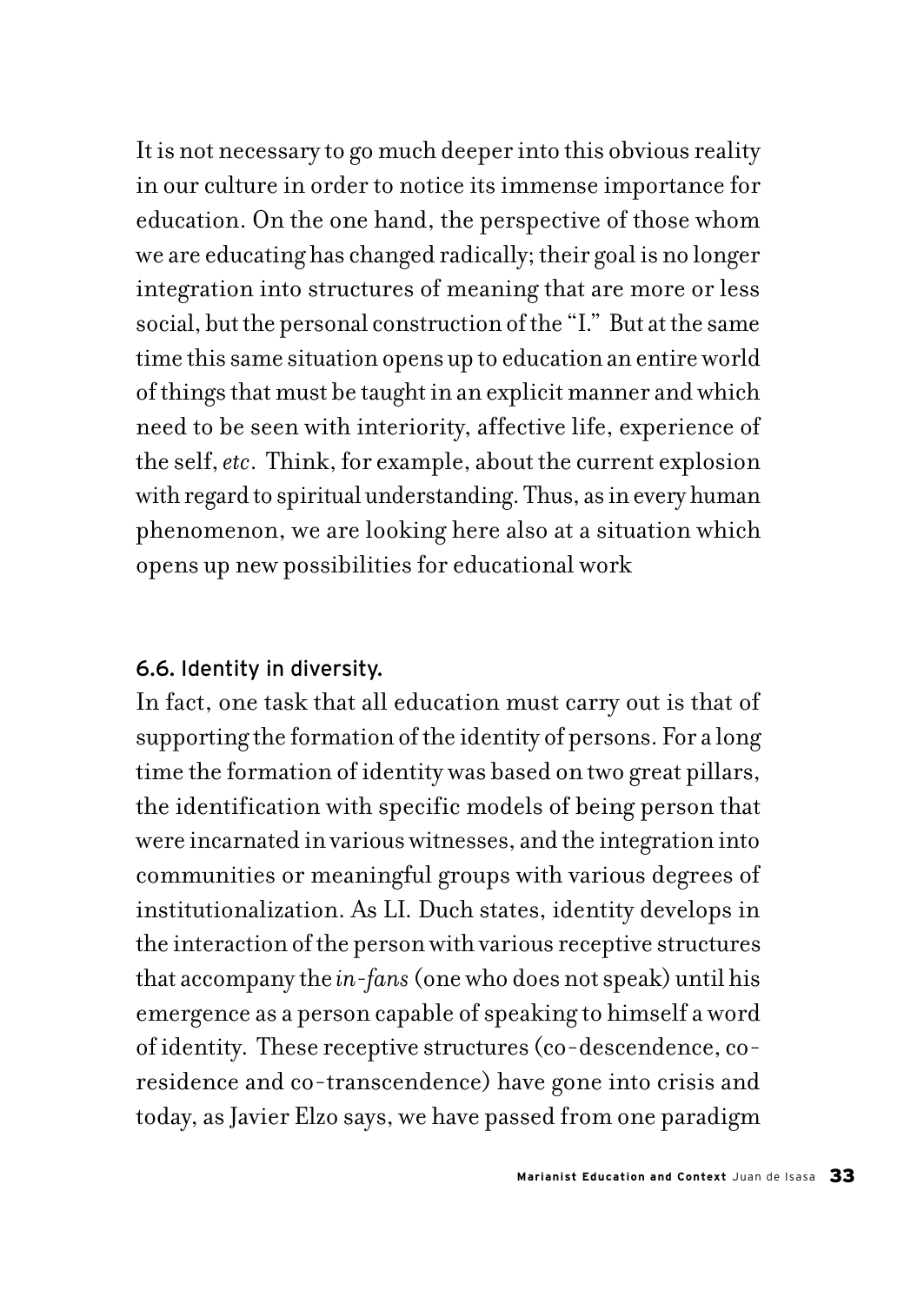It is not necessary to go much deeper into this obvious reality in our culture in order to notice its immense importance for education. On the one hand, the perspective of those whom we are educating has changed radically; their goal is no longer integration into structures of meaning that are more or less social, but the personal construction of the "I." But at the same time this same situation opens up to education an entire world of things that must be taught in an explicit manner and which need to be seen with interiority, affective life, experience of the self, *etc*. Think, for example, about the current explosion with regard to spiritual understanding. Thus, as in every human phenomenon, we are looking here also at a situation which opens up new possibilities for educational work

### 6.6. Identity in diversity.

In fact, one task that all education must carry out is that of supporting the formation of the identity of persons. For a long time the formation of identity was based on two great pillars, the identification with specific models of being person that were incarnated in various witnesses, and the integration into communities or meaningful groups with various degrees of institutionalization. As Ll. Duch states, identity develops in the interaction of the person with various receptive structures that accompany the *in-fans* (one who does not speak) until his emergence as a person capable of speaking to himself a word of identity. These receptive structures (co-descendence, co-residence and co-transcendence) have gone into crisis and today, as Javier Elzo says, we have passed from one paradigm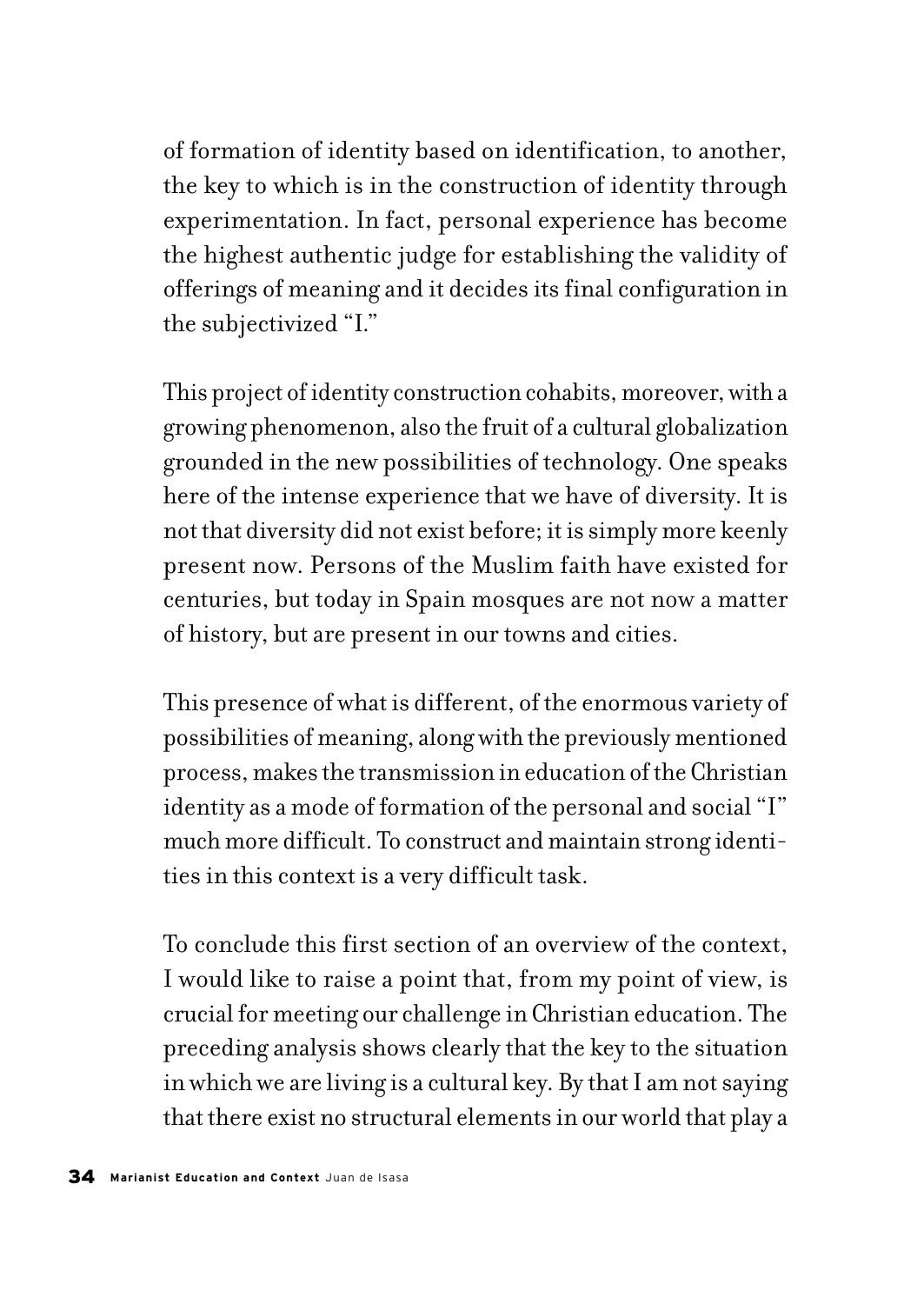of formation of identity based on identification, to another, the key to which is in the construction of identity through experimentation. In fact, personal experience has become the highest authentic judge for establishing the validity of offerings of meaning and it decides its final configuration in the subjectivized "I."

This project of identity construction cohabits, moreover, with a growing phenomenon, also the fruit of a cultural globalization grounded in the new possibilities of technology. One speaks here of the intense experience that we have of diversity. It is not that diversity did not exist before; it is simply more keenly present now. Persons of the Muslim faith have existed for centuries, but today in Spain mosques are not now a matter of history, but are present in our towns and cities.

This presence of what is different, of the enormous variety of possibilities of meaning, along with the previously mentioned process, makes the transmission in education of the Christian identity as a mode of formation of the personal and social "I" much more difficult. To construct and maintain strong identities in this context is a very difficult task.

To conclude this first section of an overview of the context, I would like to raise a point that, from my point of view, is crucial for meeting our challenge in Christian education. The preceding analysis shows clearly that the key to the situation in which we are living is a cultural key. By that I am not saying that there exist no structural elements in our world that play a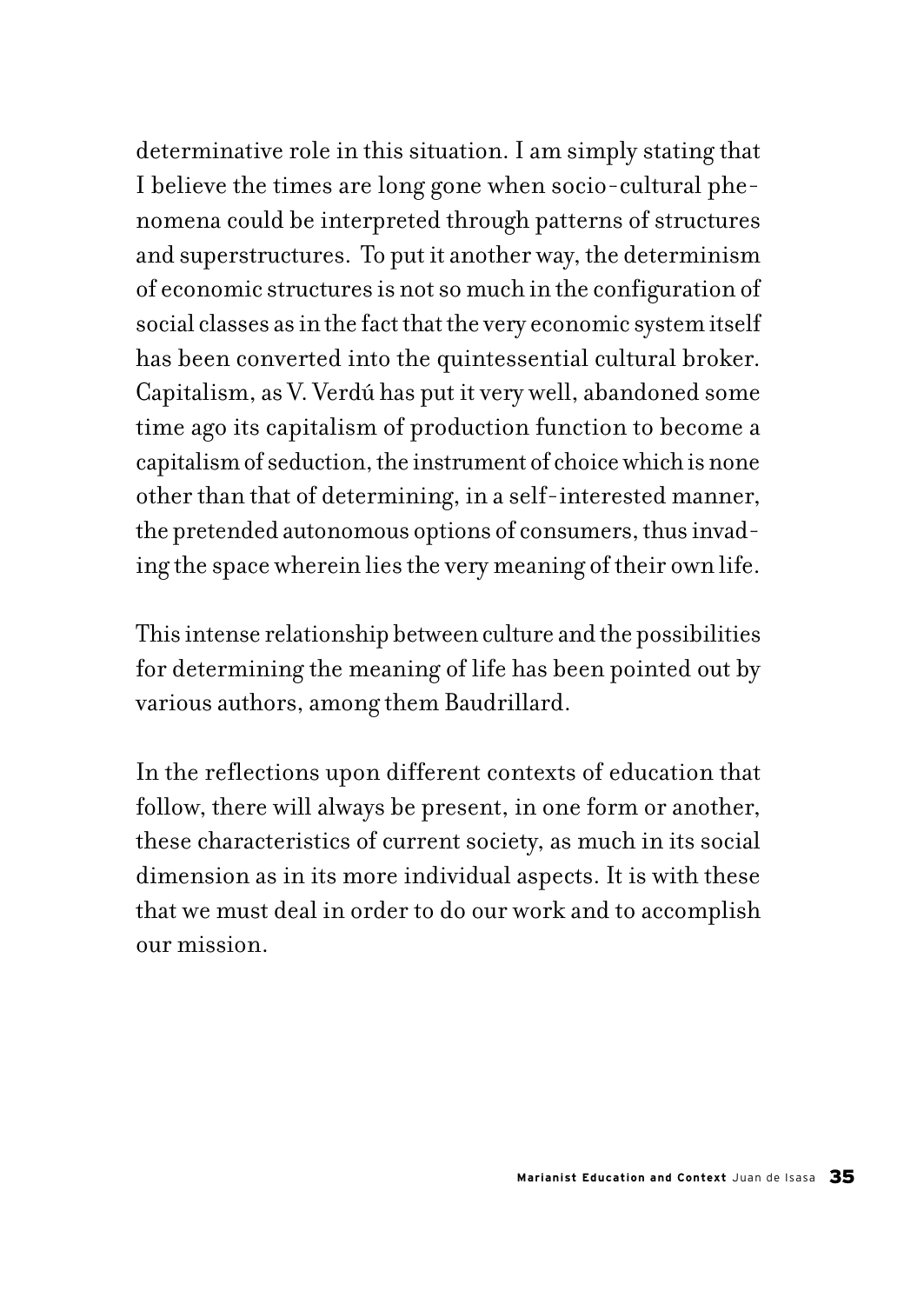determinative role in this situation. I am simply stating that I believe the times are long gone when socio-cultural phenomena could be interpreted through patterns of structures and superstructures. To put it another way, the determinism of economic structures is not so much in the configuration of social classes as in the fact that the very economic system itself has been converted into the quintessential cultural broker. Capitalism, as V. Verdú has put it very well, abandoned some time ago its capitalism of production function to become a capitalism of seduction, the instrument of choice which is none other than that of determining, in a self-interested manner, the pretended autonomous options of consumers, thus invading the space wherein lies the very meaning of their own life.

This intense relationship between culture and the possibilities for determining the meaning of life has been pointed out by various authors, among them Baudrillard.

In the reflections upon different contexts of education that follow, there will always be present, in one form or another, these characteristics of current society, as much in its social dimension as in its more individual aspects. It is with these that we must deal in order to do our work and to accomplish our mission.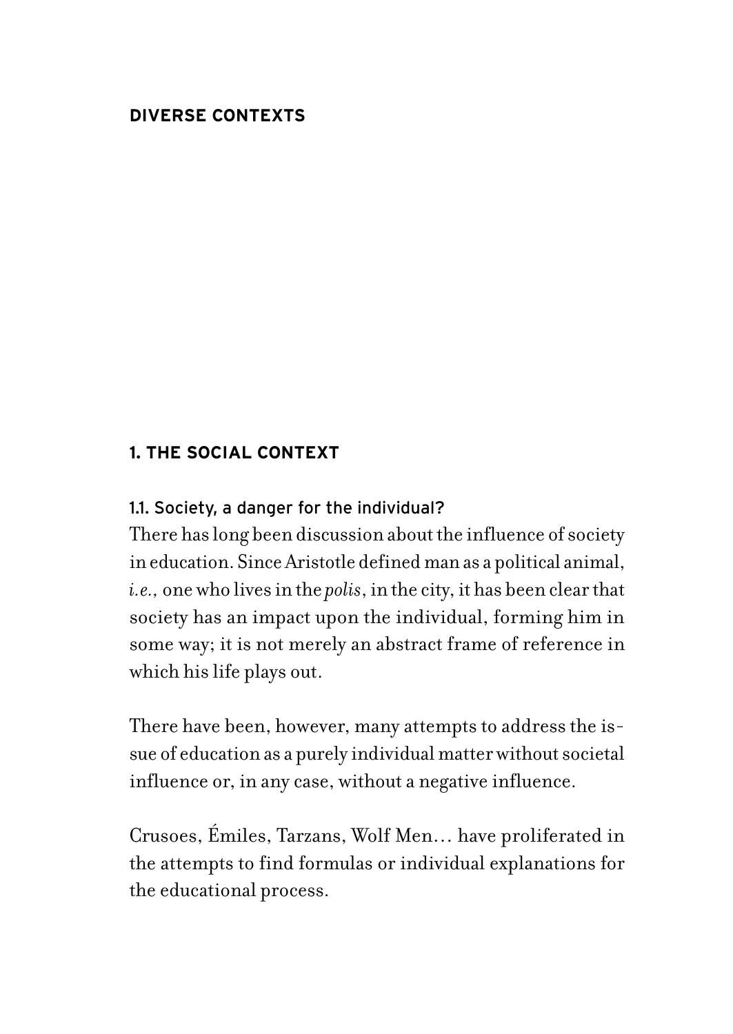# DIVERSE CONTEXTS

## 1. THE SOCIAL CONTEXT

### 1.1. Society, a danger for the individual?

There has long been discussion about the influence of society in education. Since Aristotle defined man as a political animal, *i.e.,* one who lives in the *polis*, in the city, it has been clear that society has an impact upon the individual, forming him in some way; it is not merely an abstract frame of reference in which his life plays out.

There have been, however, many attempts to address the issue of education as a purely individual matter without societal influence or, in any case, without a negative influence.

Crusoes, Émiles, Tarzans, Wolf Men… have proliferated in the attempts to find formulas or individual explanations for the educational process.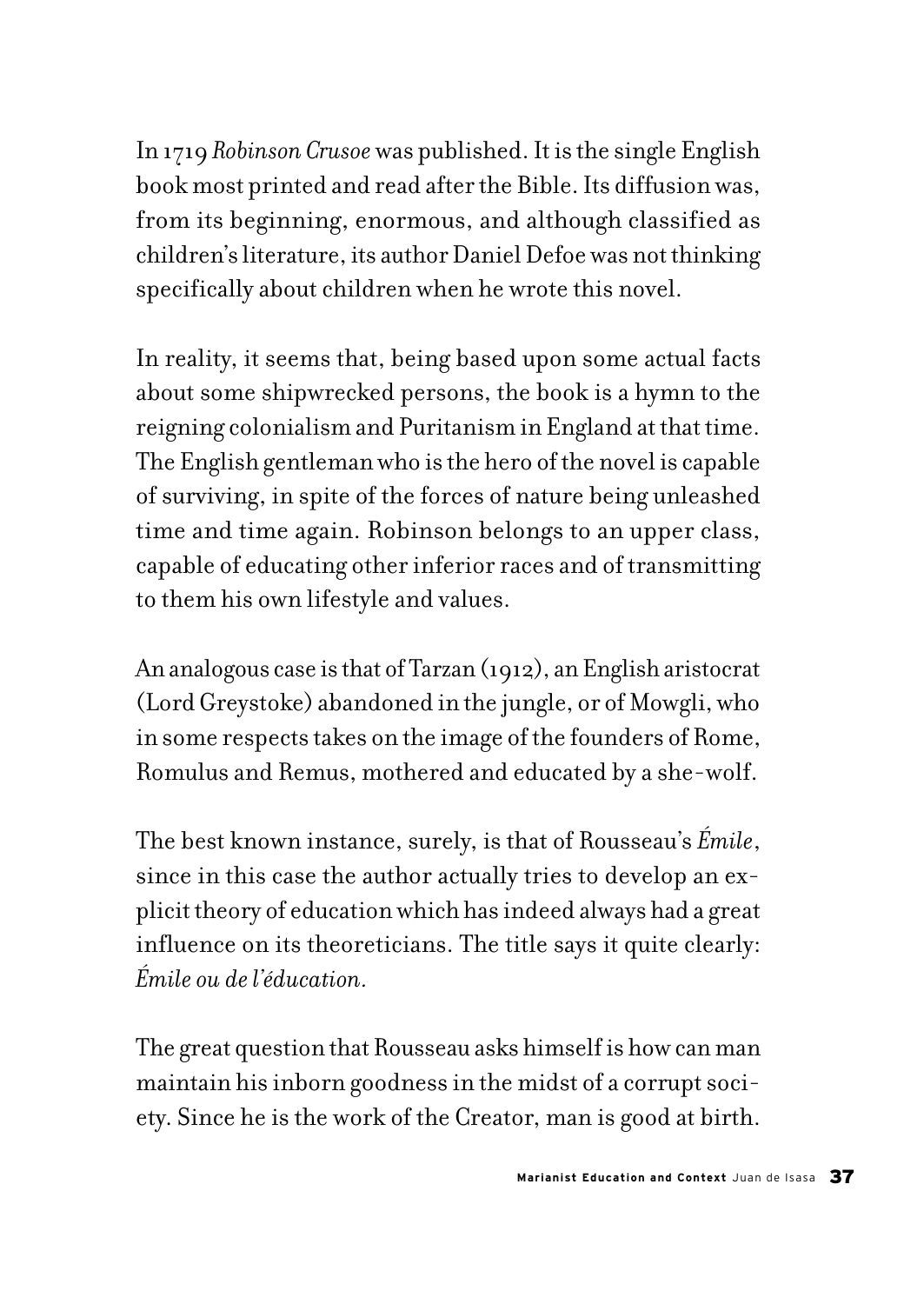In 1719 *Robinson Crusoe* was published. It is the single English book most printed and read after the Bible. Its diffusion was, from its beginning, enormous, and although classified as children's literature, its author Daniel Defoe was not thinking specifically about children when he wrote this novel.

In reality, it seems that, being based upon some actual facts about some shipwrecked persons, the book is a hymn to the reigning colonialism and Puritanism in England at that time. The English gentleman who is the hero of the novel is capable of surviving, in spite of the forces of nature being unleashed time and time again. Robinson belongs to an upper class, capable of educating other inferior races and of transmitting to them his own lifestyle and values.

An analogous case is that of Tarzan (1912), an English aristocrat (Lord Greystoke) abandoned in the jungle, or of Mowgli, who in some respects takes on the image of the founders of Rome, Romulus and Remus, mothered and educated by a she-wolf.

The best known instance, surely, is that of Rousseau's *Émile*, since in this case the author actually tries to develop an explicit theory of education which has indeed always had a great influence on its theoreticians. The title says it quite clearly: *Émile ou de l'éducation*.

The great question that Rousseau asks himself is how can man maintain his inborn goodness in the midst of a corrupt society. Since he is the work of the Creator, man is good at birth.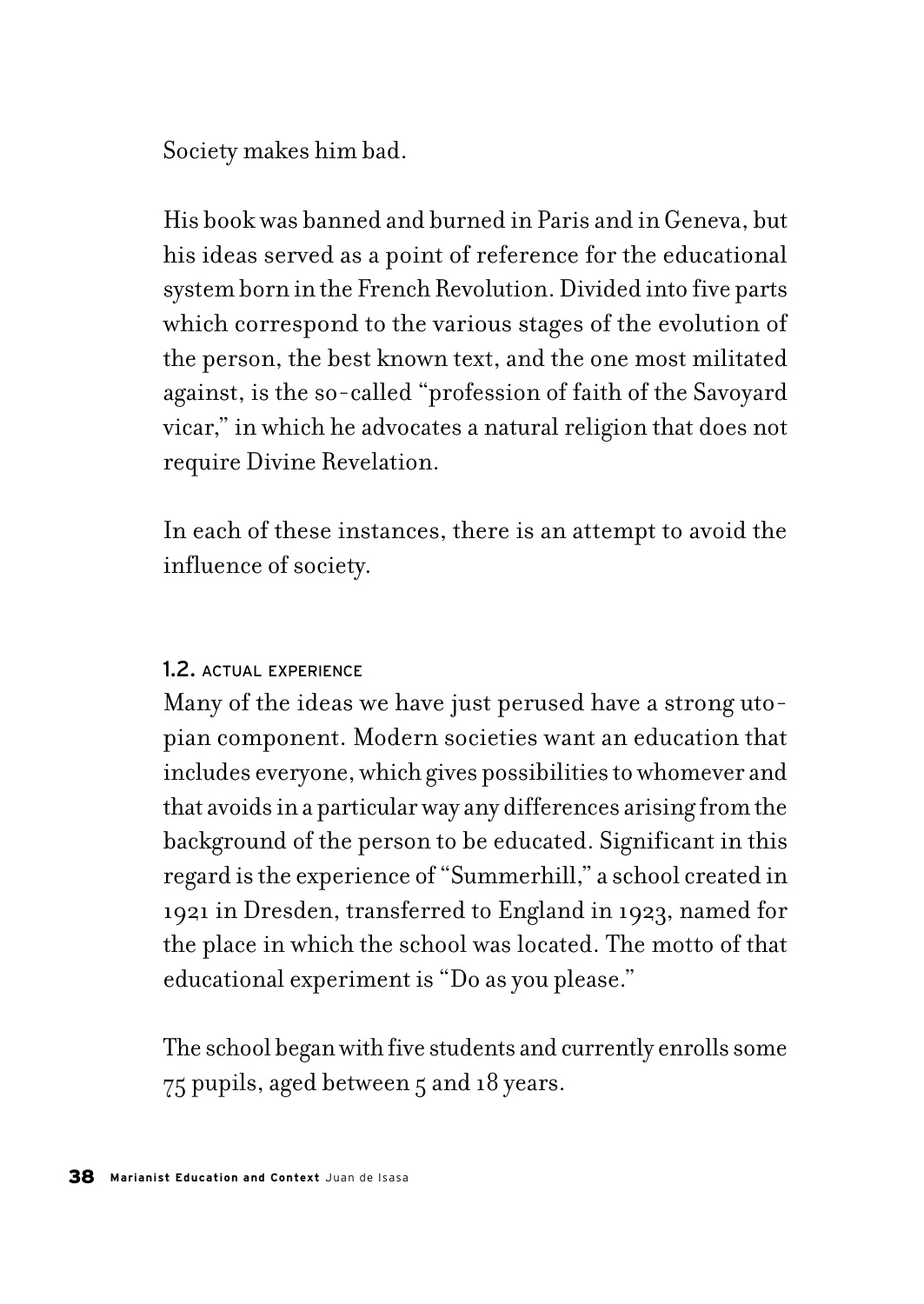Society makes him bad.

His book was banned and burned in Paris and in Geneva, but his ideas served as a point of reference for the educational system born in the French Revolution. Divided into five parts which correspond to the various stages of the evolution of the person, the best known text, and the one most militated against, is the so-called "profession of faith of the Savoyard vicar," in which he advocates a natural religion that does not require Divine Revelation.

In each of these instances, there is an attempt to avoid the influence of society.

### 1.2. ACTUAL EXPERIENCE

Many of the ideas we have just perused have a strong utopian component. Modern societies want an education that includes everyone, which gives possibilities to whomever and that avoids in a particular way any differences arising from the background of the person to be educated. Significant in this regard is the experience of "Summerhill," a school created in 1921 in Dresden, transferred to England in 1923, named for the place in which the school was located. The motto of that educational experiment is "Do as you please."

The school began with five students and currently enrolls some 75 pupils, aged between 5 and 18 years.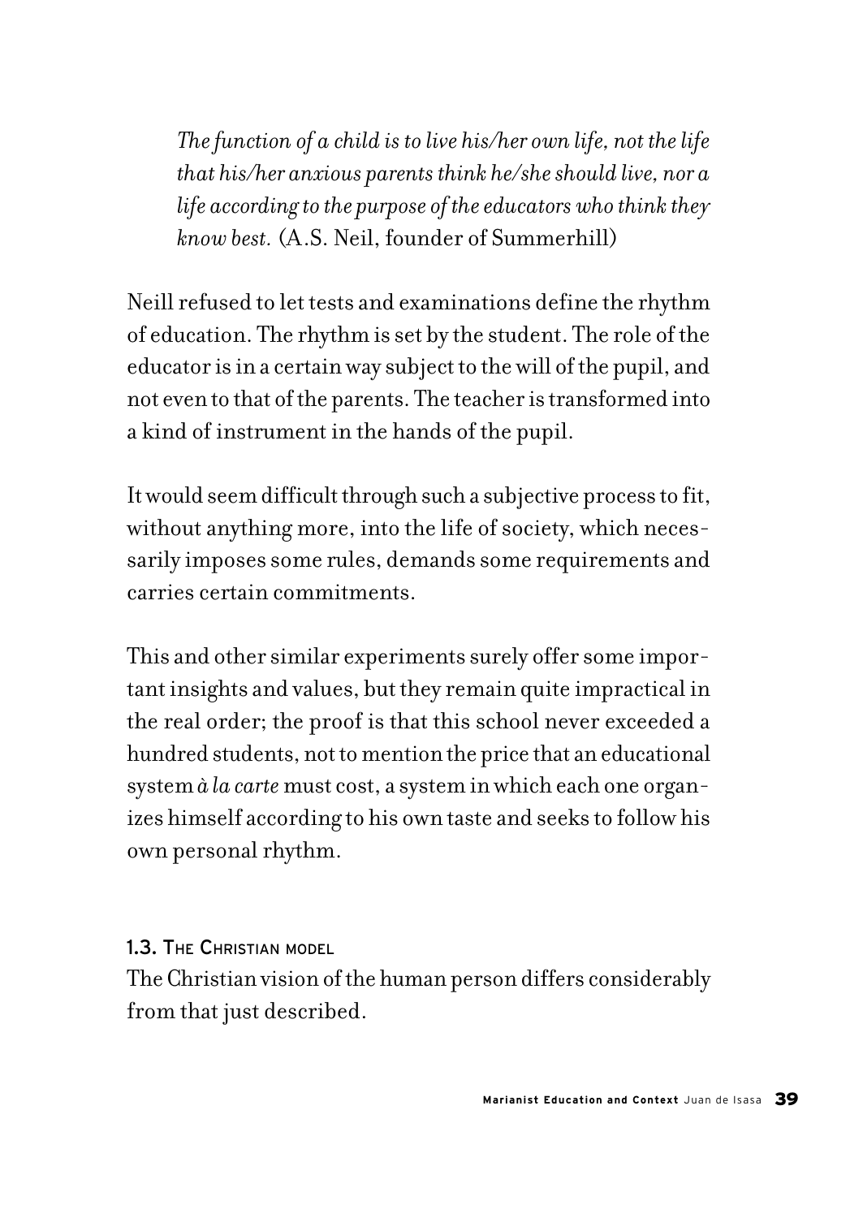*The function of a child is to live his/her own life, not the life that his/her anxious parents think he/she should live, nor a life according to the purpose of the educators who think they know best.* (A.S. Neil, founder of Summerhill)

Neill refused to let tests and examinations define the rhythm of education. The rhythm is set by the student. The role of the educator is in a certain way subject to the will of the pupil, and not even to that of the parents. The teacher is transformed into a kind of instrument in the hands of the pupil.

It would seem difficult through such a subjective process to fit, without anything more, into the life of society, which necessarily imposes some rules, demands some requirements and carries certain commitments.

This and other similar experiments surely offer some important insights and values, but they remain quite impractical in the real order; the proof is that this school never exceeded a hundred students, not to mention the price that an educational system *à la carte* must cost, a system in which each one organizes himself according to his own taste and seeks to follow his own personal rhythm.

### 1.3. The Christian model

The Christian vision of the human person differs considerably from that just described.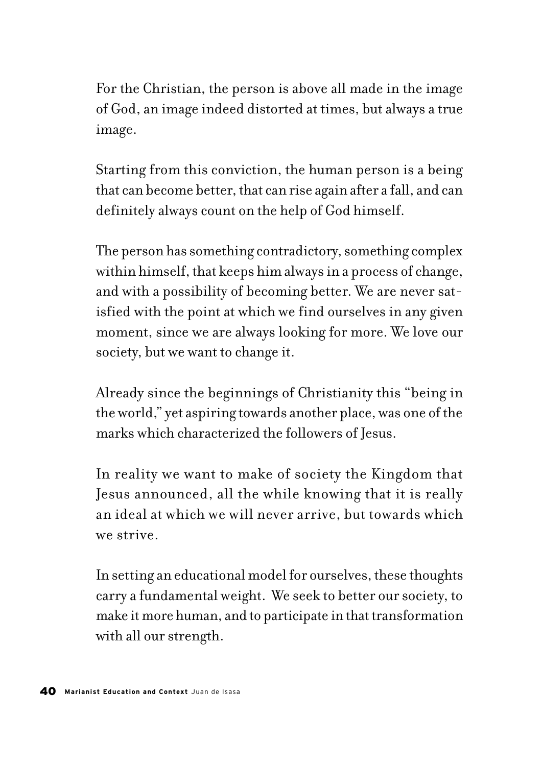For the Christian, the person is above all made in the image of God, an image indeed distorted at times, but always a true image.

Starting from this conviction, the human person is a being that can become better, that can rise again after a fall, and can definitely always count on the help of God himself.

The person has something contradictory, something complex within himself, that keeps him always in a process of change, and with a possibility of becoming better. We are never satisfied with the point at which we find ourselves in any given moment, since we are always looking for more. We love our society, but we want to change it.

Already since the beginnings of Christianity this "being in the world," yet aspiring towards another place, was one of the marks which characterized the followers of Jesus.

In reality we want to make of society the Kingdom that Jesus announced, all the while knowing that it is really an ideal at which we will never arrive, but towards which we strive.

In setting an educational model for ourselves, these thoughts carry a fundamental weight. We seek to better our society, to make it more human, and to participate in that transformation with all our strength.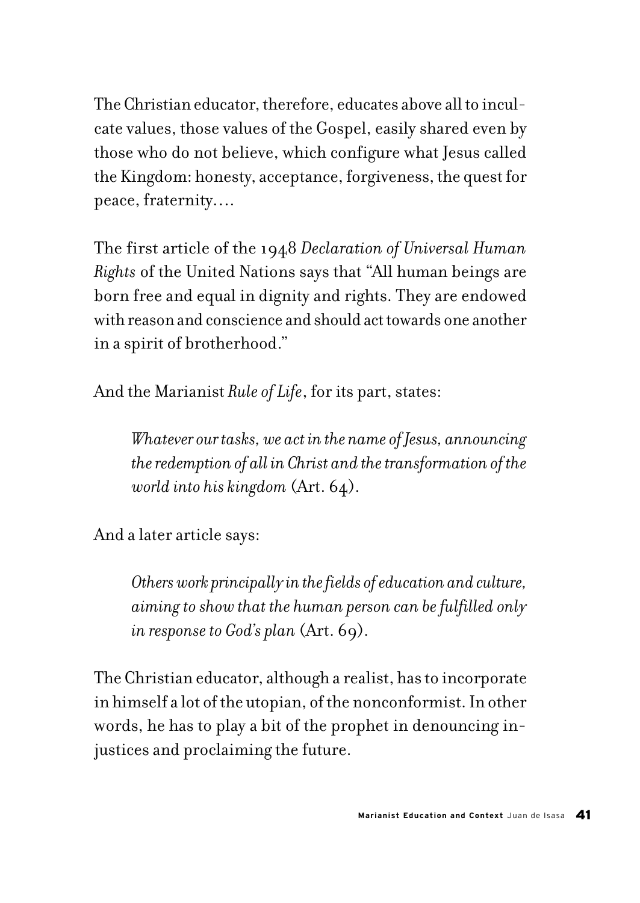The Christian educator, therefore, educates above all to inculcate values, those values of the Gospel, easily shared even by those who do not believe, which configure what Jesus called the Kingdom: honesty, acceptance, forgiveness, the quest for peace, fraternity….

The first article of the 1948 *Declaration of Universal Human Rights* of the United Nations says that "All human beings are born free and equal in dignity and rights. They are endowed with reason and conscience and should act towards one another in a spirit of brotherhood."

And the Marianist *Rule of Life*, for its part, states:

> *Whatever our tasks, we act in the name of Jesus, announcing the redemption of all in Christ and the transformation of the world into his kingdom* (Art. 64).

And a later article says:

> *Others work principally in the fields of education and culture, aiming to show that the human person can be fulfilled only in response to God's plan* (Art. 69).

The Christian educator, although a realist, has to incorporate in himself a lot of the utopian, of the nonconformist. In other words, he has to play a bit of the prophet in denouncing injustices and proclaiming the future.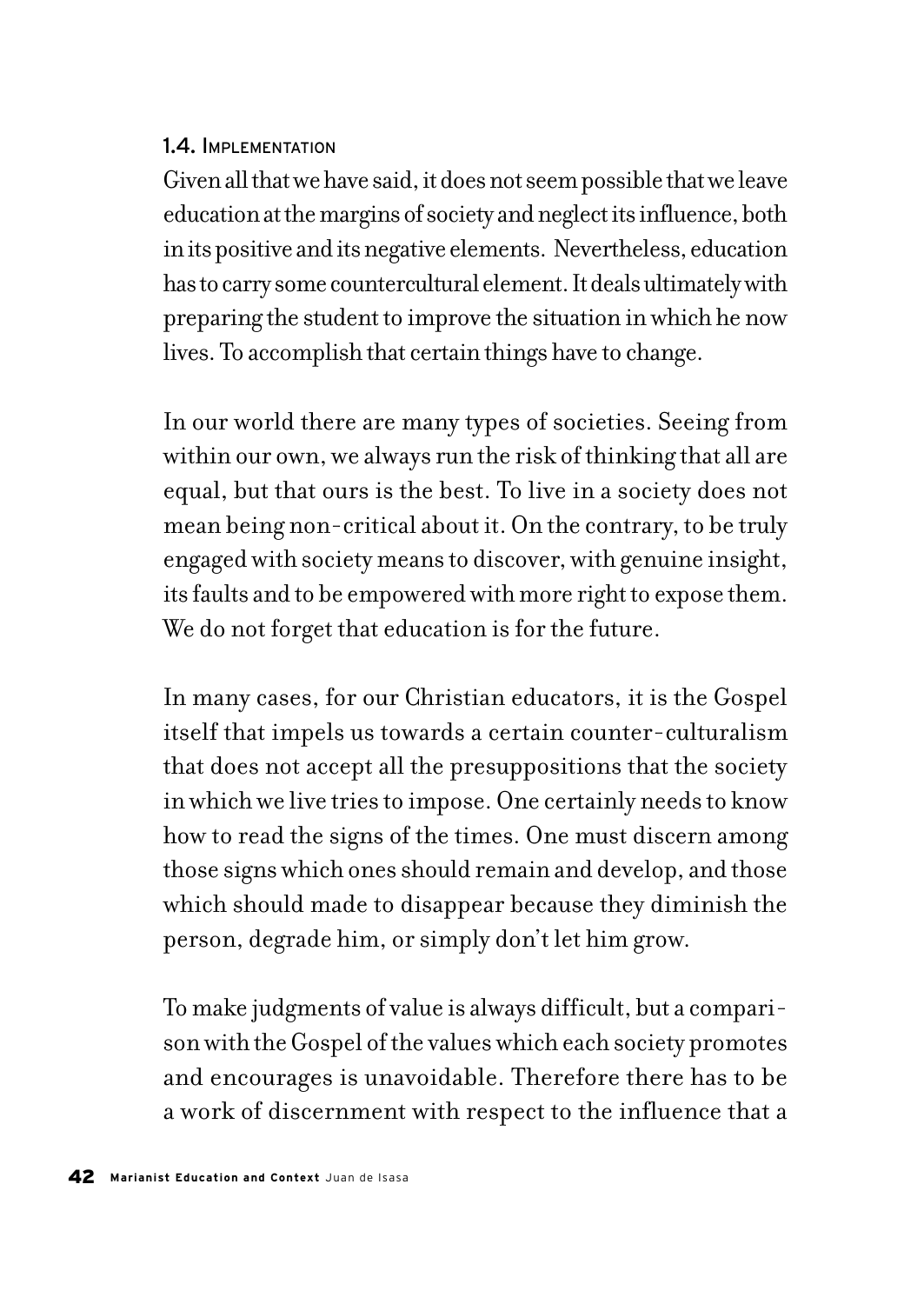### 1.4. Implementation

Given all that we have said, it does not seem possible that we leave education at the margins of society and neglect its influence, both in its positive and its negative elements. Nevertheless, education has to carry some countercultural element. It deals ultimately with preparing the student to improve the situation in which he now lives. To accomplish that certain things have to change.

In our world there are many types of societies. Seeing from within our own, we always run the risk of thinking that all are equal, but that ours is the best. To live in a society does not mean being non-critical about it. On the contrary, to be truly engaged with society means to discover, with genuine insight, its faults and to be empowered with more right to expose them. We do not forget that education is for the future.

In many cases, for our Christian educators, it is the Gospel itself that impels us towards a certain counter-culturalism that does not accept all the presuppositions that the society in which we live tries to impose. One certainly needs to know how to read the signs of the times. One must discern among those signs which ones should remain and develop, and those which should made to disappear because they diminish the person, degrade him, or simply don't let him grow.

To make judgments of value is always difficult, but a comparison with the Gospel of the values which each society promotes and encourages is unavoidable. Therefore there has to be a work of discernment with respect to the influence that a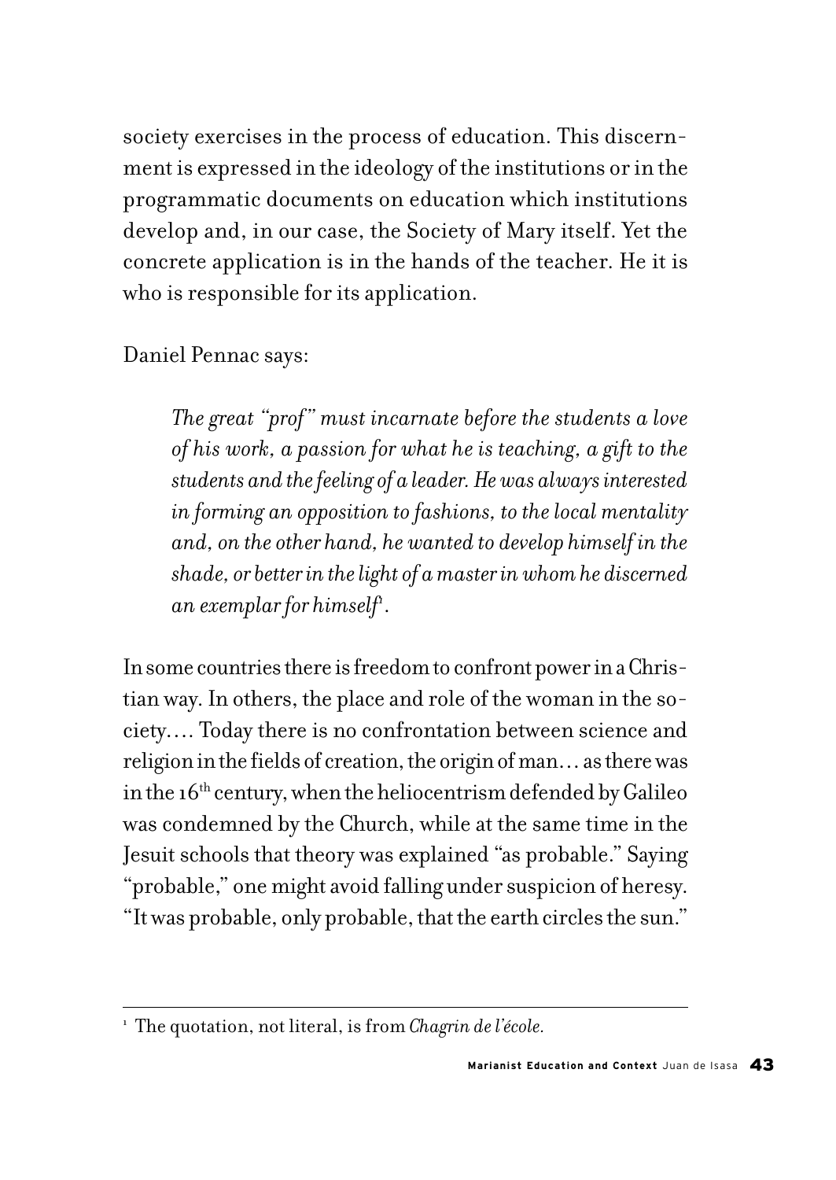society exercises in the process of education. This discernment is expressed in the ideology of the institutions or in the programmatic documents on education which institutions develop and, in our case, the Society of Mary itself. Yet the concrete application is in the hands of the teacher. He it is who is responsible for its application.

Daniel Pennac says:

> *The great "prof" must incarnate before the students a love of his work, a passion for what he is teaching, a gift to the students and the feeling of a leader. He was always interested in forming an opposition to fashions, to the local mentality and, on the other hand, he wanted to develop himself in the shade, or better in the light of a master in whom he discerned an exemplar for himself*[1].

In some countries there is freedom to confront power in a Christian way. In others, the place and role of the woman in the society.... Today there is no confrontation between science and religion in the fields of creation, the origin of man... as there was in the 16th century, when the heliocentrism defended by Galileo was condemned by the Church, while at the same time in the Jesuit schools that theory was explained "as probable." Saying "probable," one might avoid falling under suspicion of heresy. "It was probable, only probable, that the earth circles the sun."

---

[1] The quotation, not literal, is from *Chagrin de l'école.*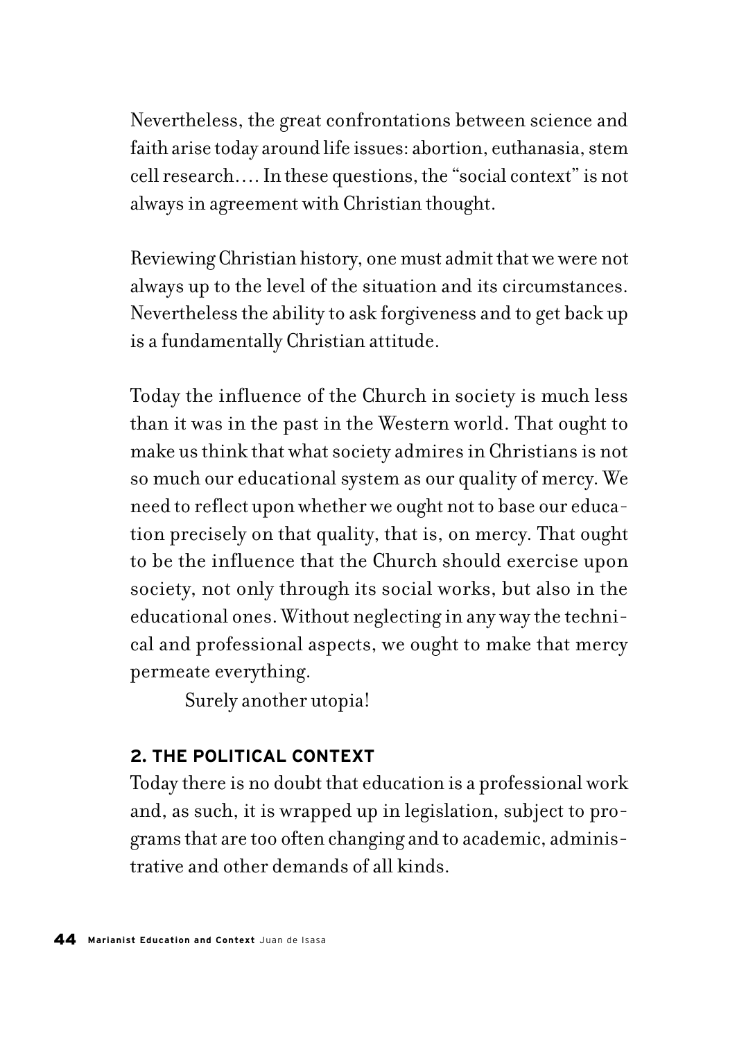Nevertheless, the great confrontations between science and faith arise today around life issues: abortion, euthanasia, stem cell research…. In these questions, the "social context" is not always in agreement with Christian thought.

Reviewing Christian history, one must admit that we were not always up to the level of the situation and its circumstances. Nevertheless the ability to ask forgiveness and to get back up is a fundamentally Christian attitude.

Today the influence of the Church in society is much less than it was in the past in the Western world. That ought to make us think that what society admires in Christians is not so much our educational system as our quality of mercy. We need to reflect upon whether we ought not to base our education precisely on that quality, that is, on mercy. That ought to be the influence that the Church should exercise upon society, not only through its social works, but also in the educational ones. Without neglecting in any way the technical and professional aspects, we ought to make that mercy permeate everything.

Surely another utopia!

### 2. THE POLITICAL CONTEXT

Today there is no doubt that education is a professional work and, as such, it is wrapped up in legislation, subject to programs that are too often changing and to academic, administrative and other demands of all kinds.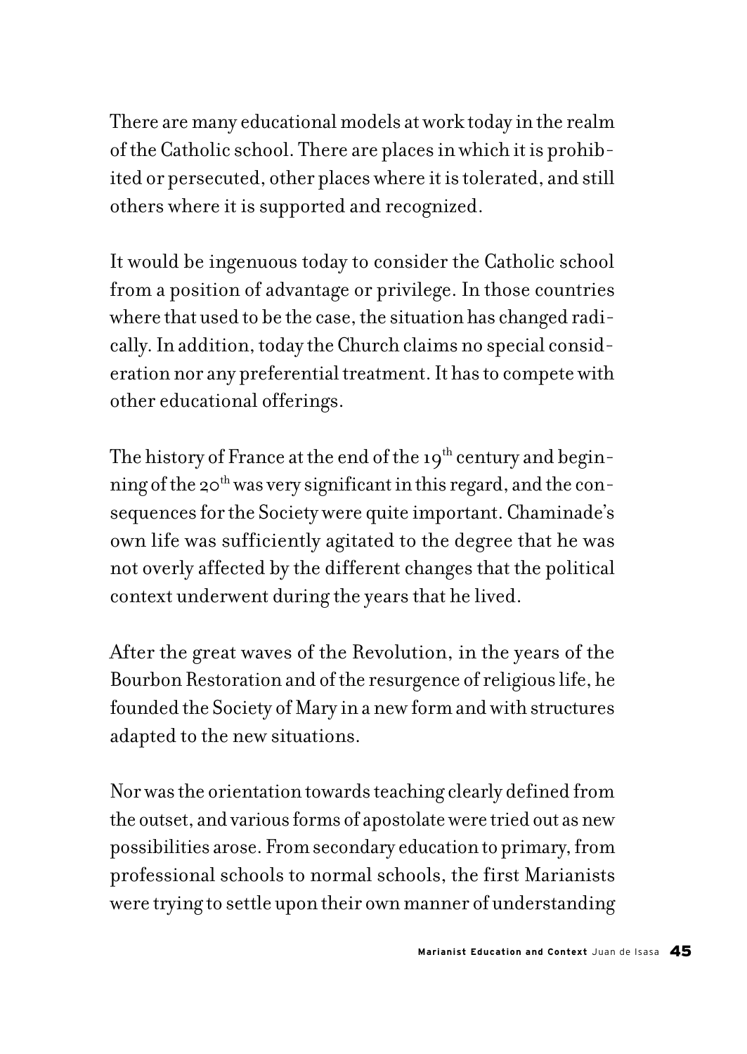There are many educational models at work today in the realm of the Catholic school. There are places in which it is prohibited or persecuted, other places where it is tolerated, and still others where it is supported and recognized.

It would be ingenuous today to consider the Catholic school from a position of advantage or privilege. In those countries where that used to be the case, the situation has changed radically. In addition, today the Church claims no special consideration nor any preferential treatment. It has to compete with other educational offerings.

The history of France at the end of the 19th century and beginning of the 20th was very significant in this regard, and the consequences for the Society were quite important. Chaminade's own life was sufficiently agitated to the degree that he was not overly affected by the different changes that the political context underwent during the years that he lived.

After the great waves of the Revolution, in the years of the Bourbon Restoration and of the resurgence of religious life, he founded the Society of Mary in a new form and with structures adapted to the new situations.

Nor was the orientation towards teaching clearly defined from the outset, and various forms of apostolate were tried out as new possibilities arose. From secondary education to primary, from professional schools to normal schools, the first Marianists were trying to settle upon their own manner of understanding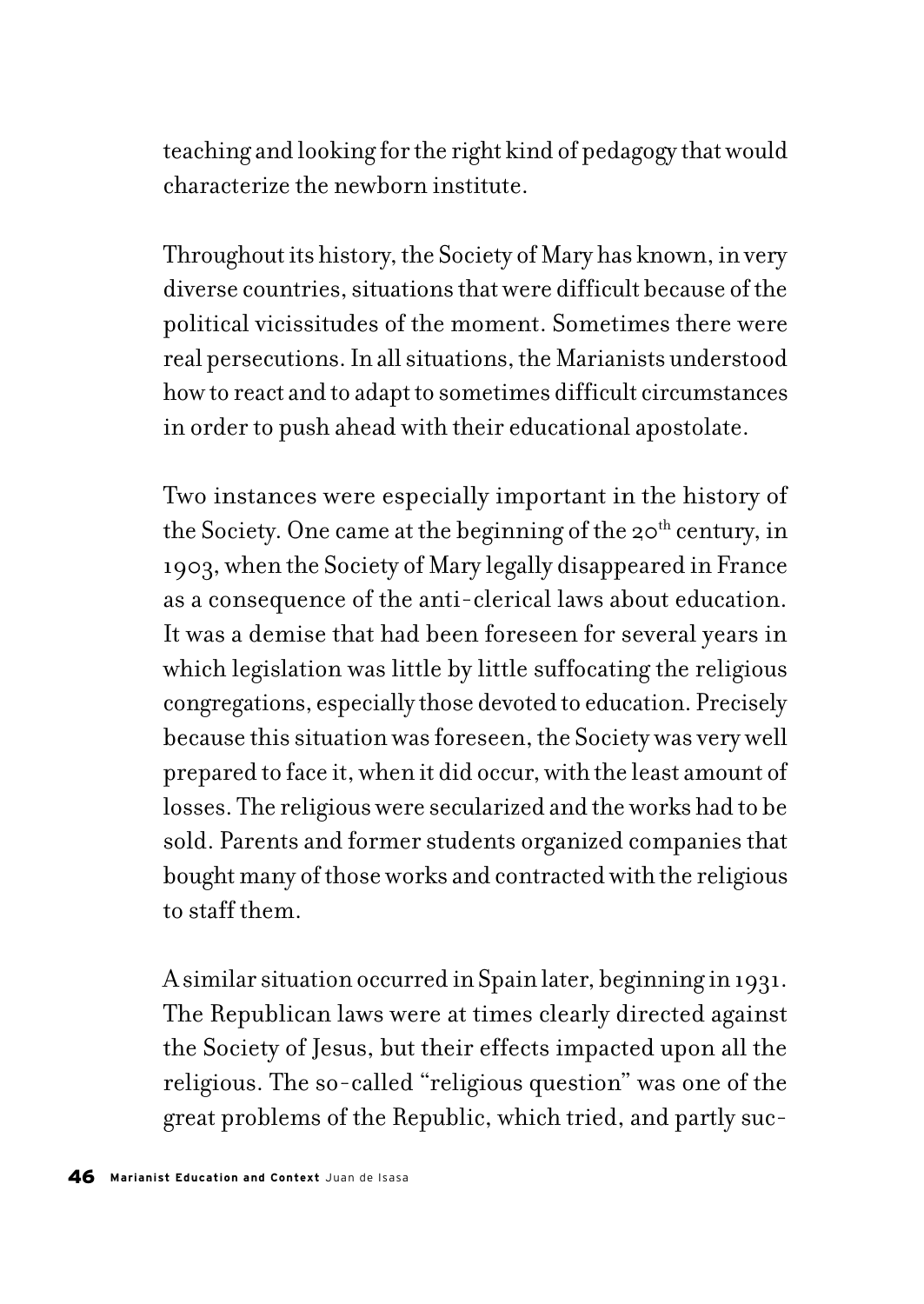teaching and looking for the right kind of pedagogy that would characterize the newborn institute.

Throughout its history, the Society of Mary has known, in very diverse countries, situations that were difficult because of the political vicissitudes of the moment. Sometimes there were real persecutions. In all situations, the Marianists understood how to react and to adapt to sometimes difficult circumstances in order to push ahead with their educational apostolate.

Two instances were especially important in the history of the Society. One came at the beginning of the 20th century, in 1903, when the Society of Mary legally disappeared in France as a consequence of the anti-clerical laws about education. It was a demise that had been foreseen for several years in which legislation was little by little suffocating the religious congregations, especially those devoted to education. Precisely because this situation was foreseen, the Society was very well prepared to face it, when it did occur, with the least amount of losses. The religious were secularized and the works had to be sold. Parents and former students organized companies that bought many of those works and contracted with the religious to staff them.

A similar situation occurred in Spain later, beginning in 1931. The Republican laws were at times clearly directed against the Society of Jesus, but their effects impacted upon all the religious. The so-called "religious question" was one of the great problems of the Republic, which tried, and partly suc-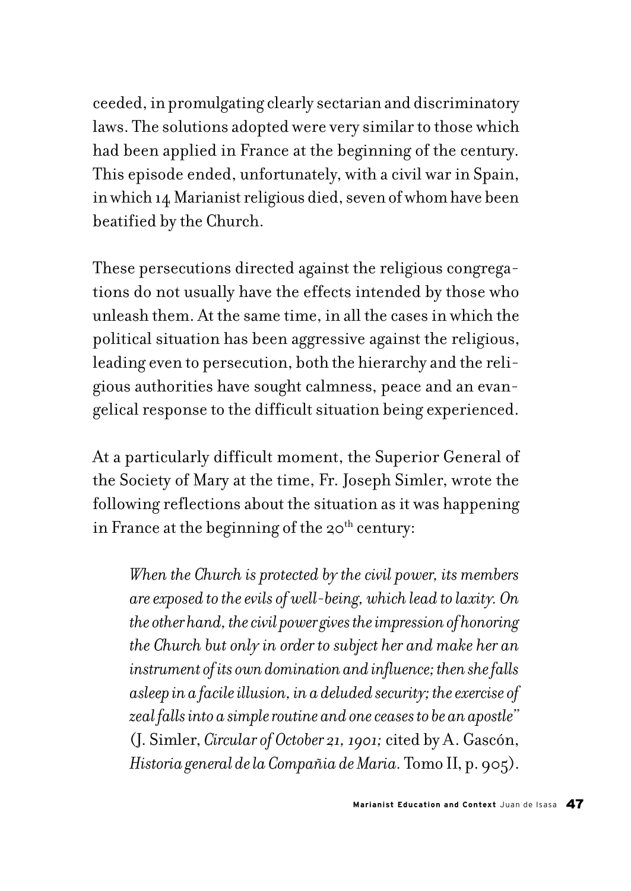ceeded, in promulgating clearly sectarian and discriminatory laws. The solutions adopted were very similar to those which had been applied in France at the beginning of the century. This episode ended, unfortunately, with a civil war in Spain, in which 14 Marianist religious died, seven of whom have been beatified by the Church.

These persecutions directed against the religious congregations do not usually have the effects intended by those who unleash them. At the same time, in all the cases in which the political situation has been aggressive against the religious, leading even to persecution, both the hierarchy and the religious authorities have sought calmness, peace and an evangelical response to the difficult situation being experienced.

At a particularly difficult moment, the Superior General of the Society of Mary at the time, Fr. Joseph Simler, wrote the following reflections about the situation as it was happening in France at the beginning of the 20th century:

> *When the Church is protected by the civil power, its members are exposed to the evils of well-being, which lead to laxity. On the other hand, the civil power gives the impression of honoring the Church but only in order to subject her and make her an instrument of its own domination and influence; then she falls asleep in a facile illusion, in a deluded security; the exercise of zeal falls into a simple routine and one ceases to be an apostle"* (J. Simler, *Circular of October 21, 1901;* cited by A. Gascón, *Historia general de la Compañia de Maria.* Tomo II, p. 905).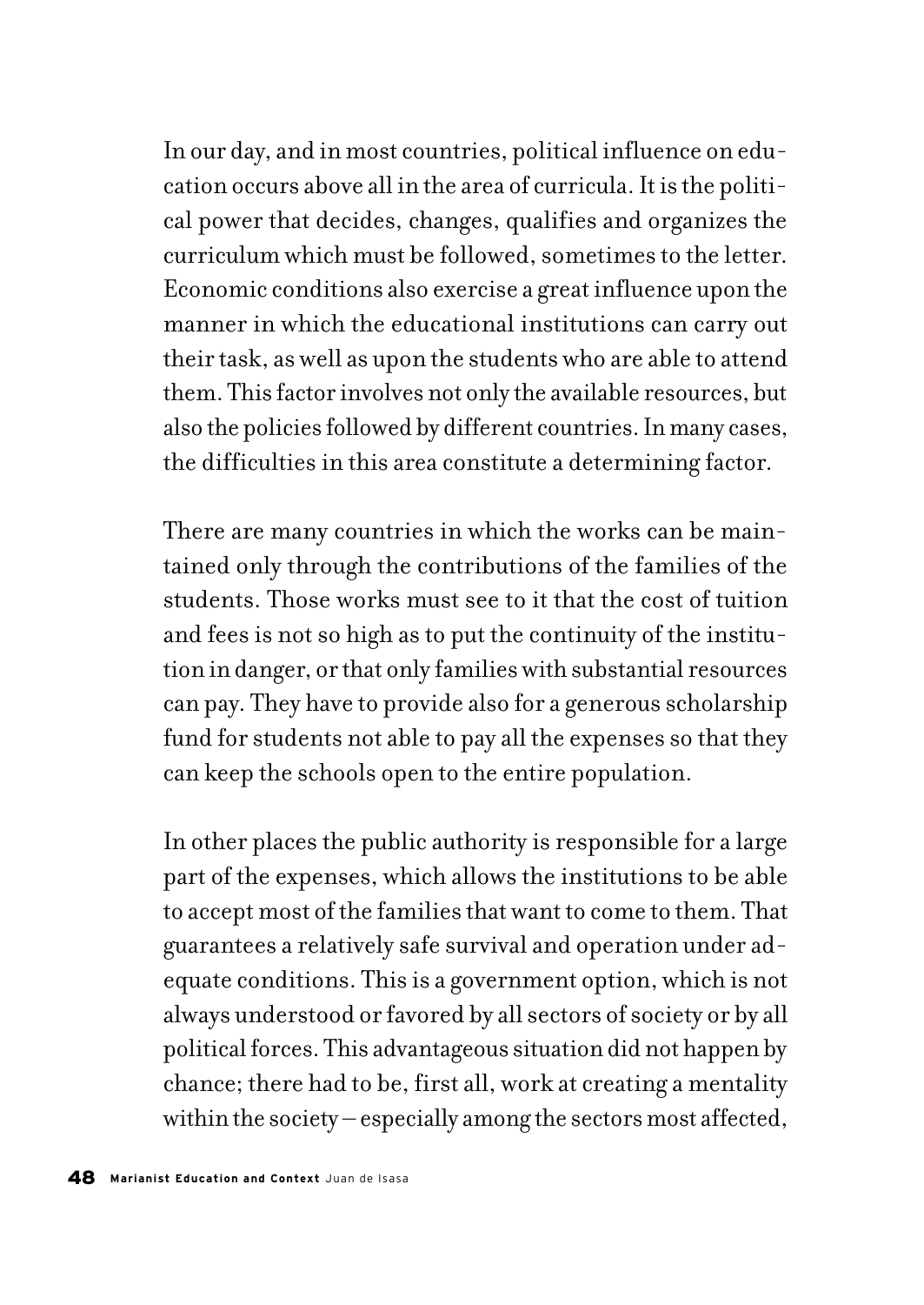In our day, and in most countries, political influence on education occurs above all in the area of curricula. It is the political power that decides, changes, qualifies and organizes the curriculum which must be followed, sometimes to the letter. Economic conditions also exercise a great influence upon the manner in which the educational institutions can carry out their task, as well as upon the students who are able to attend them. This factor involves not only the available resources, but also the policies followed by different countries. In many cases, the difficulties in this area constitute a determining factor.

There are many countries in which the works can be maintained only through the contributions of the families of the students. Those works must see to it that the cost of tuition and fees is not so high as to put the continuity of the institution in danger, or that only families with substantial resources can pay. They have to provide also for a generous scholarship fund for students not able to pay all the expenses so that they can keep the schools open to the entire population.

In other places the public authority is responsible for a large part of the expenses, which allows the institutions to be able to accept most of the families that want to come to them. That guarantees a relatively safe survival and operation under adequate conditions. This is a government option, which is not always understood or favored by all sectors of society or by all political forces. This advantageous situation did not happen by chance; there had to be, first all, work at creating a mentality within the society—especially among the sectors most affected,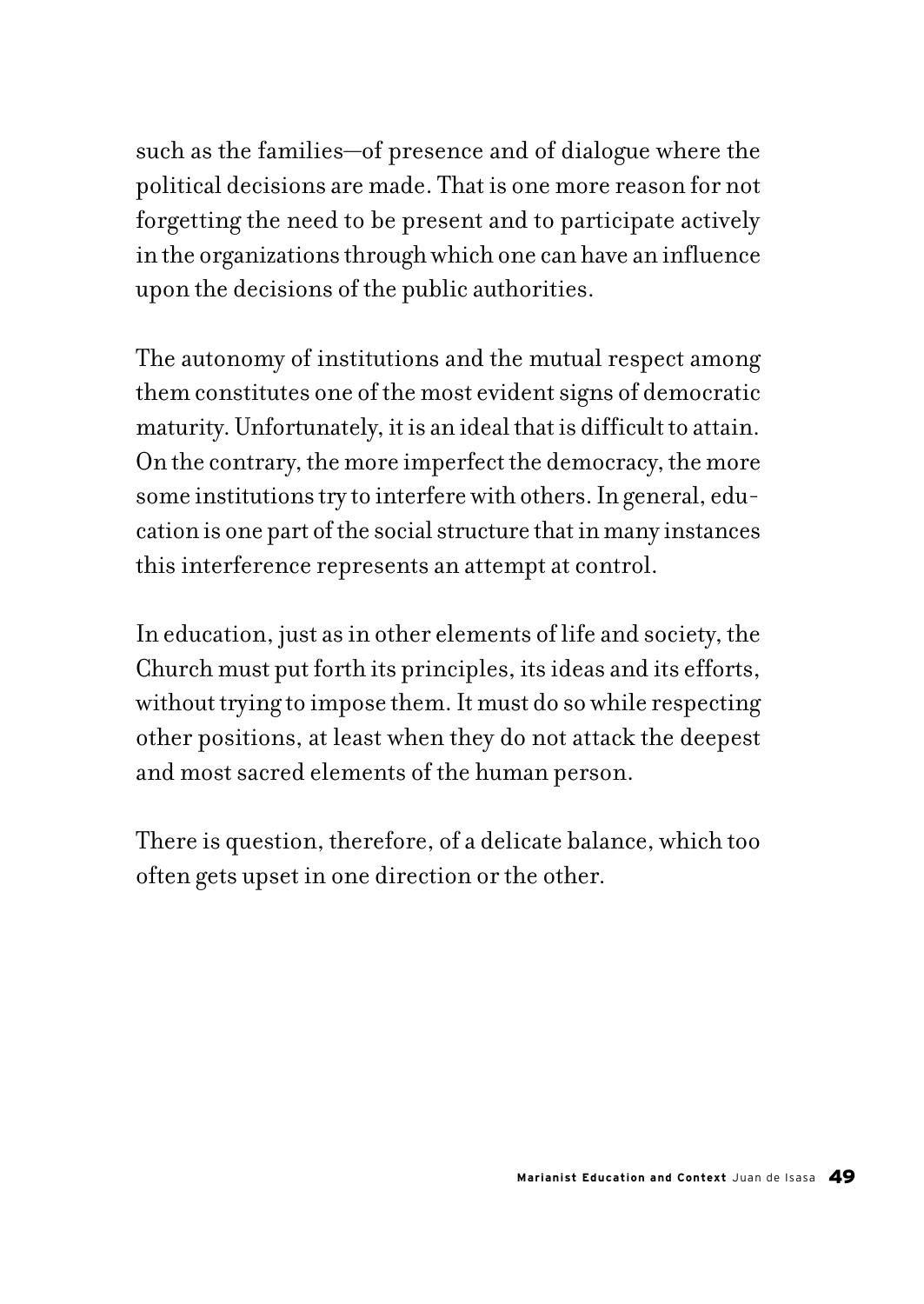such as the families—of presence and of dialogue where the political decisions are made. That is one more reason for not forgetting the need to be present and to participate actively in the organizations through which one can have an influence upon the decisions of the public authorities.

The autonomy of institutions and the mutual respect among them constitutes one of the most evident signs of democratic maturity. Unfortunately, it is an ideal that is difficult to attain. On the contrary, the more imperfect the democracy, the more some institutions try to interfere with others. In general, education is one part of the social structure that in many instances this interference represents an attempt at control.

In education, just as in other elements of life and society, the Church must put forth its principles, its ideas and its efforts, without trying to impose them. It must do so while respecting other positions, at least when they do not attack the deepest and most sacred elements of the human person.

There is question, therefore, of a delicate balance, which too often gets upset in one direction or the other.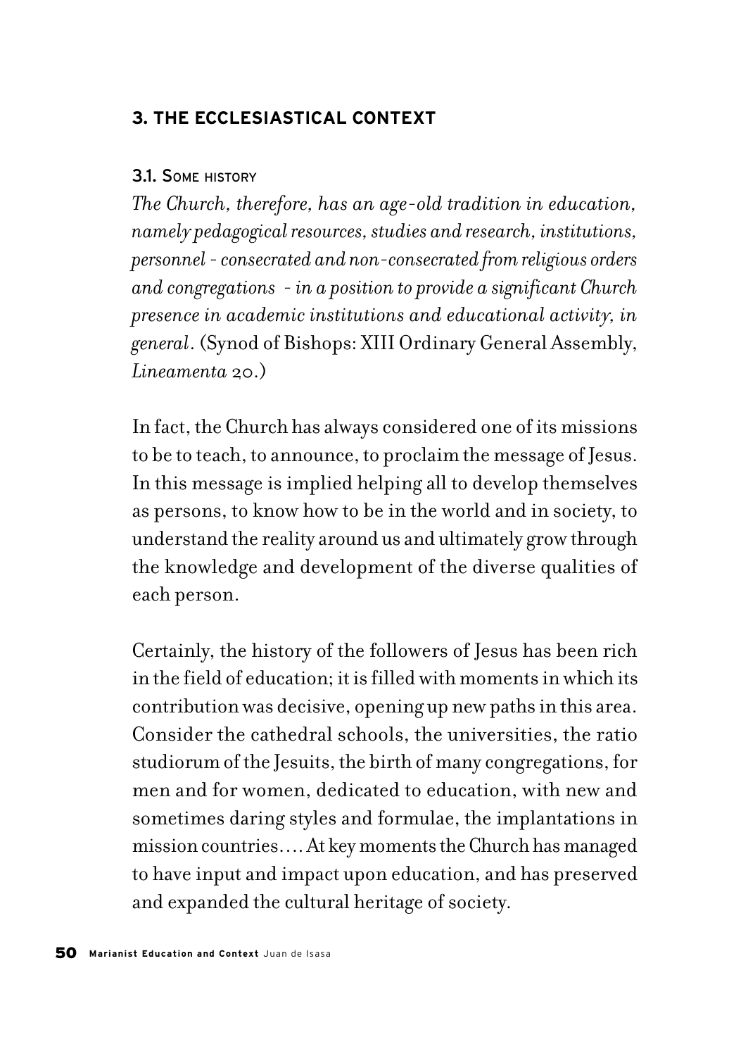## 3. THE ECCLESIASTICAL CONTEXT

### 3.1. Some history

*The Church, therefore, has an age-old tradition in education, namely pedagogical resources, studies and research, institutions, personnel - consecrated and non-consecrated from religious orders and congregations - in a position to provide a significant Church presence in academic institutions and educational activity, in general*. (Synod of Bishops: XIII Ordinary General Assembly, *Lineamenta* 20.)

In fact, the Church has always considered one of its missions to be to teach, to announce, to proclaim the message of Jesus. In this message is implied helping all to develop themselves as persons, to know how to be in the world and in society, to understand the reality around us and ultimately grow through the knowledge and development of the diverse qualities of each person.

Certainly, the history of the followers of Jesus has been rich in the field of education; it is filled with moments in which its contribution was decisive, opening up new paths in this area. Consider the cathedral schools, the universities, the ratio studiorum of the Jesuits, the birth of many congregations, for men and for women, dedicated to education, with new and sometimes daring styles and formulae, the implantations in mission countries.... At key moments the Church has managed to have input and impact upon education, and has preserved and expanded the cultural heritage of society.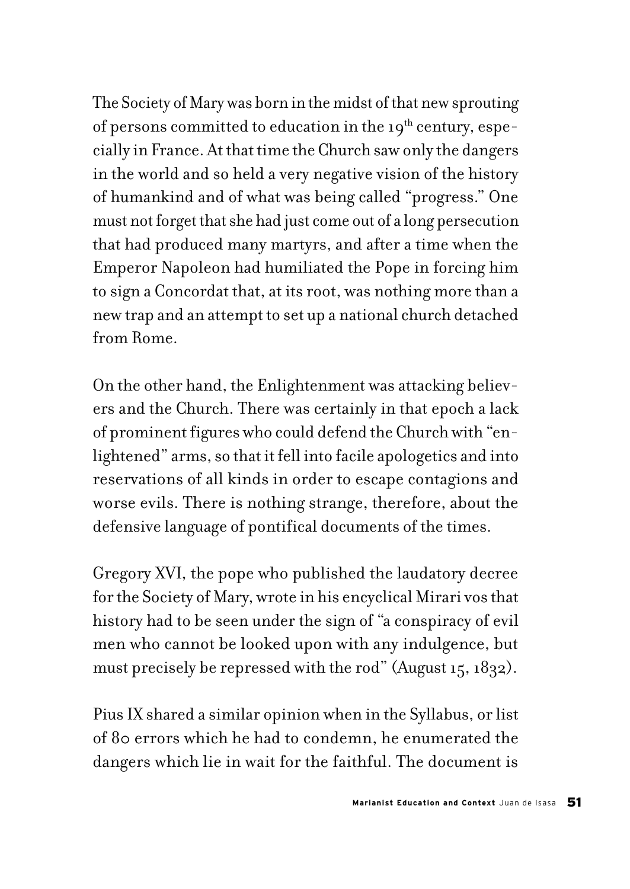The Society of Mary was born in the midst of that new sprouting of persons committed to education in the $19^{th}$ century, especially in France. At that time the Church saw only the dangers in the world and so held a very negative vision of the history of humankind and of what was being called "progress." One must not forget that she had just come out of a long persecution that had produced many martyrs, and after a time when the Emperor Napoleon had humiliated the Pope in forcing him to sign a Concordat that, at its root, was nothing more than a new trap and an attempt to set up a national church detached from Rome.

On the other hand, the Enlightenment was attacking believers and the Church. There was certainly in that epoch a lack of prominent figures who could defend the Church with "enlightened" arms, so that it fell into facile apologetics and into reservations of all kinds in order to escape contagions and worse evils. There is nothing strange, therefore, about the defensive language of pontifical documents of the times.

Gregory XVI, the pope who published the laudatory decree for the Society of Mary, wrote in his encyclical Mirari vos that history had to be seen under the sign of "a conspiracy of evil men who cannot be looked upon with any indulgence, but must precisely be repressed with the rod" (August 15, 1832).

Pius IX shared a similar opinion when in the Syllabus, or list of 80 errors which he had to condemn, he enumerated the dangers which lie in wait for the faithful. The document is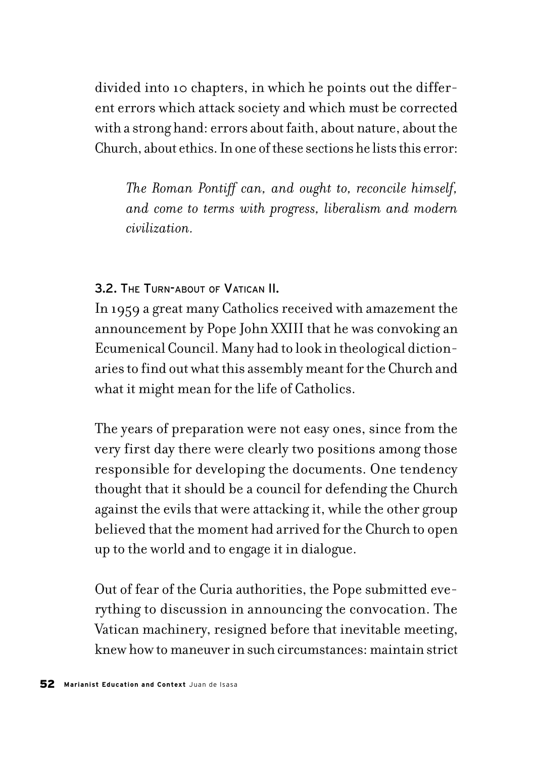divided into 10 chapters, in which he points out the different errors which attack society and which must be corrected with a strong hand: errors about faith, about nature, about the Church, about ethics. In one of these sections he lists this error:

> *The Roman Pontiff can, and ought to, reconcile himself, and come to terms with progress, liberalism and modern civilization.*

### 3.2. The Turn-about of Vatican II.

In 1959 a great many Catholics received with amazement the announcement by Pope John XXIII that he was convoking an Ecumenical Council. Many had to look in theological dictionaries to find out what this assembly meant for the Church and what it might mean for the life of Catholics.

The years of preparation were not easy ones, since from the very first day there were clearly two positions among those responsible for developing the documents. One tendency thought that it should be a council for defending the Church against the evils that were attacking it, while the other group believed that the moment had arrived for the Church to open up to the world and to engage it in dialogue.

Out of fear of the Curia authorities, the Pope submitted everything to discussion in announcing the convocation. The Vatican machinery, resigned before that inevitable meeting, knew how to maneuver in such circumstances: maintain strict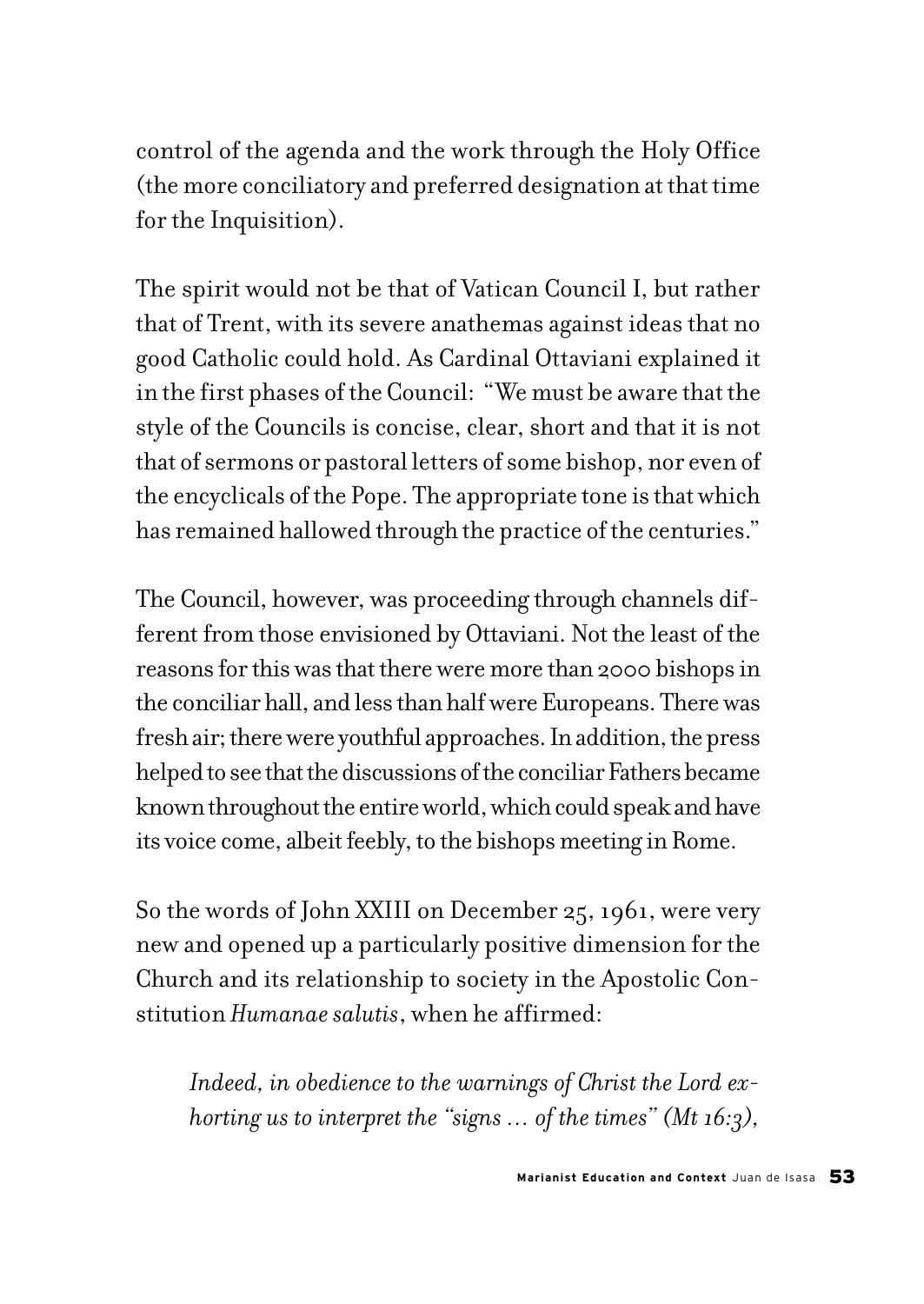control of the agenda and the work through the Holy Office (the more conciliatory and preferred designation at that time for the Inquisition).

The spirit would not be that of Vatican Council I, but rather that of Trent, with its severe anathemas against ideas that no good Catholic could hold. As Cardinal Ottaviani explained it in the first phases of the Council: "We must be aware that the style of the Councils is concise, clear, short and that it is not that of sermons or pastoral letters of some bishop, nor even of the encyclicals of the Pope. The appropriate tone is that which has remained hallowed through the practice of the centuries."

The Council, however, was proceeding through channels different from those envisioned by Ottaviani. Not the least of the reasons for this was that there were more than 2000 bishops in the conciliar hall, and less than half were Europeans. There was fresh air; there were youthful approaches. In addition, the press helped to see that the discussions of the conciliar Fathers became known throughout the entire world, which could speak and have its voice come, albeit feebly, to the bishops meeting in Rome.

So the words of John XXIII on December 25, 1961, were very new and opened up a particularly positive dimension for the Church and its relationship to society in the Apostolic Constitution *Humanae salutis*, when he affirmed:

> *Indeed, in obedience to the warnings of Christ the Lord exhorting us to interpret the "signs ... of the times" (Mt 16:3),*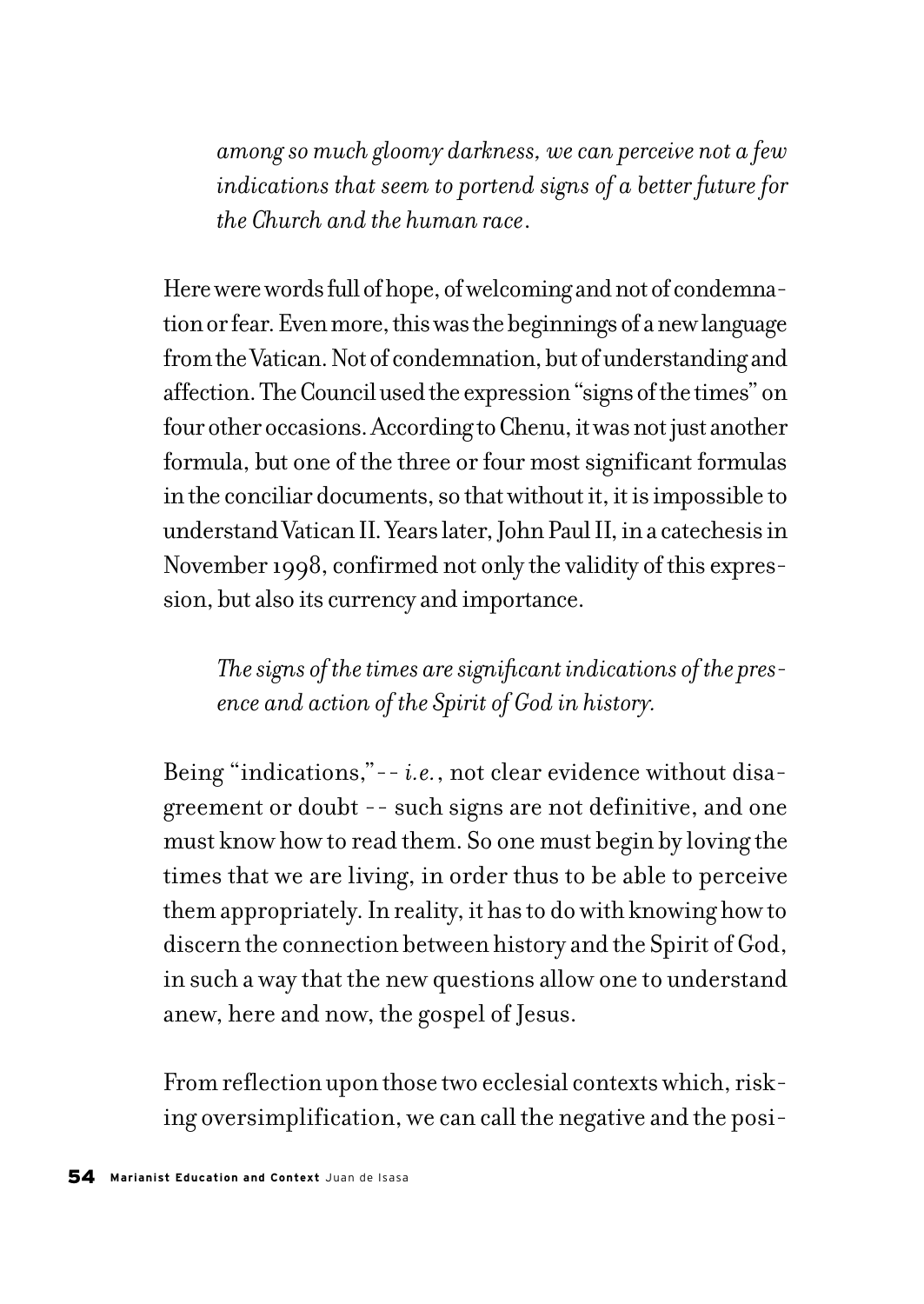*among so much gloomy darkness, we can perceive not a few indications that seem to portend signs of a better future for the Church and the human race.*

Here were words full of hope, of welcoming and not of condemnation or fear. Even more, this was the beginnings of a new language from the Vatican. Not of condemnation, but of understanding and affection. The Council used the expression "signs of the times" on four other occasions. According to Chenu, it was not just another formula, but one of the three or four most significant formulas in the conciliar documents, so that without it, it is impossible to understand Vatican II. Years later, John Paul II, in a catechesis in November 1998, confirmed not only the validity of this expression, but also its currency and importance.

*The signs of the times are significant indications of the presence and action of the Spirit of God in history.*

Being "indications,"-- *i.e.*, not clear evidence without disagreement or doubt -- such signs are not definitive, and one must know how to read them. So one must begin by loving the times that we are living, in order thus to be able to perceive them appropriately. In reality, it has to do with knowing how to discern the connection between history and the Spirit of God, in such a way that the new questions allow one to understand anew, here and now, the gospel of Jesus.

From reflection upon those two ecclesial contexts which, risking oversimplification, we can call the negative and the posi-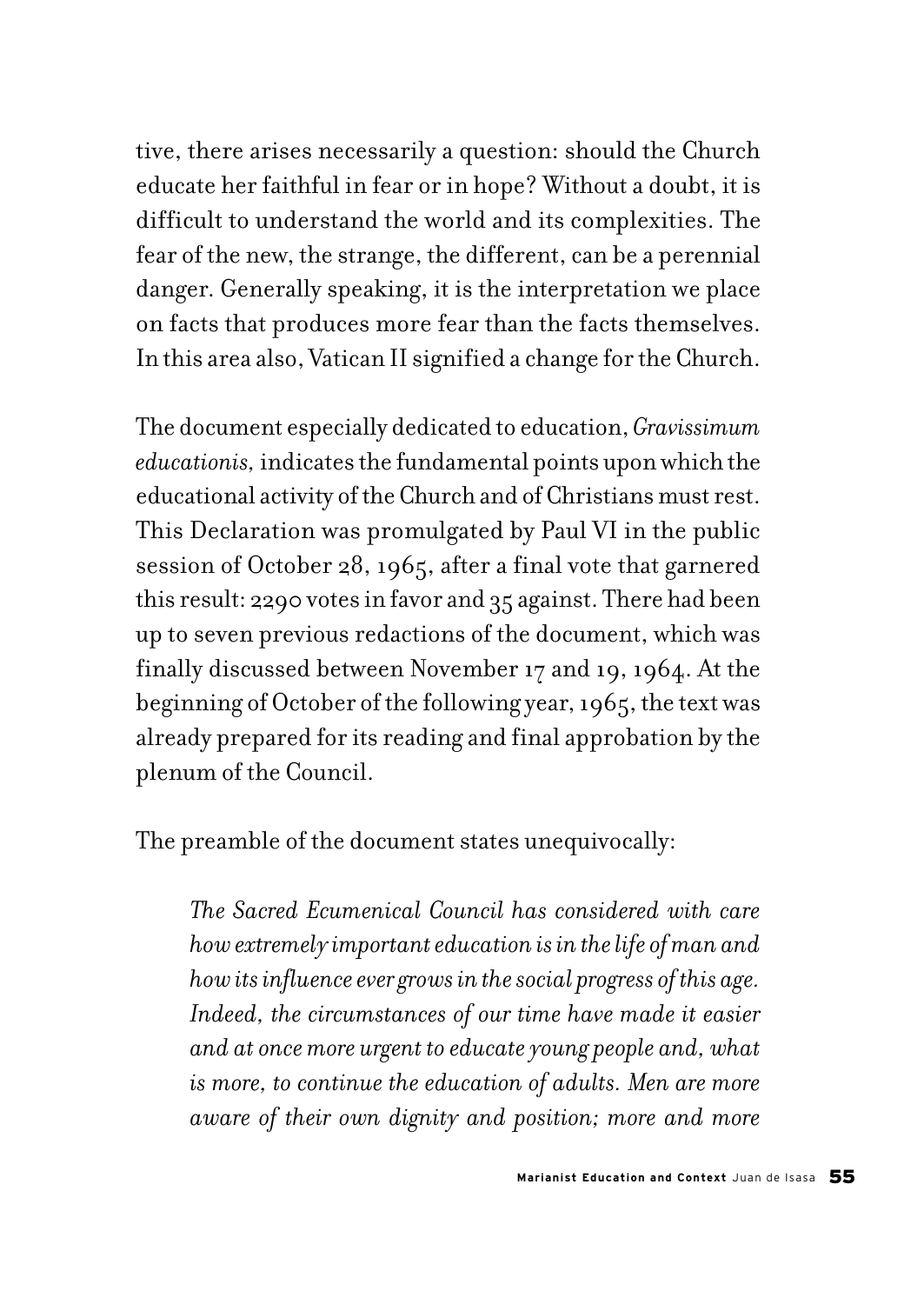tive, there arises necessarily a question: should the Church educate her faithful in fear or in hope? Without a doubt, it is difficult to understand the world and its complexities. The fear of the new, the strange, the different, can be a perennial danger. Generally speaking, it is the interpretation we place on facts that produces more fear than the facts themselves. In this area also, Vatican II signified a change for the Church.

The document especially dedicated to education, *Gravissimum educationis,* indicates the fundamental points upon which the educational activity of the Church and of Christians must rest. This Declaration was promulgated by Paul VI in the public session of October 28, 1965, after a final vote that garnered this result: 2290 votes in favor and 35 against. There had been up to seven previous redactions of the document, which was finally discussed between November 17 and 19, 1964. At the beginning of October of the following year, 1965, the text was already prepared for its reading and final approbation by the plenum of the Council.

The preamble of the document states unequivocally:

> *The Sacred Ecumenical Council has considered with care how extremely important education is in the life of man and how its influence ever grows in the social progress of this age. Indeed, the circumstances of our time have made it easier and at once more urgent to educate young people and, what is more, to continue the education of adults. Men are more aware of their own dignity and position; more and more*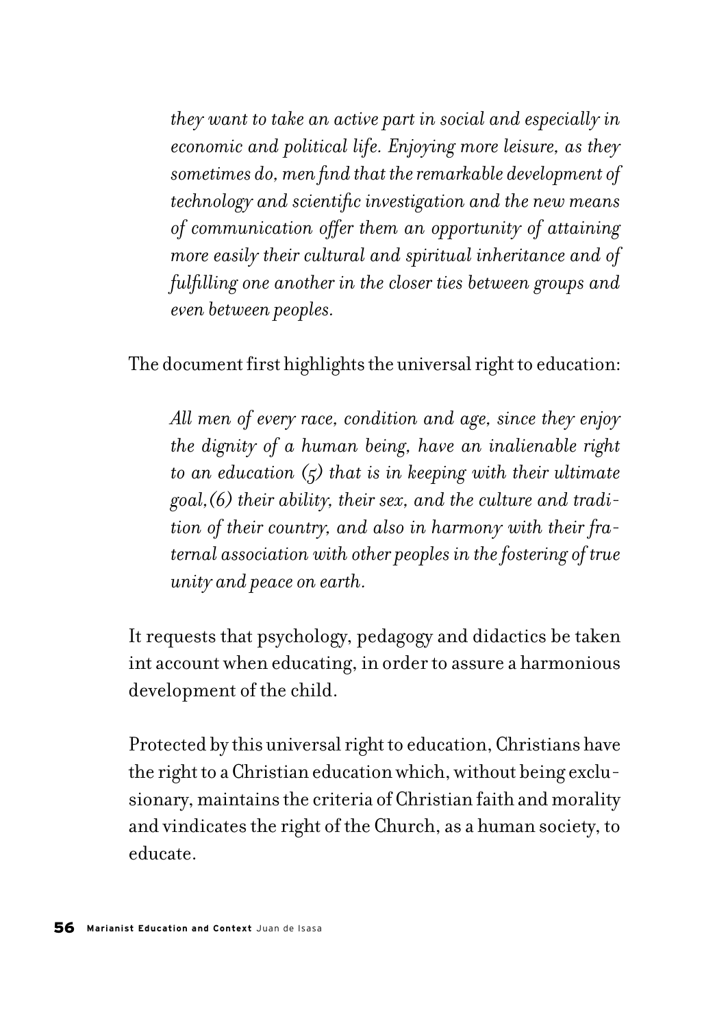*they want to take an active part in social and especially in economic and political life. Enjoying more leisure, as they sometimes do, men find that the remarkable development of technology and scientific investigation and the new means of communication offer them an opportunity of attaining more easily their cultural and spiritual inheritance and of fulfilling one another in the closer ties between groups and even between peoples.*

The document first highlights the universal right to education:

*All men of every race, condition and age, since they enjoy the dignity of a human being, have an inalienable right to an education (5) that is in keeping with their ultimate goal,(6) their ability, their sex, and the culture and tradition of their country, and also in harmony with their fraternal association with other peoples in the fostering of true unity and peace on earth.*

It requests that psychology, pedagogy and didactics be taken int account when educating, in order to assure a harmonious development of the child.

Protected by this universal right to education, Christians have the right to a Christian education which, without being exclusionary, maintains the criteria of Christian faith and morality and vindicates the right of the Church, as a human society, to educate.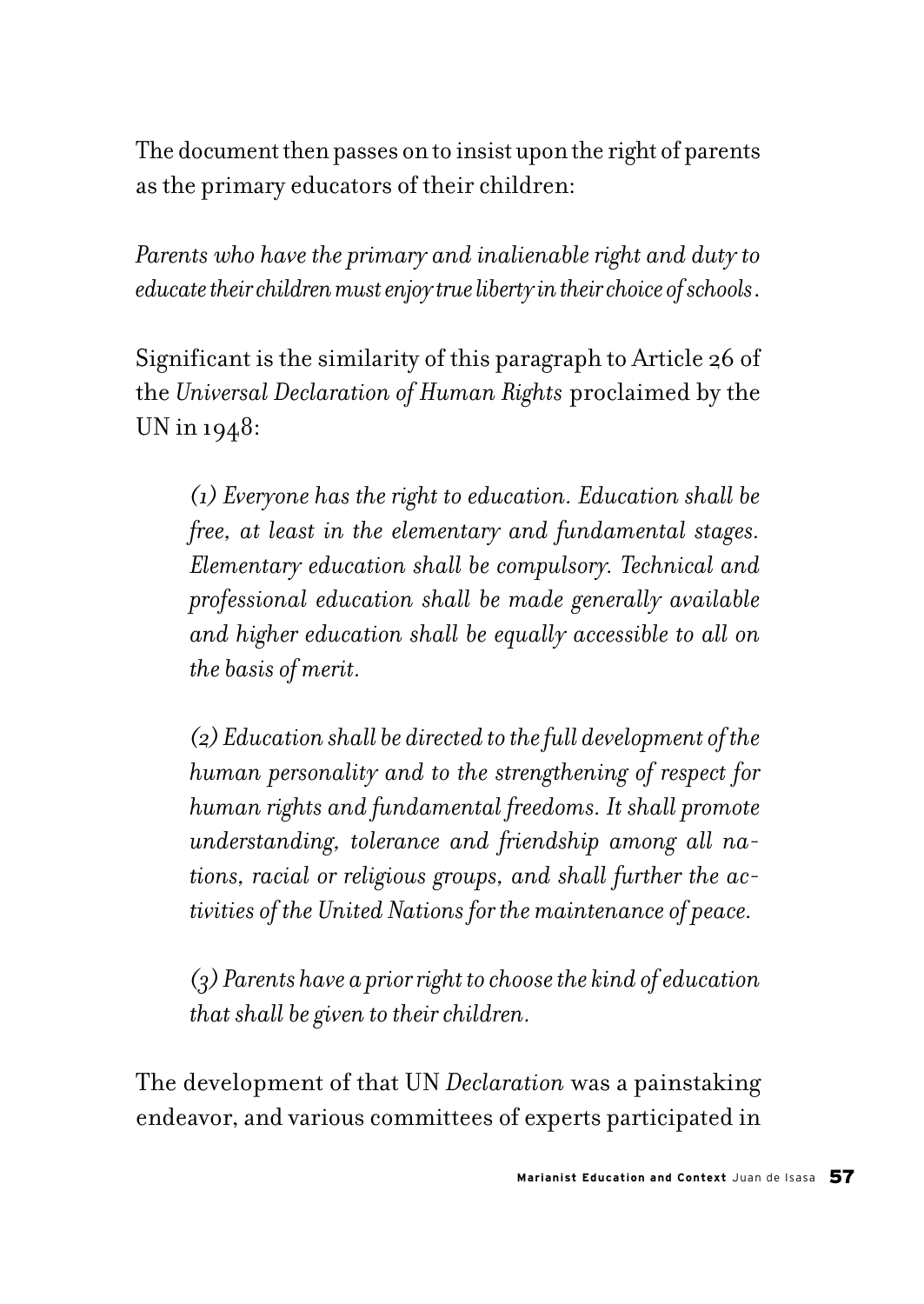The document then passes on to insist upon the right of parents as the primary educators of their children:

*Parents who have the primary and inalienable right and duty to educate their children must enjoy true liberty in their choice of schools*.

Significant is the similarity of this paragraph to Article 26 of the *Universal Declaration of Human Rights* proclaimed by the UN in 1948:

> *(1) Everyone has the right to education. Education shall be free, at least in the elementary and fundamental stages. Elementary education shall be compulsory. Technical and professional education shall be made generally available and higher education shall be equally accessible to all on the basis of merit.*
>
> *(2) Education shall be directed to the full development of the human personality and to the strengthening of respect for human rights and fundamental freedoms. It shall promote understanding, tolerance and friendship among all nations, racial or religious groups, and shall further the activities of the United Nations for the maintenance of peace.*
>
> *(3) Parents have a prior right to choose the kind of education that shall be given to their children.*

The development of that UN *Declaration* was a painstaking endeavor, and various committees of experts participated in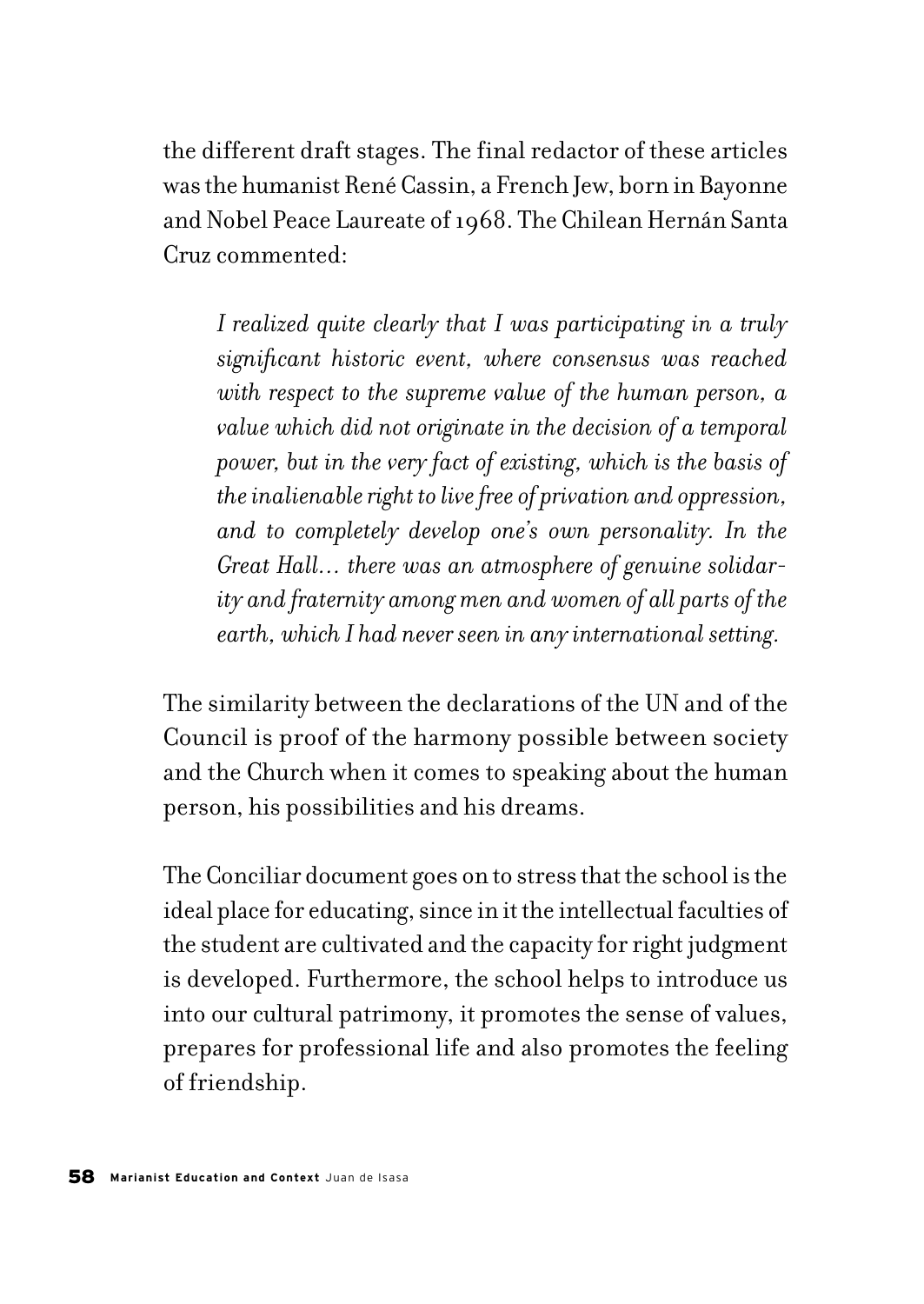the different draft stages. The final redactor of these articles was the humanist René Cassin, a French Jew, born in Bayonne and Nobel Peace Laureate of 1968. The Chilean Hernán Santa Cruz commented:

> *I realized quite clearly that I was participating in a truly significant historic event, where consensus was reached with respect to the supreme value of the human person, a value which did not originate in the decision of a temporal power, but in the very fact of existing, which is the basis of the inalienable right to live free of privation and oppression, and to completely develop one's own personality. In the Great Hall… there was an atmosphere of genuine solidarity and fraternity among men and women of all parts of the earth, which I had never seen in any international setting.*

The similarity between the declarations of the UN and of the Council is proof of the harmony possible between society and the Church when it comes to speaking about the human person, his possibilities and his dreams.

The Conciliar document goes on to stress that the school is the ideal place for educating, since in it the intellectual faculties of the student are cultivated and the capacity for right judgment is developed. Furthermore, the school helps to introduce us into our cultural patrimony, it promotes the sense of values, prepares for professional life and also promotes the feeling of friendship.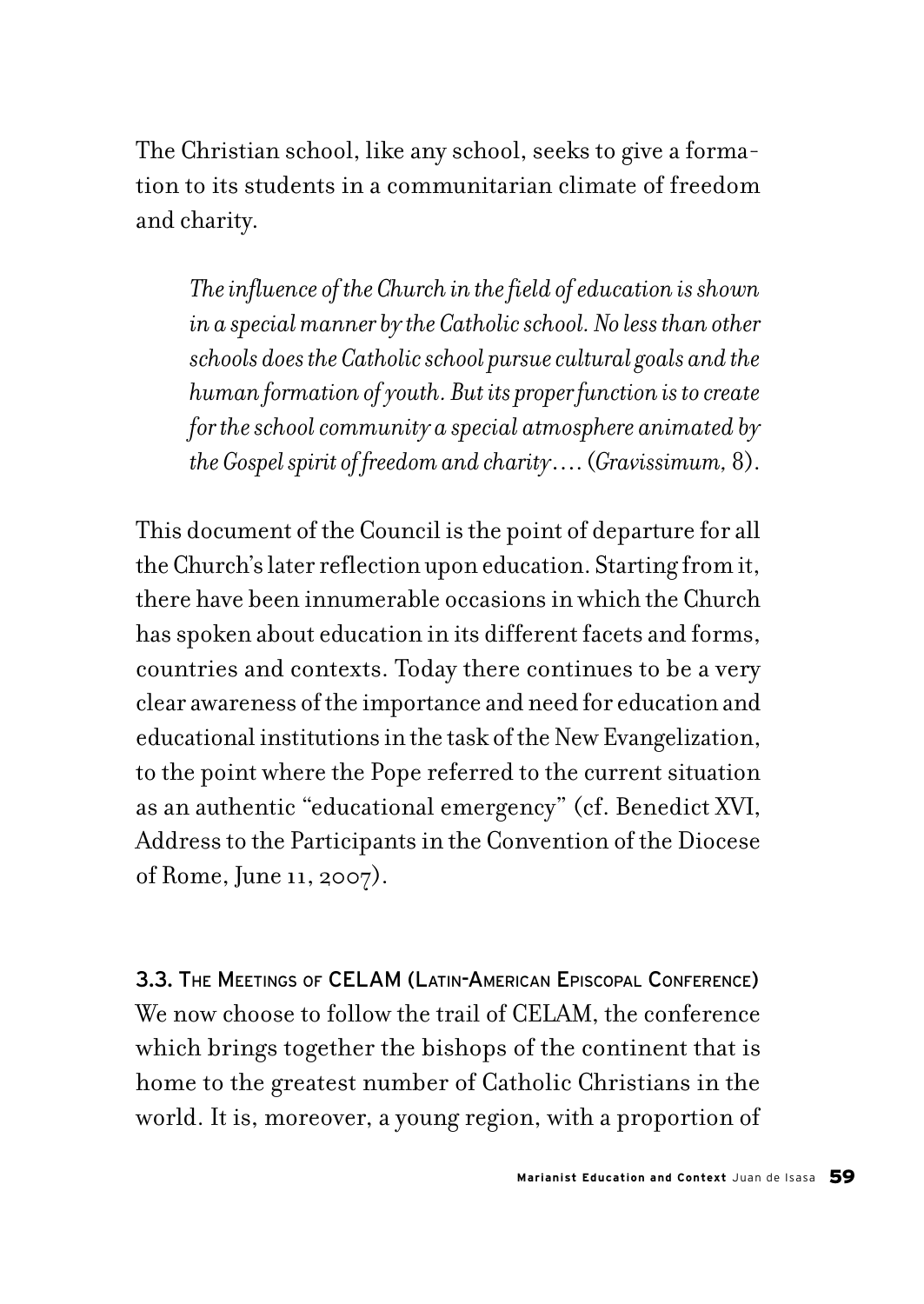The Christian school, like any school, seeks to give a formation to its students in a communitarian climate of freedom and charity.

> *The influence of the Church in the field of education is shown in a special manner by the Catholic school. No less than other schools does the Catholic school pursue cultural goals and the human formation of youth. But its proper function is to create for the school community a special atmosphere animated by the Gospel spirit of freedom and charity….* (*Gravissimum*, 8).

This document of the Council is the point of departure for all the Church's later reflection upon education. Starting from it, there have been innumerable occasions in which the Church has spoken about education in its different facets and forms, countries and contexts. Today there continues to be a very clear awareness of the importance and need for education and educational institutions in the task of the New Evangelization, to the point where the Pope referred to the current situation as an authentic "educational emergency" (cf. Benedict XVI, Address to the Participants in the Convention of the Diocese of Rome, June 11, 2007).

### 3.3. The Meetings of CELAM (Latin-American Episcopal Conference)

We now choose to follow the trail of CELAM, the conference which brings together the bishops of the continent that is home to the greatest number of Catholic Christians in the world. It is, moreover, a young region, with a proportion of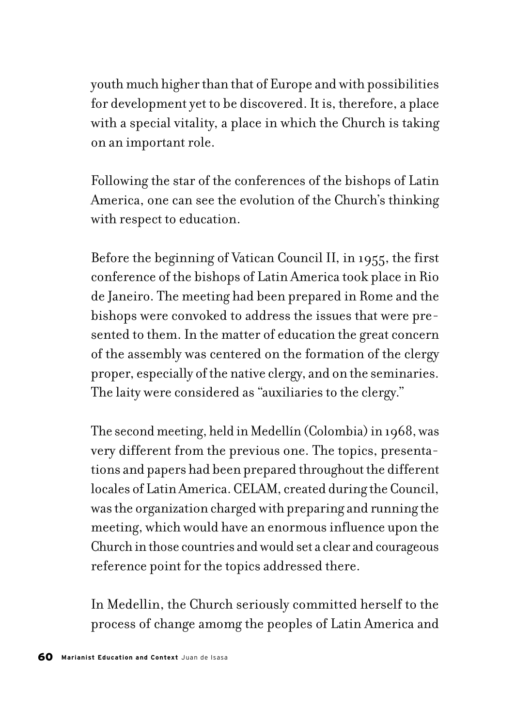youth much higher than that of Europe and with possibilities for development yet to be discovered. It is, therefore, a place with a special vitality, a place in which the Church is taking on an important role.

Following the star of the conferences of the bishops of Latin America, one can see the evolution of the Church's thinking with respect to education.

Before the beginning of Vatican Council II, in 1955, the first conference of the bishops of Latin America took place in Rio de Janeiro. The meeting had been prepared in Rome and the bishops were convoked to address the issues that were presented to them. In the matter of education the great concern of the assembly was centered on the formation of the clergy proper, especially of the native clergy, and on the seminaries. The laity were considered as "auxiliaries to the clergy."

The second meeting, held in Medellín (Colombia) in 1968, was very different from the previous one. The topics, presentations and papers had been prepared throughout the different locales of Latin America. CELAM, created during the Council, was the organization charged with preparing and running the meeting, which would have an enormous influence upon the Church in those countries and would set a clear and courageous reference point for the topics addressed there.

In Medellin, the Church seriously committed herself to the process of change amomg the peoples of Latin America and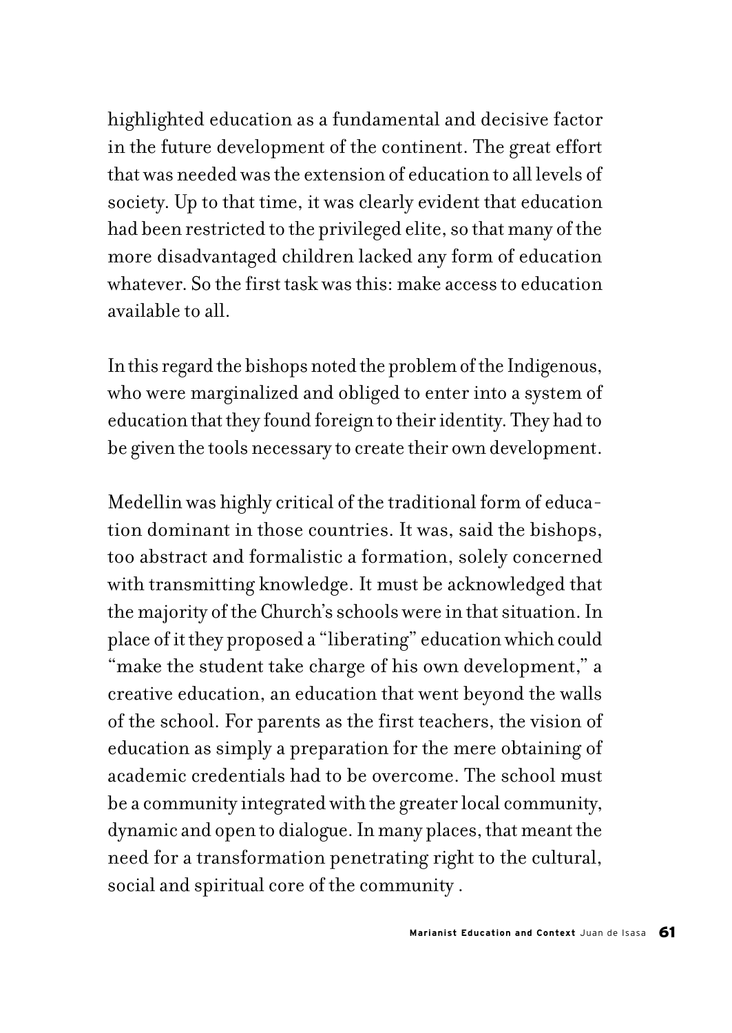highlighted education as a fundamental and decisive factor in the future development of the continent. The great effort that was needed was the extension of education to all levels of society. Up to that time, it was clearly evident that education had been restricted to the privileged elite, so that many of the more disadvantaged children lacked any form of education whatever. So the first task was this: make access to education available to all.

In this regard the bishops noted the problem of the Indigenous, who were marginalized and obliged to enter into a system of education that they found foreign to their identity. They had to be given the tools necessary to create their own development.

Medellin was highly critical of the traditional form of education dominant in those countries. It was, said the bishops, too abstract and formalistic a formation, solely concerned with transmitting knowledge. It must be acknowledged that the majority of the Church's schools were in that situation. In place of it they proposed a "liberating" education which could "make the student take charge of his own development," a creative education, an education that went beyond the walls of the school. For parents as the first teachers, the vision of education as simply a preparation for the mere obtaining of academic credentials had to be overcome. The school must be a community integrated with the greater local community, dynamic and open to dialogue. In many places, that meant the need for a transformation penetrating right to the cultural, social and spiritual core of the community .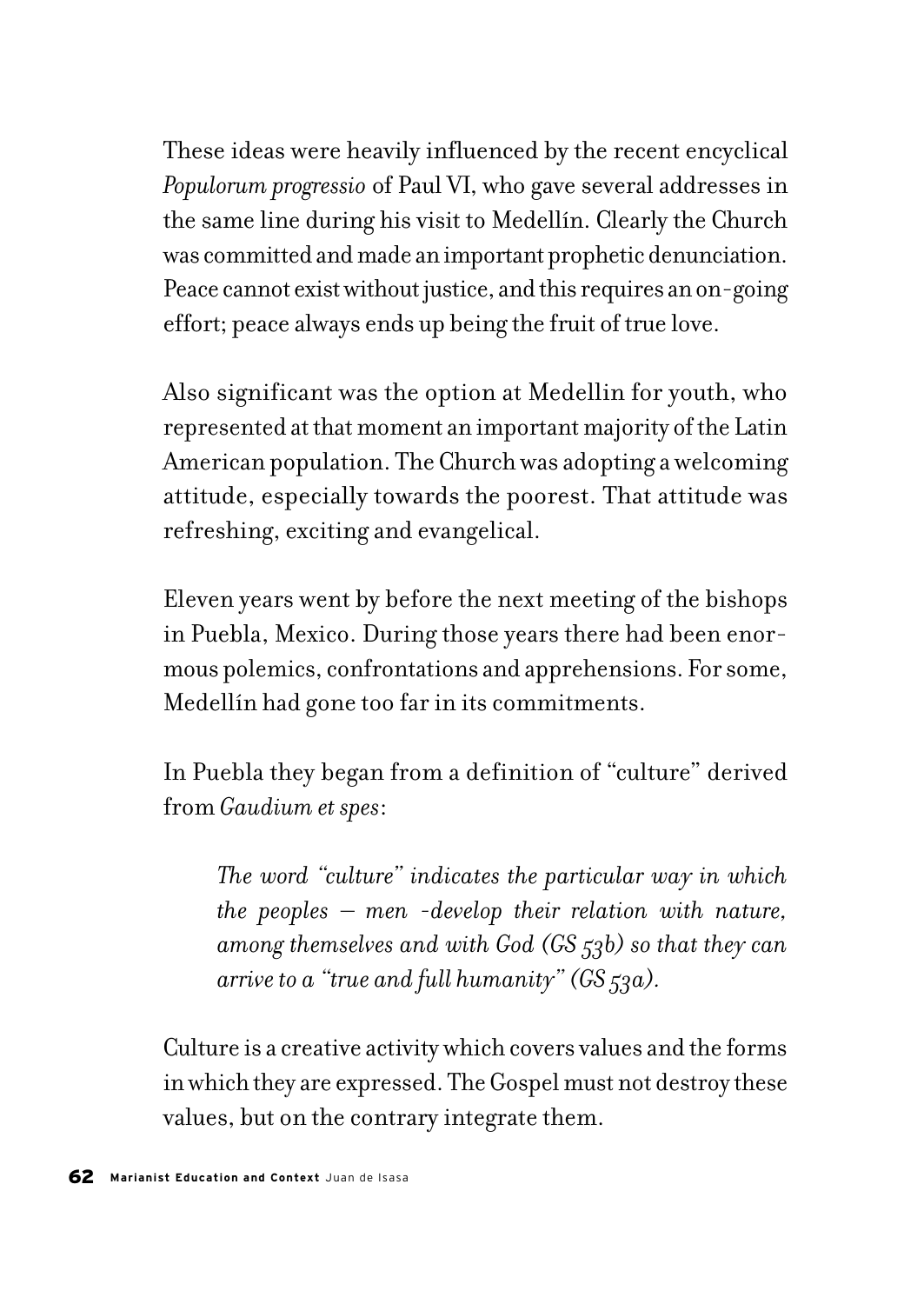These ideas were heavily influenced by the recent encyclical *Populorum progressio* of Paul VI, who gave several addresses in the same line during his visit to Medellín. Clearly the Church was committed and made an important prophetic denunciation. Peace cannot exist without justice, and this requires an on-going effort; peace always ends up being the fruit of true love.

Also significant was the option at Medellin for youth, who represented at that moment an important majority of the Latin American population. The Church was adopting a welcoming attitude, especially towards the poorest. That attitude was refreshing, exciting and evangelical.

Eleven years went by before the next meeting of the bishops in Puebla, Mexico. During those years there had been enormous polemics, confrontations and apprehensions. For some, Medellín had gone too far in its commitments.

In Puebla they began from a definition of "culture" derived from *Gaudium et spes*:

> *The word "culture" indicates the particular way in which the peoples – men -develop their relation with nature, among themselves and with God (GS 53b) so that they can arrive to a "true and full humanity" (GS 53a).*

Culture is a creative activity which covers values and the forms in which they are expressed. The Gospel must not destroy these values, but on the contrary integrate them.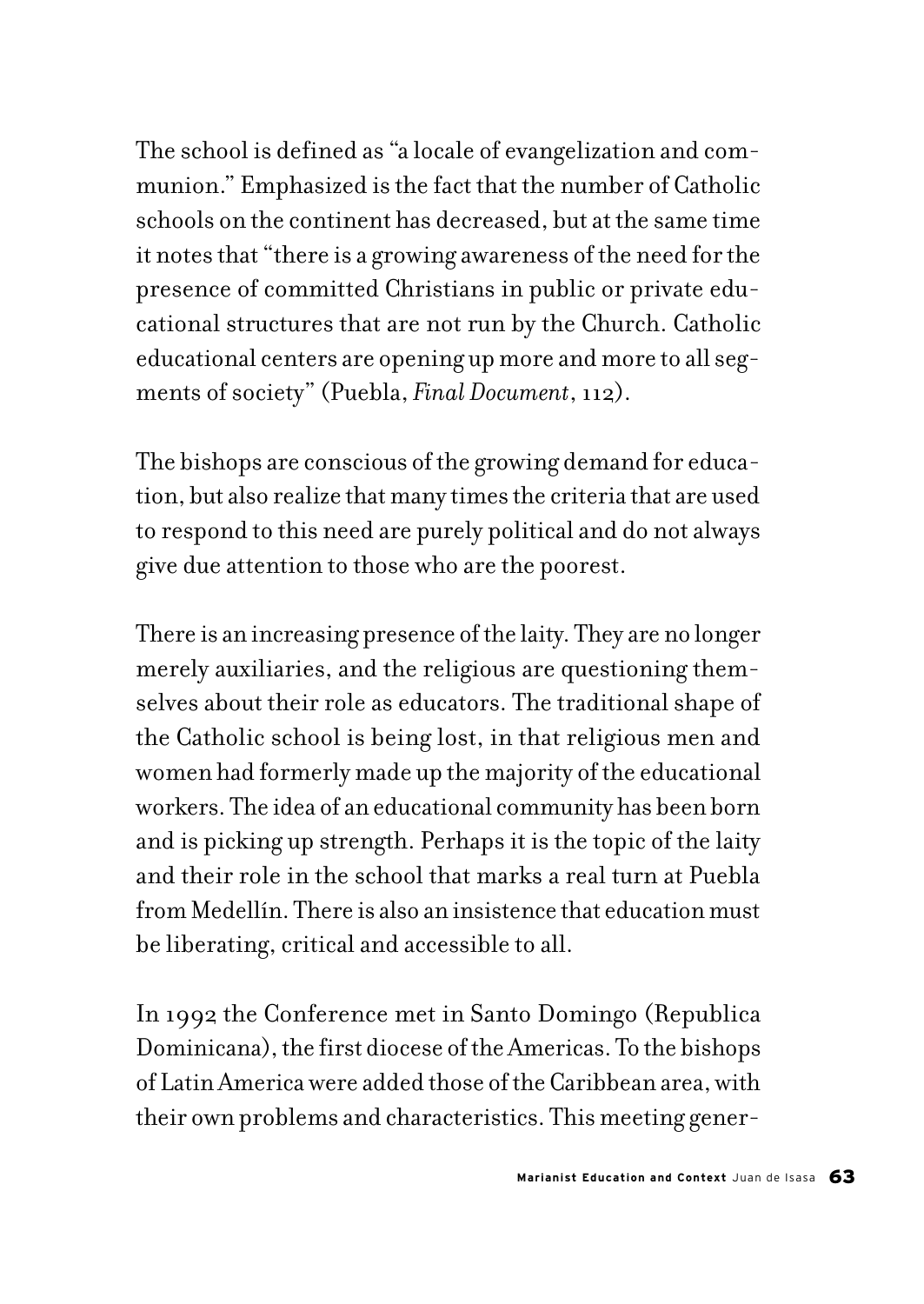The school is defined as "a locale of evangelization and communion." Emphasized is the fact that the number of Catholic schools on the continent has decreased, but at the same time it notes that "there is a growing awareness of the need for the presence of committed Christians in public or private educational structures that are not run by the Church. Catholic educational centers are opening up more and more to all segments of society" (Puebla, *Final Document*, 112).

The bishops are conscious of the growing demand for education, but also realize that many times the criteria that are used to respond to this need are purely political and do not always give due attention to those who are the poorest.

There is an increasing presence of the laity. They are no longer merely auxiliaries, and the religious are questioning themselves about their role as educators. The traditional shape of the Catholic school is being lost, in that religious men and women had formerly made up the majority of the educational workers. The idea of an educational community has been born and is picking up strength. Perhaps it is the topic of the laity and their role in the school that marks a real turn at Puebla from Medellín. There is also an insistence that education must be liberating, critical and accessible to all.

In 1992 the Conference met in Santo Domingo (Republica Dominicana), the first diocese of the Americas. To the bishops of Latin America were added those of the Caribbean area, with their own problems and characteristics. This meeting gener-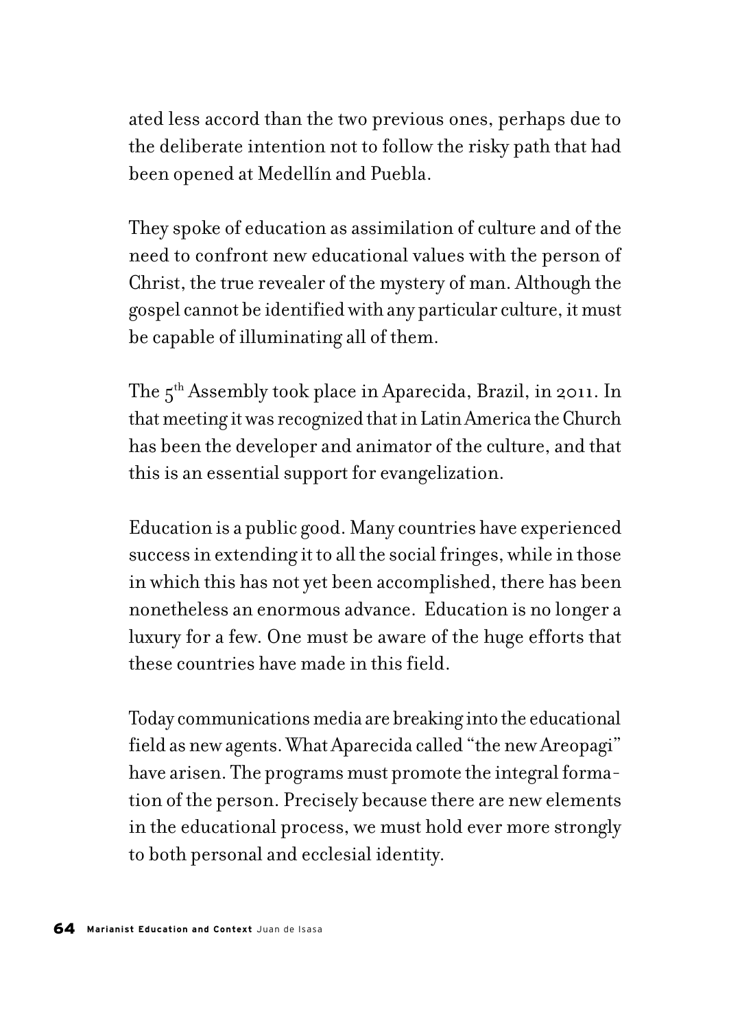ated less accord than the two previous ones, perhaps due to the deliberate intention not to follow the risky path that had been opened at Medellín and Puebla.

They spoke of education as assimilation of culture and of the need to confront new educational values with the person of Christ, the true revealer of the mystery of man. Although the gospel cannot be identified with any particular culture, it must be capable of illuminating all of them.

The 5th Assembly took place in Aparecida, Brazil, in 2011. In that meeting it was recognized that in Latin America the Church has been the developer and animator of the culture, and that this is an essential support for evangelization.

Education is a public good. Many countries have experienced success in extending it to all the social fringes, while in those in which this has not yet been accomplished, there has been nonetheless an enormous advance. Education is no longer a luxury for a few. One must be aware of the huge efforts that these countries have made in this field.

Today communications media are breaking into the educational field as new agents. What Aparecida called "the new Areopagi" have arisen. The programs must promote the integral formation of the person. Precisely because there are new elements in the educational process, we must hold ever more strongly to both personal and ecclesial identity.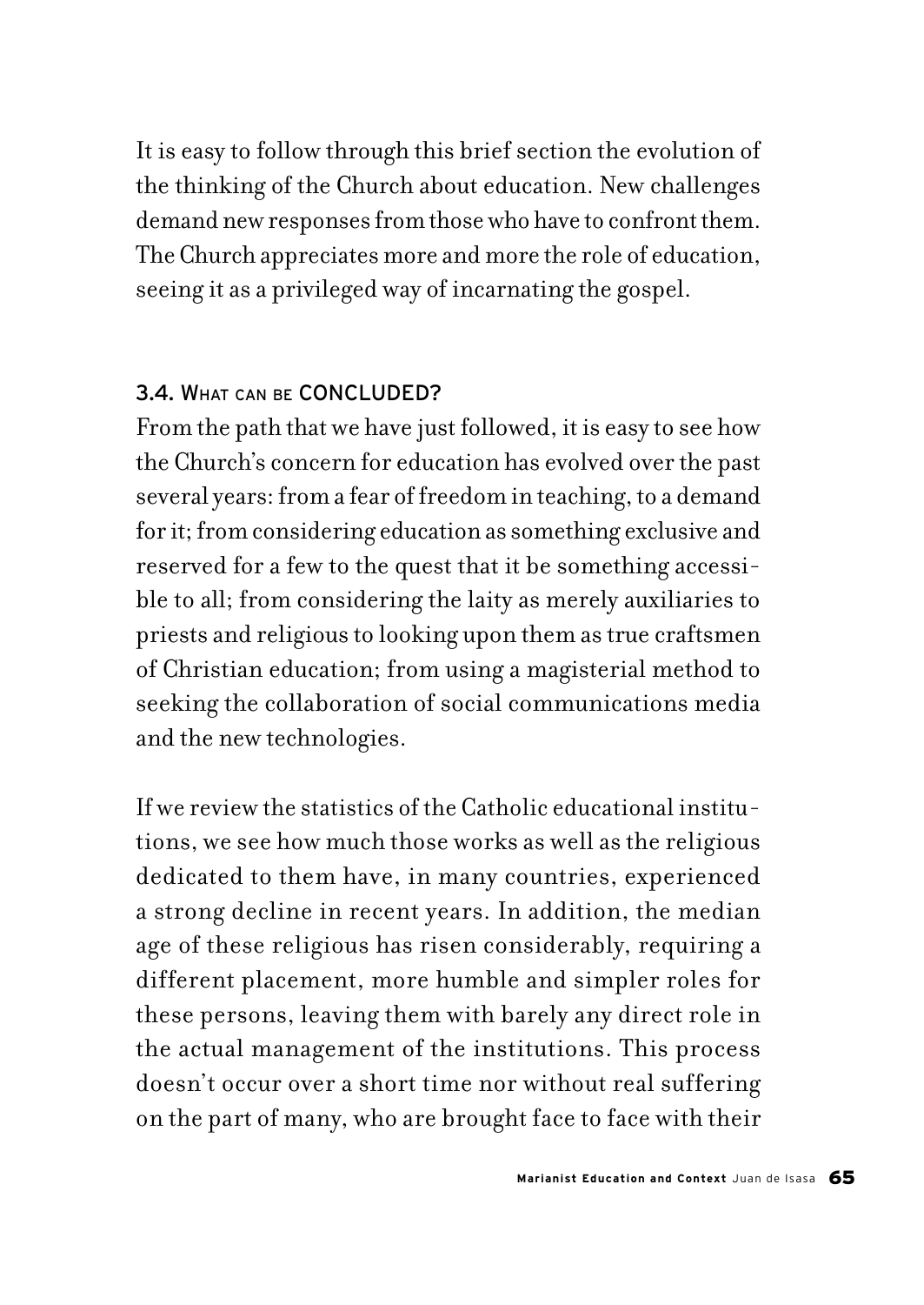It is easy to follow through this brief section the evolution of the thinking of the Church about education. New challenges demand new responses from those who have to confront them. The Church appreciates more and more the role of education, seeing it as a privileged way of incarnating the gospel.

### 3.4. What can be CONCLUDED?

From the path that we have just followed, it is easy to see how the Church's concern for education has evolved over the past several years: from a fear of freedom in teaching, to a demand for it; from considering education as something exclusive and reserved for a few to the quest that it be something accessible to all; from considering the laity as merely auxiliaries to priests and religious to looking upon them as true craftsmen of Christian education; from using a magisterial method to seeking the collaboration of social communications media and the new technologies.

If we review the statistics of the Catholic educational institutions, we see how much those works as well as the religious dedicated to them have, in many countries, experienced a strong decline in recent years. In addition, the median age of these religious has risen considerably, requiring a different placement, more humble and simpler roles for these persons, leaving them with barely any direct role in the actual management of the institutions. This process doesn't occur over a short time nor without real suffering on the part of many, who are brought face to face with their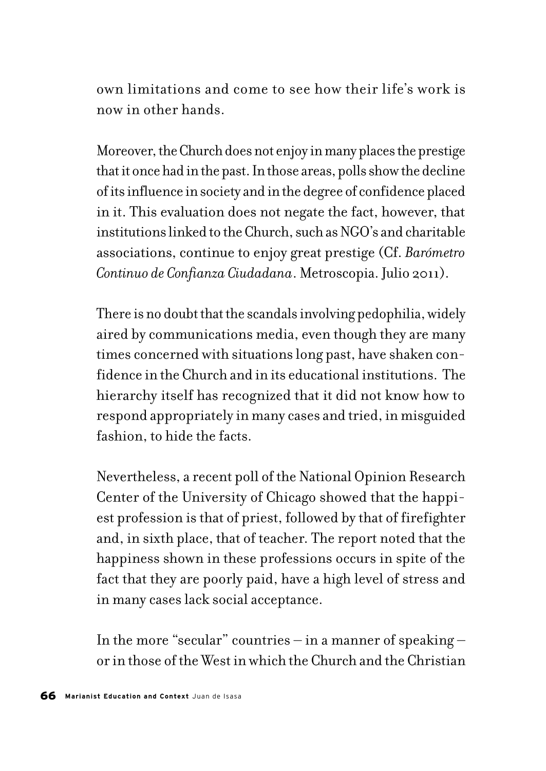own limitations and come to see how their life's work is now in other hands.

Moreover, the Church does not enjoy in many places the prestige that it once had in the past. In those areas, polls show the decline of its influence in society and in the degree of confidence placed in it. This evaluation does not negate the fact, however, that institutions linked to the Church, such as NGO's and charitable associations, continue to enjoy great prestige (Cf. *Barómetro Continuo de Confianza Ciudadana*. Metroscopia. Julio 2011).

There is no doubt that the scandals involving pedophilia, widely aired by communications media, even though they are many times concerned with situations long past, have shaken confidence in the Church and in its educational institutions. The hierarchy itself has recognized that it did not know how to respond appropriately in many cases and tried, in misguided fashion, to hide the facts.

Nevertheless, a recent poll of the National Opinion Research Center of the University of Chicago showed that the happiest profession is that of priest, followed by that of firefighter and, in sixth place, that of teacher. The report noted that the happiness shown in these professions occurs in spite of the fact that they are poorly paid, have a high level of stress and in many cases lack social acceptance.

In the more "secular" countries – in a manner of speaking – or in those of the West in which the Church and the Christian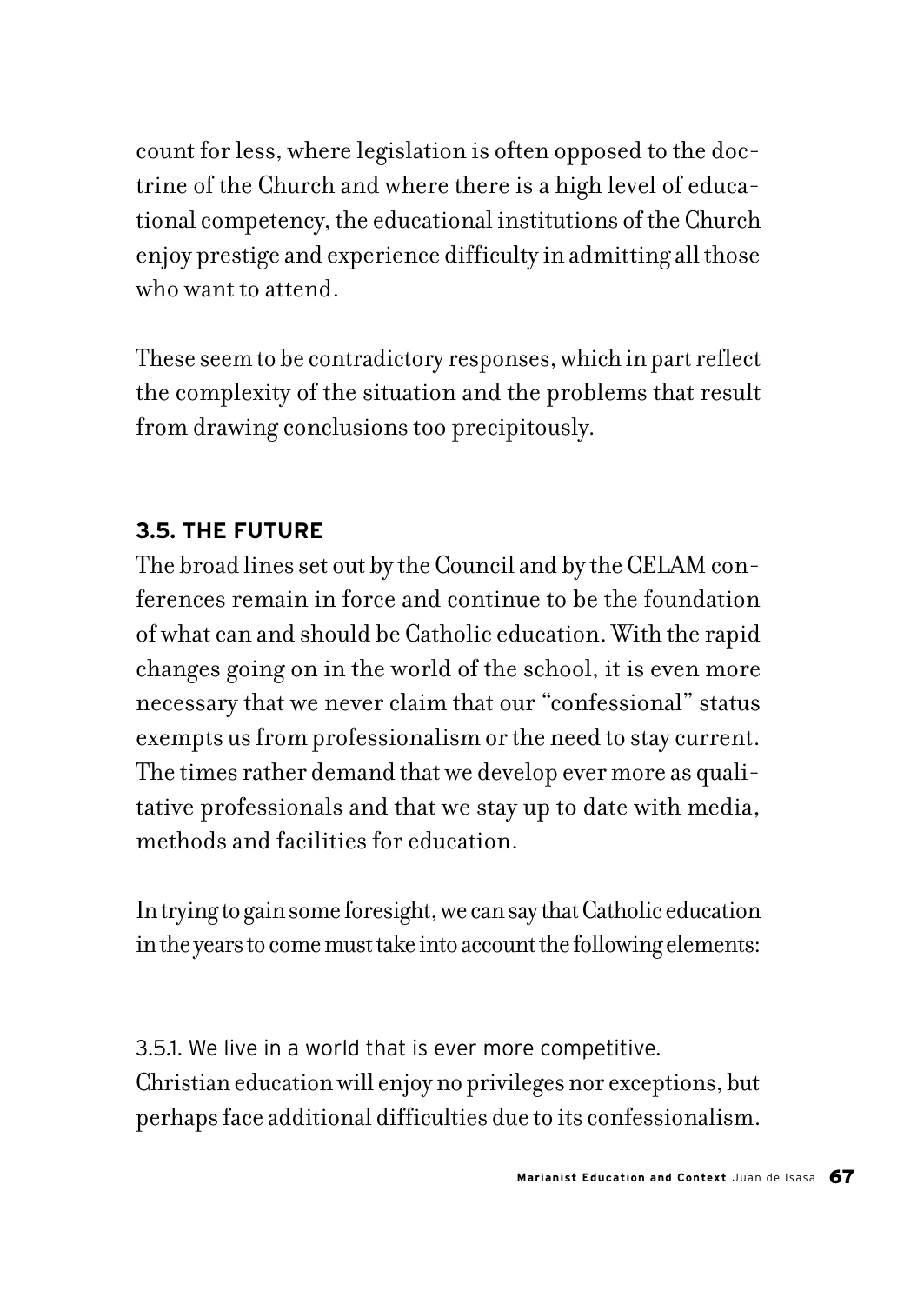count for less, where legislation is often opposed to the doctrine of the Church and where there is a high level of educational competency, the educational institutions of the Church enjoy prestige and experience difficulty in admitting all those who want to attend.

These seem to be contradictory responses, which in part reflect the complexity of the situation and the problems that result from drawing conclusions too precipitously.

### 3.5. THE FUTURE

The broad lines set out by the Council and by the CELAM conferences remain in force and continue to be the foundation of what can and should be Catholic education. With the rapid changes going on in the world of the school, it is even more necessary that we never claim that our "confessional" status exempts us from professionalism or the need to stay current. The times rather demand that we develop ever more as qualitative professionals and that we stay up to date with media, methods and facilities for education.

In trying to gain some foresight, we can say that Catholic education in the years to come must take into account the following elements:

3.5.1. We live in a world that is ever more competitive.
Christian education will enjoy no privileges nor exceptions, but perhaps face additional difficulties due to its confessionalism.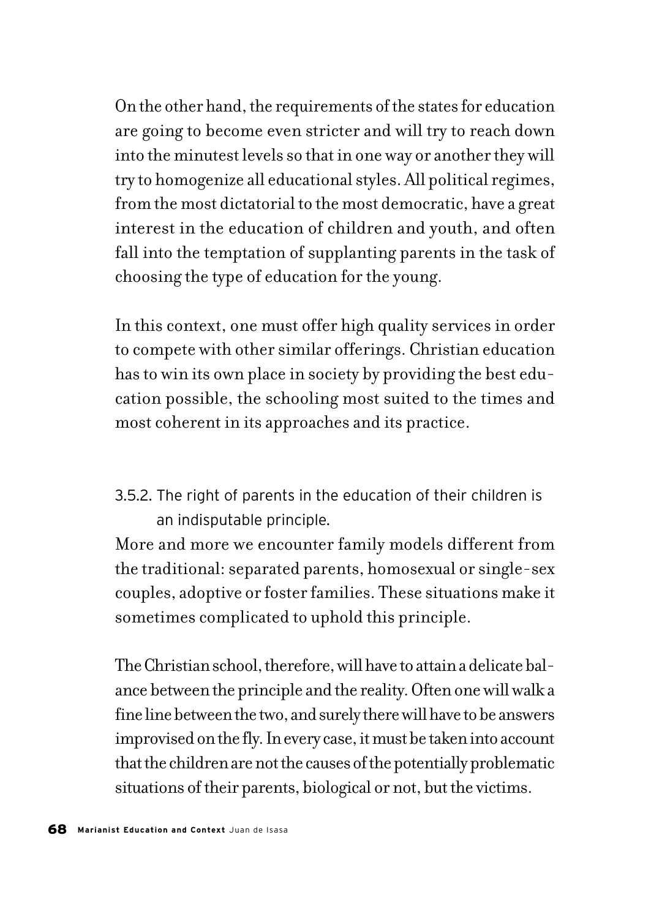On the other hand, the requirements of the states for education are going to become even stricter and will try to reach down into the minutest levels so that in one way or another they will try to homogenize all educational styles. All political regimes, from the most dictatorial to the most democratic, have a great interest in the education of children and youth, and often fall into the temptation of supplanting parents in the task of choosing the type of education for the young.

In this context, one must offer high quality services in order to compete with other similar offerings. Christian education has to win its own place in society by providing the best education possible, the schooling most suited to the times and most coherent in its approaches and its practice.

### 3.5.2. The right of parents in the education of their children is an indisputable principle.

More and more we encounter family models different from the traditional: separated parents, homosexual or single-sex couples, adoptive or foster families. These situations make it sometimes complicated to uphold this principle.

The Christian school, therefore, will have to attain a delicate balance between the principle and the reality. Often one will walk a fine line between the two, and surely there will have to be answers improvised on the fly. In every case, it must be taken into account that the children are not the causes of the potentially problematic situations of their parents, biological or not, but the victims.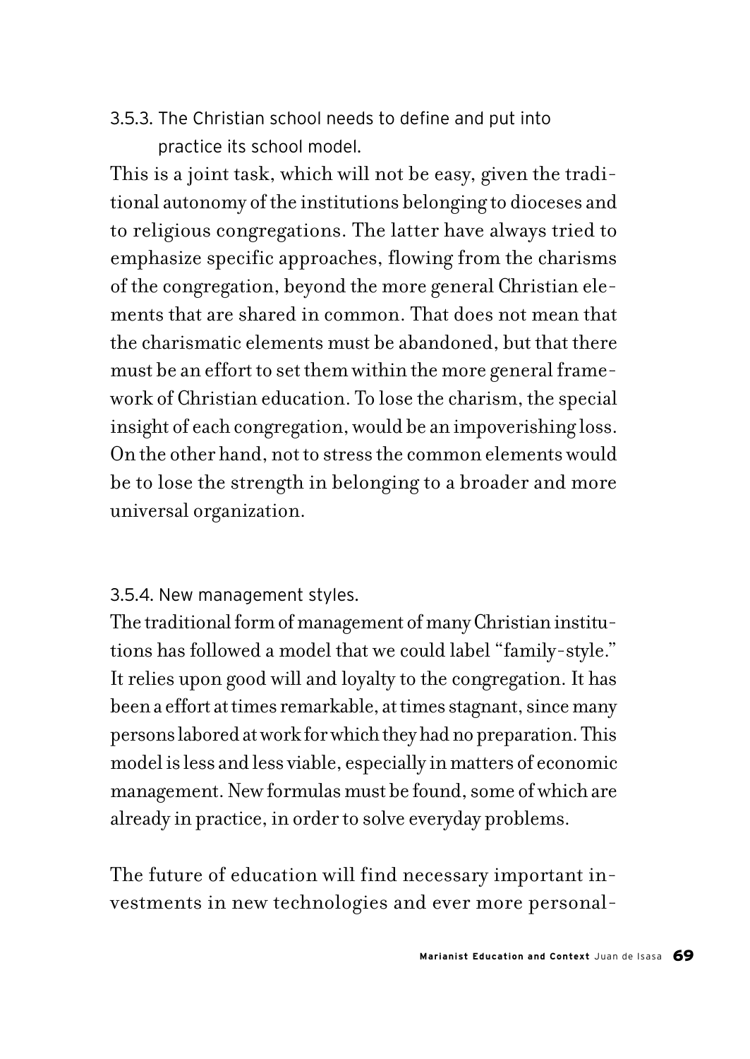### 3.5.3. The Christian school needs to define and put into practice its school model.

This is a joint task, which will not be easy, given the traditional autonomy of the institutions belonging to dioceses and to religious congregations. The latter have always tried to emphasize specific approaches, flowing from the charisms of the congregation, beyond the more general Christian elements that are shared in common. That does not mean that the charismatic elements must be abandoned, but that there must be an effort to set them within the more general framework of Christian education. To lose the charism, the special insight of each congregation, would be an impoverishing loss. On the other hand, not to stress the common elements would be to lose the strength in belonging to a broader and more universal organization.

### 3.5.4. New management styles.

The traditional form of management of many Christian institutions has followed a model that we could label "family-style." It relies upon good will and loyalty to the congregation. It has been a effort at times remarkable, at times stagnant, since many persons labored at work for which they had no preparation. This model is less and less viable, especially in matters of economic management. New formulas must be found, some of which are already in practice, in order to solve everyday problems.

The future of education will find necessary important investments in new technologies and ever more personal-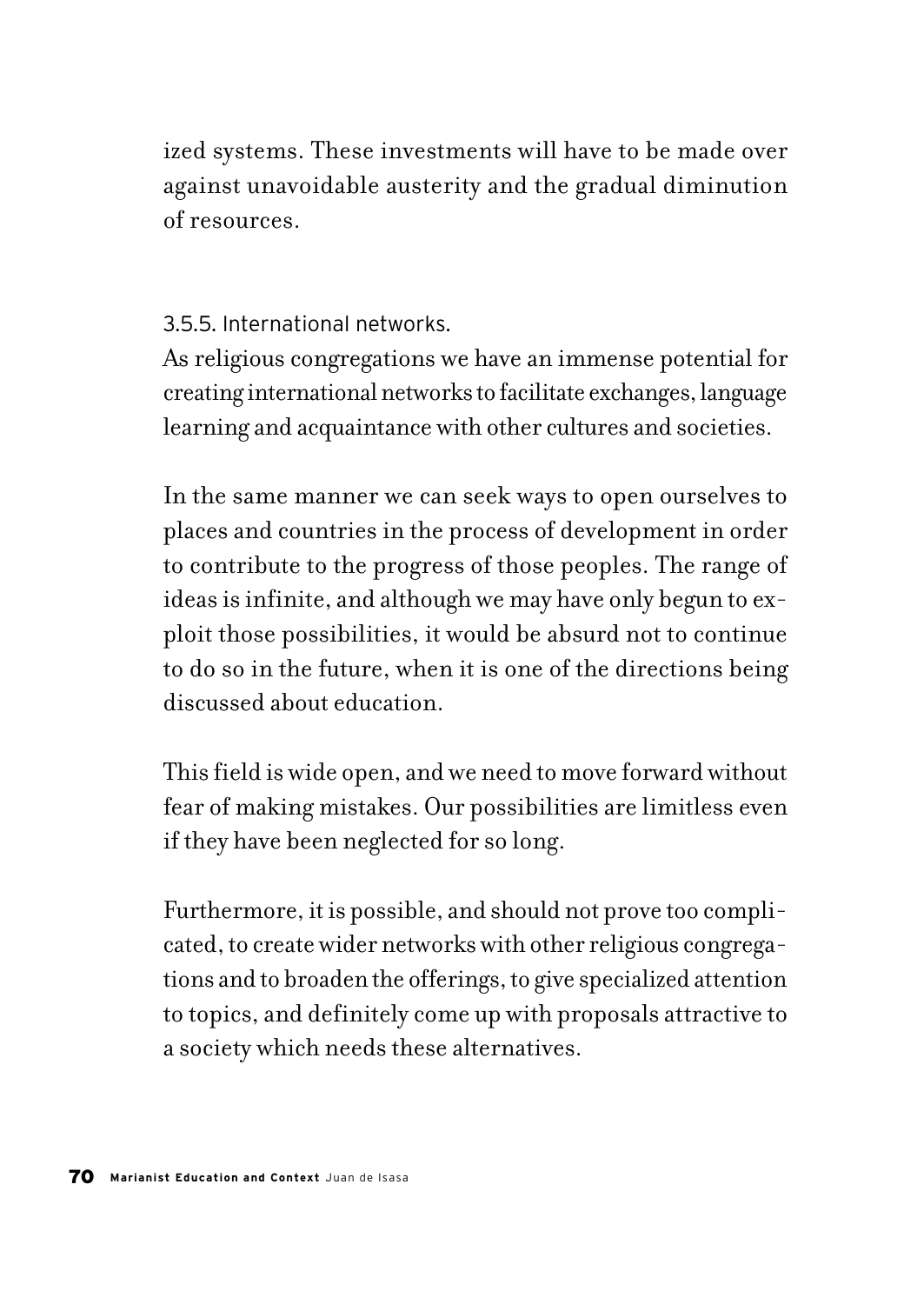ized systems. These investments will have to be made over against unavoidable austerity and the gradual diminution of resources.

### 3.5.5. International networks.

As religious congregations we have an immense potential for creating international networks to facilitate exchanges, language learning and acquaintance with other cultures and societies.

In the same manner we can seek ways to open ourselves to places and countries in the process of development in order to contribute to the progress of those peoples. The range of ideas is infinite, and although we may have only begun to exploit those possibilities, it would be absurd not to continue to do so in the future, when it is one of the directions being discussed about education.

This field is wide open, and we need to move forward without fear of making mistakes. Our possibilities are limitless even if they have been neglected for so long.

Furthermore, it is possible, and should not prove too complicated, to create wider networks with other religious congregations and to broaden the offerings, to give specialized attention to topics, and definitely come up with proposals attractive to a society which needs these alternatives.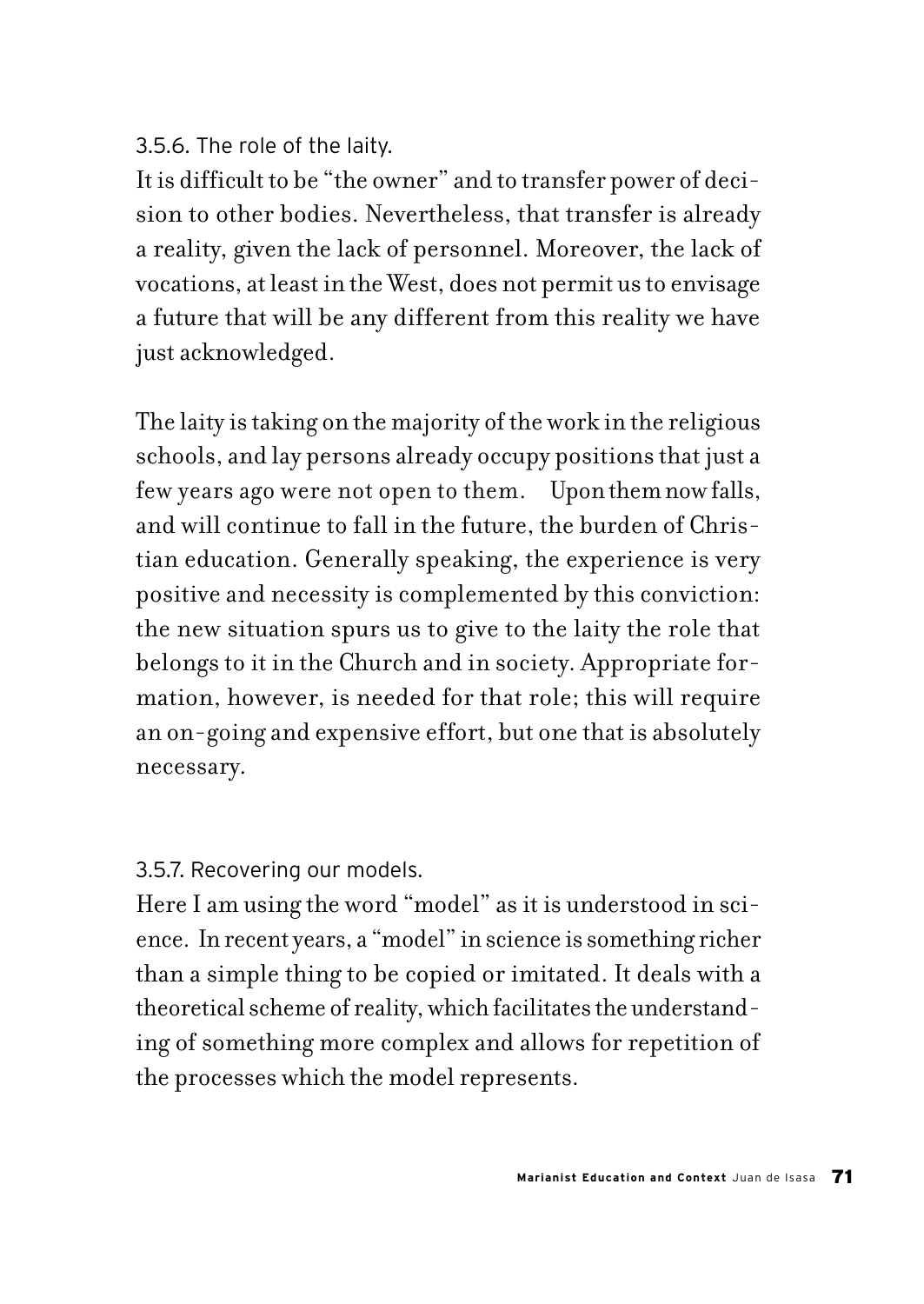### 3.5.6. The role of the laity.

It is difficult to be "the owner" and to transfer power of decision to other bodies. Nevertheless, that transfer is already a reality, given the lack of personnel. Moreover, the lack of vocations, at least in the West, does not permit us to envisage a future that will be any different from this reality we have just acknowledged.

The laity is taking on the majority of the work in the religious schools, and lay persons already occupy positions that just a few years ago were not open to them. Upon them now falls, and will continue to fall in the future, the burden of Christian education. Generally speaking, the experience is very positive and necessity is complemented by this conviction: the new situation spurs us to give to the laity the role that belongs to it in the Church and in society. Appropriate formation, however, is needed for that role; this will require an on-going and expensive effort, but one that is absolutely necessary.

### 3.5.7. Recovering our models.

Here I am using the word "model" as it is understood in science. In recent years, a "model" in science is something richer than a simple thing to be copied or imitated. It deals with a theoretical scheme of reality, which facilitates the understanding of something more complex and allows for repetition of the processes which the model represents.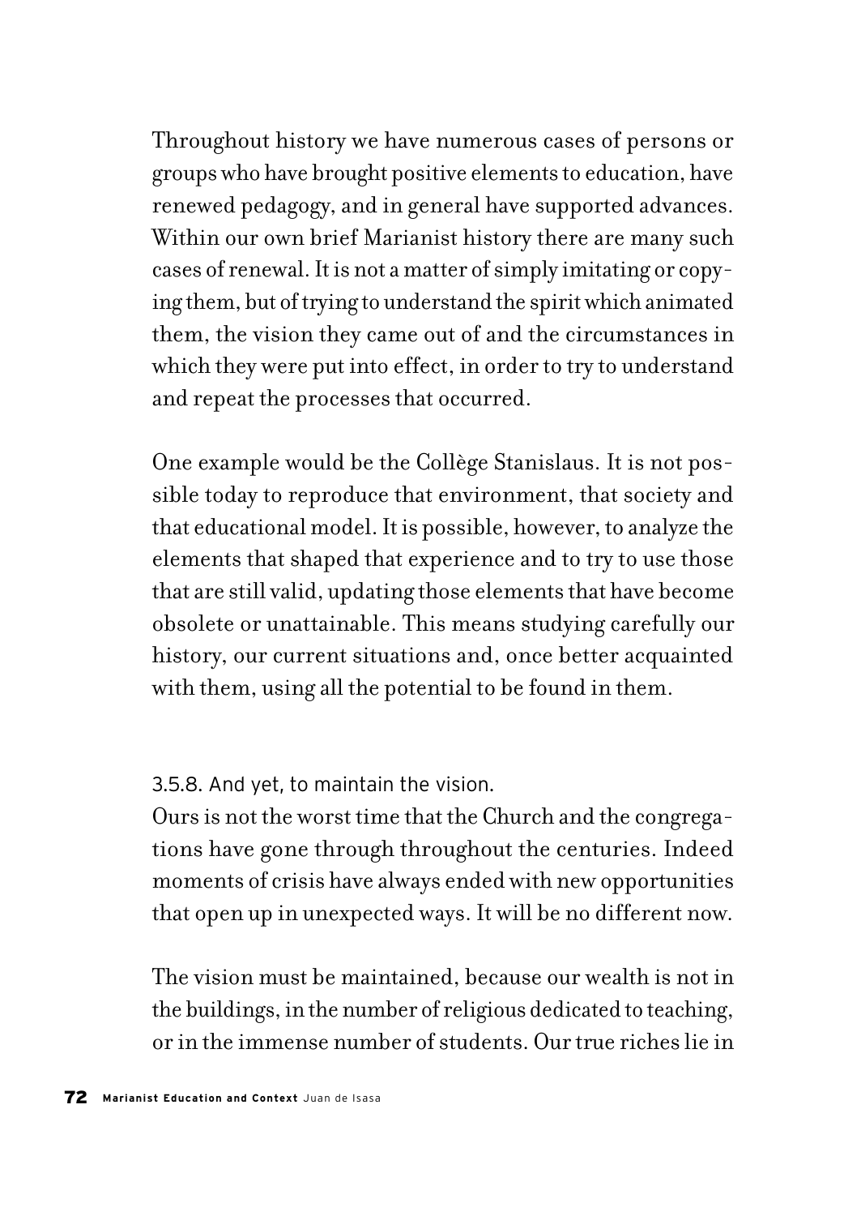Throughout history we have numerous cases of persons or groups who have brought positive elements to education, have renewed pedagogy, and in general have supported advances. Within our own brief Marianist history there are many such cases of renewal. It is not a matter of simply imitating or copying them, but of trying to understand the spirit which animated them, the vision they came out of and the circumstances in which they were put into effect, in order to try to understand and repeat the processes that occurred.

One example would be the Collège Stanislaus. It is not possible today to reproduce that environment, that society and that educational model. It is possible, however, to analyze the elements that shaped that experience and to try to use those that are still valid, updating those elements that have become obsolete or unattainable. This means studying carefully our history, our current situations and, once better acquainted with them, using all the potential to be found in them.

### 3.5.8. And yet, to maintain the vision.

Ours is not the worst time that the Church and the congregations have gone through throughout the centuries. Indeed moments of crisis have always ended with new opportunities that open up in unexpected ways. It will be no different now.

The vision must be maintained, because our wealth is not in the buildings, in the number of religious dedicated to teaching, or in the immense number of students. Our true riches lie in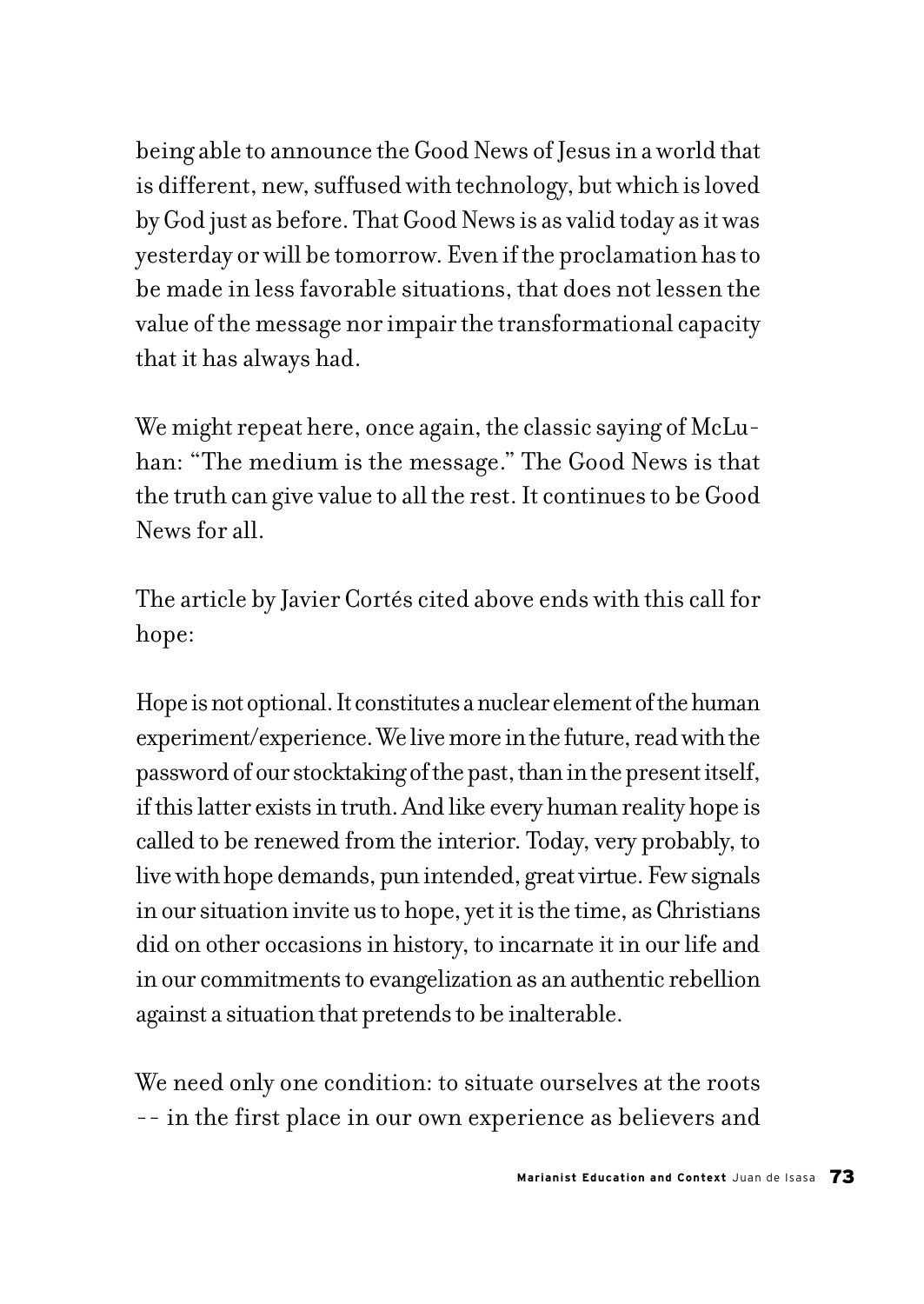being able to announce the Good News of Jesus in a world that is different, new, suffused with technology, but which is loved by God just as before. That Good News is as valid today as it was yesterday or will be tomorrow. Even if the proclamation has to be made in less favorable situations, that does not lessen the value of the message nor impair the transformational capacity that it has always had.

We might repeat here, once again, the classic saying of McLuhan: "The medium is the message." The Good News is that the truth can give value to all the rest. It continues to be Good News for all.

The article by Javier Cortés cited above ends with this call for hope:

Hope is not optional. It constitutes a nuclear element of the human experiment/experience. We live more in the future, read with the password of our stocktaking of the past, than in the present itself, if this latter exists in truth. And like every human reality hope is called to be renewed from the interior. Today, very probably, to live with hope demands, pun intended, great virtue. Few signals in our situation invite us to hope, yet it is the time, as Christians did on other occasions in history, to incarnate it in our life and in our commitments to evangelization as an authentic rebellion against a situation that pretends to be inalterable.

We need only one condition: to situate ourselves at the roots -- in the first place in our own experience as believers and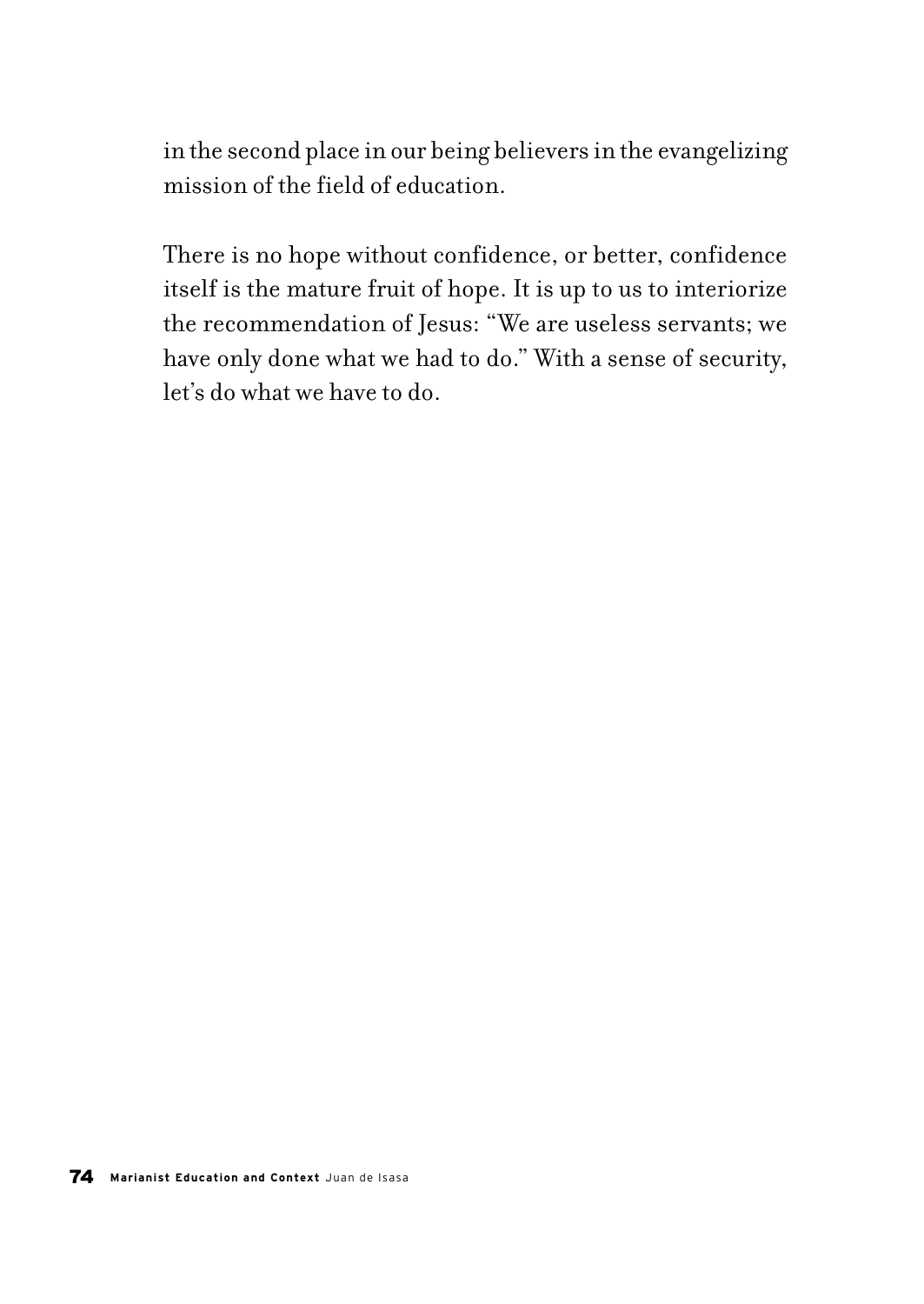in the second place in our being believers in the evangelizing mission of the field of education.

There is no hope without confidence, or better, confidence itself is the mature fruit of hope. It is up to us to interiorize the recommendation of Jesus: "We are useless servants; we have only done what we had to do." With a sense of security, let's do what we have to do.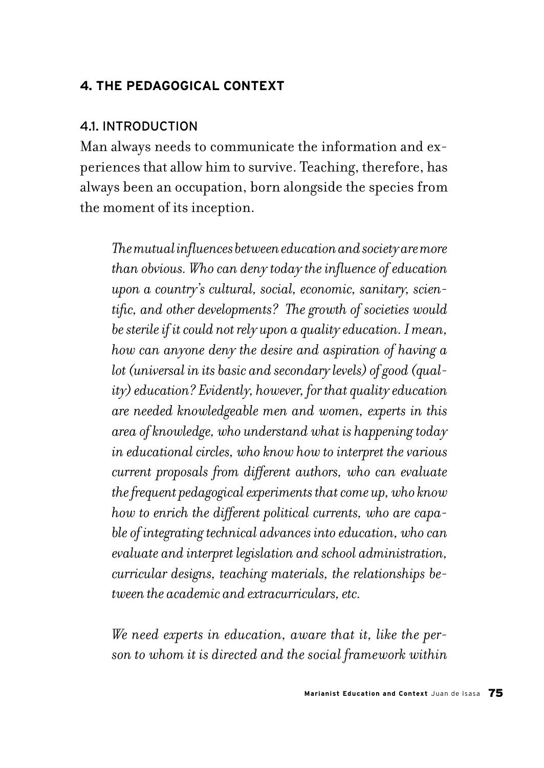## 4. THE PEDAGOGICAL CONTEXT

### 4.1. INTRODUCTION

Man always needs to communicate the information and experiences that allow him to survive. Teaching, therefore, has always been an occupation, born alongside the species from the moment of its inception.

> *The mutual influences between education and society are more than obvious. Who can deny today the influence of education upon a country's cultural, social, economic, sanitary, scientific, and other developments? The growth of societies would be sterile if it could not rely upon a quality education. I mean, how can anyone deny the desire and aspiration of having a lot (universal in its basic and secondary levels) of good (quality) education? Evidently, however, for that quality education are needed knowledgeable men and women, experts in this area of knowledge, who understand what is happening today in educational circles, who know how to interpret the various current proposals from different authors, who can evaluate the frequent pedagogical experiments that come up, who know how to enrich the different political currents, who are capable of integrating technical advances into education, who can evaluate and interpret legislation and school administration, curricular designs, teaching materials, the relationships between the academic and extracurriculars, etc.*
>
> *We need experts in education, aware that it, like the person to whom it is directed and the social framework within*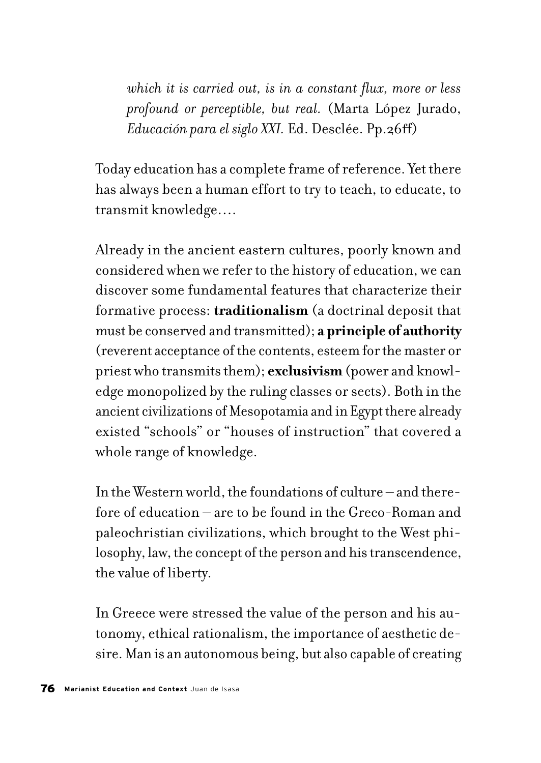*which it is carried out, is in a constant flux, more or less profound or perceptible, but real.* (Marta López Jurado, *Educación para el siglo XXI.* Ed. Desclée. Pp.26ff)

Today education has a complete frame of reference. Yet there has always been a human effort to try to teach, to educate, to transmit knowledge….

Already in the ancient eastern cultures, poorly known and considered when we refer to the history of education, we can discover some fundamental features that characterize their formative process: **traditionalism** (a doctrinal deposit that must be conserved and transmitted); **a principle of authority** (reverent acceptance of the contents, esteem for the master or priest who transmits them); **exclusivism** (power and knowledge monopolized by the ruling classes or sects). Both in the ancient civilizations of Mesopotamia and in Egypt there already existed "schools" or "houses of instruction" that covered a whole range of knowledge.

In the Western world, the foundations of culture – and therefore of education – are to be found in the Greco-Roman and paleochristian civilizations, which brought to the West philosophy, law, the concept of the person and his transcendence, the value of liberty.

In Greece were stressed the value of the person and his autonomy, ethical rationalism, the importance of aesthetic desire. Man is an autonomous being, but also capable of creating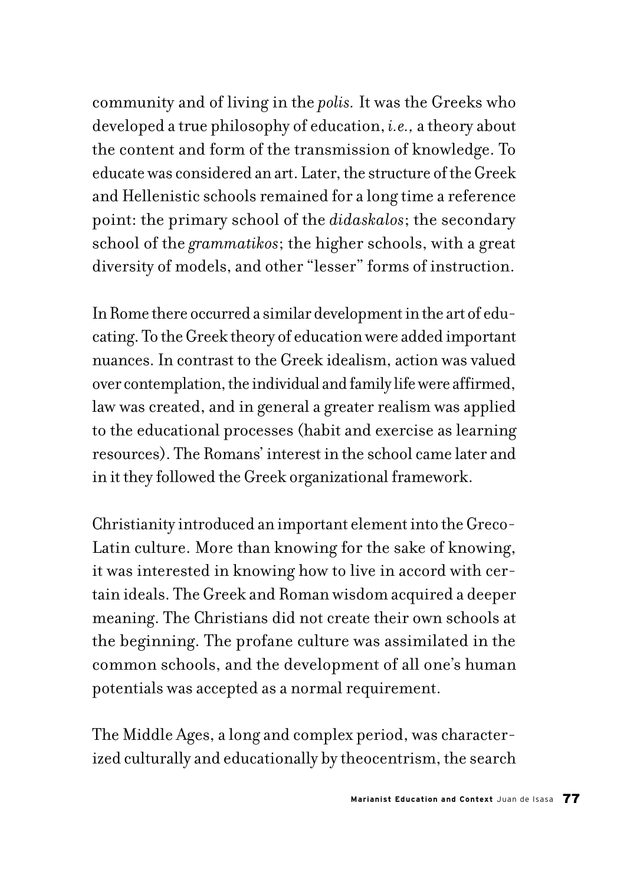community and of living in the *polis.* It was the Greeks who developed a true philosophy of education, *i.e.,* a theory about the content and form of the transmission of knowledge. To educate was considered an art. Later, the structure of the Greek and Hellenistic schools remained for a long time a reference point: the primary school of the *didaskalos*; the secondary school of the *grammatikos*; the higher schools, with a great diversity of models, and other "lesser" forms of instruction.

In Rome there occurred a similar development in the art of educating. To the Greek theory of education were added important nuances. In contrast to the Greek idealism, action was valued over contemplation, the individual and family life were affirmed, law was created, and in general a greater realism was applied to the educational processes (habit and exercise as learning resources). The Romans' interest in the school came later and in it they followed the Greek organizational framework.

Christianity introduced an important element into the Greco-Latin culture. More than knowing for the sake of knowing, it was interested in knowing how to live in accord with certain ideals. The Greek and Roman wisdom acquired a deeper meaning. The Christians did not create their own schools at the beginning. The profane culture was assimilated in the common schools, and the development of all one's human potentials was accepted as a normal requirement.

The Middle Ages, a long and complex period, was characterized culturally and educationally by theocentrism, the search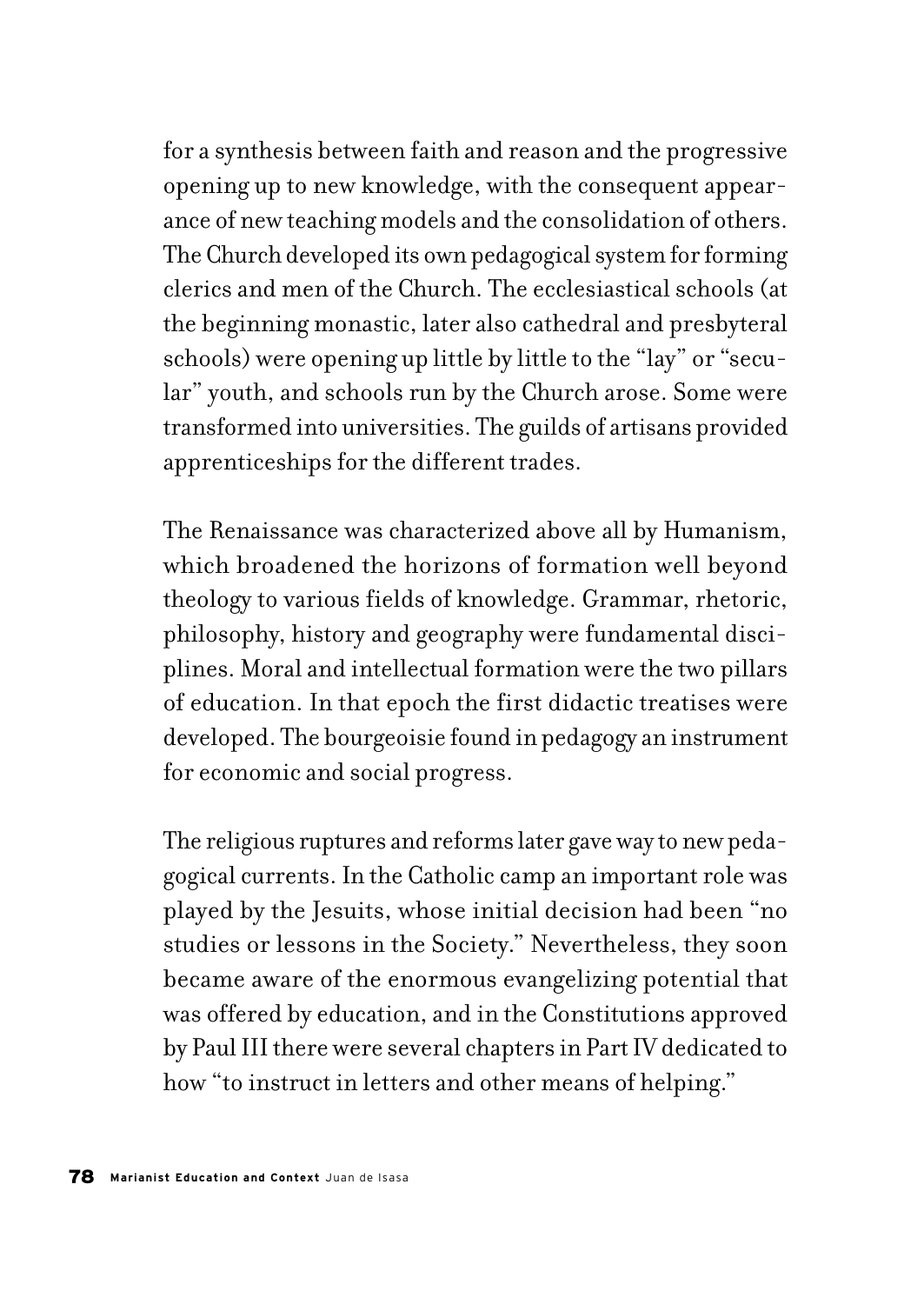for a synthesis between faith and reason and the progressive opening up to new knowledge, with the consequent appearance of new teaching models and the consolidation of others. The Church developed its own pedagogical system for forming clerics and men of the Church. The ecclesiastical schools (at the beginning monastic, later also cathedral and presbyteral schools) were opening up little by little to the "lay" or "secular" youth, and schools run by the Church arose. Some were transformed into universities. The guilds of artisans provided apprenticeships for the different trades.

The Renaissance was characterized above all by Humanism, which broadened the horizons of formation well beyond theology to various fields of knowledge. Grammar, rhetoric, philosophy, history and geography were fundamental disciplines. Moral and intellectual formation were the two pillars of education. In that epoch the first didactic treatises were developed. The bourgeoisie found in pedagogy an instrument for economic and social progress.

The religious ruptures and reforms later gave way to new pedagogical currents. In the Catholic camp an important role was played by the Jesuits, whose initial decision had been "no studies or lessons in the Society." Nevertheless, they soon became aware of the enormous evangelizing potential that was offered by education, and in the Constitutions approved by Paul III there were several chapters in Part IV dedicated to how "to instruct in letters and other means of helping."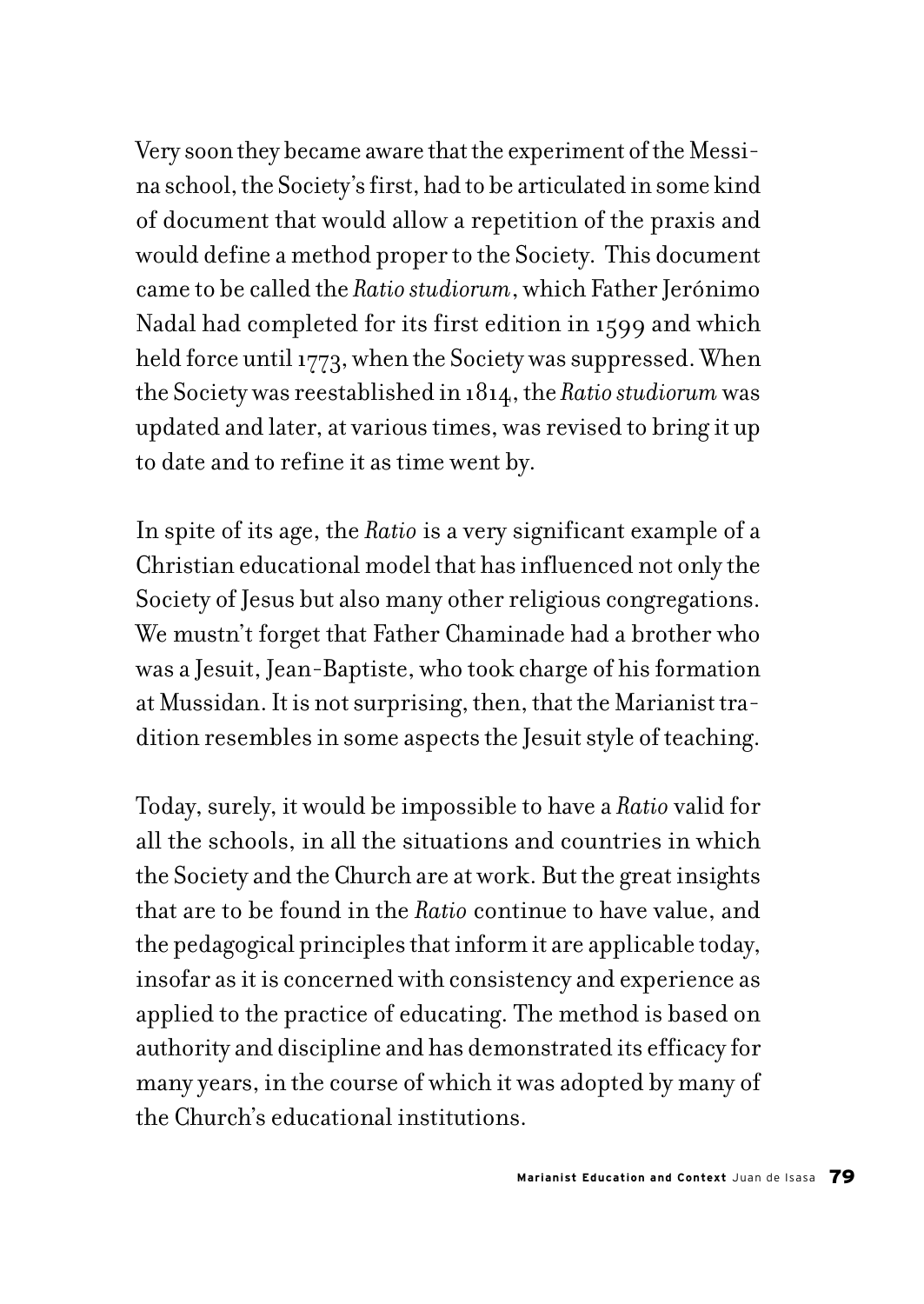Very soon they became aware that the experiment of the Messina school, the Society's first, had to be articulated in some kind of document that would allow a repetition of the praxis and would define a method proper to the Society. This document came to be called the *Ratio studiorum*, which Father Jerónimo Nadal had completed for its first edition in 1599 and which held force until 1773, when the Society was suppressed. When the Society was reestablished in 1814, the *Ratio studiorum* was updated and later, at various times, was revised to bring it up to date and to refine it as time went by.

In spite of its age, the *Ratio* is a very significant example of a Christian educational model that has influenced not only the Society of Jesus but also many other religious congregations. We mustn't forget that Father Chaminade had a brother who was a Jesuit, Jean-Baptiste, who took charge of his formation at Mussidan. It is not surprising, then, that the Marianist tradition resembles in some aspects the Jesuit style of teaching.

Today, surely, it would be impossible to have a *Ratio* valid for all the schools, in all the situations and countries in which the Society and the Church are at work. But the great insights that are to be found in the *Ratio* continue to have value, and the pedagogical principles that inform it are applicable today, insofar as it is concerned with consistency and experience as applied to the practice of educating. The method is based on authority and discipline and has demonstrated its efficacy for many years, in the course of which it was adopted by many of the Church's educational institutions.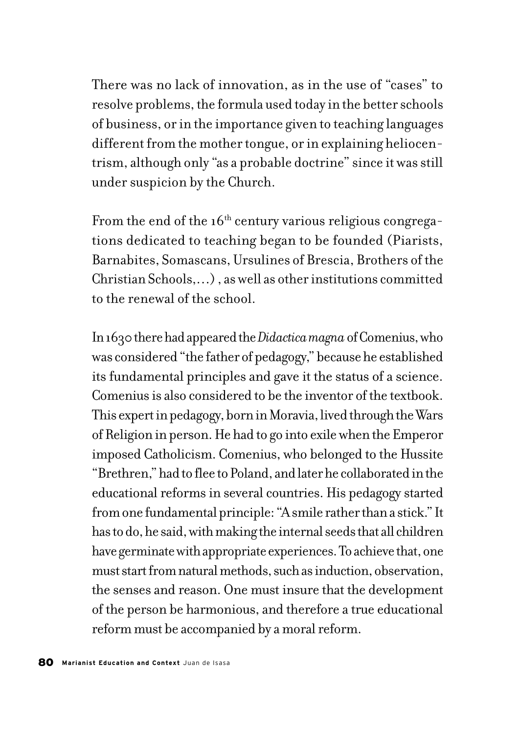There was no lack of innovation, as in the use of "cases" to resolve problems, the formula used today in the better schools of business, or in the importance given to teaching languages different from the mother tongue, or in explaining heliocentrism, although only "as a probable doctrine" since it was still under suspicion by the Church.

From the end of the 16th century various religious congregations dedicated to teaching began to be founded (Piarists, Barnabites, Somascans, Ursulines of Brescia, Brothers of the Christian Schools,...) , as well as other institutions committed to the renewal of the school.

In 1630 there had appeared the *Didactica magna* of Comenius, who was considered "the father of pedagogy," because he established its fundamental principles and gave it the status of a science. Comenius is also considered to be the inventor of the textbook. This expert in pedagogy, born in Moravia, lived through the Wars of Religion in person. He had to go into exile when the Emperor imposed Catholicism. Comenius, who belonged to the Hussite "Brethren," had to flee to Poland, and later he collaborated in the educational reforms in several countries. His pedagogy started from one fundamental principle: "A smile rather than a stick." It has to do, he said, with making the internal seeds that all children have germinate with appropriate experiences. To achieve that, one must start from natural methods, such as induction, observation, the senses and reason. One must insure that the development of the person be harmonious, and therefore a true educational reform must be accompanied by a moral reform.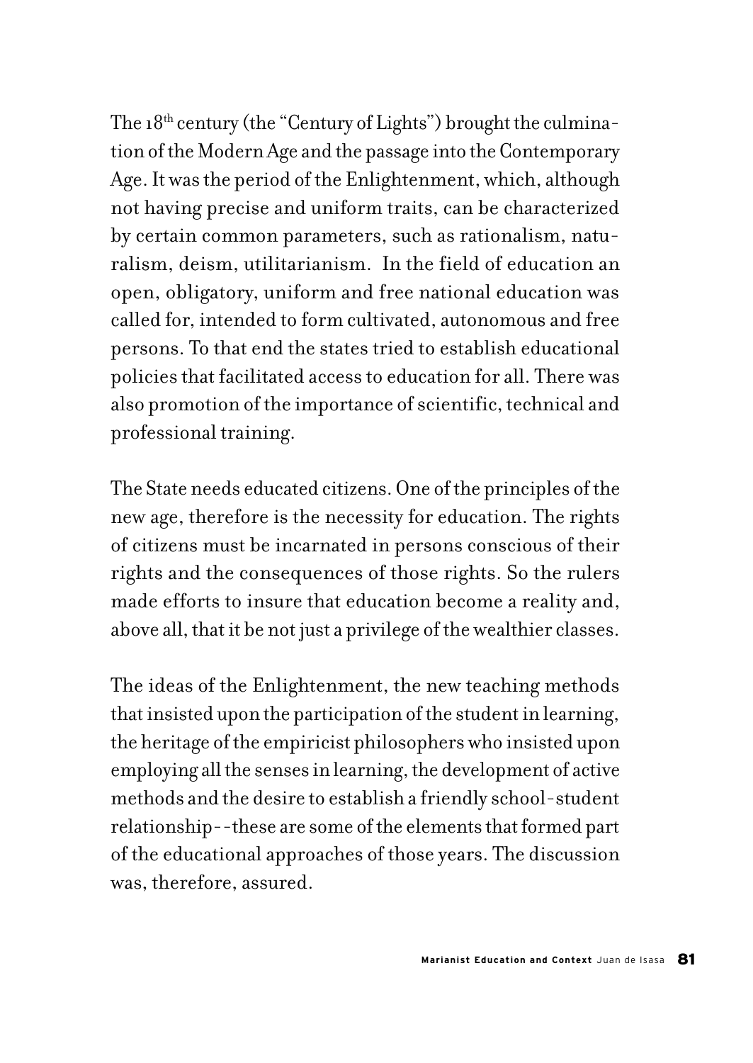The 18th century (the "Century of Lights") brought the culmination of the Modern Age and the passage into the Contemporary Age. It was the period of the Enlightenment, which, although not having precise and uniform traits, can be characterized by certain common parameters, such as rationalism, naturalism, deism, utilitarianism. In the field of education an open, obligatory, uniform and free national education was called for, intended to form cultivated, autonomous and free persons. To that end the states tried to establish educational policies that facilitated access to education for all. There was also promotion of the importance of scientific, technical and professional training.

The State needs educated citizens. One of the principles of the new age, therefore is the necessity for education. The rights of citizens must be incarnated in persons conscious of their rights and the consequences of those rights. So the rulers made efforts to insure that education become a reality and, above all, that it be not just a privilege of the wealthier classes.

The ideas of the Enlightenment, the new teaching methods that insisted upon the participation of the student in learning, the heritage of the empiricist philosophers who insisted upon employing all the senses in learning, the development of active methods and the desire to establish a friendly school-student relationship--these are some of the elements that formed part of the educational approaches of those years. The discussion was, therefore, assured.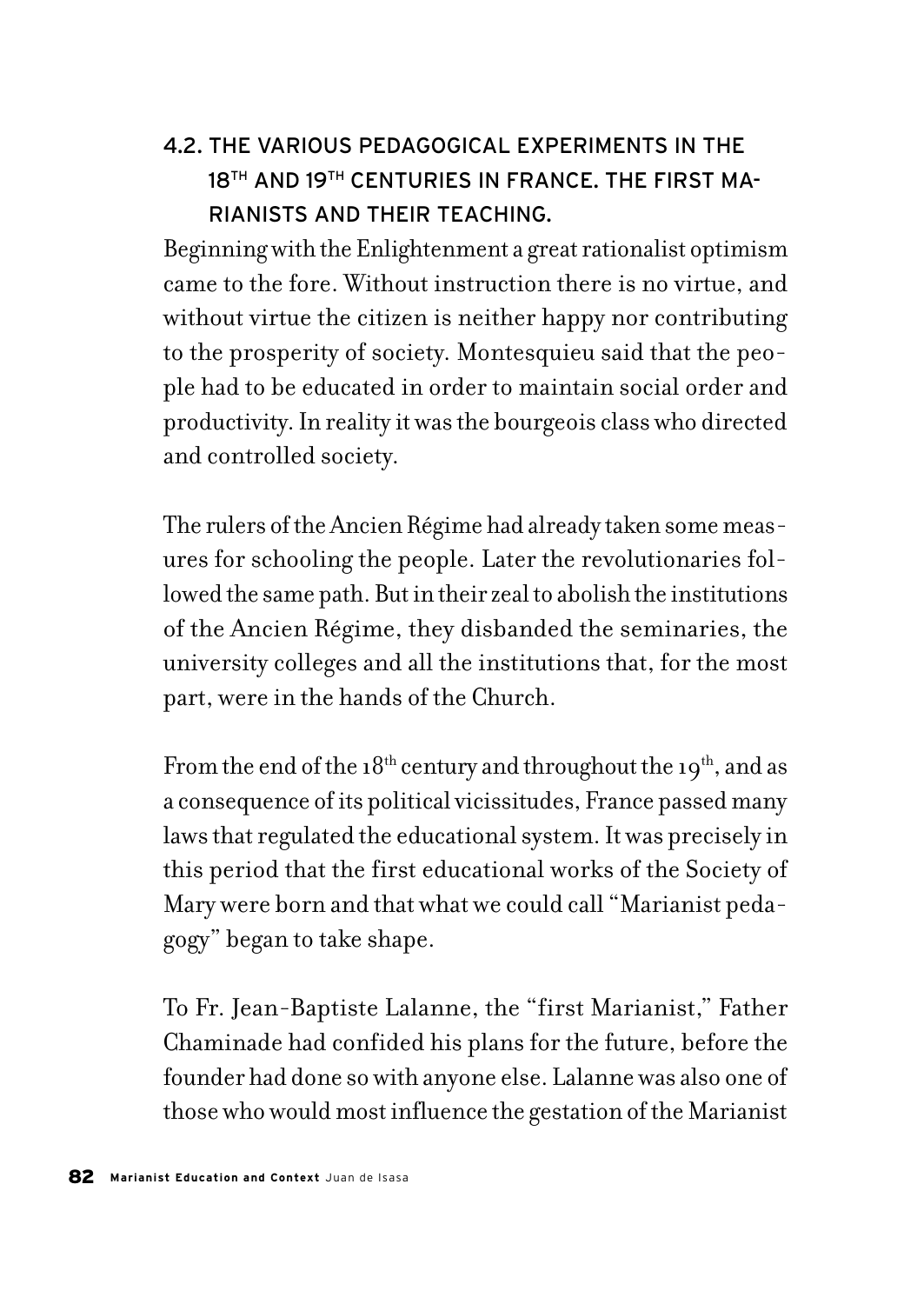## 4.2. THE VARIOUS PEDAGOGICAL EXPERIMENTS IN THE 18TH AND 19TH CENTURIES IN FRANCE. THE FIRST MARIANISTS AND THEIR TEACHING.

Beginning with the Enlightenment a great rationalist optimism came to the fore. Without instruction there is no virtue, and without virtue the citizen is neither happy nor contributing to the prosperity of society. Montesquieu said that the people had to be educated in order to maintain social order and productivity. In reality it was the bourgeois class who directed and controlled society.

The rulers of the Ancien Régime had already taken some measures for schooling the people. Later the revolutionaries followed the same path. But in their zeal to abolish the institutions of the Ancien Régime, they disbanded the seminaries, the university colleges and all the institutions that, for the most part, were in the hands of the Church.

From the end of the 18th century and throughout the 19th, and as a consequence of its political vicissitudes, France passed many laws that regulated the educational system. It was precisely in this period that the first educational works of the Society of Mary were born and that what we could call "Marianist pedagogy" began to take shape.

To Fr. Jean-Baptiste Lalanne, the "first Marianist," Father Chaminade had confided his plans for the future, before the founder had done so with anyone else. Lalanne was also one of those who would most influence the gestation of the Marianist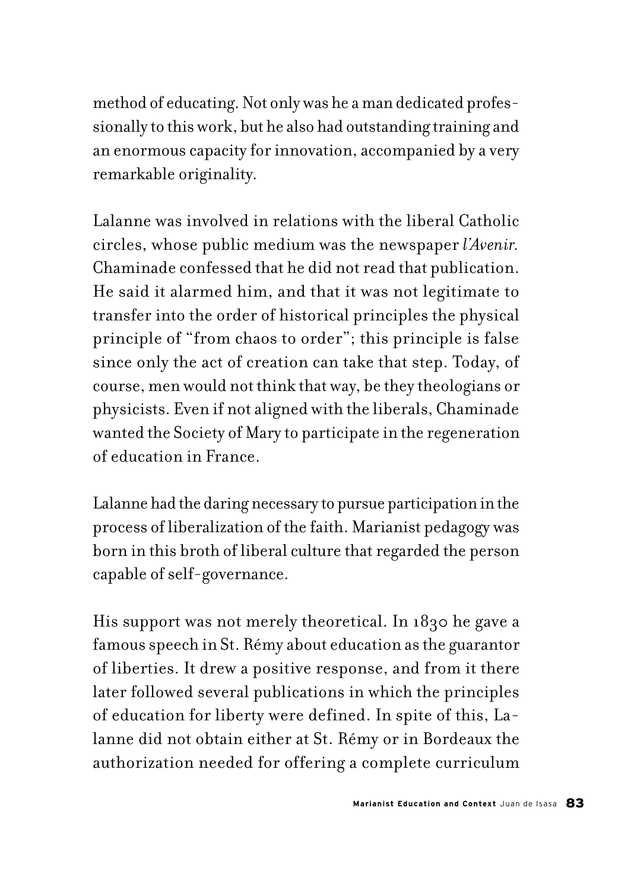method of educating. Not only was he a man dedicated professionally to this work, but he also had outstanding training and an enormous capacity for innovation, accompanied by a very remarkable originality.

Lalanne was involved in relations with the liberal Catholic circles, whose public medium was the newspaper *l'Avenir.* Chaminade confessed that he did not read that publication. He said it alarmed him, and that it was not legitimate to transfer into the order of historical principles the physical principle of "from chaos to order"; this principle is false since only the act of creation can take that step. Today, of course, men would not think that way, be they theologians or physicists. Even if not aligned with the liberals, Chaminade wanted the Society of Mary to participate in the regeneration of education in France.

Lalanne had the daring necessary to pursue participation in the process of liberalization of the faith. Marianist pedagogy was born in this broth of liberal culture that regarded the person capable of self-governance.

His support was not merely theoretical. In 1830 he gave a famous speech in St. Rémy about education as the guarantor of liberties. It drew a positive response, and from it there later followed several publications in which the principles of education for liberty were defined. In spite of this, Lalanne did not obtain either at St. Rémy or in Bordeaux the authorization needed for offering a complete curriculum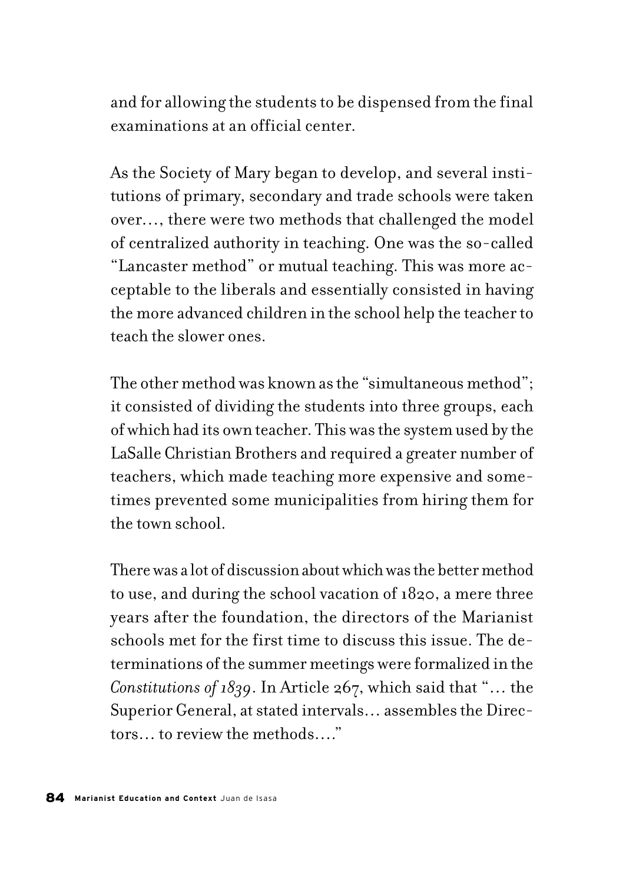and for allowing the students to be dispensed from the final examinations at an official center.

As the Society of Mary began to develop, and several institutions of primary, secondary and trade schools were taken over…, there were two methods that challenged the model of centralized authority in teaching. One was the so-called "Lancaster method" or mutual teaching. This was more acceptable to the liberals and essentially consisted in having the more advanced children in the school help the teacher to teach the slower ones.

The other method was known as the "simultaneous method"; it consisted of dividing the students into three groups, each of which had its own teacher. This was the system used by the LaSalle Christian Brothers and required a greater number of teachers, which made teaching more expensive and sometimes prevented some municipalities from hiring them for the town school.

There was a lot of discussion about which was the better method to use, and during the school vacation of 1820, a mere three years after the foundation, the directors of the Marianist schools met for the first time to discuss this issue. The determinations of the summer meetings were formalized in the *Constitutions of 1839*. In Article 267, which said that "… the Superior General, at stated intervals… assembles the Directors… to review the methods…."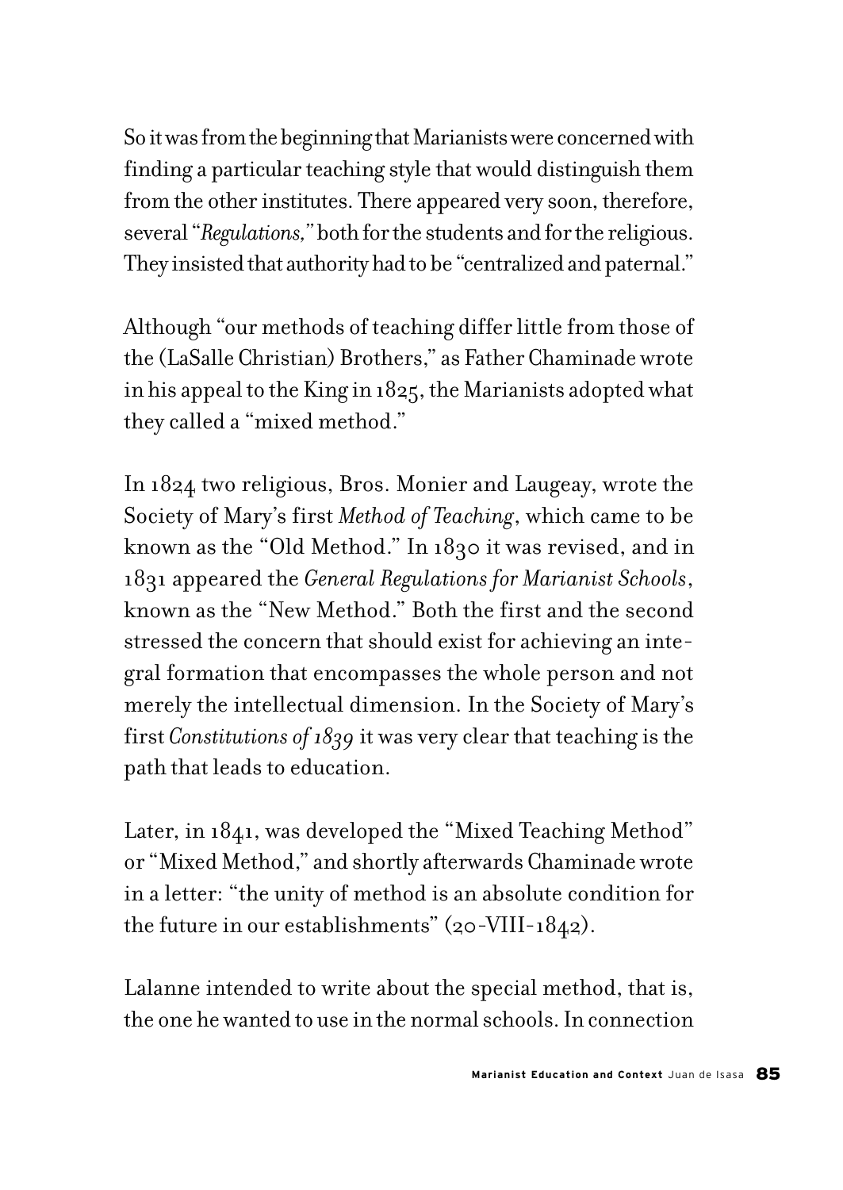So it was from the beginning that Marianists were concerned with finding a particular teaching style that would distinguish them from the other institutes. There appeared very soon, therefore, several "*Regulations,*" both for the students and for the religious. They insisted that authority had to be "centralized and paternal."

Although "our methods of teaching differ little from those of the (LaSalle Christian) Brothers," as Father Chaminade wrote in his appeal to the King in 1825, the Marianists adopted what they called a "mixed method."

In 1824 two religious, Bros. Monier and Laugeay, wrote the Society of Mary's first *Method of Teaching*, which came to be known as the "Old Method." In 1830 it was revised, and in 1831 appeared the *General Regulations for Marianist Schools*, known as the "New Method." Both the first and the second stressed the concern that should exist for achieving an integral formation that encompasses the whole person and not merely the intellectual dimension. In the Society of Mary's first *Constitutions of 1839* it was very clear that teaching is the path that leads to education.

Later, in 1841, was developed the "Mixed Teaching Method" or "Mixed Method," and shortly afterwards Chaminade wrote in a letter: "the unity of method is an absolute condition for the future in our establishments" (20-VIII-1842).

Lalanne intended to write about the special method, that is, the one he wanted to use in the normal schools. In connection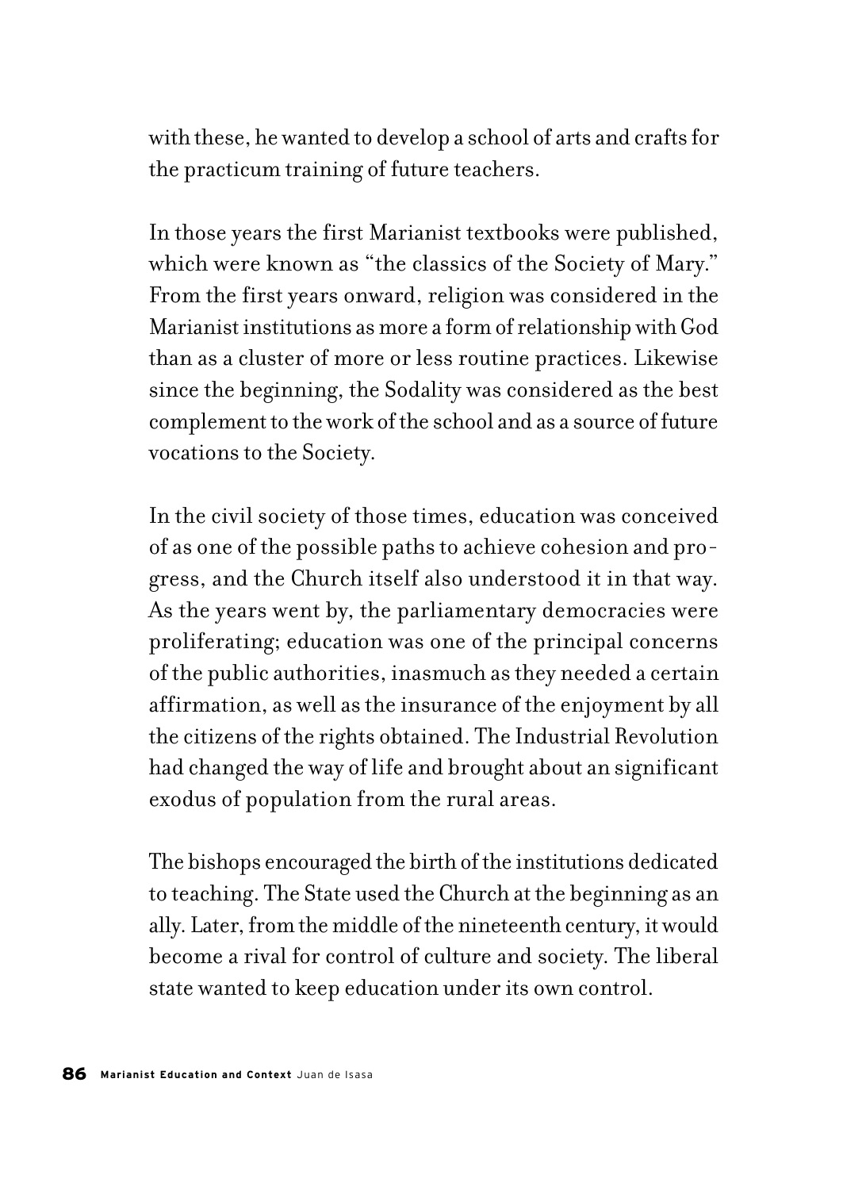with these, he wanted to develop a school of arts and crafts for the practicum training of future teachers.

In those years the first Marianist textbooks were published, which were known as "the classics of the Society of Mary." From the first years onward, religion was considered in the Marianist institutions as more a form of relationship with God than as a cluster of more or less routine practices. Likewise since the beginning, the Sodality was considered as the best complement to the work of the school and as a source of future vocations to the Society.

In the civil society of those times, education was conceived of as one of the possible paths to achieve cohesion and progress, and the Church itself also understood it in that way. As the years went by, the parliamentary democracies were proliferating; education was one of the principal concerns of the public authorities, inasmuch as they needed a certain affirmation, as well as the insurance of the enjoyment by all the citizens of the rights obtained. The Industrial Revolution had changed the way of life and brought about an significant exodus of population from the rural areas.

The bishops encouraged the birth of the institutions dedicated to teaching. The State used the Church at the beginning as an ally. Later, from the middle of the nineteenth century, it would become a rival for control of culture and society. The liberal state wanted to keep education under its own control.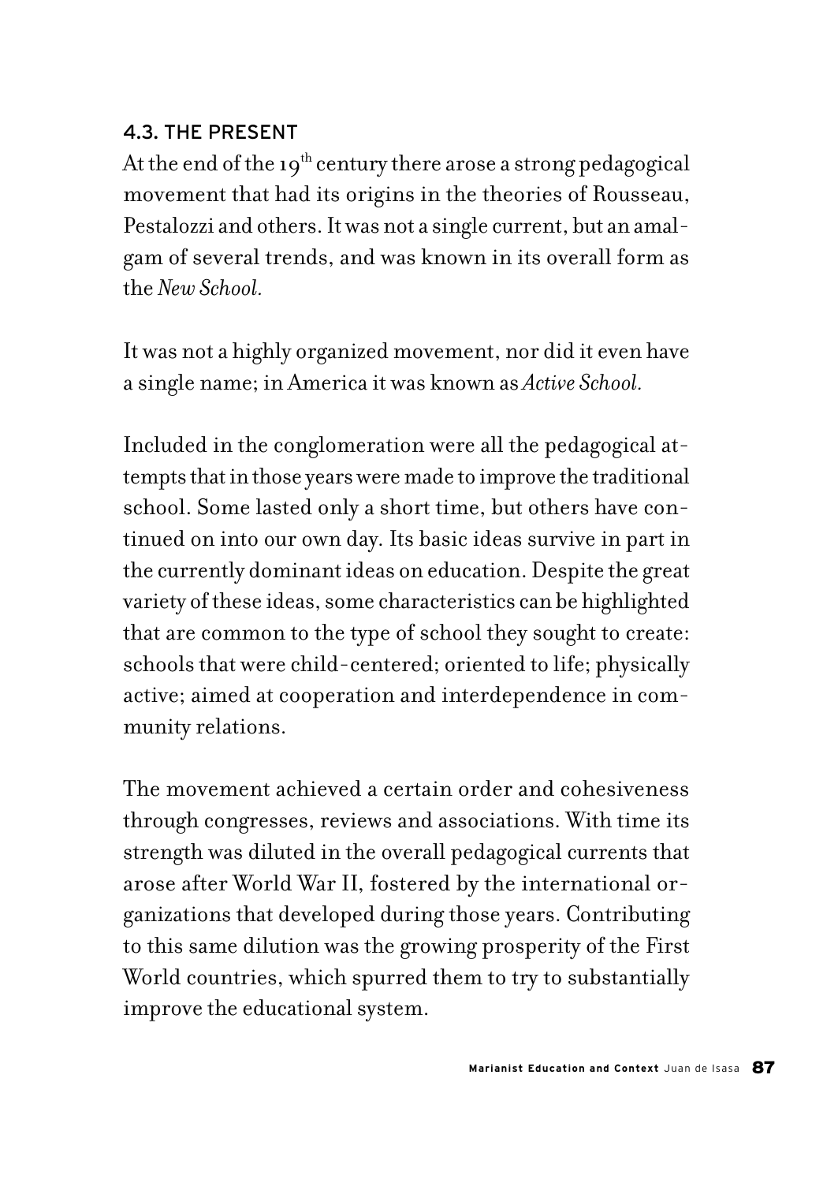### 4.3. THE PRESENT

At the end of the $19^{th}$ century there arose a strong pedagogical movement that had its origins in the theories of Rousseau, Pestalozzi and others. It was not a single current, but an amalgam of several trends, and was known in its overall form as the *New School.*

It was not a highly organized movement, nor did it even have a single name; in America it was known as *Active School.*

Included in the conglomeration were all the pedagogical attempts that in those years were made to improve the traditional school. Some lasted only a short time, but others have continued on into our own day. Its basic ideas survive in part in the currently dominant ideas on education. Despite the great variety of these ideas, some characteristics can be highlighted that are common to the type of school they sought to create: schools that were child-centered; oriented to life; physically active; aimed at cooperation and interdependence in community relations.

The movement achieved a certain order and cohesiveness through congresses, reviews and associations. With time its strength was diluted in the overall pedagogical currents that arose after World War II, fostered by the international organizations that developed during those years. Contributing to this same dilution was the growing prosperity of the First World countries, which spurred them to try to substantially improve the educational system.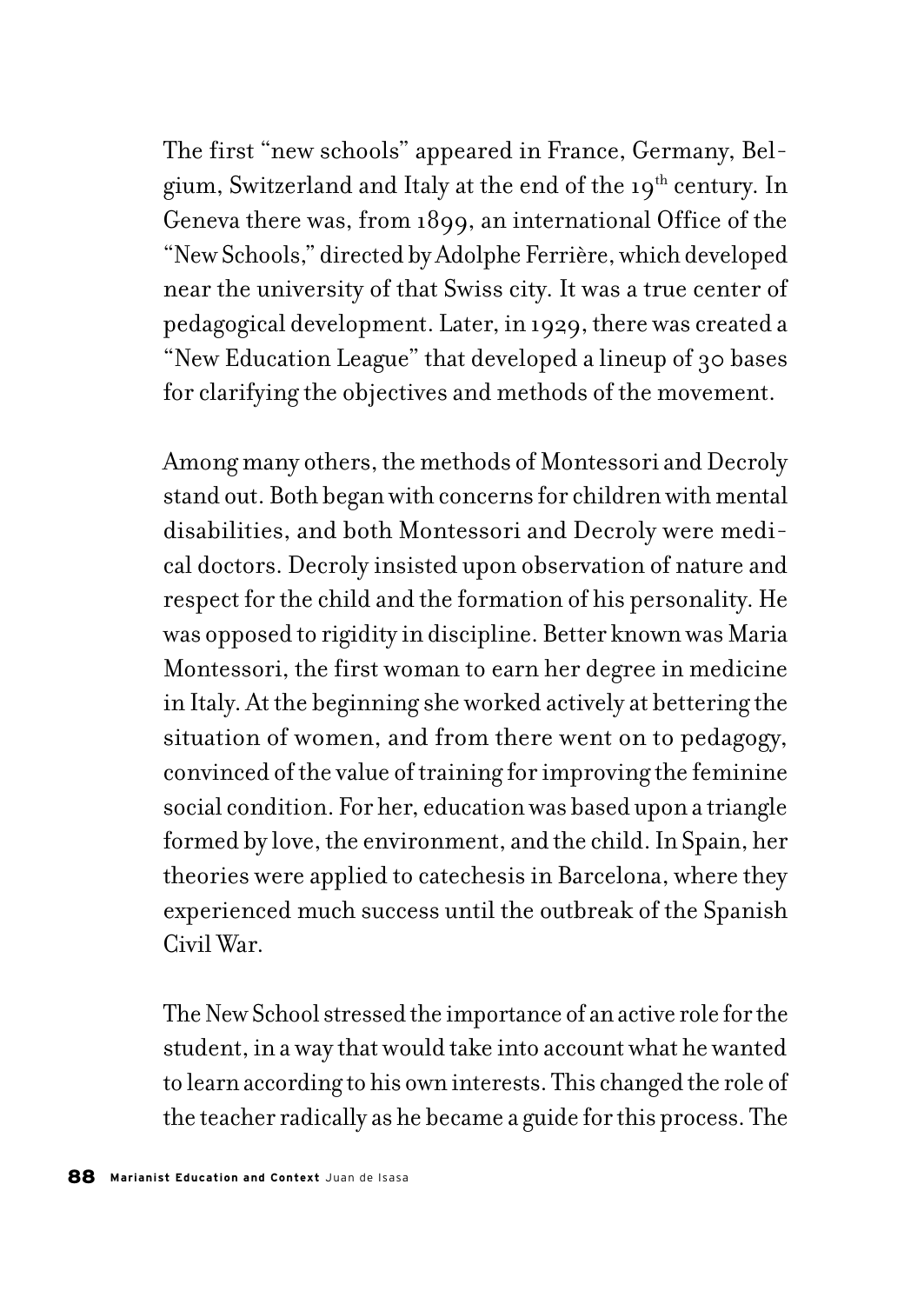The first "new schools" appeared in France, Germany, Belgium, Switzerland and Italy at the end of the 19th century. In Geneva there was, from 1899, an international Office of the "New Schools," directed by Adolphe Ferrière, which developed near the university of that Swiss city. It was a true center of pedagogical development. Later, in 1929, there was created a "New Education League" that developed a lineup of 30 bases for clarifying the objectives and methods of the movement.

Among many others, the methods of Montessori and Decroly stand out. Both began with concerns for children with mental disabilities, and both Montessori and Decroly were medical doctors. Decroly insisted upon observation of nature and respect for the child and the formation of his personality. He was opposed to rigidity in discipline. Better known was Maria Montessori, the first woman to earn her degree in medicine in Italy. At the beginning she worked actively at bettering the situation of women, and from there went on to pedagogy, convinced of the value of training for improving the feminine social condition. For her, education was based upon a triangle formed by love, the environment, and the child. In Spain, her theories were applied to catechesis in Barcelona, where they experienced much success until the outbreak of the Spanish Civil War.

The New School stressed the importance of an active role for the student, in a way that would take into account what he wanted to learn according to his own interests. This changed the role of the teacher radically as he became a guide for this process. The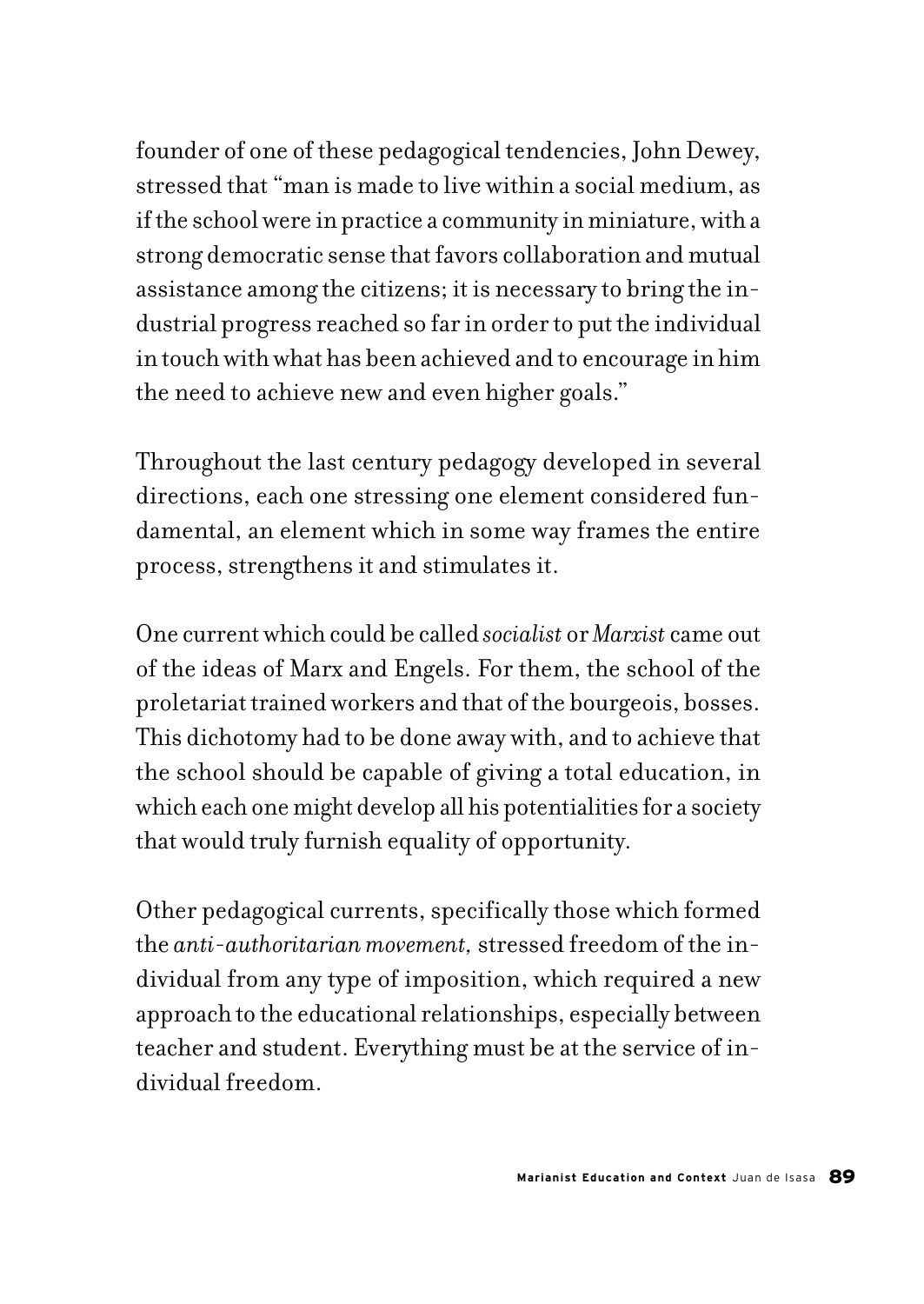founder of one of these pedagogical tendencies, John Dewey, stressed that "man is made to live within a social medium, as if the school were in practice a community in miniature, with a strong democratic sense that favors collaboration and mutual assistance among the citizens; it is necessary to bring the industrial progress reached so far in order to put the individual in touch with what has been achieved and to encourage in him the need to achieve new and even higher goals."

Throughout the last century pedagogy developed in several directions, each one stressing one element considered fundamental, an element which in some way frames the entire process, strengthens it and stimulates it.

One current which could be called *socialist* or *Marxist* came out of the ideas of Marx and Engels. For them, the school of the proletariat trained workers and that of the bourgeois, bosses. This dichotomy had to be done away with, and to achieve that the school should be capable of giving a total education, in which each one might develop all his potentialities for a society that would truly furnish equality of opportunity.

Other pedagogical currents, specifically those which formed the *anti-authoritarian movement,* stressed freedom of the individual from any type of imposition, which required a new approach to the educational relationships, especially between teacher and student. Everything must be at the service of individual freedom.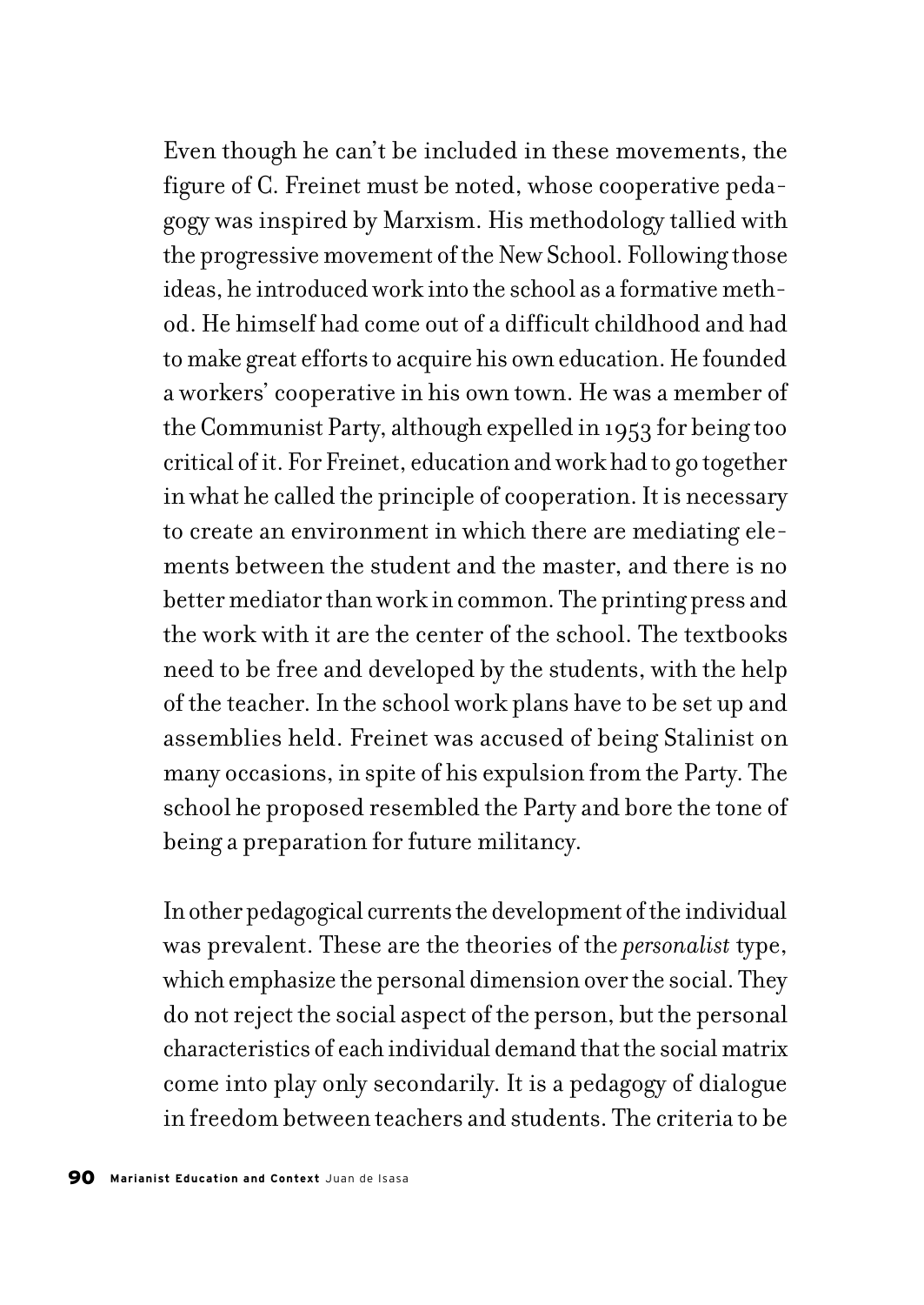Even though he can't be included in these movements, the figure of C. Freinet must be noted, whose cooperative pedagogy was inspired by Marxism. His methodology tallied with the progressive movement of the New School. Following those ideas, he introduced work into the school as a formative method. He himself had come out of a difficult childhood and had to make great efforts to acquire his own education. He founded a workers' cooperative in his own town. He was a member of the Communist Party, although expelled in 1953 for being too critical of it. For Freinet, education and work had to go together in what he called the principle of cooperation. It is necessary to create an environment in which there are mediating elements between the student and the master, and there is no better mediator than work in common. The printing press and the work with it are the center of the school. The textbooks need to be free and developed by the students, with the help of the teacher. In the school work plans have to be set up and assemblies held. Freinet was accused of being Stalinist on many occasions, in spite of his expulsion from the Party. The school he proposed resembled the Party and bore the tone of being a preparation for future militancy.

In other pedagogical currents the development of the individual was prevalent. These are the theories of the *personalist* type, which emphasize the personal dimension over the social. They do not reject the social aspect of the person, but the personal characteristics of each individual demand that the social matrix come into play only secondarily. It is a pedagogy of dialogue in freedom between teachers and students. The criteria to be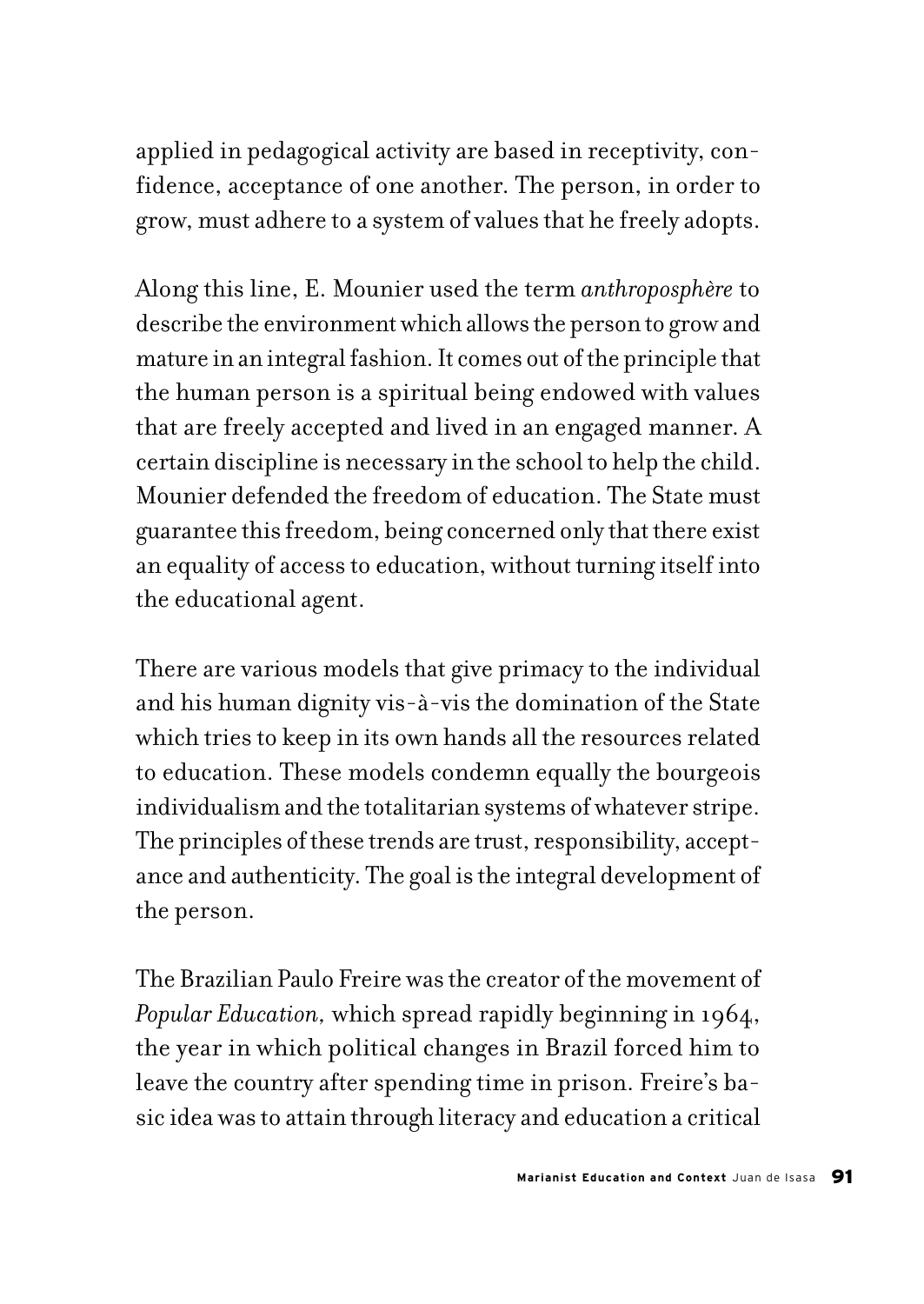applied in pedagogical activity are based in receptivity, confidence, acceptance of one another. The person, in order to grow, must adhere to a system of values that he freely adopts.

Along this line, E. Mounier used the term *anthroposphère* to describe the environment which allows the person to grow and mature in an integral fashion. It comes out of the principle that the human person is a spiritual being endowed with values that are freely accepted and lived in an engaged manner. A certain discipline is necessary in the school to help the child. Mounier defended the freedom of education. The State must guarantee this freedom, being concerned only that there exist an equality of access to education, without turning itself into the educational agent.

There are various models that give primacy to the individual and his human dignity vis-à-vis the domination of the State which tries to keep in its own hands all the resources related to education. These models condemn equally the bourgeois individualism and the totalitarian systems of whatever stripe. The principles of these trends are trust, responsibility, acceptance and authenticity. The goal is the integral development of the person.

The Brazilian Paulo Freire was the creator of the movement of *Popular Education,* which spread rapidly beginning in 1964, the year in which political changes in Brazil forced him to leave the country after spending time in prison. Freire's basic idea was to attain through literacy and education a critical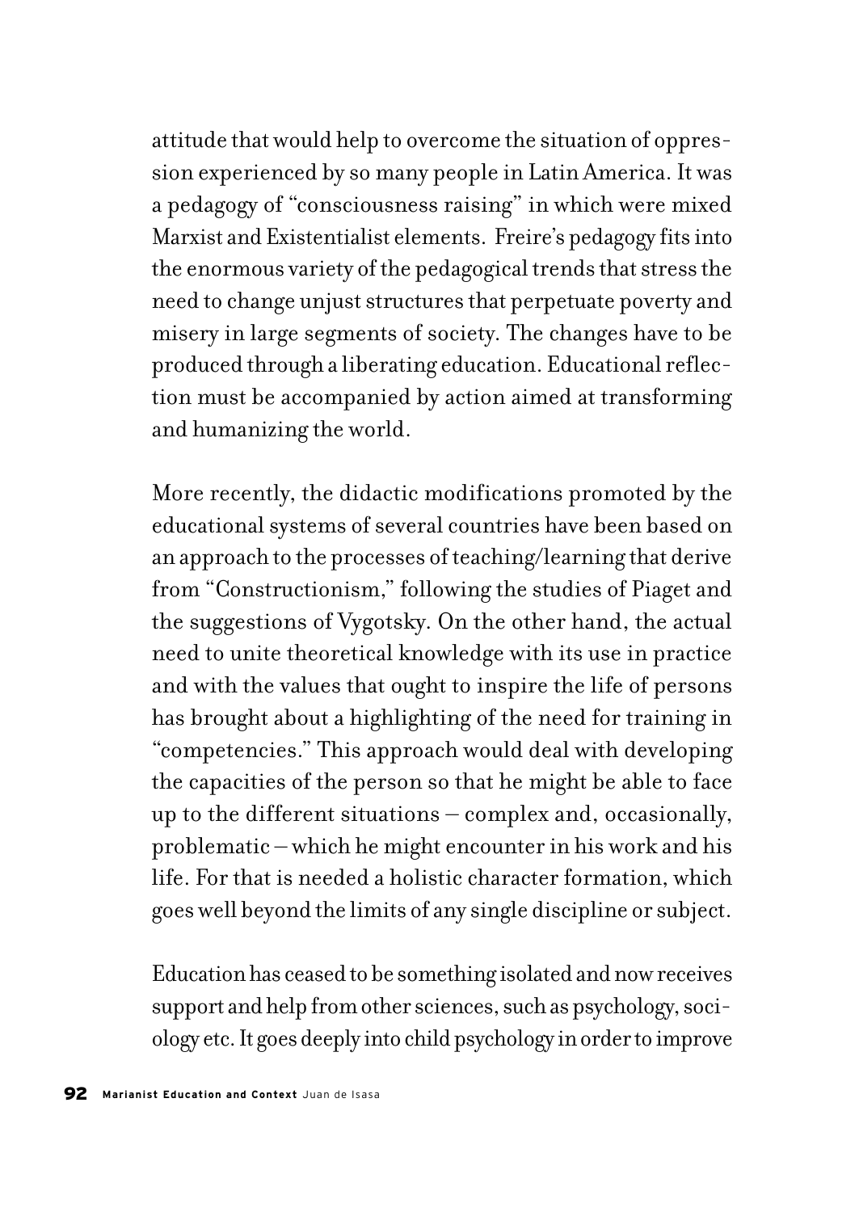attitude that would help to overcome the situation of oppression experienced by so many people in Latin America. It was a pedagogy of "consciousness raising" in which were mixed Marxist and Existentialist elements. Freire's pedagogy fits into the enormous variety of the pedagogical trends that stress the need to change unjust structures that perpetuate poverty and misery in large segments of society. The changes have to be produced through a liberating education. Educational reflection must be accompanied by action aimed at transforming and humanizing the world.

More recently, the didactic modifications promoted by the educational systems of several countries have been based on an approach to the processes of teaching/learning that derive from "Constructionism," following the studies of Piaget and the suggestions of Vygotsky. On the other hand, the actual need to unite theoretical knowledge with its use in practice and with the values that ought to inspire the life of persons has brought about a highlighting of the need for training in "competencies." This approach would deal with developing the capacities of the person so that he might be able to face up to the different situations – complex and, occasionally, problematic – which he might encounter in his work and his life. For that is needed a holistic character formation, which goes well beyond the limits of any single discipline or subject.

Education has ceased to be something isolated and now receives support and help from other sciences, such as psychology, sociology etc. It goes deeply into child psychology in order to improve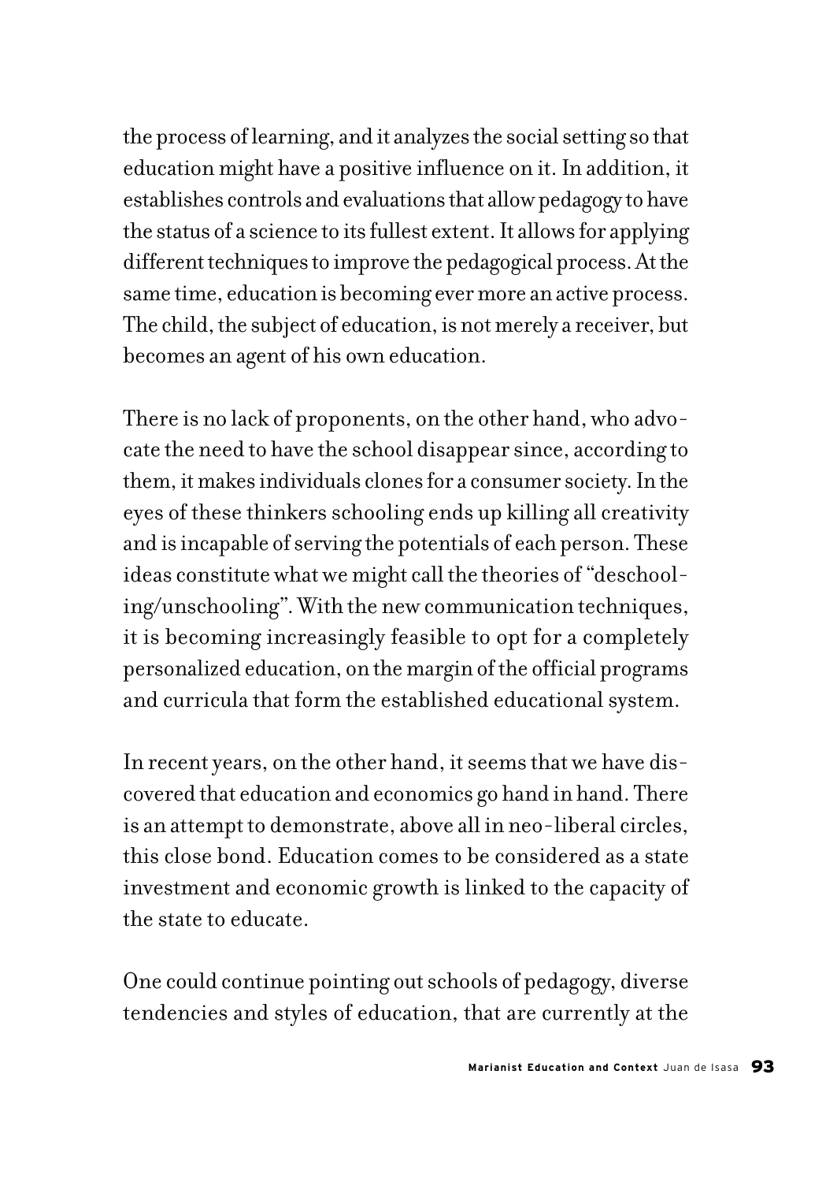the process of learning, and it analyzes the social setting so that education might have a positive influence on it. In addition, it establishes controls and evaluations that allow pedagogy to have the status of a science to its fullest extent. It allows for applying different techniques to improve the pedagogical process. At the same time, education is becoming ever more an active process. The child, the subject of education, is not merely a receiver, but becomes an agent of his own education.

There is no lack of proponents, on the other hand, who advocate the need to have the school disappear since, according to them, it makes individuals clones for a consumer society. In the eyes of these thinkers schooling ends up killing all creativity and is incapable of serving the potentials of each person. These ideas constitute what we might call the theories of "deschooling/unschooling". With the new communication techniques, it is becoming increasingly feasible to opt for a completely personalized education, on the margin of the official programs and curricula that form the established educational system.

In recent years, on the other hand, it seems that we have discovered that education and economics go hand in hand. There is an attempt to demonstrate, above all in neo-liberal circles, this close bond. Education comes to be considered as a state investment and economic growth is linked to the capacity of the state to educate.

One could continue pointing out schools of pedagogy, diverse tendencies and styles of education, that are currently at the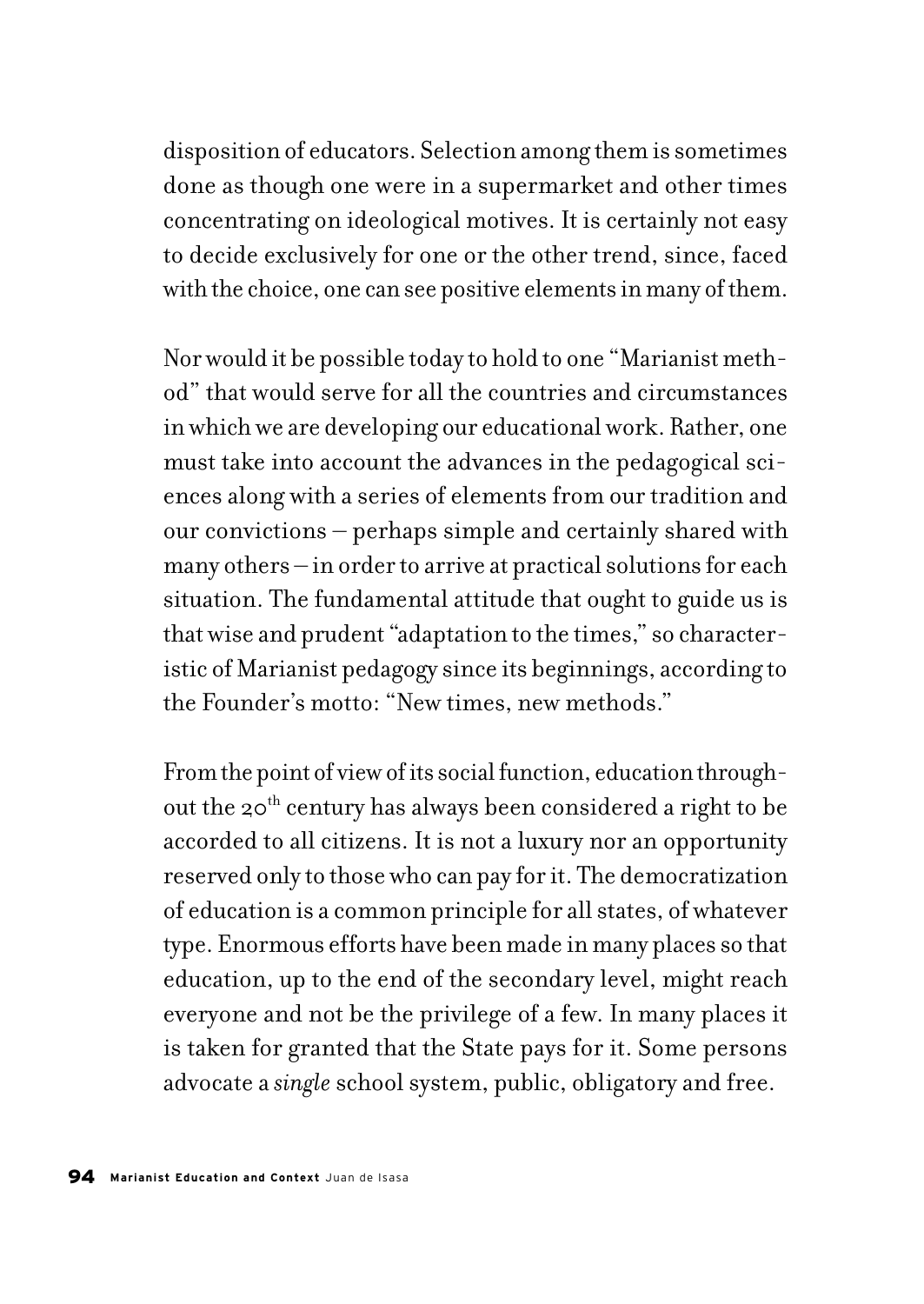disposition of educators. Selection among them is sometimes done as though one were in a supermarket and other times concentrating on ideological motives. It is certainly not easy to decide exclusively for one or the other trend, since, faced with the choice, one can see positive elements in many of them.

Nor would it be possible today to hold to one "Marianist method" that would serve for all the countries and circumstances in which we are developing our educational work. Rather, one must take into account the advances in the pedagogical sciences along with a series of elements from our tradition and our convictions – perhaps simple and certainly shared with many others – in order to arrive at practical solutions for each situation. The fundamental attitude that ought to guide us is that wise and prudent "adaptation to the times," so characteristic of Marianist pedagogy since its beginnings, according to the Founder's motto: "New times, new methods."

From the point of view of its social function, education throughout the 20th century has always been considered a right to be accorded to all citizens. It is not a luxury nor an opportunity reserved only to those who can pay for it. The democratization of education is a common principle for all states, of whatever type. Enormous efforts have been made in many places so that education, up to the end of the secondary level, might reach everyone and not be the privilege of a few. In many places it is taken for granted that the State pays for it. Some persons advocate a *single* school system, public, obligatory and free.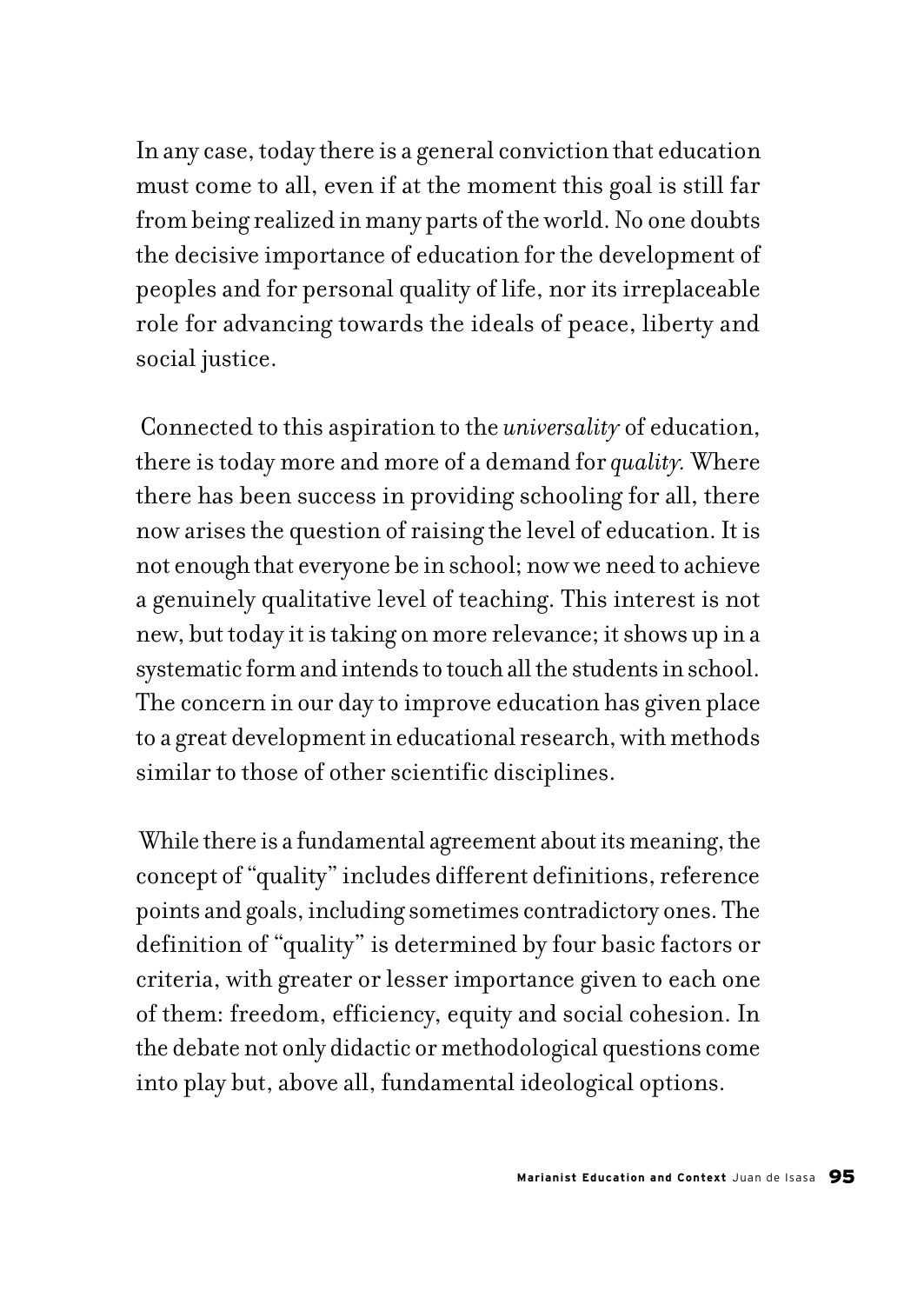In any case, today there is a general conviction that education must come to all, even if at the moment this goal is still far from being realized in many parts of the world. No one doubts the decisive importance of education for the development of peoples and for personal quality of life, nor its irreplaceable role for advancing towards the ideals of peace, liberty and social justice.

Connected to this aspiration to the *universality* of education, there is today more and more of a demand for *quality.* Where there has been success in providing schooling for all, there now arises the question of raising the level of education. It is not enough that everyone be in school; now we need to achieve a genuinely qualitative level of teaching. This interest is not new, but today it is taking on more relevance; it shows up in a systematic form and intends to touch all the students in school. The concern in our day to improve education has given place to a great development in educational research, with methods similar to those of other scientific disciplines.

While there is a fundamental agreement about its meaning, the concept of "quality" includes different definitions, reference points and goals, including sometimes contradictory ones. The definition of "quality" is determined by four basic factors or criteria, with greater or lesser importance given to each one of them: freedom, efficiency, equity and social cohesion. In the debate not only didactic or methodological questions come into play but, above all, fundamental ideological options.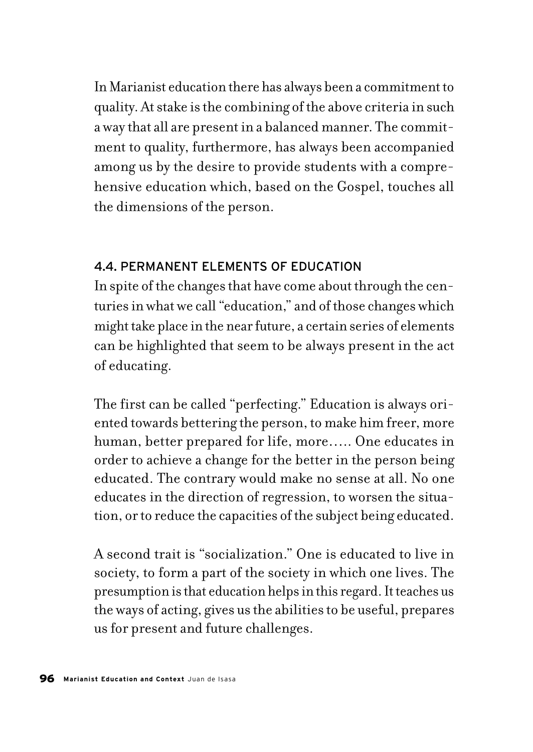In Marianist education there has always been a commitment to quality. At stake is the combining of the above criteria in such a way that all are present in a balanced manner. The commitment to quality, furthermore, has always been accompanied among us by the desire to provide students with a comprehensive education which, based on the Gospel, touches all the dimensions of the person.

## 4.4. PERMANENT ELEMENTS OF EDUCATION

In spite of the changes that have come about through the centuries in what we call "education," and of those changes which might take place in the near future, a certain series of elements can be highlighted that seem to be always present in the act of educating.

The first can be called "perfecting." Education is always oriented towards bettering the person, to make him freer, more human, better prepared for life, more….. One educates in order to achieve a change for the better in the person being educated. The contrary would make no sense at all. No one educates in the direction of regression, to worsen the situation, or to reduce the capacities of the subject being educated.

A second trait is "socialization." One is educated to live in society, to form a part of the society in which one lives. The presumption is that education helps in this regard. It teaches us the ways of acting, gives us the abilities to be useful, prepares us for present and future challenges.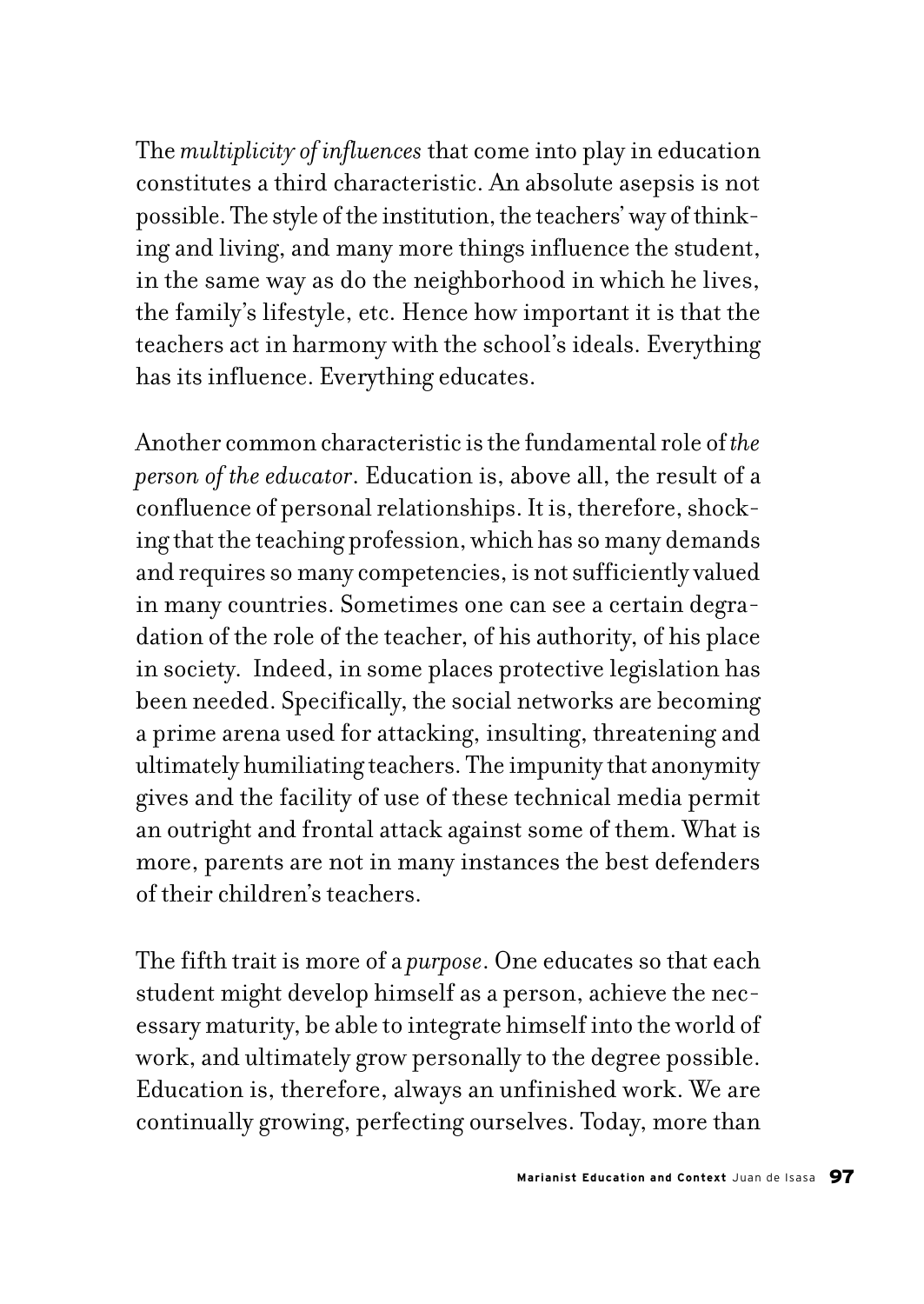The *multiplicity of influences* that come into play in education constitutes a third characteristic. An absolute asepsis is not possible. The style of the institution, the teachers' way of thinking and living, and many more things influence the student, in the same way as do the neighborhood in which he lives, the family's lifestyle, etc. Hence how important it is that the teachers act in harmony with the school's ideals. Everything has its influence. Everything educates.

Another common characteristic is the fundamental role of *the person of the educator*. Education is, above all, the result of a confluence of personal relationships. It is, therefore, shocking that the teaching profession, which has so many demands and requires so many competencies, is not sufficiently valued in many countries. Sometimes one can see a certain degradation of the role of the teacher, of his authority, of his place in society. Indeed, in some places protective legislation has been needed. Specifically, the social networks are becoming a prime arena used for attacking, insulting, threatening and ultimately humiliating teachers. The impunity that anonymity gives and the facility of use of these technical media permit an outright and frontal attack against some of them. What is more, parents are not in many instances the best defenders of their children's teachers.

The fifth trait is more of a *purpose*. One educates so that each student might develop himself as a person, achieve the necessary maturity, be able to integrate himself into the world of work, and ultimately grow personally to the degree possible. Education is, therefore, always an unfinished work. We are continually growing, perfecting ourselves. Today, more than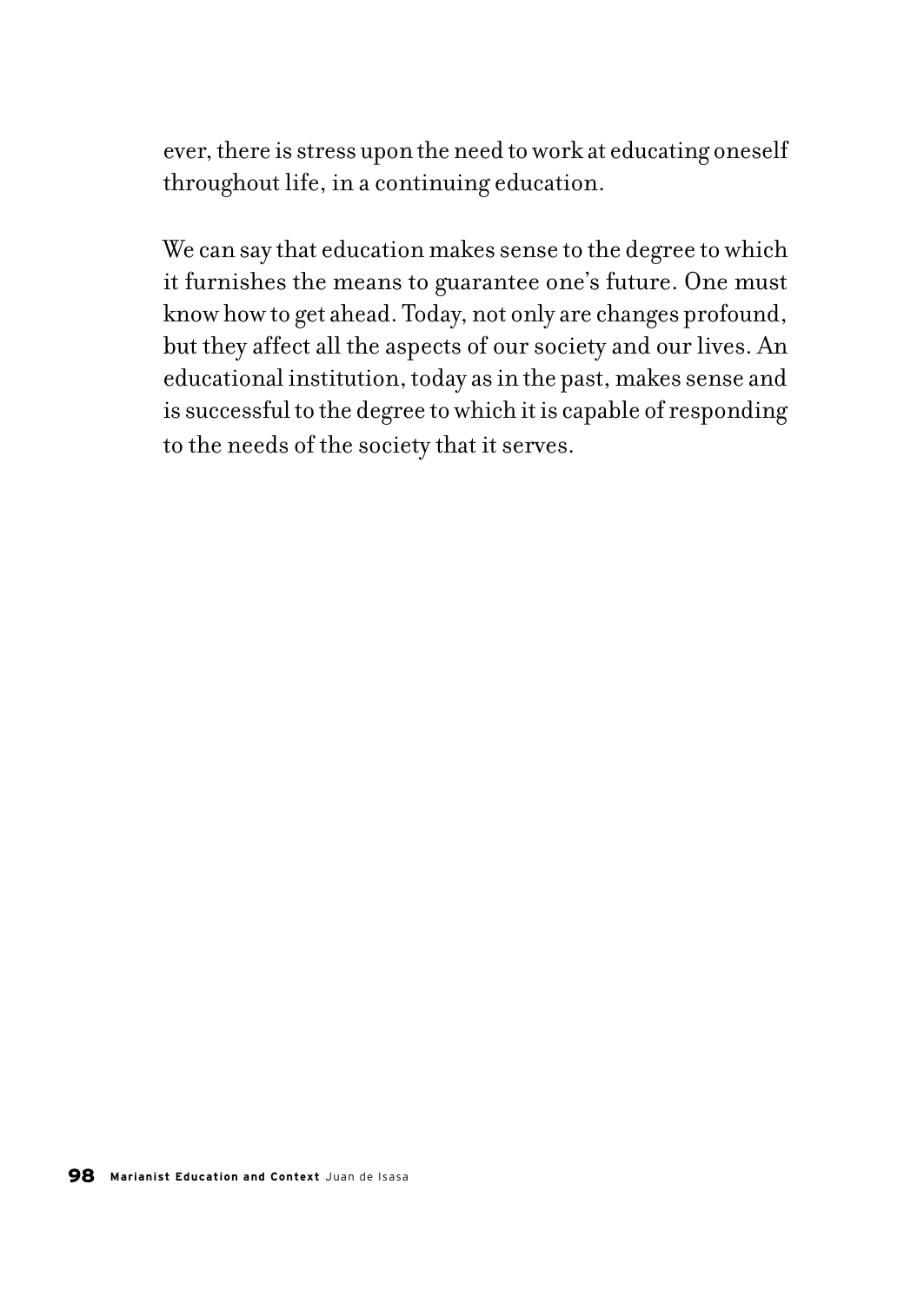ever, there is stress upon the need to work at educating oneself throughout life, in a continuing education.

We can say that education makes sense to the degree to which it furnishes the means to guarantee one's future. One must know how to get ahead. Today, not only are changes profound, but they affect all the aspects of our society and our lives. An educational institution, today as in the past, makes sense and is successful to the degree to which it is capable of responding to the needs of the society that it serves.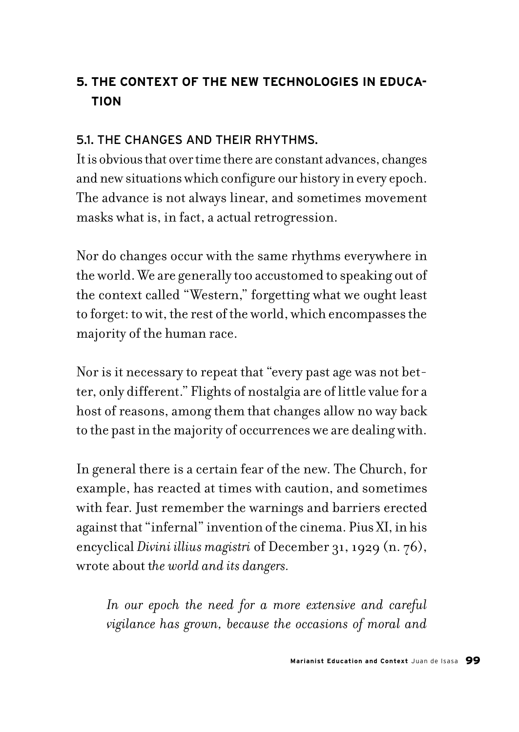## 5. THE CONTEXT OF THE NEW TECHNOLOGIES IN EDUCATION

### 5.1. THE CHANGES AND THEIR RHYTHMS.

It is obvious that over time there are constant advances, changes and new situations which configure our history in every epoch. The advance is not always linear, and sometimes movement masks what is, in fact, a actual retrogression.

Nor do changes occur with the same rhythms everywhere in the world. We are generally too accustomed to speaking out of the context called "Western," forgetting what we ought least to forget: to wit, the rest of the world, which encompasses the majority of the human race.

Nor is it necessary to repeat that "every past age was not better, only different." Flights of nostalgia are of little value for a host of reasons, among them that changes allow no way back to the past in the majority of occurrences we are dealing with.

In general there is a certain fear of the new. The Church, for example, has reacted at times with caution, and sometimes with fear. Just remember the warnings and barriers erected against that "infernal" invention of the cinema. Pius XI, in his encyclical *Divini illius magistri* of December 31, 1929 (n. 76), wrote about *the world and its dangers.*

> *In our epoch the need for a more extensive and careful vigilance has grown, because the occasions of moral and*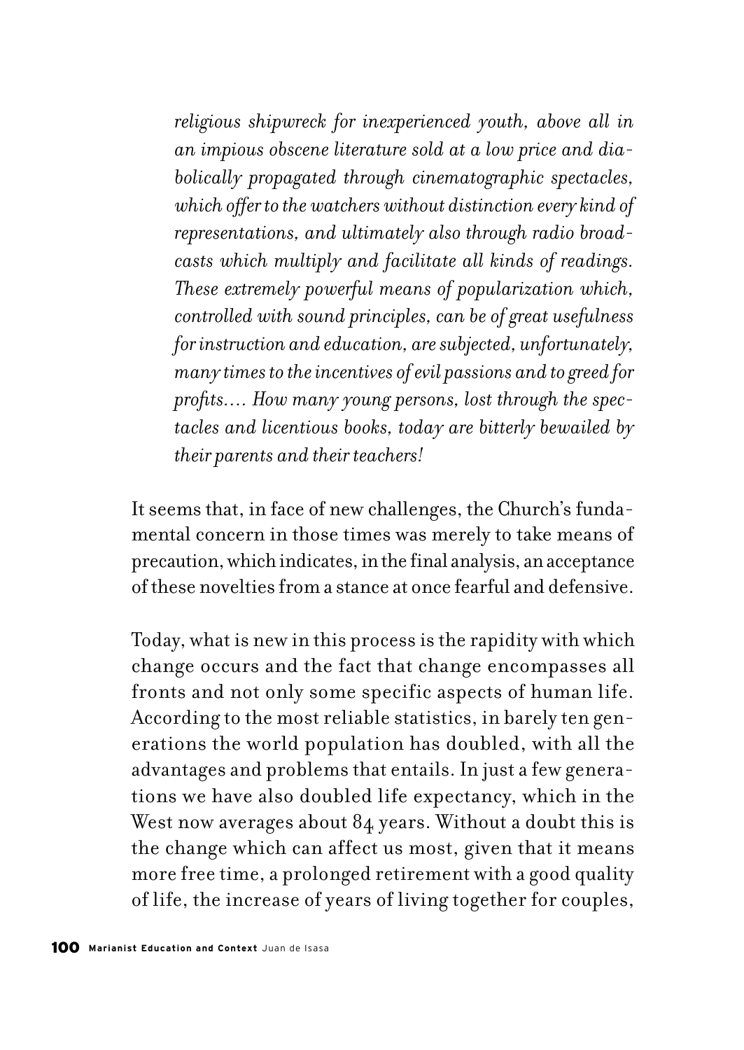> *religious shipwreck for inexperienced youth, above all in an impious obscene literature sold at a low price and diabolically propagated through cinematographic spectacles, which offer to the watchers without distinction every kind of representations, and ultimately also through radio broadcasts which multiply and facilitate all kinds of readings. These extremely powerful means of popularization which, controlled with sound principles, can be of great usefulness for instruction and education, are subjected, unfortunately, many times to the incentives of evil passions and to greed for profits.... How many young persons, lost through the spectacles and licentious books, today are bitterly bewailed by their parents and their teachers!*

It seems that, in face of new challenges, the Church's fundamental concern in those times was merely to take means of precaution, which indicates, in the final analysis, an acceptance of these novelties from a stance at once fearful and defensive.

Today, what is new in this process is the rapidity with which change occurs and the fact that change encompasses all fronts and not only some specific aspects of human life. According to the most reliable statistics, in barely ten generations the world population has doubled, with all the advantages and problems that entails. In just a few generations we have also doubled life expectancy, which in the West now averages about 84 years. Without a doubt this is the change which can affect us most, given that it means more free time, a prolonged retirement with a good quality of life, the increase of years of living together for couples,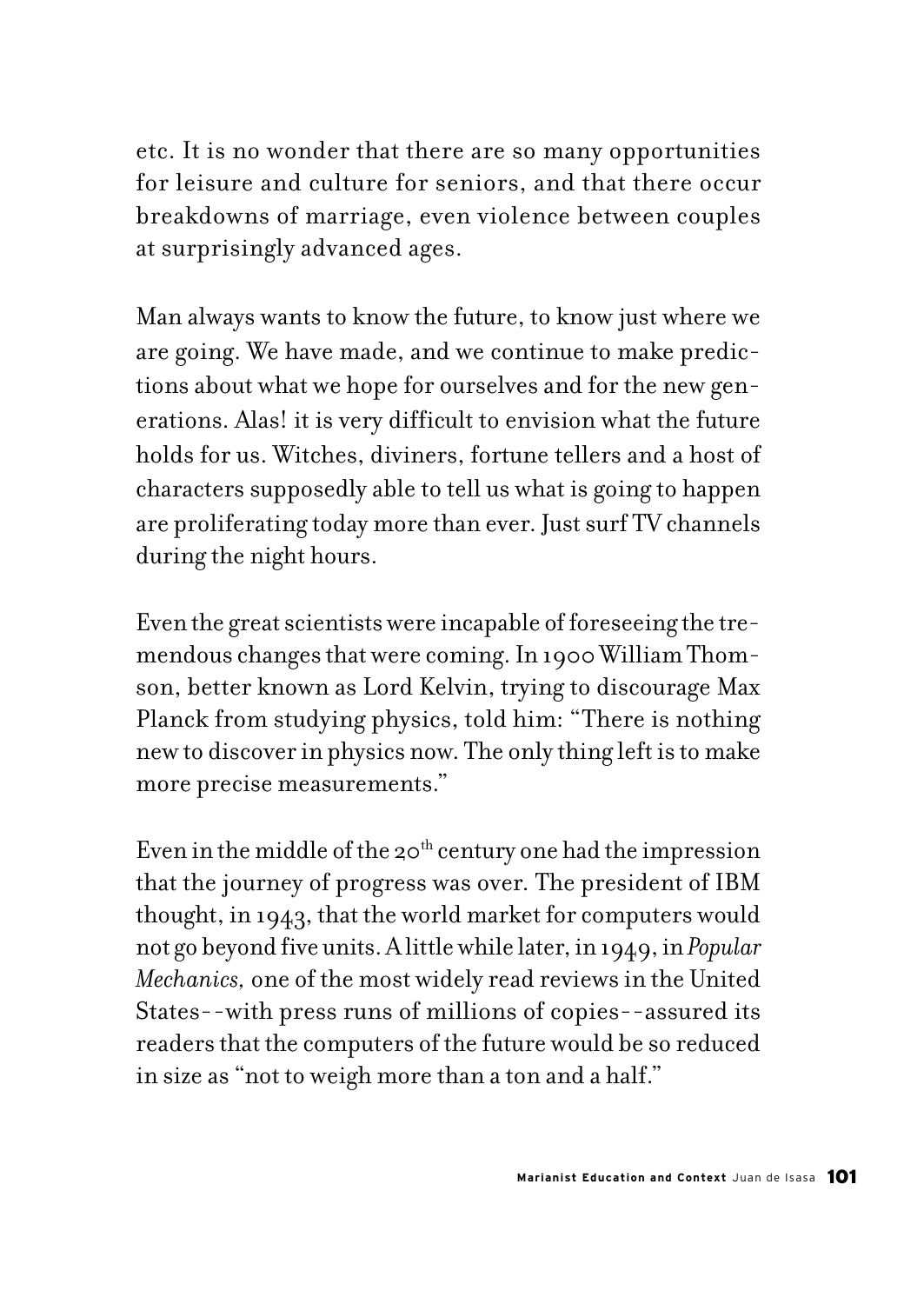etc. It is no wonder that there are so many opportunities for leisure and culture for seniors, and that there occur breakdowns of marriage, even violence between couples at surprisingly advanced ages.

Man always wants to know the future, to know just where we are going. We have made, and we continue to make predictions about what we hope for ourselves and for the new generations. Alas! it is very difficult to envision what the future holds for us. Witches, diviners, fortune tellers and a host of characters supposedly able to tell us what is going to happen are proliferating today more than ever. Just surf TV channels during the night hours.

Even the great scientists were incapable of foreseeing the tremendous changes that were coming. In 1900 William Thomson, better known as Lord Kelvin, trying to discourage Max Planck from studying physics, told him: "There is nothing new to discover in physics now. The only thing left is to make more precise measurements."

Even in the middle of the 20th century one had the impression that the journey of progress was over. The president of IBM thought, in 1943, that the world market for computers would not go beyond five units. A little while later, in 1949, in *Popular Mechanics,* one of the most widely read reviews in the United States--with press runs of millions of copies--assured its readers that the computers of the future would be so reduced in size as "not to weigh more than a ton and a half."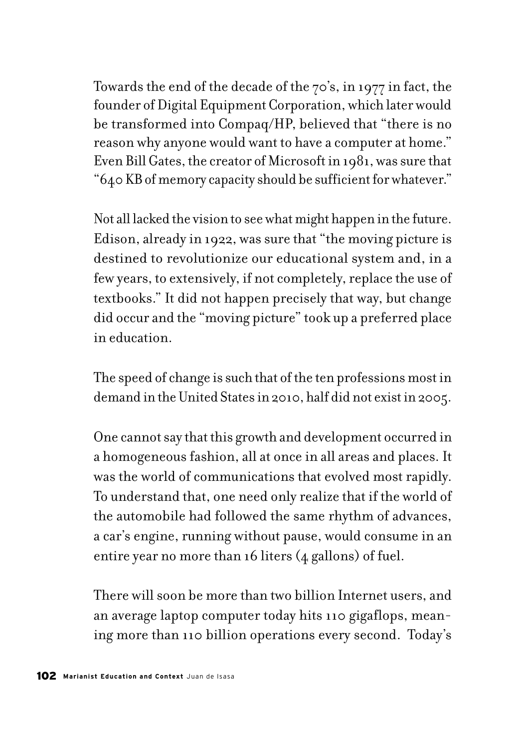Towards the end of the decade of the 70's, in 1977 in fact, the founder of Digital Equipment Corporation, which later would be transformed into Compaq/HP, believed that "there is no reason why anyone would want to have a computer at home." Even Bill Gates, the creator of Microsoft in 1981, was sure that "640 KB of memory capacity should be sufficient for whatever."

Not all lacked the vision to see what might happen in the future. Edison, already in 1922, was sure that "the moving picture is destined to revolutionize our educational system and, in a few years, to extensively, if not completely, replace the use of textbooks." It did not happen precisely that way, but change did occur and the "moving picture" took up a preferred place in education.

The speed of change is such that of the ten professions most in demand in the United States in 2010, half did not exist in 2005.

One cannot say that this growth and development occurred in a homogeneous fashion, all at once in all areas and places. It was the world of communications that evolved most rapidly. To understand that, one need only realize that if the world of the automobile had followed the same rhythm of advances, a car's engine, running without pause, would consume in an entire year no more than 16 liters (4 gallons) of fuel.

There will soon be more than two billion Internet users, and an average laptop computer today hits 110 gigaflops, meaning more than 110 billion operations every second. Today's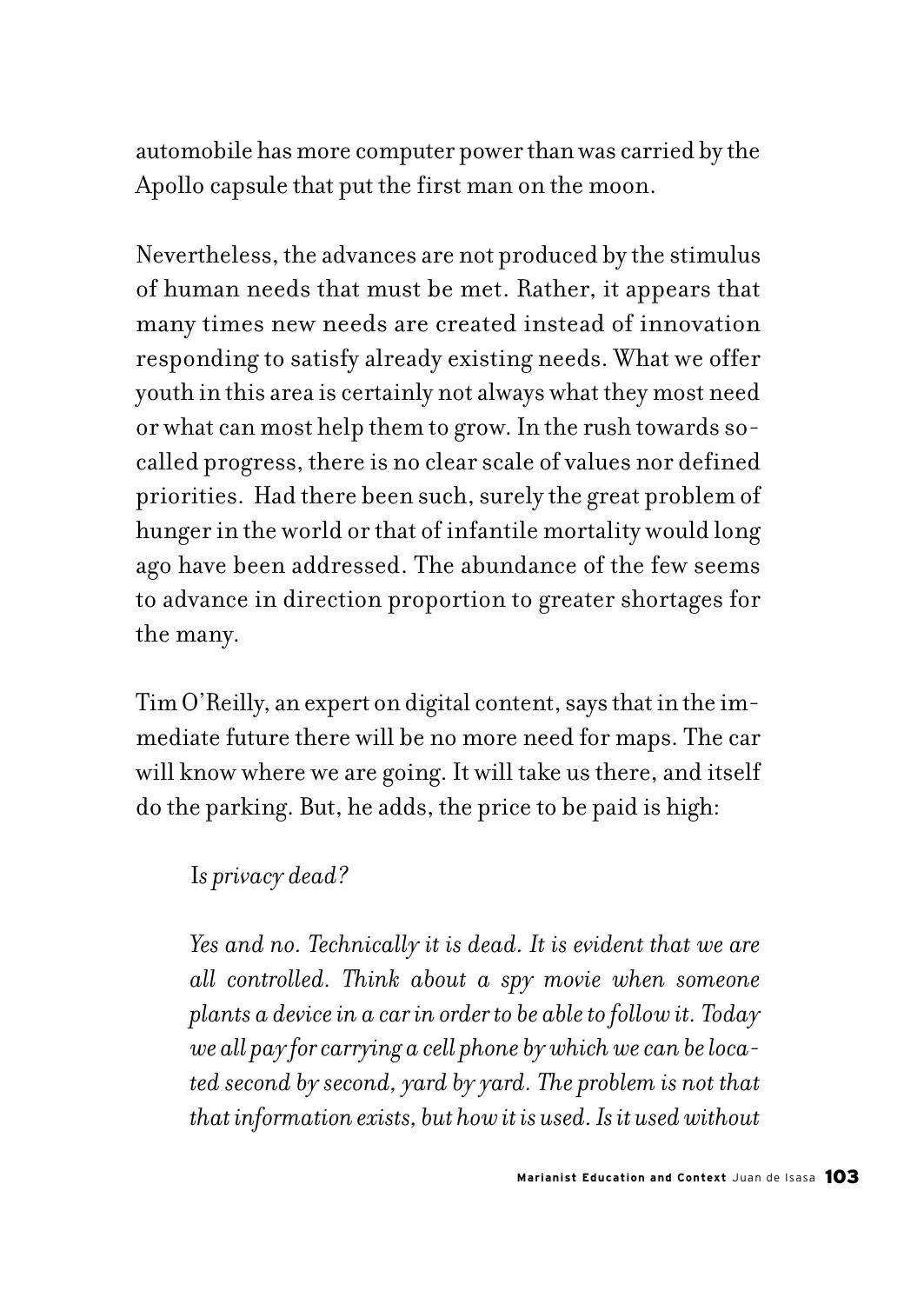automobile has more computer power than was carried by the Apollo capsule that put the first man on the moon.

Nevertheless, the advances are not produced by the stimulus of human needs that must be met. Rather, it appears that many times new needs are created instead of innovation responding to satisfy already existing needs. What we offer youth in this area is certainly not always what they most need or what can most help them to grow. In the rush towards so-called progress, there is no clear scale of values nor defined priorities. Had there been such, surely the great problem of hunger in the world or that of infantile mortality would long ago have been addressed. The abundance of the few seems to advance in direction proportion to greater shortages for the many.

Tim O'Reilly, an expert on digital content, says that in the immediate future there will be no more need for maps. The car will know where we are going. It will take us there, and itself do the parking. But, he adds, the price to be paid is high:

> I*s privacy dead?*
>
> *Yes and no. Technically it is dead. It is evident that we are all controlled. Think about a spy movie when someone plants a device in a car in order to be able to follow it. Today we all pay for carrying a cell phone by which we can be located second by second, yard by yard. The problem is not that that information exists, but how it is used. Is it used without*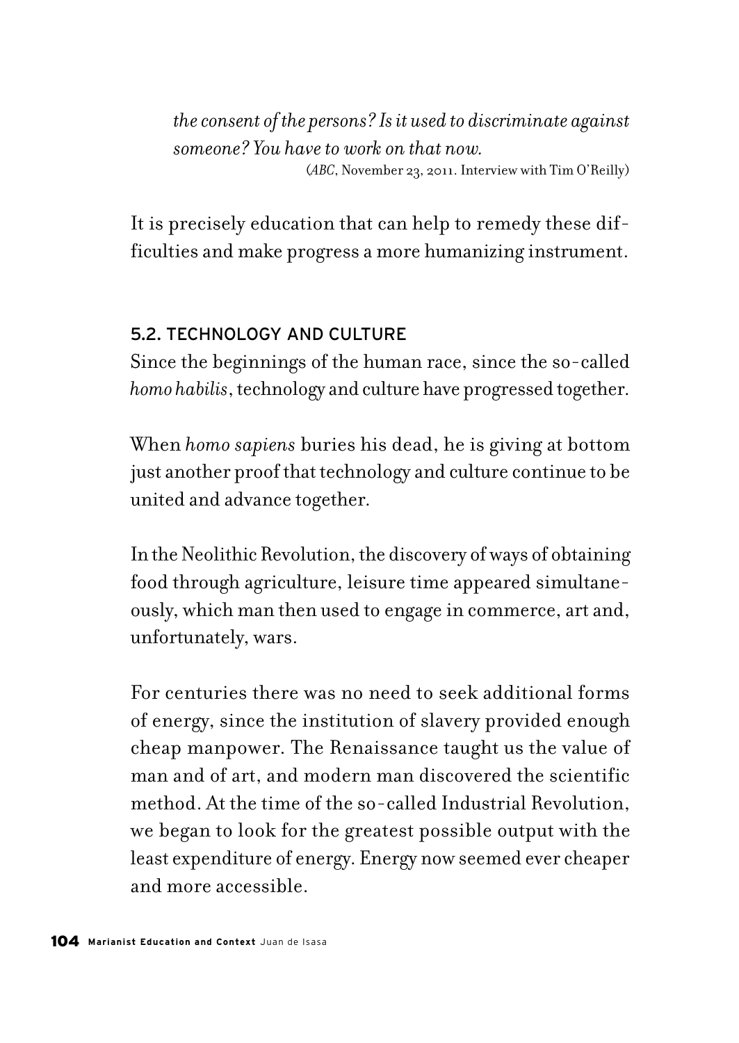*the consent of the persons? Is it used to discriminate against someone? You have to work on that now.*

(*ABC*, November 23, 2011. Interview with Tim O'Reilly)

It is precisely education that can help to remedy these difficulties and make progress a more humanizing instrument.

### 5.2. TECHNOLOGY AND CULTURE

Since the beginnings of the human race, since the so-called *homo habilis*, technology and culture have progressed together.

When *homo sapiens* buries his dead, he is giving at bottom just another proof that technology and culture continue to be united and advance together.

In the Neolithic Revolution, the discovery of ways of obtaining food through agriculture, leisure time appeared simultaneously, which man then used to engage in commerce, art and, unfortunately, wars.

For centuries there was no need to seek additional forms of energy, since the institution of slavery provided enough cheap manpower. The Renaissance taught us the value of man and of art, and modern man discovered the scientific method. At the time of the so-called Industrial Revolution, we began to look for the greatest possible output with the least expenditure of energy. Energy now seemed ever cheaper and more accessible.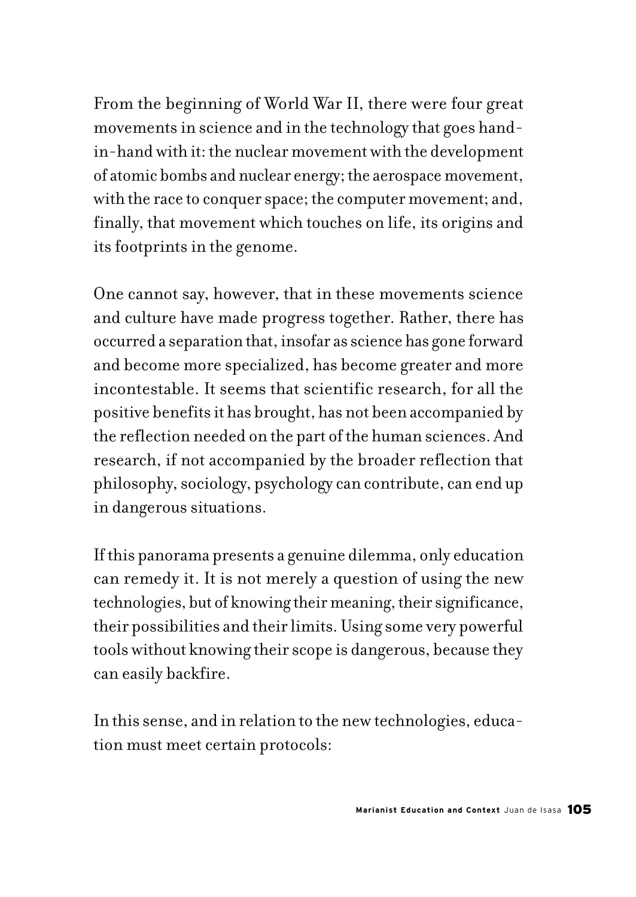From the beginning of World War II, there were four great movements in science and in the technology that goes hand-in-hand with it: the nuclear movement with the development of atomic bombs and nuclear energy; the aerospace movement, with the race to conquer space; the computer movement; and, finally, that movement which touches on life, its origins and its footprints in the genome.

One cannot say, however, that in these movements science and culture have made progress together. Rather, there has occurred a separation that, insofar as science has gone forward and become more specialized, has become greater and more incontestable. It seems that scientific research, for all the positive benefits it has brought, has not been accompanied by the reflection needed on the part of the human sciences. And research, if not accompanied by the broader reflection that philosophy, sociology, psychology can contribute, can end up in dangerous situations.

If this panorama presents a genuine dilemma, only education can remedy it. It is not merely a question of using the new technologies, but of knowing their meaning, their significance, their possibilities and their limits. Using some very powerful tools without knowing their scope is dangerous, because they can easily backfire.

In this sense, and in relation to the new technologies, education must meet certain protocols: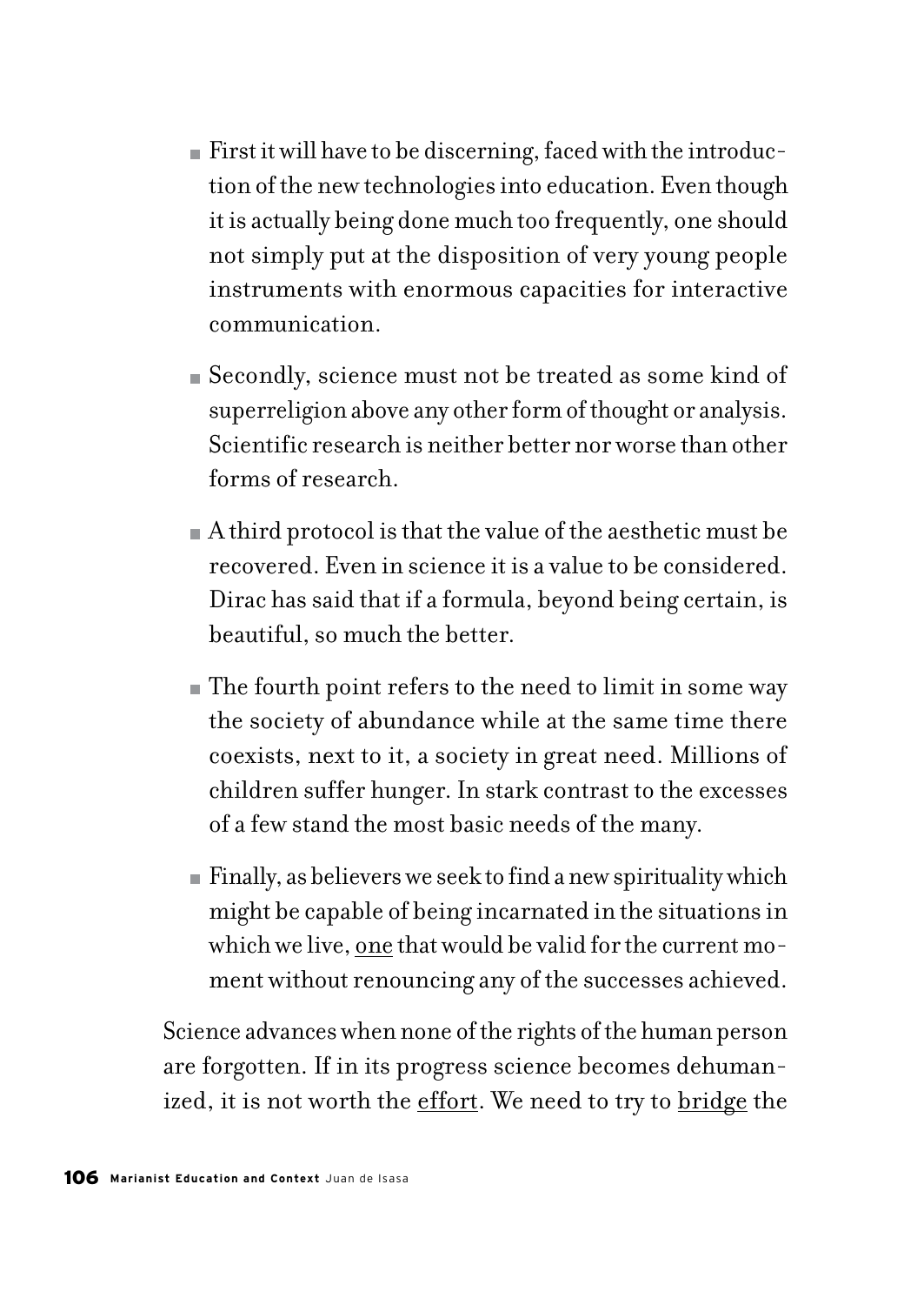- First it will have to be discerning, faced with the introduction of the new technologies into education. Even though it is actually being done much too frequently, one should not simply put at the disposition of very young people instruments with enormous capacities for interactive communication.

- Secondly, science must not be treated as some kind of superreligion above any other form of thought or analysis. Scientific research is neither better nor worse than other forms of research.

- A third protocol is that the value of the aesthetic must be recovered. Even in science it is a value to be considered. Dirac has said that if a formula, beyond being certain, is beautiful, so much the better.

- The fourth point refers to the need to limit in some way the society of abundance while at the same time there coexists, next to it, a society in great need. Millions of children suffer hunger. In stark contrast to the excesses of a few stand the most basic needs of the many.

- Finally, as believers we seek to find a new spirituality which might be capable of being incarnated in the situations in which we live, one that would be valid for the current moment without renouncing any of the successes achieved.

Science advances when none of the rights of the human person are forgotten. If in its progress science becomes dehumanized, it is not worth the effort. We need to try to bridge the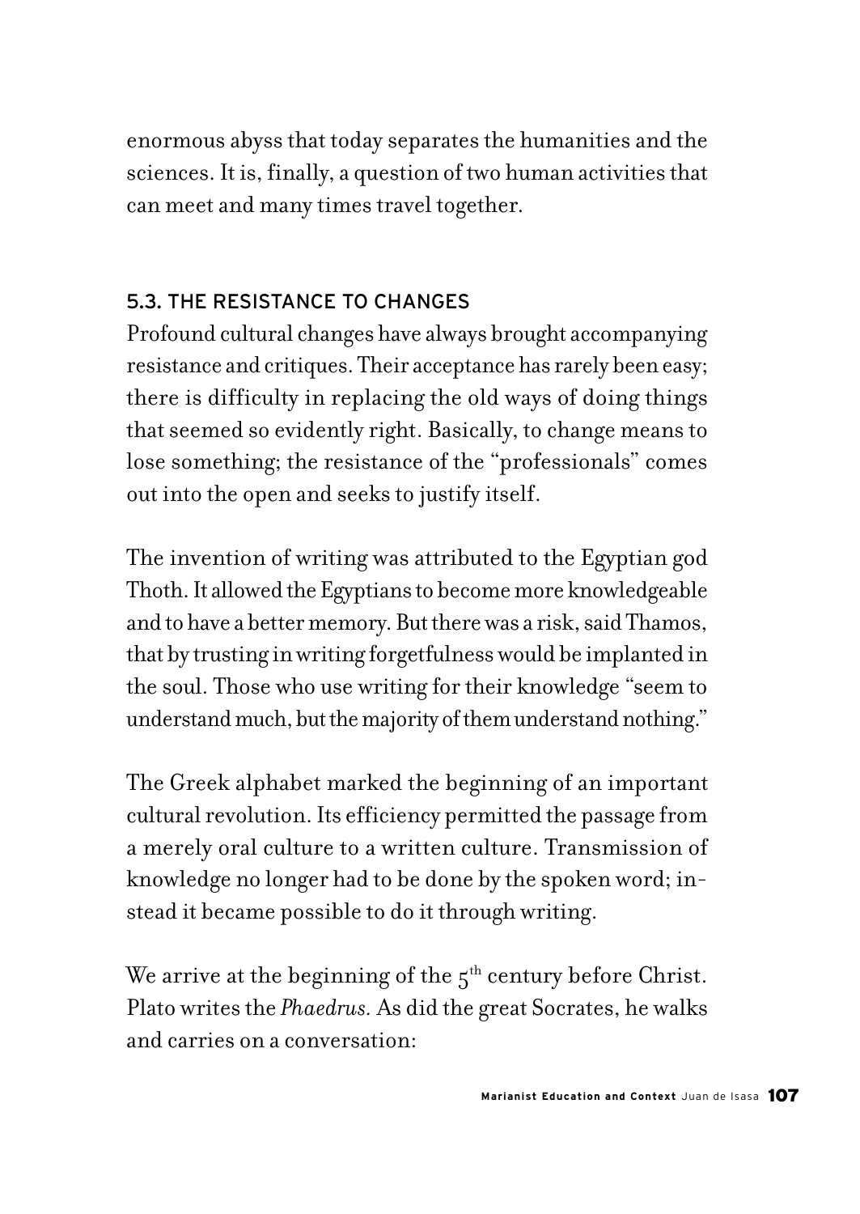enormous abyss that today separates the humanities and the sciences. It is, finally, a question of two human activities that can meet and many times travel together.

### 5.3. THE RESISTANCE TO CHANGES

Profound cultural changes have always brought accompanying resistance and critiques. Their acceptance has rarely been easy; there is difficulty in replacing the old ways of doing things that seemed so evidently right. Basically, to change means to lose something; the resistance of the "professionals" comes out into the open and seeks to justify itself.

The invention of writing was attributed to the Egyptian god Thoth. It allowed the Egyptians to become more knowledgeable and to have a better memory. But there was a risk, said Thamos, that by trusting in writing forgetfulness would be implanted in the soul. Those who use writing for their knowledge "seem to understand much, but the majority of them understand nothing."

The Greek alphabet marked the beginning of an important cultural revolution. Its efficiency permitted the passage from a merely oral culture to a written culture. Transmission of knowledge no longer had to be done by the spoken word; instead it became possible to do it through writing.

We arrive at the beginning of the 5th century before Christ. Plato writes the *Phaedrus.* As did the great Socrates, he walks and carries on a conversation: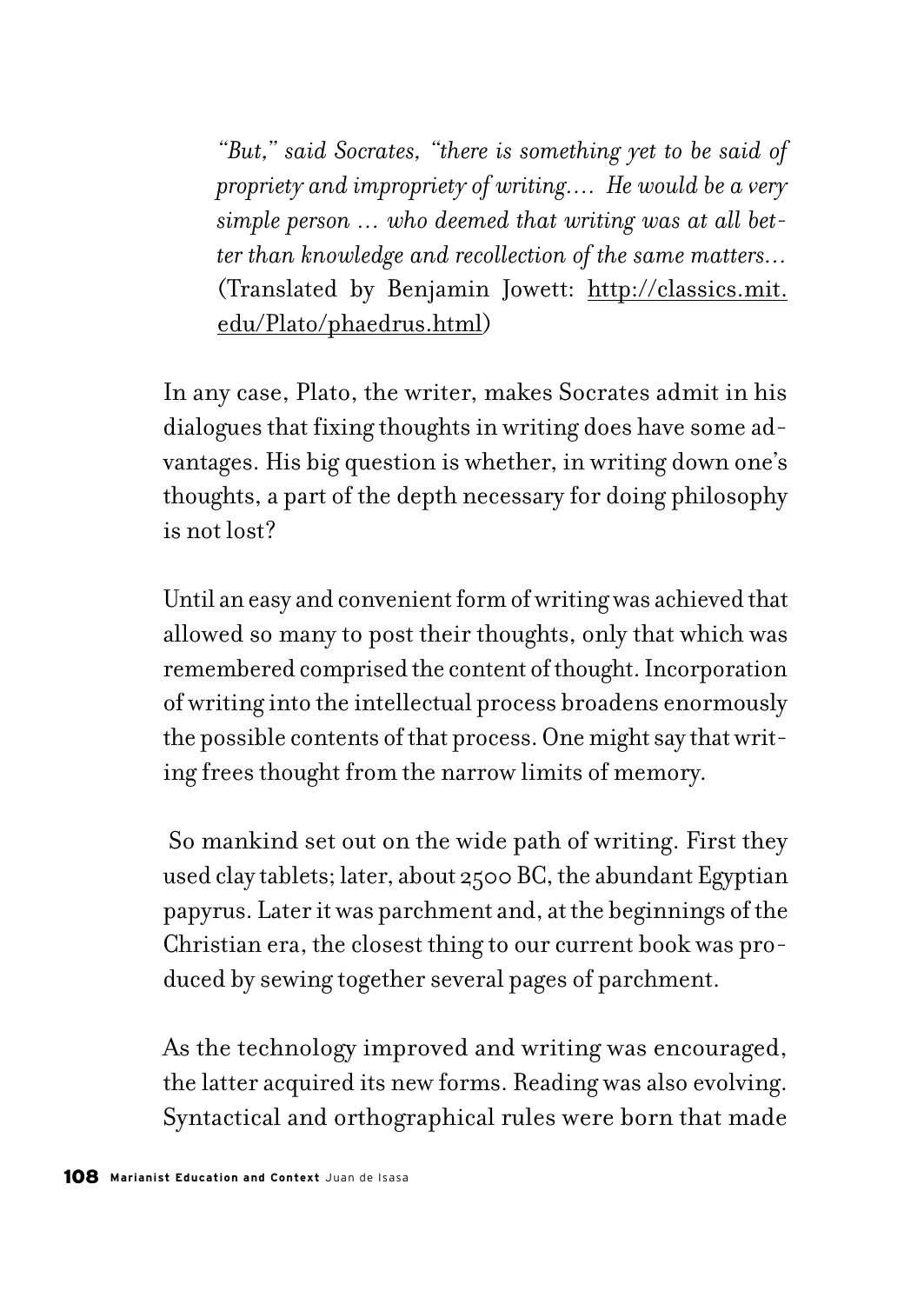> *"But," said Socrates, "there is something yet to be said of propriety and impropriety of writing.... He would be a very simple person ... who deemed that writing was at all better than knowledge and recollection of the same matters...* (Translated by Benjamin Jowett: http://classics.mit.edu/Plato/phaedrus.html)

In any case, Plato, the writer, makes Socrates admit in his dialogues that fixing thoughts in writing does have some advantages. His big question is whether, in writing down one's thoughts, a part of the depth necessary for doing philosophy is not lost?

Until an easy and convenient form of writing was achieved that allowed so many to post their thoughts, only that which was remembered comprised the content of thought. Incorporation of writing into the intellectual process broadens enormously the possible contents of that process. One might say that writing frees thought from the narrow limits of memory.

So mankind set out on the wide path of writing. First they used clay tablets; later, about 2500 BC, the abundant Egyptian papyrus. Later it was parchment and, at the beginnings of the Christian era, the closest thing to our current book was produced by sewing together several pages of parchment.

As the technology improved and writing was encouraged, the latter acquired its new forms. Reading was also evolving. Syntactical and orthographical rules were born that made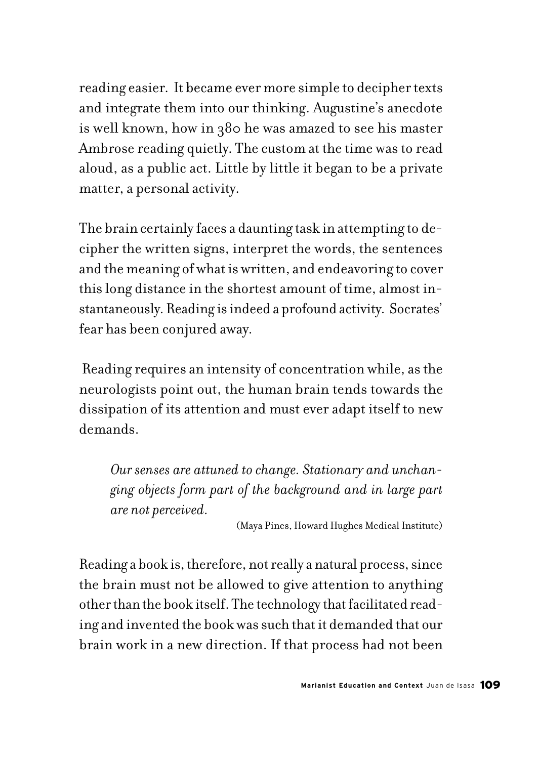reading easier. It became ever more simple to decipher texts and integrate them into our thinking. Augustine's anecdote is well known, how in 380 he was amazed to see his master Ambrose reading quietly. The custom at the time was to read aloud, as a public act. Little by little it began to be a private matter, a personal activity.

The brain certainly faces a daunting task in attempting to decipher the written signs, interpret the words, the sentences and the meaning of what is written, and endeavoring to cover this long distance in the shortest amount of time, almost instantaneously. Reading is indeed a profound activity. Socrates' fear has been conjured away.

Reading requires an intensity of concentration while, as the neurologists point out, the human brain tends towards the dissipation of its attention and must ever adapt itself to new demands.

> *Our senses are attuned to change. Stationary and unchanging objects form part of the background and in large part are not perceived.*
>
> (Maya Pines, Howard Hughes Medical Institute)

Reading a book is, therefore, not really a natural process, since the brain must not be allowed to give attention to anything other than the book itself. The technology that facilitated reading and invented the book was such that it demanded that our brain work in a new direction. If that process had not been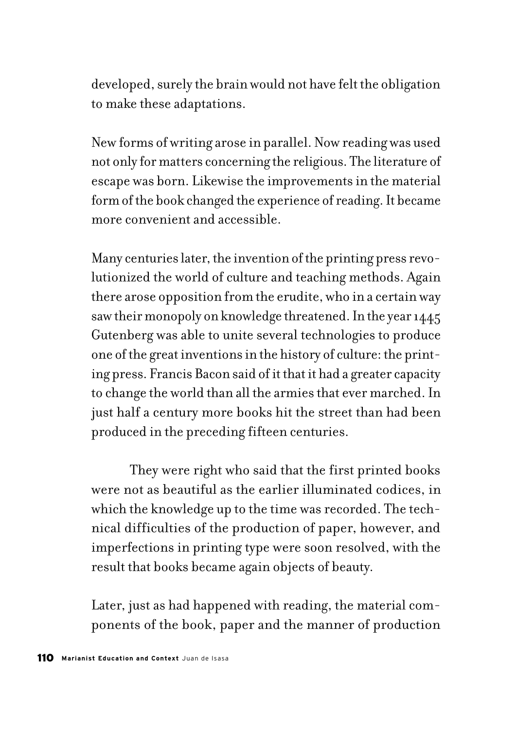developed, surely the brain would not have felt the obligation to make these adaptations.

New forms of writing arose in parallel. Now reading was used not only for matters concerning the religious. The literature of escape was born. Likewise the improvements in the material form of the book changed the experience of reading. It became more convenient and accessible.

Many centuries later, the invention of the printing press revolutionized the world of culture and teaching methods. Again there arose opposition from the erudite, who in a certain way saw their monopoly on knowledge threatened. In the year 1445 Gutenberg was able to unite several technologies to produce one of the great inventions in the history of culture: the printing press. Francis Bacon said of it that it had a greater capacity to change the world than all the armies that ever marched. In just half a century more books hit the street than had been produced in the preceding fifteen centuries.

They were right who said that the first printed books were not as beautiful as the earlier illuminated codices, in which the knowledge up to the time was recorded. The technical difficulties of the production of paper, however, and imperfections in printing type were soon resolved, with the result that books became again objects of beauty.

Later, just as had happened with reading, the material components of the book, paper and the manner of production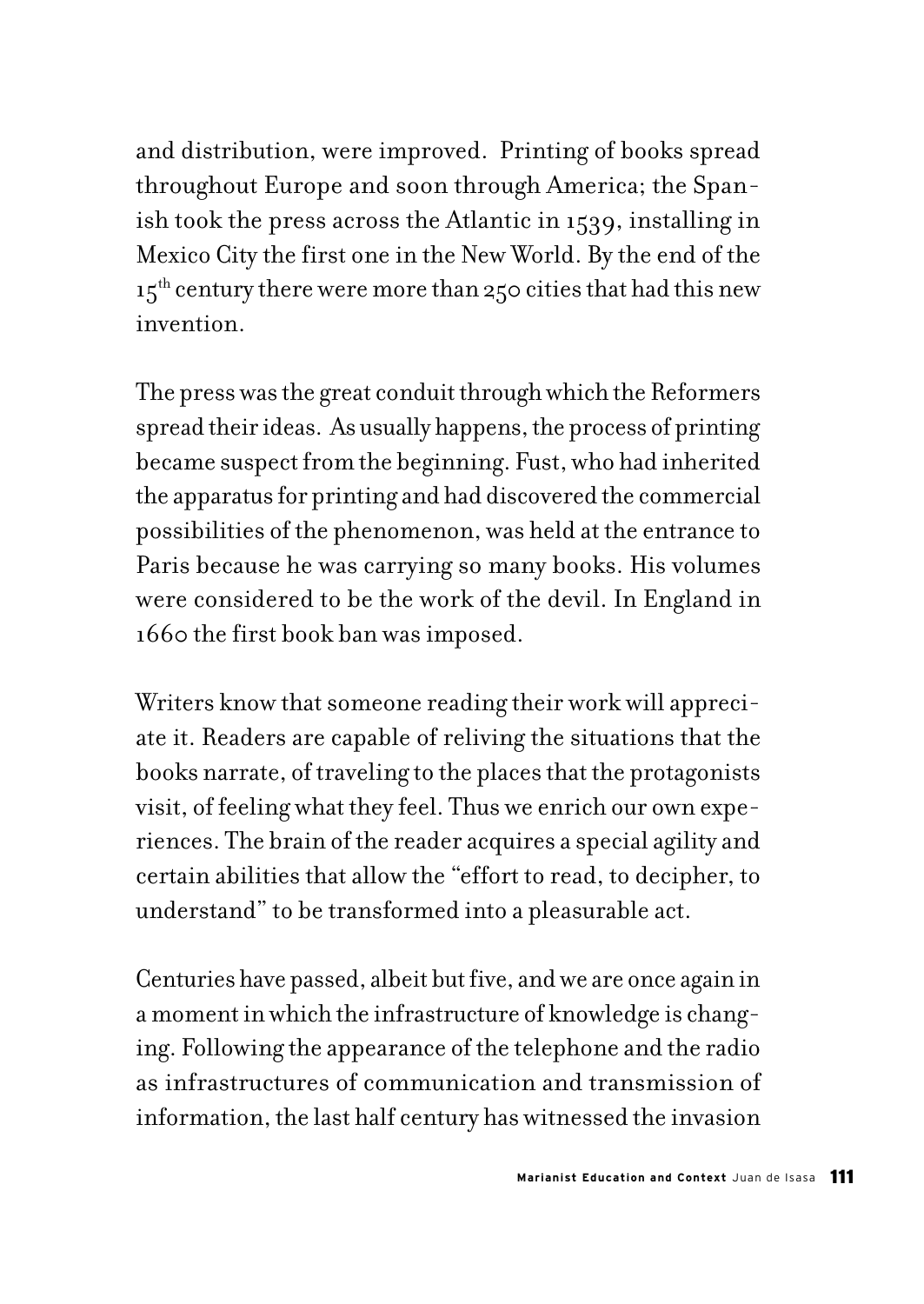and distribution, were improved. Printing of books spread throughout Europe and soon through America; the Spanish took the press across the Atlantic in 1539, installing in Mexico City the first one in the New World. By the end of the 15th century there were more than 250 cities that had this new invention.

The press was the great conduit through which the Reformers spread their ideas. As usually happens, the process of printing became suspect from the beginning. Fust, who had inherited the apparatus for printing and had discovered the commercial possibilities of the phenomenon, was held at the entrance to Paris because he was carrying so many books. His volumes were considered to be the work of the devil. In England in 1660 the first book ban was imposed.

Writers know that someone reading their work will appreciate it. Readers are capable of reliving the situations that the books narrate, of traveling to the places that the protagonists visit, of feeling what they feel. Thus we enrich our own experiences. The brain of the reader acquires a special agility and certain abilities that allow the "effort to read, to decipher, to understand" to be transformed into a pleasurable act.

Centuries have passed, albeit but five, and we are once again in a moment in which the infrastructure of knowledge is changing. Following the appearance of the telephone and the radio as infrastructures of communication and transmission of information, the last half century has witnessed the invasion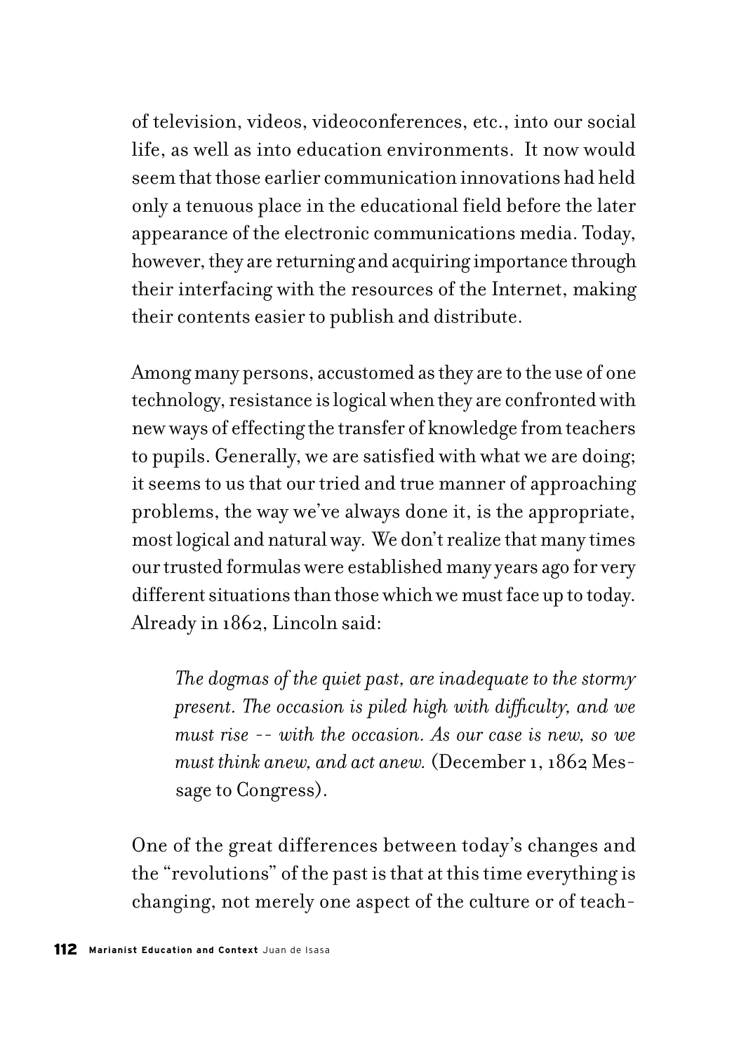of television, videos, videoconferences, etc., into our social life, as well as into education environments. It now would seem that those earlier communication innovations had held only a tenuous place in the educational field before the later appearance of the electronic communications media. Today, however, they are returning and acquiring importance through their interfacing with the resources of the Internet, making their contents easier to publish and distribute.

Among many persons, accustomed as they are to the use of one technology, resistance is logical when they are confronted with new ways of effecting the transfer of knowledge from teachers to pupils. Generally, we are satisfied with what we are doing; it seems to us that our tried and true manner of approaching problems, the way we've always done it, is the appropriate, most logical and natural way. We don't realize that many times our trusted formulas were established many years ago for very different situations than those which we must face up to today. Already in 1862, Lincoln said:

> *The dogmas of the quiet past, are inadequate to the stormy present. The occasion is piled high with difficulty, and we must rise -- with the occasion. As our case is new, so we must think anew, and act anew.* (December 1, 1862 Message to Congress).

One of the great differences between today's changes and the "revolutions" of the past is that at this time everything is changing, not merely one aspect of the culture or of teach-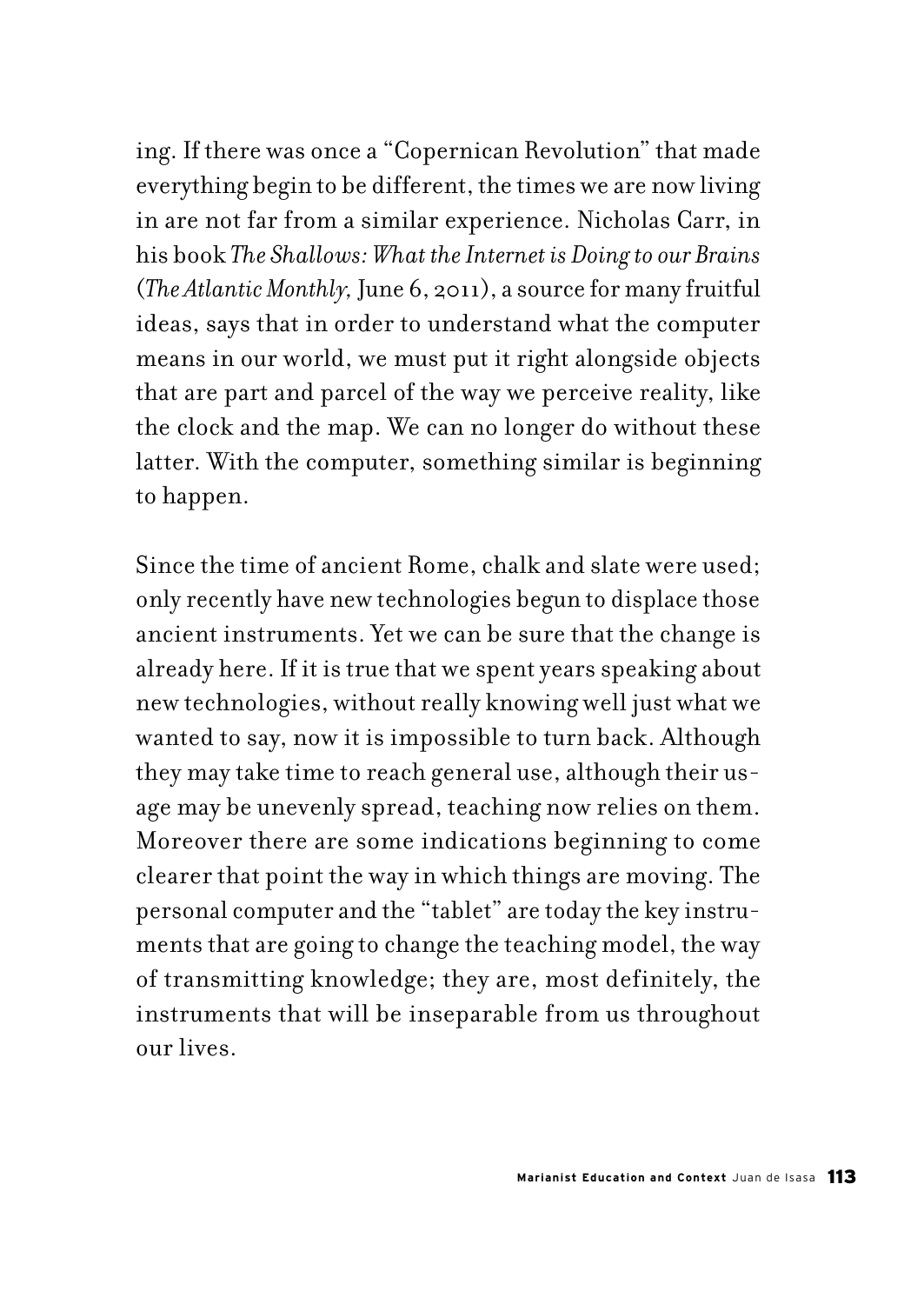ing. If there was once a "Copernican Revolution" that made everything begin to be different, the times we are now living in are not far from a similar experience. Nicholas Carr, in his book *The Shallows: What the Internet is Doing to our Brains* (*The Atlantic Monthly,* June 6, 2011), a source for many fruitful ideas, says that in order to understand what the computer means in our world, we must put it right alongside objects that are part and parcel of the way we perceive reality, like the clock and the map. We can no longer do without these latter. With the computer, something similar is beginning to happen.

Since the time of ancient Rome, chalk and slate were used; only recently have new technologies begun to displace those ancient instruments. Yet we can be sure that the change is already here. If it is true that we spent years speaking about new technologies, without really knowing well just what we wanted to say, now it is impossible to turn back. Although they may take time to reach general use, although their usage may be unevenly spread, teaching now relies on them. Moreover there are some indications beginning to come clearer that point the way in which things are moving. The personal computer and the "tablet" are today the key instruments that are going to change the teaching model, the way of transmitting knowledge; they are, most definitely, the instruments that will be inseparable from us throughout our lives.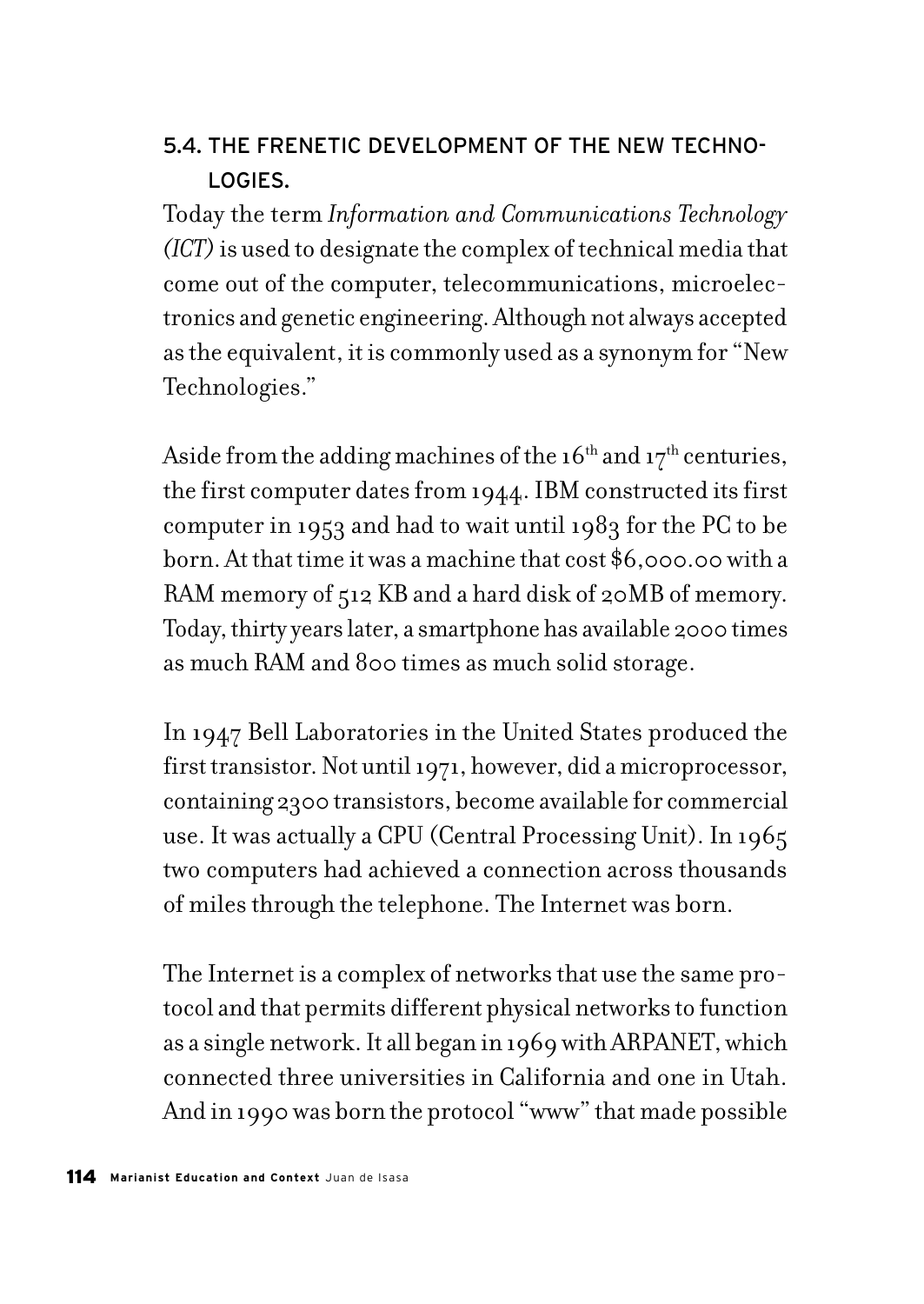## 5.4. THE FRENETIC DEVELOPMENT OF THE NEW TECHNOLOGIES.

Today the term *Information and Communications Technology (ICT)* is used to designate the complex of technical media that come out of the computer, telecommunications, microelectronics and genetic engineering. Although not always accepted as the equivalent, it is commonly used as a synonym for "New Technologies."

Aside from the adding machines of the 16th and 17th centuries, the first computer dates from 1944. IBM constructed its first computer in 1953 and had to wait until 1983 for the PC to be born. At that time it was a machine that cost $6,000.00 with a RAM memory of 512 KB and a hard disk of 20MB of memory. Today, thirty years later, a smartphone has available 2000 times as much RAM and 800 times as much solid storage.

In 1947 Bell Laboratories in the United States produced the first transistor. Not until 1971, however, did a microprocessor, containing 2300 transistors, become available for commercial use. It was actually a CPU (Central Processing Unit). In 1965 two computers had achieved a connection across thousands of miles through the telephone. The Internet was born.

The Internet is a complex of networks that use the same protocol and that permits different physical networks to function as a single network. It all began in 1969 with ARPANET, which connected three universities in California and one in Utah. And in 1990 was born the protocol "www" that made possible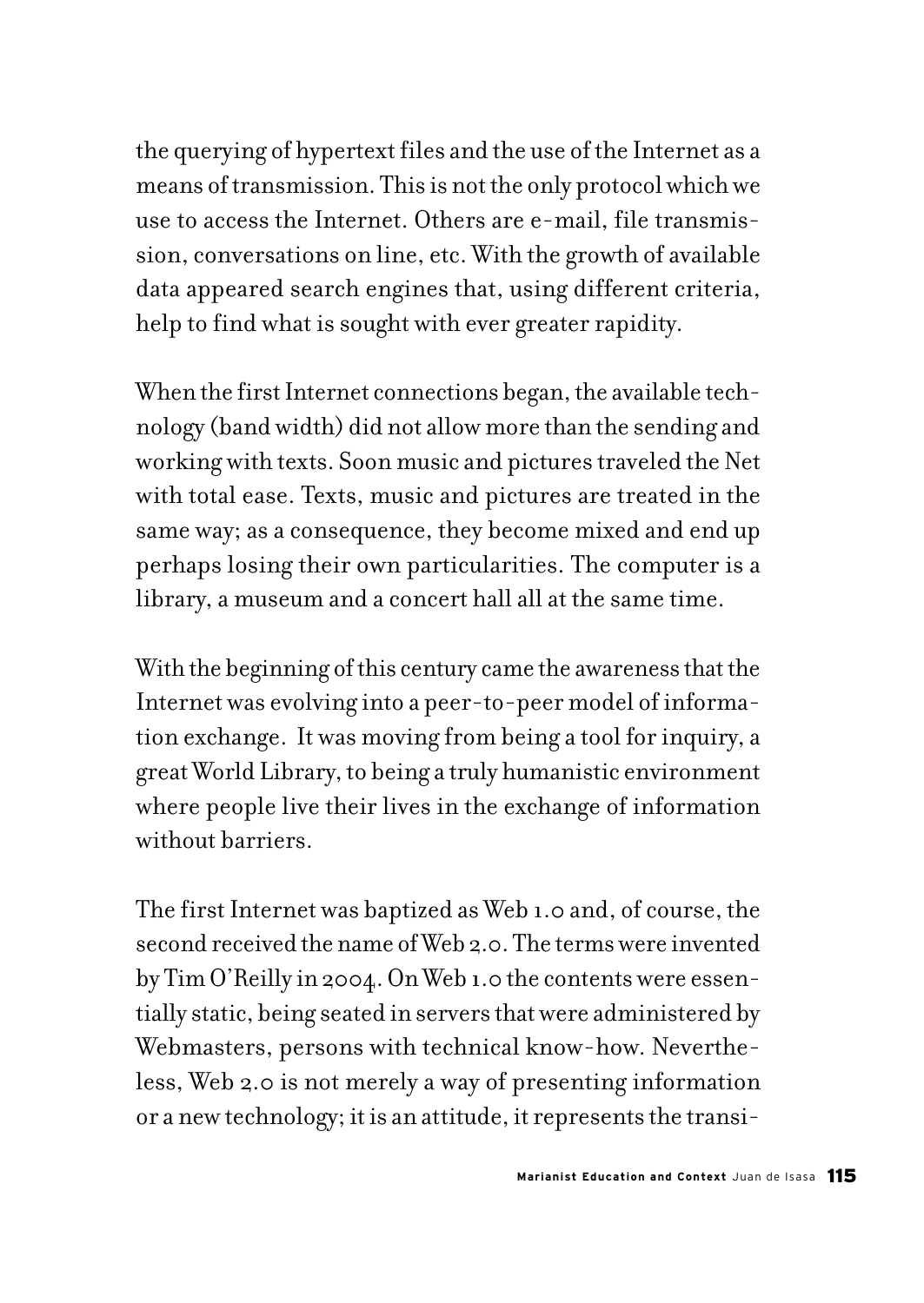the querying of hypertext files and the use of the Internet as a means of transmission. This is not the only protocol which we use to access the Internet. Others are e-mail, file transmission, conversations on line, etc. With the growth of available data appeared search engines that, using different criteria, help to find what is sought with ever greater rapidity.

When the first Internet connections began, the available technology (band width) did not allow more than the sending and working with texts. Soon music and pictures traveled the Net with total ease. Texts, music and pictures are treated in the same way; as a consequence, they become mixed and end up perhaps losing their own particularities. The computer is a library, a museum and a concert hall all at the same time.

With the beginning of this century came the awareness that the Internet was evolving into a peer-to-peer model of information exchange. It was moving from being a tool for inquiry, a great World Library, to being a truly humanistic environment where people live their lives in the exchange of information without barriers.

The first Internet was baptized as Web 1.0 and, of course, the second received the name of Web 2.0. The terms were invented by Tim O'Reilly in 2004. On Web 1.0 the contents were essentially static, being seated in servers that were administered by Webmasters, persons with technical know-how. Nevertheless, Web 2.0 is not merely a way of presenting information or a new technology; it is an attitude, it represents the transi-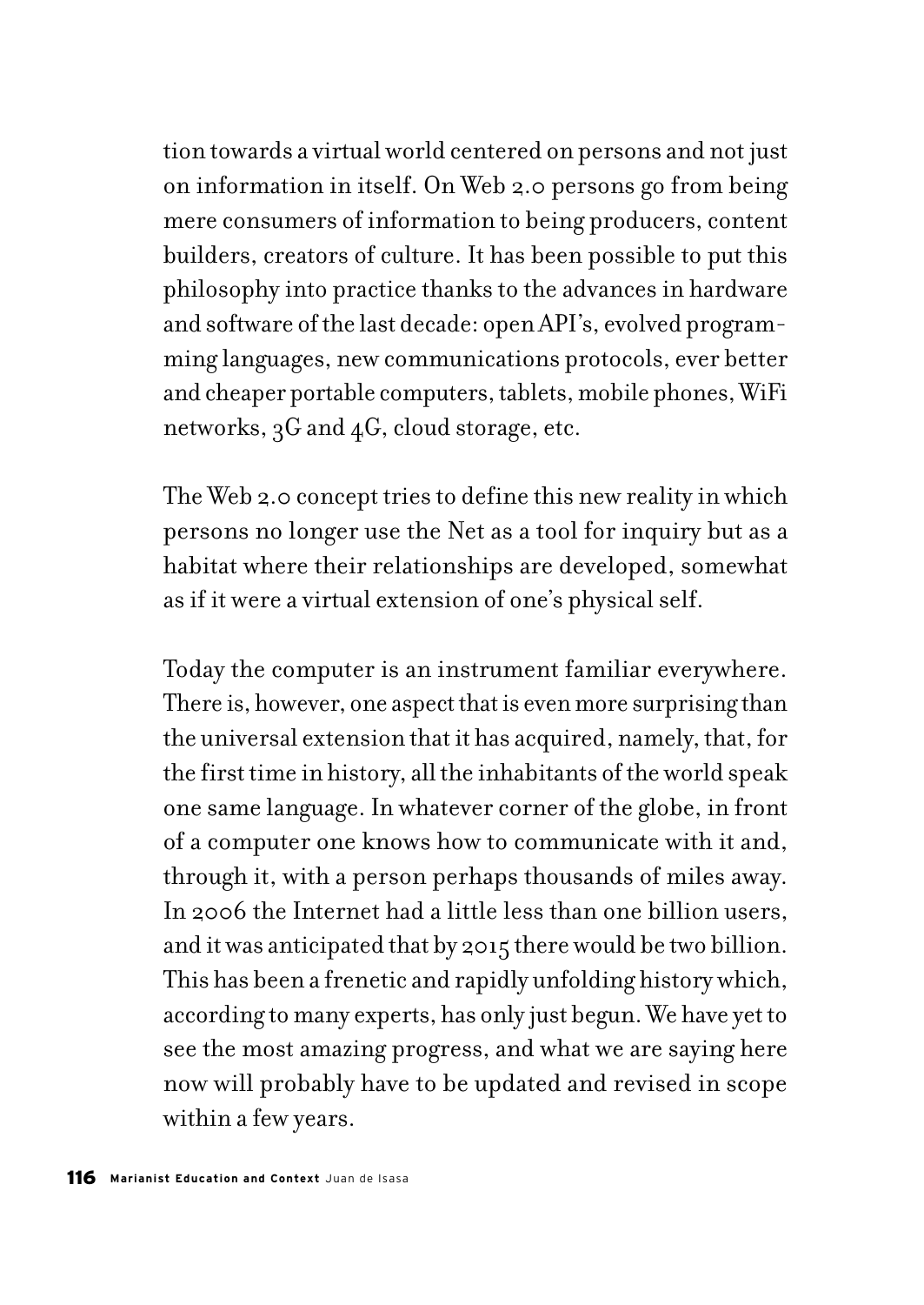tion towards a virtual world centered on persons and not just on information in itself. On Web 2.0 persons go from being mere consumers of information to being producers, content builders, creators of culture. It has been possible to put this philosophy into practice thanks to the advances in hardware and software of the last decade: open API's, evolved programming languages, new communications protocols, ever better and cheaper portable computers, tablets, mobile phones, WiFi networks, 3G and 4G, cloud storage, etc.

The Web 2.0 concept tries to define this new reality in which persons no longer use the Net as a tool for inquiry but as a habitat where their relationships are developed, somewhat as if it were a virtual extension of one's physical self.

Today the computer is an instrument familiar everywhere. There is, however, one aspect that is even more surprising than the universal extension that it has acquired, namely, that, for the first time in history, all the inhabitants of the world speak one same language. In whatever corner of the globe, in front of a computer one knows how to communicate with it and, through it, with a person perhaps thousands of miles away. In 2006 the Internet had a little less than one billion users, and it was anticipated that by 2015 there would be two billion. This has been a frenetic and rapidly unfolding history which, according to many experts, has only just begun. We have yet to see the most amazing progress, and what we are saying here now will probably have to be updated and revised in scope within a few years.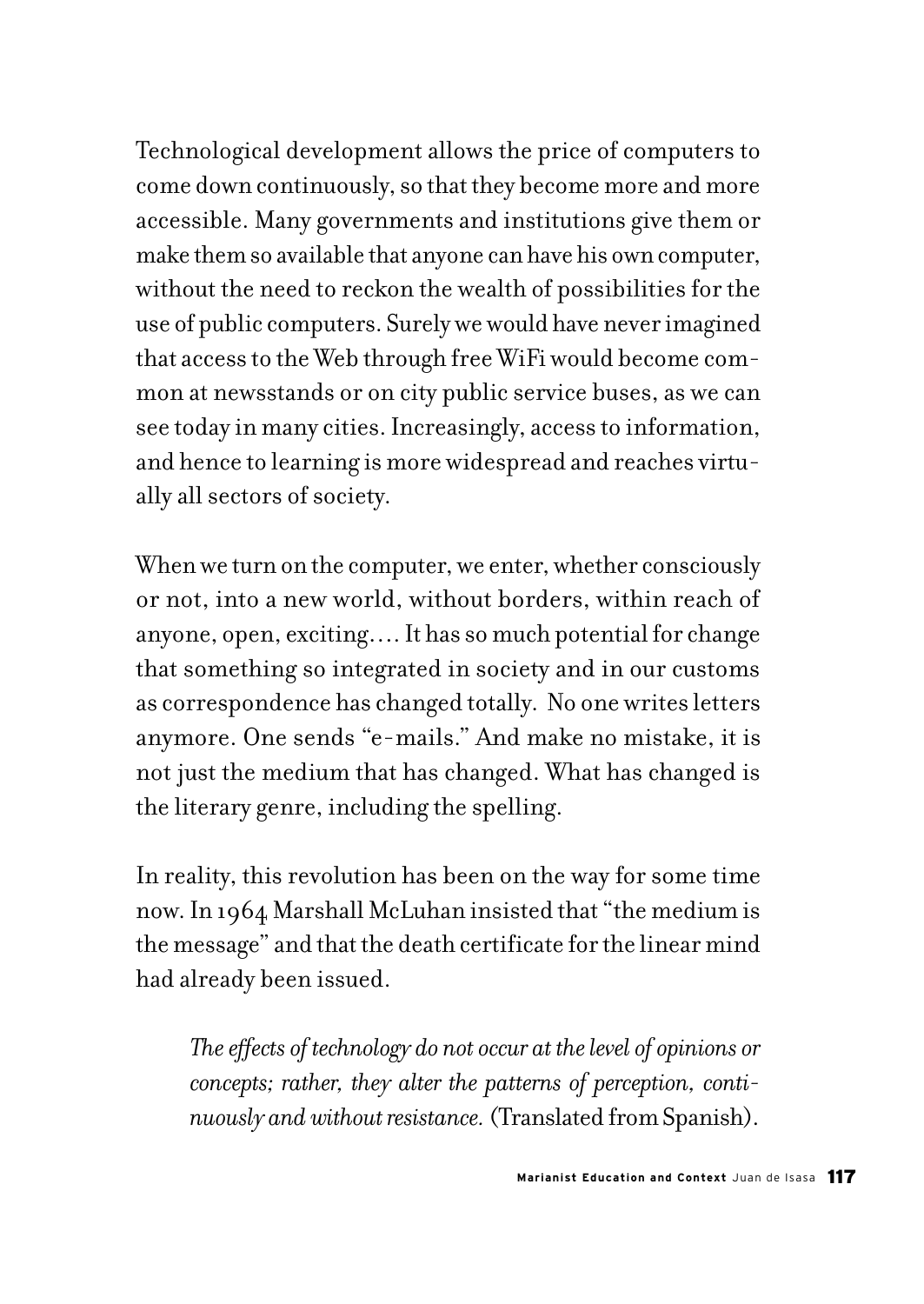Technological development allows the price of computers to come down continuously, so that they become more and more accessible. Many governments and institutions give them or make them so available that anyone can have his own computer, without the need to reckon the wealth of possibilities for the use of public computers. Surely we would have never imagined that access to the Web through free WiFi would become common at newsstands or on city public service buses, as we can see today in many cities. Increasingly, access to information, and hence to learning is more widespread and reaches virtually all sectors of society.

When we turn on the computer, we enter, whether consciously or not, into a new world, without borders, within reach of anyone, open, exciting…. It has so much potential for change that something so integrated in society and in our customs as correspondence has changed totally. No one writes letters anymore. One sends "e-mails." And make no mistake, it is not just the medium that has changed. What has changed is the literary genre, including the spelling.

In reality, this revolution has been on the way for some time now. In 1964 Marshall McLuhan insisted that "the medium is the message" and that the death certificate for the linear mind had already been issued.

> *The effects of technology do not occur at the level of opinions or concepts; rather, they alter the patterns of perception, continuously and without resistance.* (Translated from Spanish).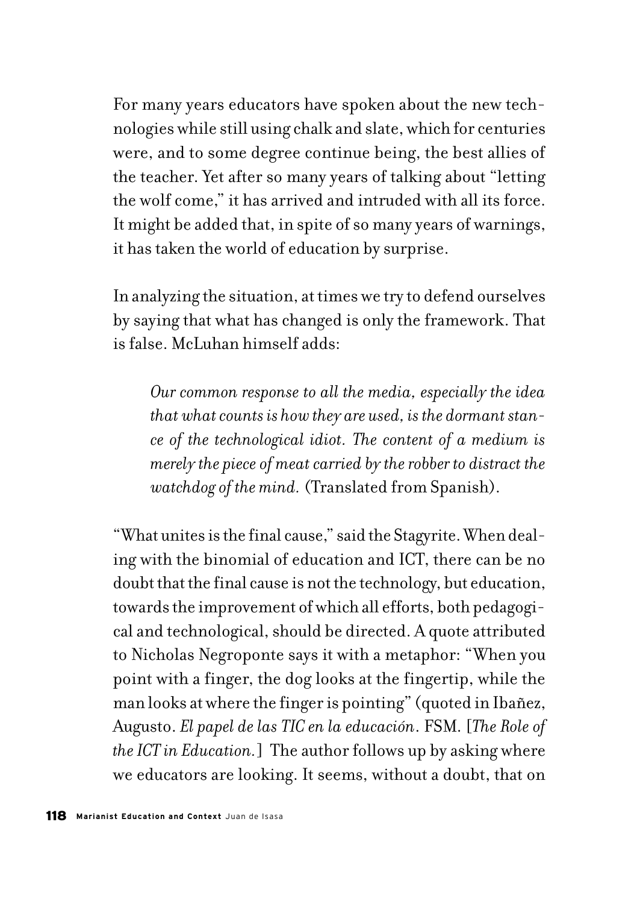For many years educators have spoken about the new technologies while still using chalk and slate, which for centuries were, and to some degree continue being, the best allies of the teacher. Yet after so many years of talking about "letting the wolf come," it has arrived and intruded with all its force. It might be added that, in spite of so many years of warnings, it has taken the world of education by surprise.

In analyzing the situation, at times we try to defend ourselves by saying that what has changed is only the framework. That is false. McLuhan himself adds:

> *Our common response to all the media, especially the idea that what counts is how they are used, is the dormant stance of the technological idiot. The content of a medium is merely the piece of meat carried by the robber to distract the watchdog of the mind.* (Translated from Spanish).

"What unites is the final cause," said the Stagyrite. When dealing with the binomial of education and ICT, there can be no doubt that the final cause is not the technology, but education, towards the improvement of which all efforts, both pedagogical and technological, should be directed. A quote attributed to Nicholas Negroponte says it with a metaphor: "When you point with a finger, the dog looks at the fingertip, while the man looks at where the finger is pointing" (quoted in Ibañez, Augusto. *El papel de las TIC en la educación*. FSM. [*The Role of the ICT in Education.*] The author follows up by asking where we educators are looking. It seems, without a doubt, that on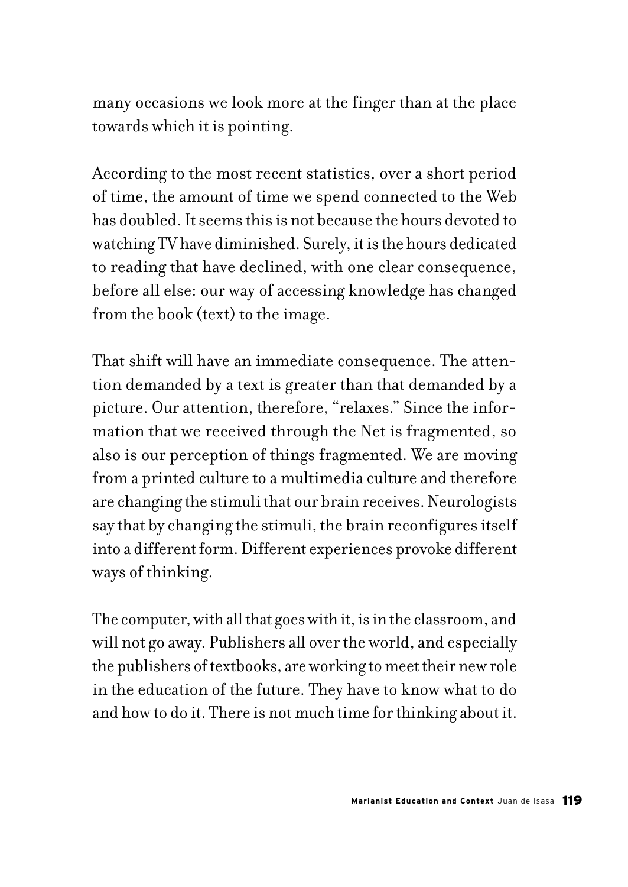many occasions we look more at the finger than at the place towards which it is pointing.

According to the most recent statistics, over a short period of time, the amount of time we spend connected to the Web has doubled. It seems this is not because the hours devoted to watching TV have diminished. Surely, it is the hours dedicated to reading that have declined, with one clear consequence, before all else: our way of accessing knowledge has changed from the book (text) to the image.

That shift will have an immediate consequence. The attention demanded by a text is greater than that demanded by a picture. Our attention, therefore, "relaxes." Since the information that we received through the Net is fragmented, so also is our perception of things fragmented. We are moving from a printed culture to a multimedia culture and therefore are changing the stimuli that our brain receives. Neurologists say that by changing the stimuli, the brain reconfigures itself into a different form. Different experiences provoke different ways of thinking.

The computer, with all that goes with it, is in the classroom, and will not go away. Publishers all over the world, and especially the publishers of textbooks, are working to meet their new role in the education of the future. They have to know what to do and how to do it. There is not much time for thinking about it.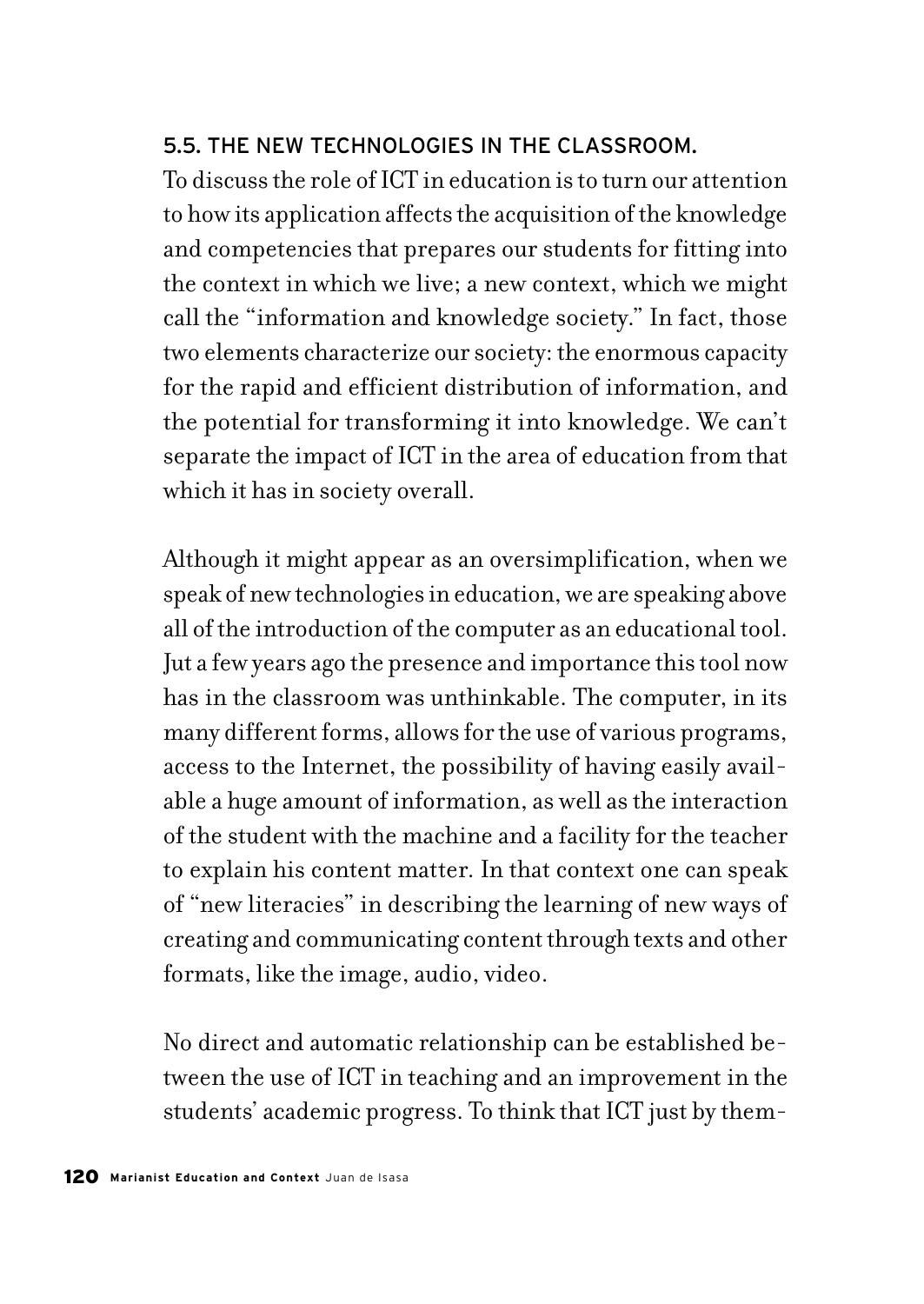### 5.5. THE NEW TECHNOLOGIES IN THE CLASSROOM.

To discuss the role of ICT in education is to turn our attention to how its application affects the acquisition of the knowledge and competencies that prepares our students for fitting into the context in which we live; a new context, which we might call the "information and knowledge society." In fact, those two elements characterize our society: the enormous capacity for the rapid and efficient distribution of information, and the potential for transforming it into knowledge. We can't separate the impact of ICT in the area of education from that which it has in society overall.

Although it might appear as an oversimplification, when we speak of new technologies in education, we are speaking above all of the introduction of the computer as an educational tool. Jut a few years ago the presence and importance this tool now has in the classroom was unthinkable. The computer, in its many different forms, allows for the use of various programs, access to the Internet, the possibility of having easily available a huge amount of information, as well as the interaction of the student with the machine and a facility for the teacher to explain his content matter. In that context one can speak of "new literacies" in describing the learning of new ways of creating and communicating content through texts and other formats, like the image, audio, video.

No direct and automatic relationship can be established between the use of ICT in teaching and an improvement in the students' academic progress. To think that ICT just by them-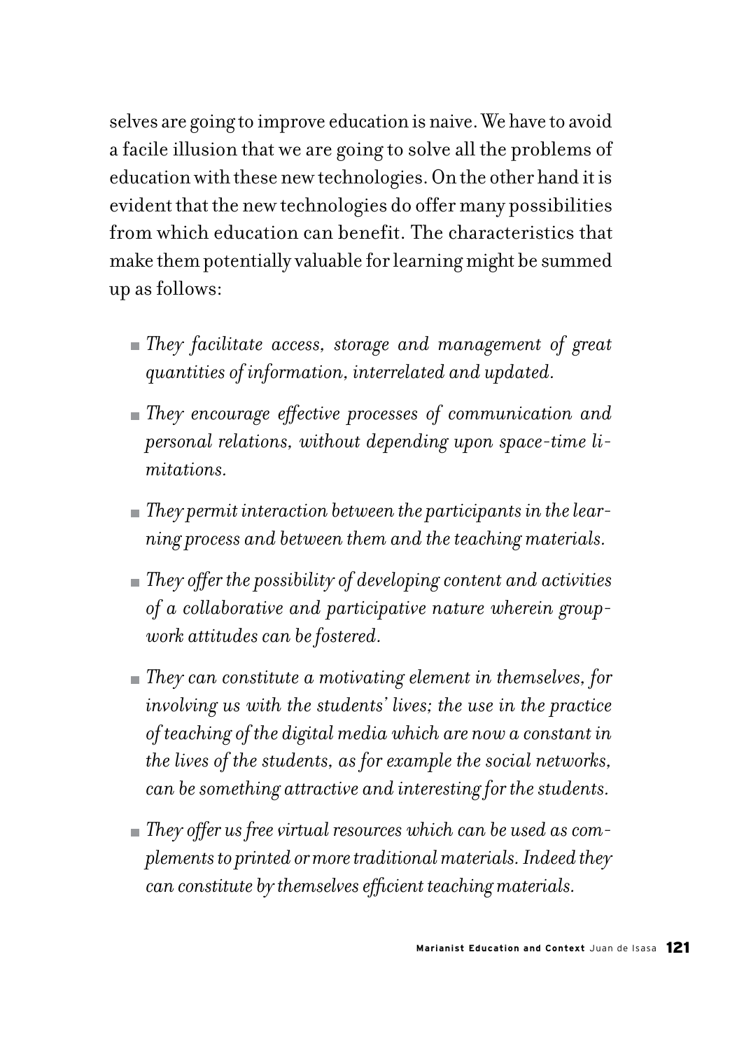selves are going to improve education is naive. We have to avoid a facile illusion that we are going to solve all the problems of education with these new technologies. On the other hand it is evident that the new technologies do offer many possibilities from which education can benefit. The characteristics that make them potentially valuable for learning might be summed up as follows:

- *They facilitate access, storage and management of great quantities of information, interrelated and updated.*
- *They encourage effective processes of communication and personal relations, without depending upon space-time limitations.*
- *They permit interaction between the participants in the learning process and between them and the teaching materials.*
- *They offer the possibility of developing content and activities of a collaborative and participative nature wherein group-work attitudes can be fostered.*
- *They can constitute a motivating element in themselves, for involving us with the students' lives; the use in the practice of teaching of the digital media which are now a constant in the lives of the students, as for example the social networks, can be something attractive and interesting for the students.*
- *They offer us free virtual resources which can be used as complements to printed or more traditional materials. Indeed they can constitute by themselves efficient teaching materials.*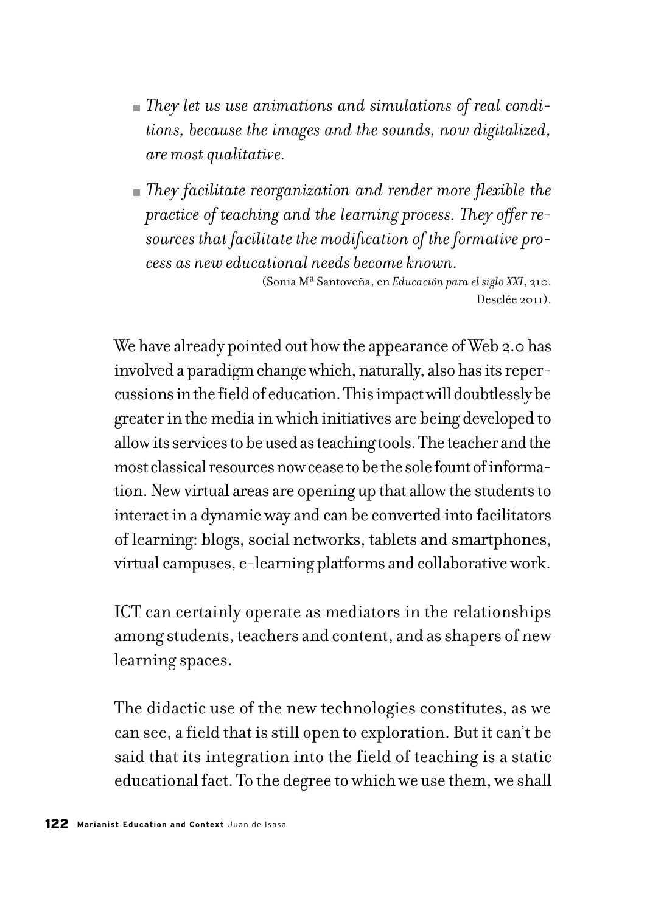- *They let us use animations and simulations of real conditions, because the images and the sounds, now digitalized, are most qualitative.*
- *They facilitate reorganization and render more flexible the practice of teaching and the learning process. They offer resources that facilitate the modification of the formative process as new educational needs become known.*

(Sonia Mª Santoveña, en *Educación para el siglo XXI*, 210. Desclée 2011).

We have already pointed out how the appearance of Web 2.0 has involved a paradigm change which, naturally, also has its repercussions in the field of education. This impact will doubtlessly be greater in the media in which initiatives are being developed to allow its services to be used as teaching tools. The teacher and the most classical resources now cease to be the sole fount of information. New virtual areas are opening up that allow the students to interact in a dynamic way and can be converted into facilitators of learning: blogs, social networks, tablets and smartphones, virtual campuses, e-learning platforms and collaborative work.

ICT can certainly operate as mediators in the relationships among students, teachers and content, and as shapers of new learning spaces.

The didactic use of the new technologies constitutes, as we can see, a field that is still open to exploration. But it can't be said that its integration into the field of teaching is a static educational fact. To the degree to which we use them, we shall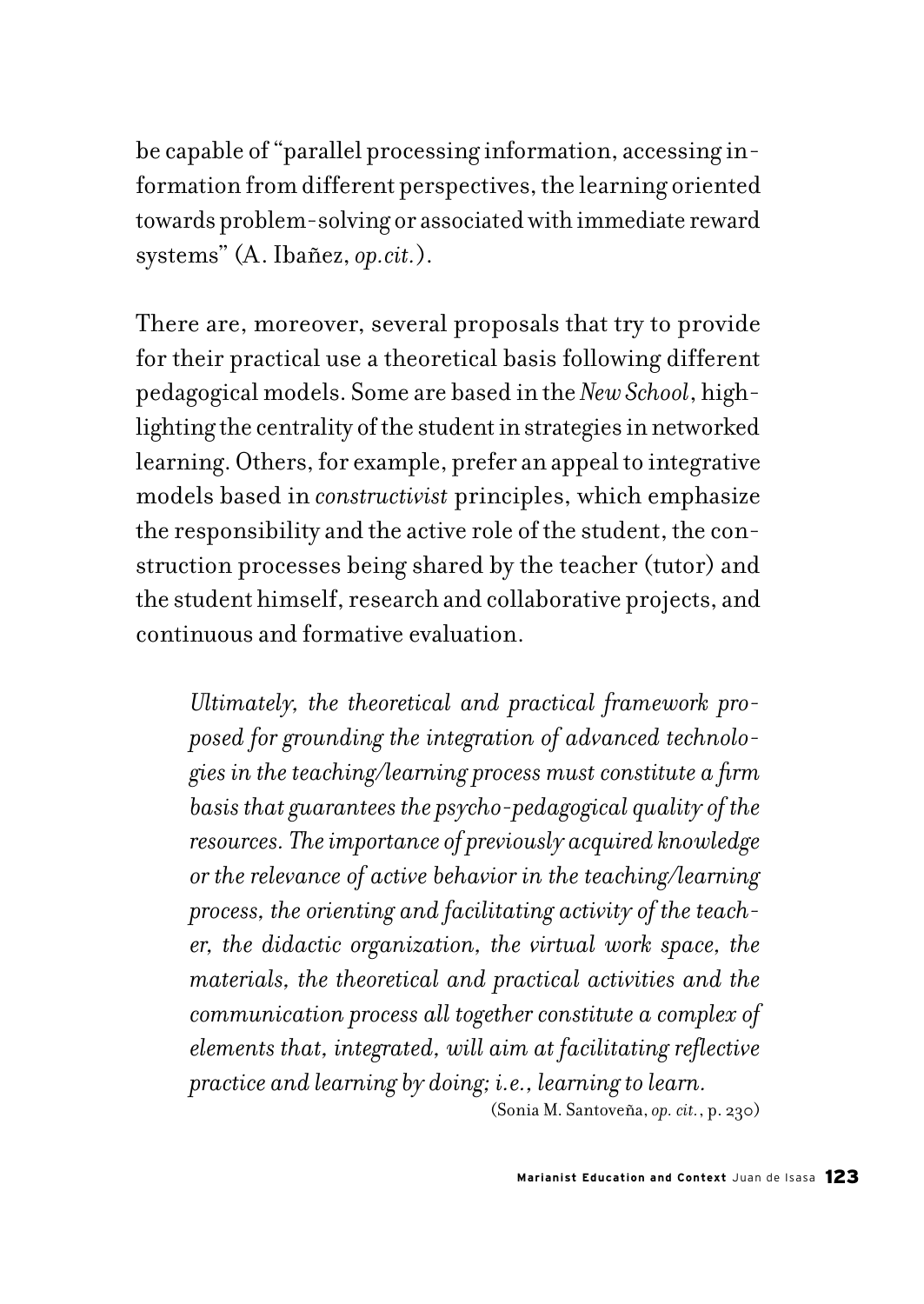be capable of "parallel processing information, accessing information from different perspectives, the learning oriented towards problem-solving or associated with immediate reward systems" (A. Ibañez, *op.cit.*).

There are, moreover, several proposals that try to provide for their practical use a theoretical basis following different pedagogical models. Some are based in the *New School*, highlighting the centrality of the student in strategies in networked learning. Others, for example, prefer an appeal to integrative models based in *constructivist* principles, which emphasize the responsibility and the active role of the student, the construction processes being shared by the teacher (tutor) and the student himself, research and collaborative projects, and continuous and formative evaluation.

> *Ultimately, the theoretical and practical framework proposed for grounding the integration of advanced technologies in the teaching/learning process must constitute a firm basis that guarantees the psycho-pedagogical quality of the resources. The importance of previously acquired knowledge or the relevance of active behavior in the teaching/learning process, the orienting and facilitating activity of the teacher, the didactic organization, the virtual work space, the materials, the theoretical and practical activities and the communication process all together constitute a complex of elements that, integrated, will aim at facilitating reflective practice and learning by doing; i.e., learning to learn.*
>
> (Sonia M. Santoveña, *op. cit.*, p. 230)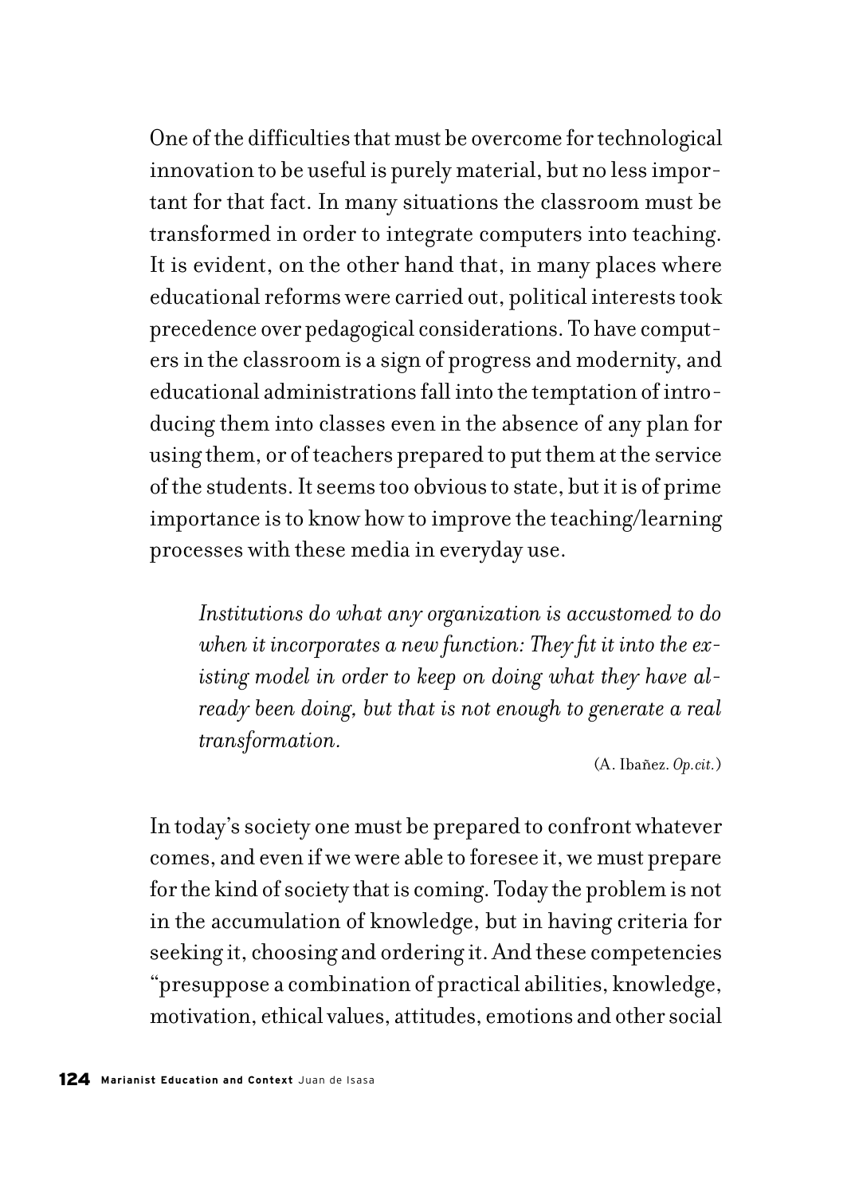One of the difficulties that must be overcome for technological innovation to be useful is purely material, but no less important for that fact. In many situations the classroom must be transformed in order to integrate computers into teaching. It is evident, on the other hand that, in many places where educational reforms were carried out, political interests took precedence over pedagogical considerations. To have computers in the classroom is a sign of progress and modernity, and educational administrations fall into the temptation of introducing them into classes even in the absence of any plan for using them, or of teachers prepared to put them at the service of the students. It seems too obvious to state, but it is of prime importance is to know how to improve the teaching/learning processes with these media in everyday use.

> *Institutions do what any organization is accustomed to do when it incorporates a new function: They fit it into the existing model in order to keep on doing what they have already been doing, but that is not enough to generate a real transformation.*
>
> (A. Ibañez. *Op.cit.*)

In today's society one must be prepared to confront whatever comes, and even if we were able to foresee it, we must prepare for the kind of society that is coming. Today the problem is not in the accumulation of knowledge, but in having criteria for seeking it, choosing and ordering it. And these competencies "presuppose a combination of practical abilities, knowledge, motivation, ethical values, attitudes, emotions and other social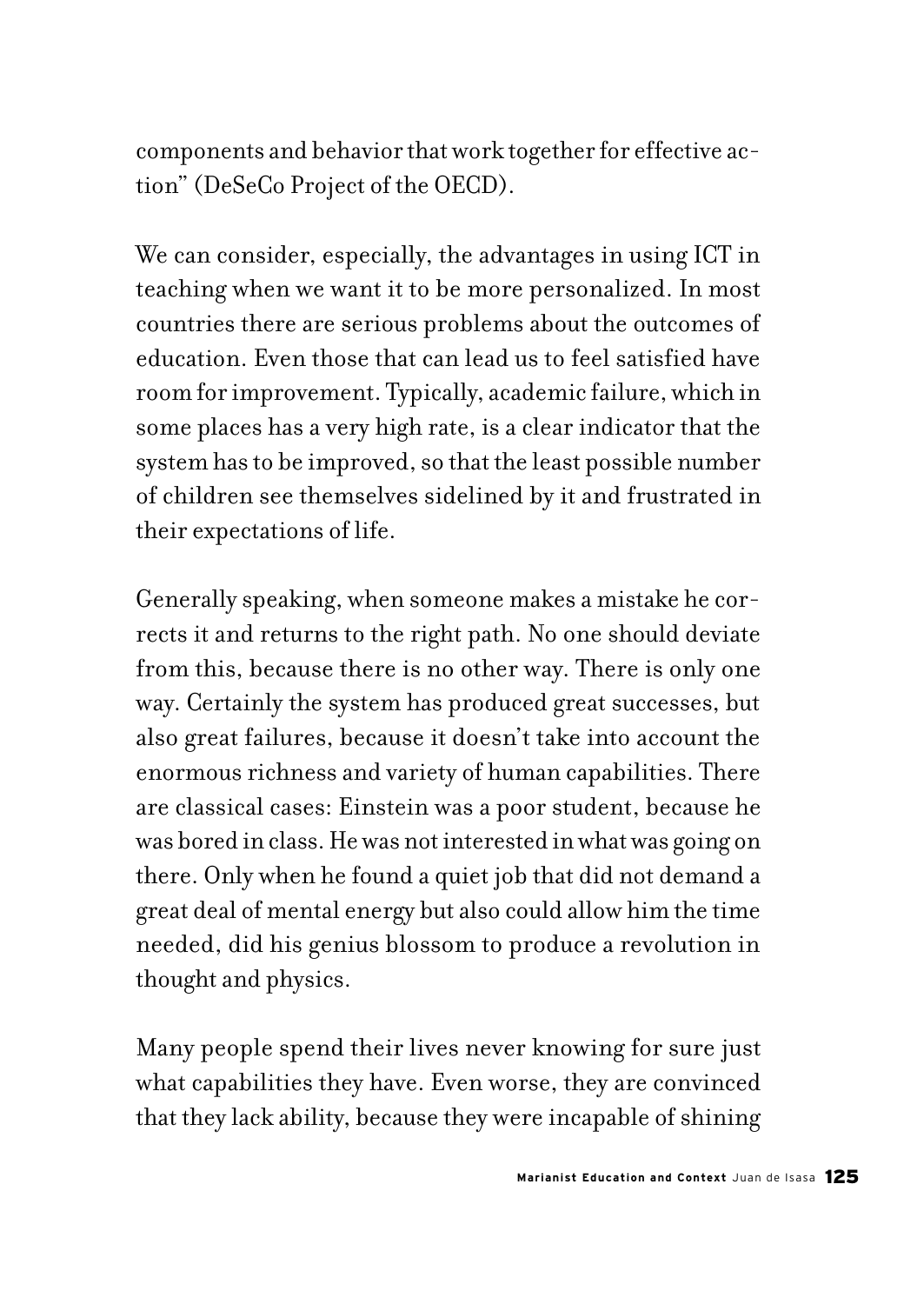components and behavior that work together for effective action" (DeSeCo Project of the OECD).

We can consider, especially, the advantages in using ICT in teaching when we want it to be more personalized. In most countries there are serious problems about the outcomes of education. Even those that can lead us to feel satisfied have room for improvement. Typically, academic failure, which in some places has a very high rate, is a clear indicator that the system has to be improved, so that the least possible number of children see themselves sidelined by it and frustrated in their expectations of life.

Generally speaking, when someone makes a mistake he corrects it and returns to the right path. No one should deviate from this, because there is no other way. There is only one way. Certainly the system has produced great successes, but also great failures, because it doesn't take into account the enormous richness and variety of human capabilities. There are classical cases: Einstein was a poor student, because he was bored in class. He was not interested in what was going on there. Only when he found a quiet job that did not demand a great deal of mental energy but also could allow him the time needed, did his genius blossom to produce a revolution in thought and physics.

Many people spend their lives never knowing for sure just what capabilities they have. Even worse, they are convinced that they lack ability, because they were incapable of shining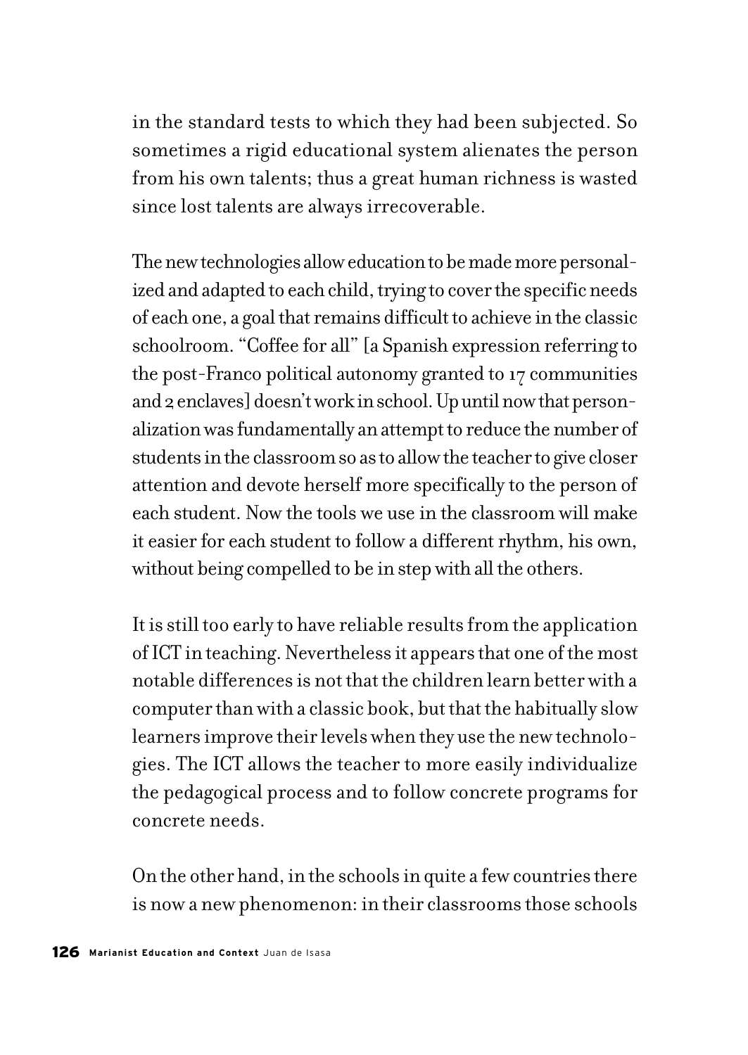in the standard tests to which they had been subjected. So sometimes a rigid educational system alienates the person from his own talents; thus a great human richness is wasted since lost talents are always irrecoverable.

The new technologies allow education to be made more personalized and adapted to each child, trying to cover the specific needs of each one, a goal that remains difficult to achieve in the classic schoolroom. "Coffee for all" [a Spanish expression referring to the post-Franco political autonomy granted to 17 communities and 2 enclaves] doesn't work in school. Up until now that personalization was fundamentally an attempt to reduce the number of students in the classroom so as to allow the teacher to give closer attention and devote herself more specifically to the person of each student. Now the tools we use in the classroom will make it easier for each student to follow a different rhythm, his own, without being compelled to be in step with all the others.

It is still too early to have reliable results from the application of ICT in teaching. Nevertheless it appears that one of the most notable differences is not that the children learn better with a computer than with a classic book, but that the habitually slow learners improve their levels when they use the new technologies. The ICT allows the teacher to more easily individualize the pedagogical process and to follow concrete programs for concrete needs.

On the other hand, in the schools in quite a few countries there is now a new phenomenon: in their classrooms those schools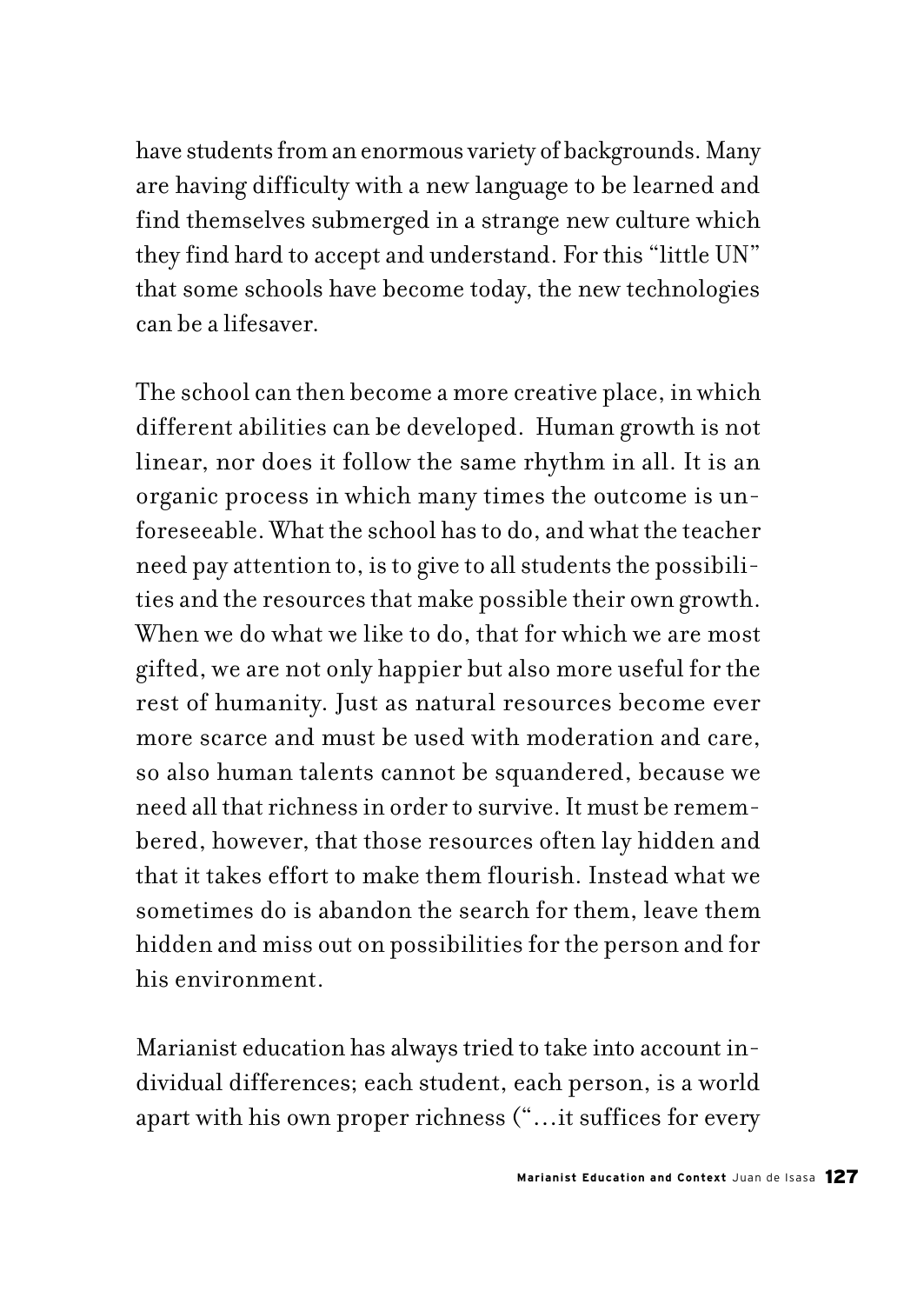have students from an enormous variety of backgrounds. Many are having difficulty with a new language to be learned and find themselves submerged in a strange new culture which they find hard to accept and understand. For this "little UN" that some schools have become today, the new technologies can be a lifesaver.

The school can then become a more creative place, in which different abilities can be developed. Human growth is not linear, nor does it follow the same rhythm in all. It is an organic process in which many times the outcome is unforeseeable. What the school has to do, and what the teacher need pay attention to, is to give to all students the possibilities and the resources that make possible their own growth. When we do what we like to do, that for which we are most gifted, we are not only happier but also more useful for the rest of humanity. Just as natural resources become ever more scarce and must be used with moderation and care, so also human talents cannot be squandered, because we need all that richness in order to survive. It must be remembered, however, that those resources often lay hidden and that it takes effort to make them flourish. Instead what we sometimes do is abandon the search for them, leave them hidden and miss out on possibilities for the person and for his environment.

Marianist education has always tried to take into account individual differences; each student, each person, is a world apart with his own proper richness ("…it suffices for every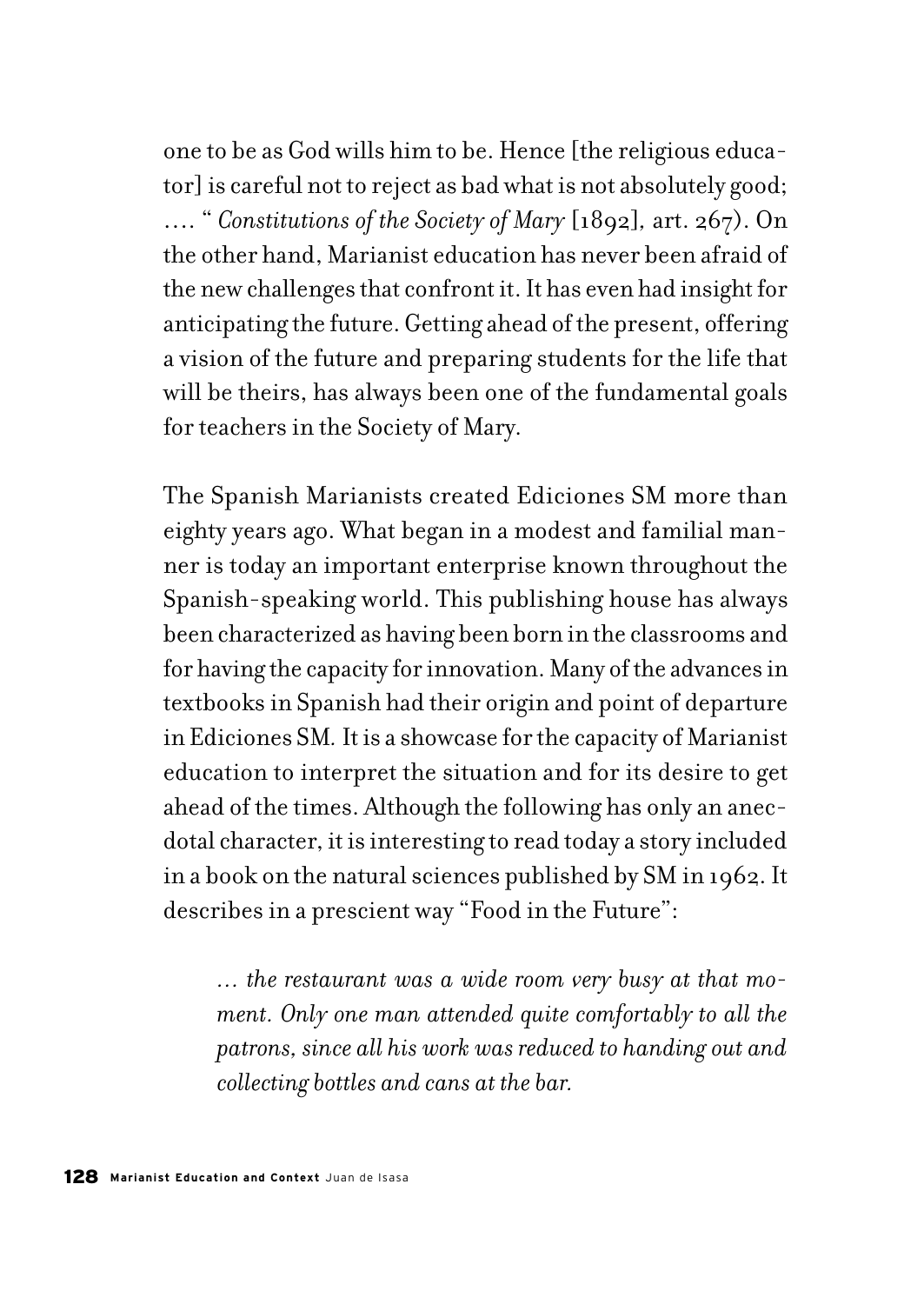one to be as God wills him to be. Hence [the religious educator] is careful not to reject as bad what is not absolutely good; .... " *Constitutions of the Society of Mary* [1892], art. 267). On the other hand, Marianist education has never been afraid of the new challenges that confront it. It has even had insight for anticipating the future. Getting ahead of the present, offering a vision of the future and preparing students for the life that will be theirs, has always been one of the fundamental goals for teachers in the Society of Mary.

The Spanish Marianists created Ediciones SM more than eighty years ago. What began in a modest and familial manner is today an important enterprise known throughout the Spanish-speaking world. This publishing house has always been characterized as having been born in the classrooms and for having the capacity for innovation. Many of the advances in textbooks in Spanish had their origin and point of departure in Ediciones SM. It is a showcase for the capacity of Marianist education to interpret the situation and for its desire to get ahead of the times. Although the following has only an anecdotal character, it is interesting to read today a story included in a book on the natural sciences published by SM in 1962. It describes in a prescient way "Food in the Future":

> *... the restaurant was a wide room very busy at that moment. Only one man attended quite comfortably to all the patrons, since all his work was reduced to handing out and collecting bottles and cans at the bar.*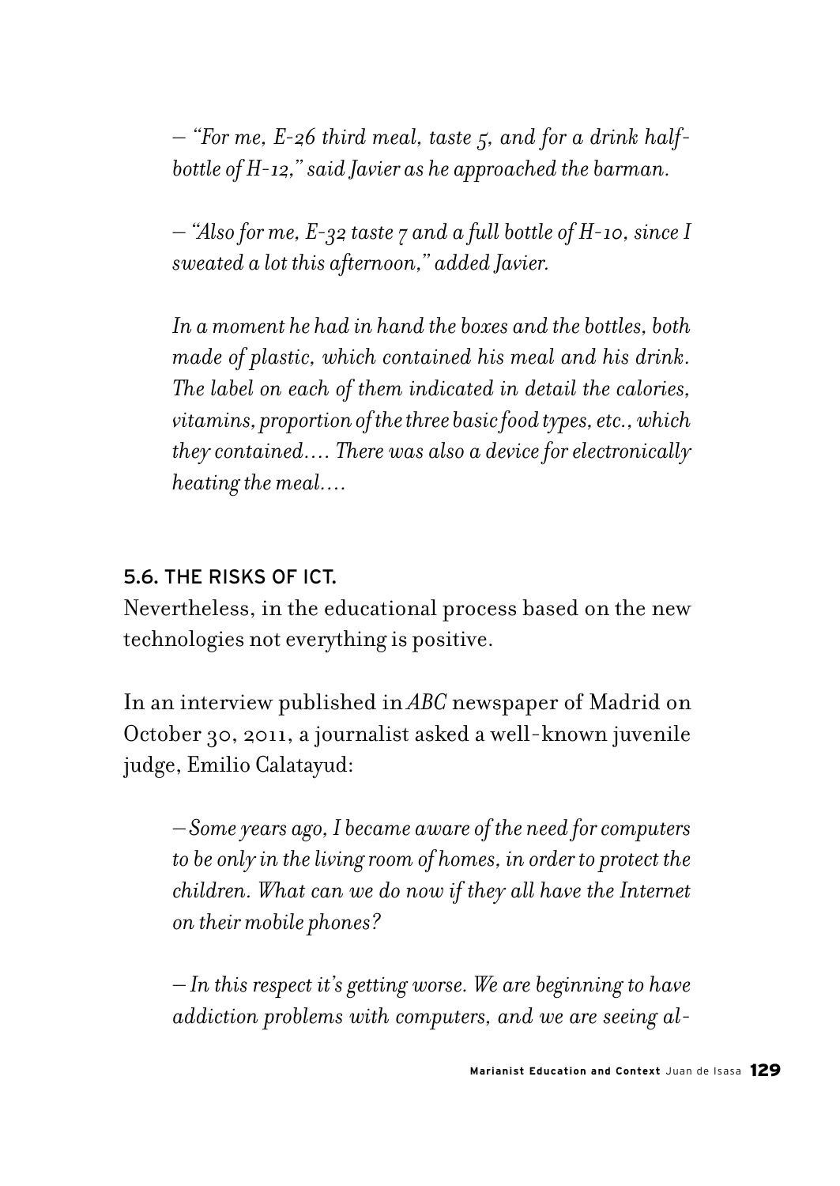*– "For me, E-26 third meal, taste 5, and for a drink half-bottle of H-12," said Javier as he approached the barman.*

*– "Also for me, E-32 taste 7 and a full bottle of H-10, since I sweated a lot this afternoon," added Javier.*

*In a moment he had in hand the boxes and the bottles, both made of plastic, which contained his meal and his drink. The label on each of them indicated in detail the calories, vitamins, proportion of the three basic food types, etc., which they contained.... There was also a device for electronically heating the meal....*

### 5.6. THE RISKS OF ICT.

Nevertheless, in the educational process based on the new technologies not everything is positive.

In an interview published in *ABC* newspaper of Madrid on October 30, 2011, a journalist asked a well-known juvenile judge, Emilio Calatayud:

*– Some years ago, I became aware of the need for computers to be only in the living room of homes, in order to protect the children. What can we do now if they all have the Internet on their mobile phones?*

*– In this respect it's getting worse. We are beginning to have addiction problems with computers, and we are seeing al-*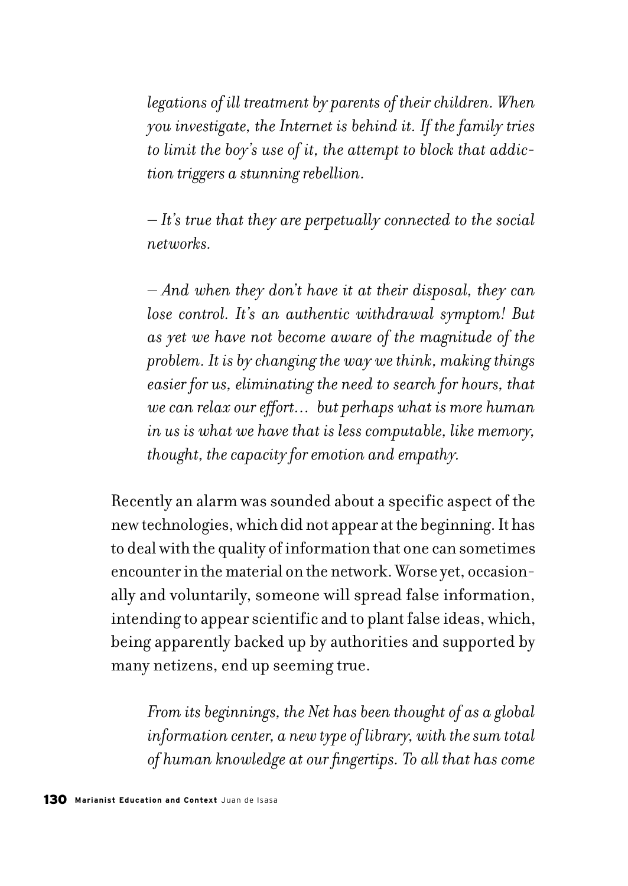*legations of ill treatment by parents of their children. When you investigate, the Internet is behind it. If the family tries to limit the boy's use of it, the attempt to block that addiction triggers a stunning rebellion.*

*– It's true that they are perpetually connected to the social networks.*

*– And when they don't have it at their disposal, they can lose control. It's an authentic withdrawal symptom! But as yet we have not become aware of the magnitude of the problem. It is by changing the way we think, making things easier for us, eliminating the need to search for hours, that we can relax our effort… but perhaps what is more human in us is what we have that is less computable, like memory, thought, the capacity for emotion and empathy.*

Recently an alarm was sounded about a specific aspect of the new technologies, which did not appear at the beginning. It has to deal with the quality of information that one can sometimes encounter in the material on the network. Worse yet, occasionally and voluntarily, someone will spread false information, intending to appear scientific and to plant false ideas, which, being apparently backed up by authorities and supported by many netizens, end up seeming true.

*From its beginnings, the Net has been thought of as a global information center, a new type of library, with the sum total of human knowledge at our fingertips. To all that has come*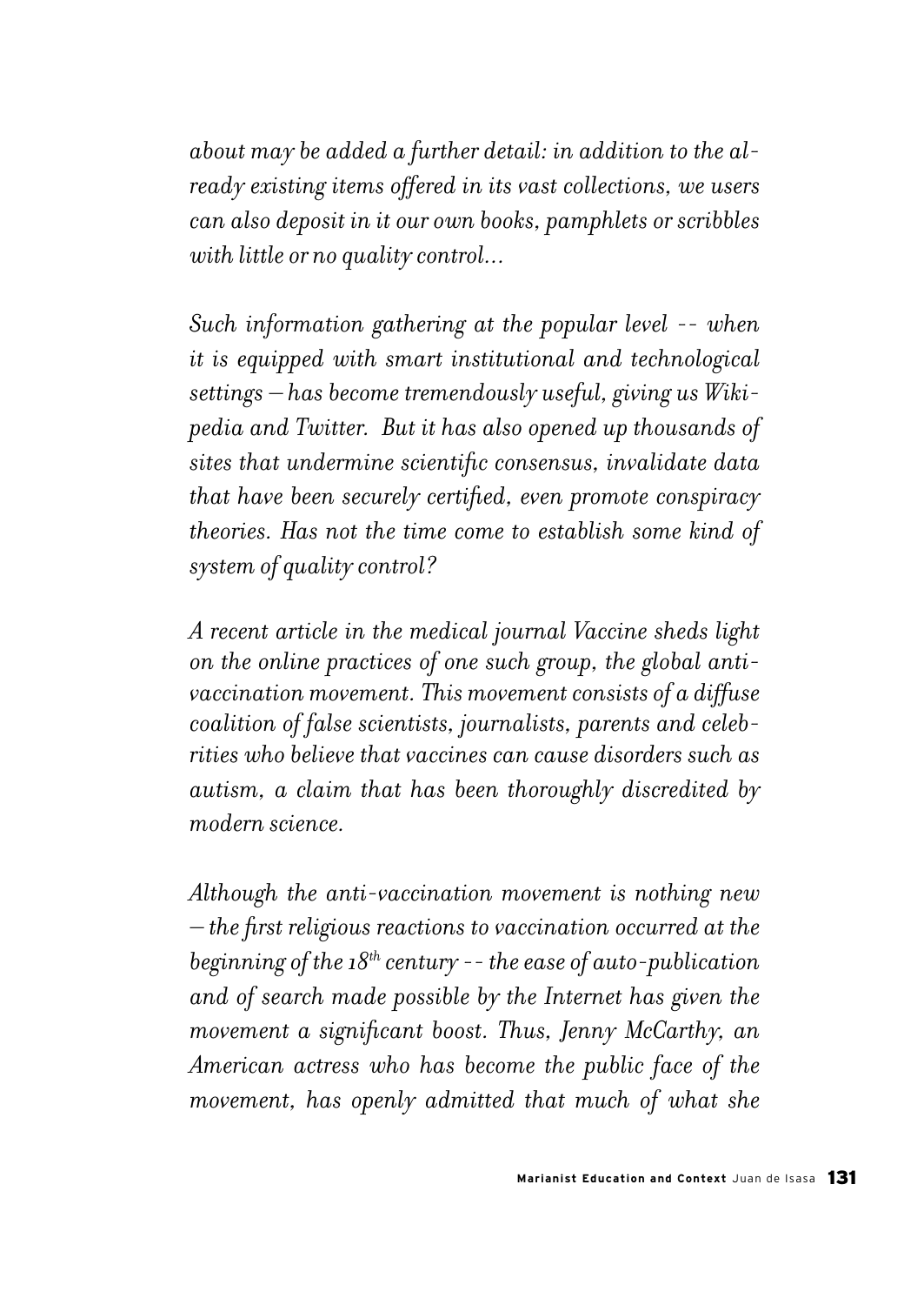*about may be added a further detail: in addition to the already existing items offered in its vast collections, we users can also deposit in it our own books, pamphlets or scribbles with little or no quality control...*

*Such information gathering at the popular level -- when it is equipped with smart institutional and technological settings – has become tremendously useful, giving us Wikipedia and Twitter. But it has also opened up thousands of sites that undermine scientific consensus, invalidate data that have been securely certified, even promote conspiracy theories. Has not the time come to establish some kind of system of quality control?*

*A recent article in the medical journal Vaccine sheds light on the online practices of one such group, the global anti-vaccination movement. This movement consists of a diffuse coalition of false scientists, journalists, parents and celebrities who believe that vaccines can cause disorders such as autism, a claim that has been thoroughly discredited by modern science.*

*Although the anti-vaccination movement is nothing new – the first religious reactions to vaccination occurred at the beginning of the 18th century -- the ease of auto-publication and of search made possible by the Internet has given the movement a significant boost. Thus, Jenny McCarthy, an American actress who has become the public face of the movement, has openly admitted that much of what she*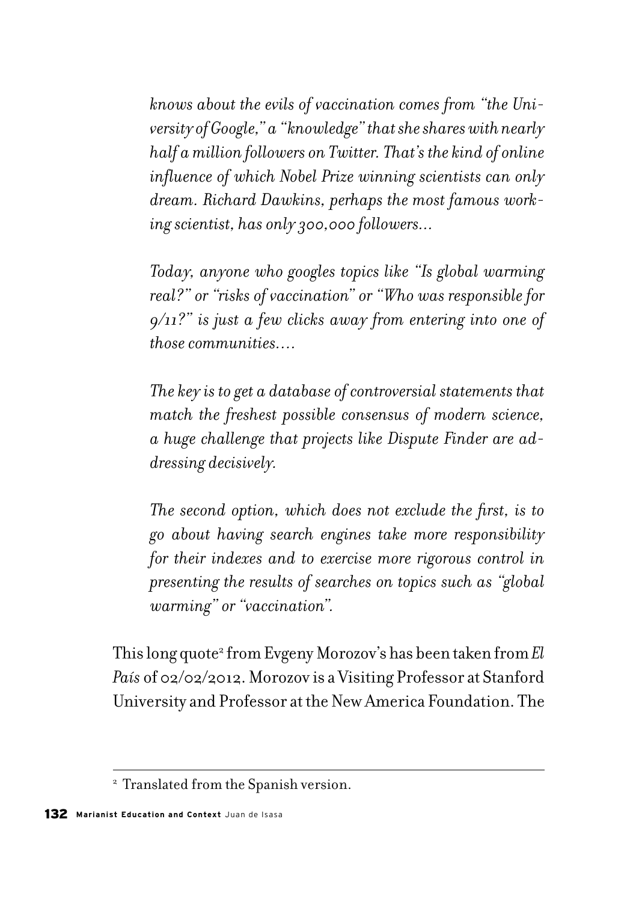*knows about the evils of vaccination comes from "the University of Google," a "knowledge" that she shares with nearly half a million followers on Twitter. That's the kind of online influence of which Nobel Prize winning scientists can only dream. Richard Dawkins, perhaps the most famous working scientist, has only 300,000 followers...*

*Today, anyone who googles topics like "Is global warming real?" or "risks of vaccination" or "Who was responsible for 9/11?" is just a few clicks away from entering into one of those communities....*

*The key is to get a database of controversial statements that match the freshest possible consensus of modern science, a huge challenge that projects like Dispute Finder are addressing decisively.*

*The second option, which does not exclude the first, is to go about having search engines take more responsibility for their indexes and to exercise more rigorous control in presenting the results of searches on topics such as "global warming" or "vaccination".*

This long quote[2] from Evgeny Morozov's has been taken from *El País* of 02/02/2012. Morozov is a Visiting Professor at Stanford University and Professor at the New America Foundation. The

---

[2] Translated from the Spanish version.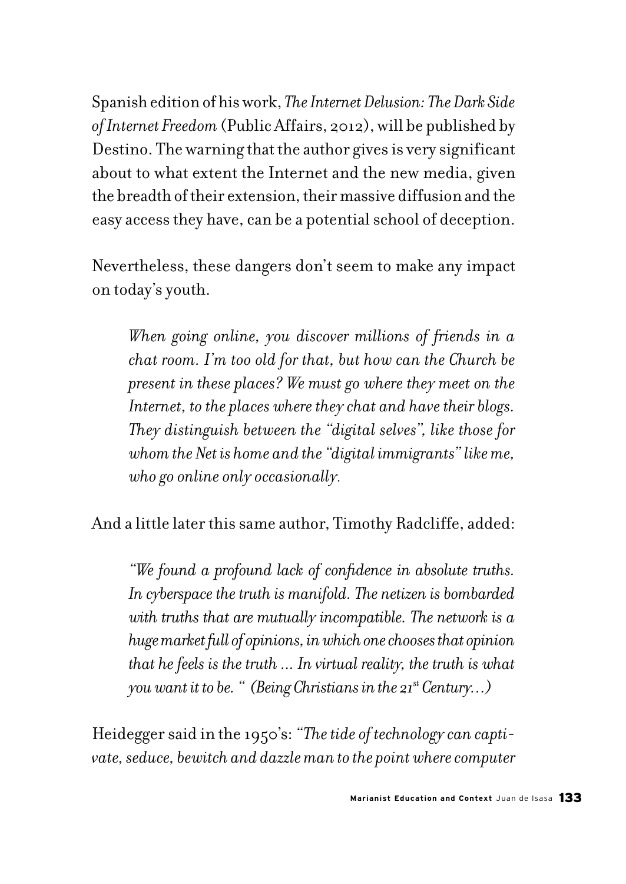Spanish edition of his work, *The Internet Delusion: The Dark Side of Internet Freedom* (Public Affairs, 2012), will be published by Destino. The warning that the author gives is very significant about to what extent the Internet and the new media, given the breadth of their extension, their massive diffusion and the easy access they have, can be a potential school of deception.

Nevertheless, these dangers don't seem to make any impact on today's youth.

> *When going online, you discover millions of friends in a chat room. I'm too old for that, but how can the Church be present in these places? We must go where they meet on the Internet, to the places where they chat and have their blogs. They distinguish between the "digital selves", like those for whom the Net is home and the "digital immigrants" like me, who go online only occasionally.*

And a little later this same author, Timothy Radcliffe, added:

> *"We found a profound lack of confidence in absolute truths. In cyberspace the truth is manifold. The netizen is bombarded with truths that are mutually incompatible. The network is a huge market full of opinions, in which one chooses that opinion that he feels is the truth ... In virtual reality, the truth is what you want it to be. " (Being Christians in the 21st Century…)*

Heidegger said in the 1950's: *"The tide of technology can captivate, seduce, bewitch and dazzle man to the point where computer*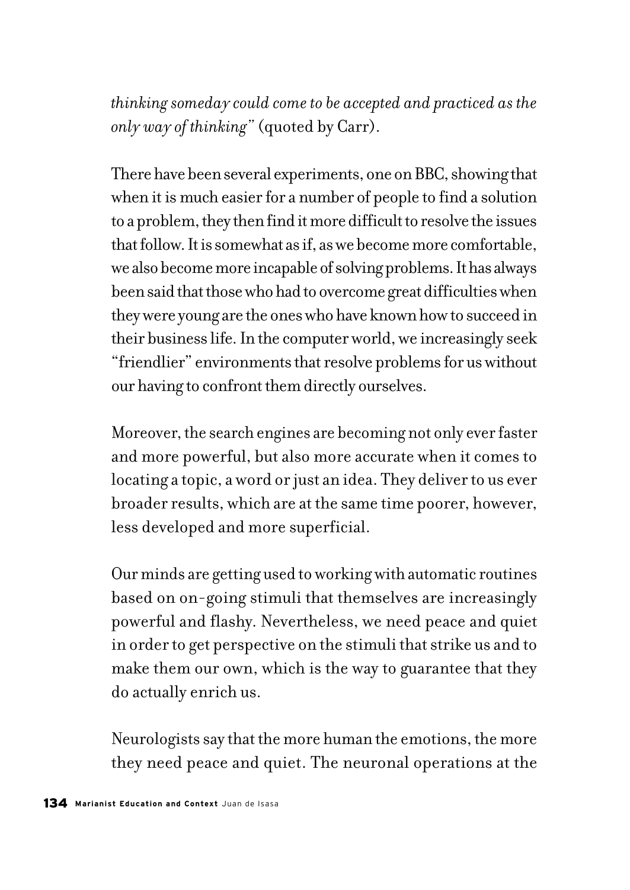*thinking someday could come to be accepted and practiced as the only way of thinking"* (quoted by Carr).

There have been several experiments, one on BBC, showing that when it is much easier for a number of people to find a solution to a problem, they then find it more difficult to resolve the issues that follow. It is somewhat as if, as we become more comfortable, we also become more incapable of solving problems. It has always been said that those who had to overcome great difficulties when they were young are the ones who have known how to succeed in their business life. In the computer world, we increasingly seek "friendlier" environments that resolve problems for us without our having to confront them directly ourselves.

Moreover, the search engines are becoming not only ever faster and more powerful, but also more accurate when it comes to locating a topic, a word or just an idea. They deliver to us ever broader results, which are at the same time poorer, however, less developed and more superficial.

Our minds are getting used to working with automatic routines based on on-going stimuli that themselves are increasingly powerful and flashy. Nevertheless, we need peace and quiet in order to get perspective on the stimuli that strike us and to make them our own, which is the way to guarantee that they do actually enrich us.

Neurologists say that the more human the emotions, the more they need peace and quiet. The neuronal operations at the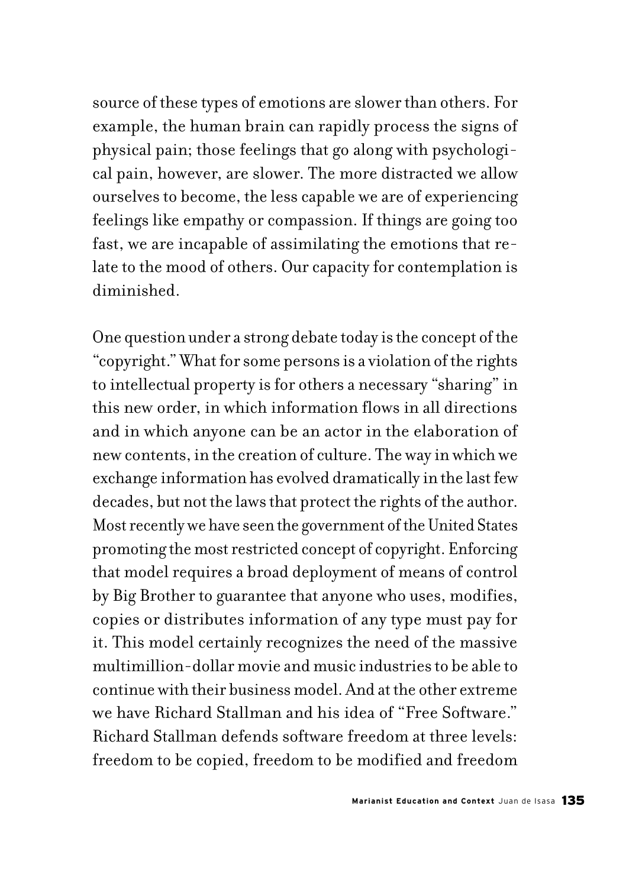source of these types of emotions are slower than others. For example, the human brain can rapidly process the signs of physical pain; those feelings that go along with psychological pain, however, are slower. The more distracted we allow ourselves to become, the less capable we are of experiencing feelings like empathy or compassion. If things are going too fast, we are incapable of assimilating the emotions that relate to the mood of others. Our capacity for contemplation is diminished.

One question under a strong debate today is the concept of the "copyright." What for some persons is a violation of the rights to intellectual property is for others a necessary "sharing" in this new order, in which information flows in all directions and in which anyone can be an actor in the elaboration of new contents, in the creation of culture. The way in which we exchange information has evolved dramatically in the last few decades, but not the laws that protect the rights of the author. Most recently we have seen the government of the United States promoting the most restricted concept of copyright. Enforcing that model requires a broad deployment of means of control by Big Brother to guarantee that anyone who uses, modifies, copies or distributes information of any type must pay for it. This model certainly recognizes the need of the massive multimillion-dollar movie and music industries to be able to continue with their business model. And at the other extreme we have Richard Stallman and his idea of "Free Software." Richard Stallman defends software freedom at three levels: freedom to be copied, freedom to be modified and freedom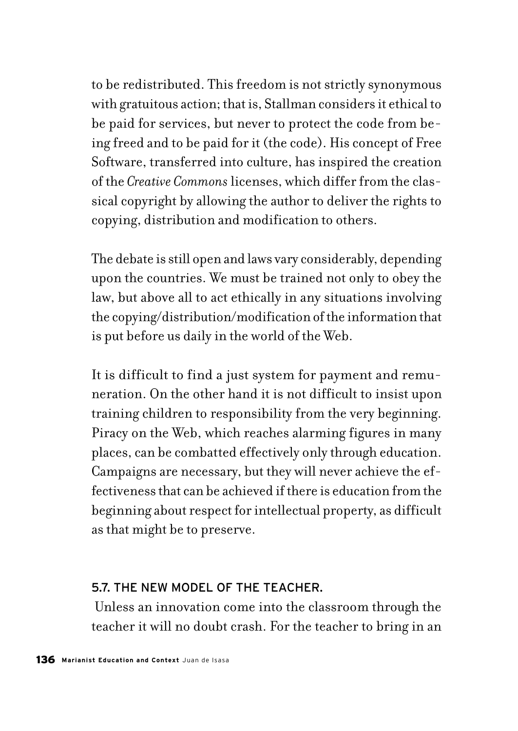to be redistributed. This freedom is not strictly synonymous with gratuitous action; that is, Stallman considers it ethical to be paid for services, but never to protect the code from being freed and to be paid for it (the code). His concept of Free Software, transferred into culture, has inspired the creation of the *Creative Commons* licenses, which differ from the classical copyright by allowing the author to deliver the rights to copying, distribution and modification to others.

The debate is still open and laws vary considerably, depending upon the countries. We must be trained not only to obey the law, but above all to act ethically in any situations involving the copying/distribution/modification of the information that is put before us daily in the world of the Web.

It is difficult to find a just system for payment and remuneration. On the other hand it is not difficult to insist upon training children to responsibility from the very beginning. Piracy on the Web, which reaches alarming figures in many places, can be combatted effectively only through education. Campaigns are necessary, but they will never achieve the effectiveness that can be achieved if there is education from the beginning about respect for intellectual property, as difficult as that might be to preserve.

## 5.7. THE NEW MODEL OF THE TEACHER.

Unless an innovation come into the classroom through the teacher it will no doubt crash. For the teacher to bring in an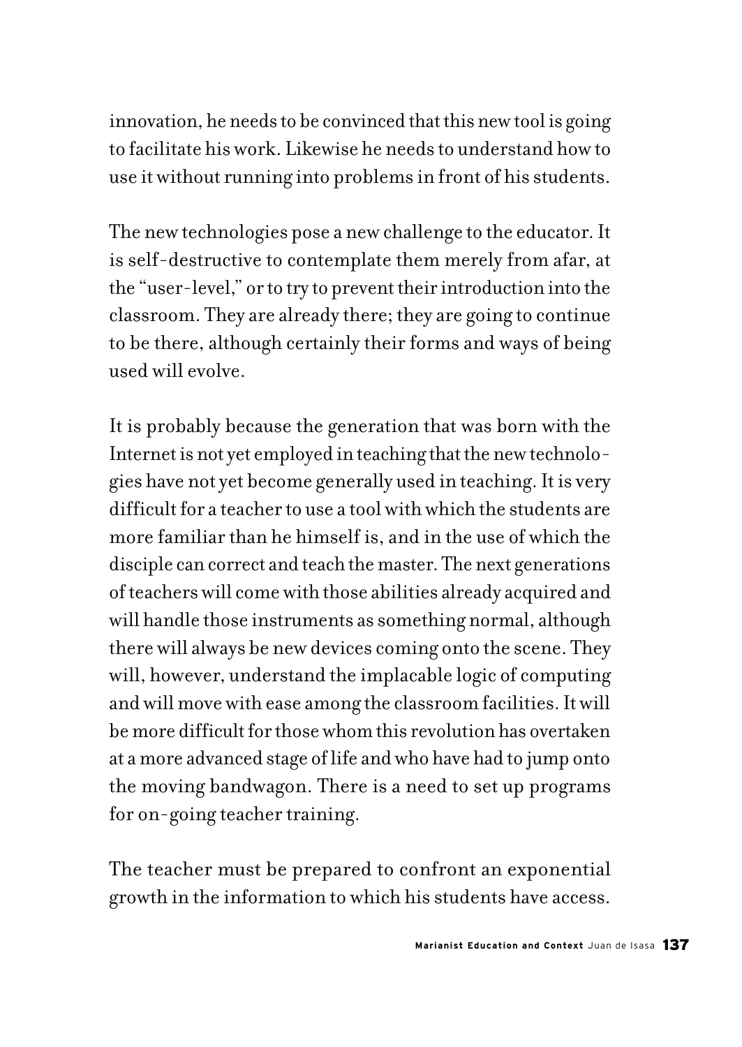innovation, he needs to be convinced that this new tool is going to facilitate his work. Likewise he needs to understand how to use it without running into problems in front of his students.

The new technologies pose a new challenge to the educator. It is self-destructive to contemplate them merely from afar, at the "user-level," or to try to prevent their introduction into the classroom. They are already there; they are going to continue to be there, although certainly their forms and ways of being used will evolve.

It is probably because the generation that was born with the Internet is not yet employed in teaching that the new technologies have not yet become generally used in teaching. It is very difficult for a teacher to use a tool with which the students are more familiar than he himself is, and in the use of which the disciple can correct and teach the master. The next generations of teachers will come with those abilities already acquired and will handle those instruments as something normal, although there will always be new devices coming onto the scene. They will, however, understand the implacable logic of computing and will move with ease among the classroom facilities. It will be more difficult for those whom this revolution has overtaken at a more advanced stage of life and who have had to jump onto the moving bandwagon. There is a need to set up programs for on-going teacher training.

The teacher must be prepared to confront an exponential growth in the information to which his students have access.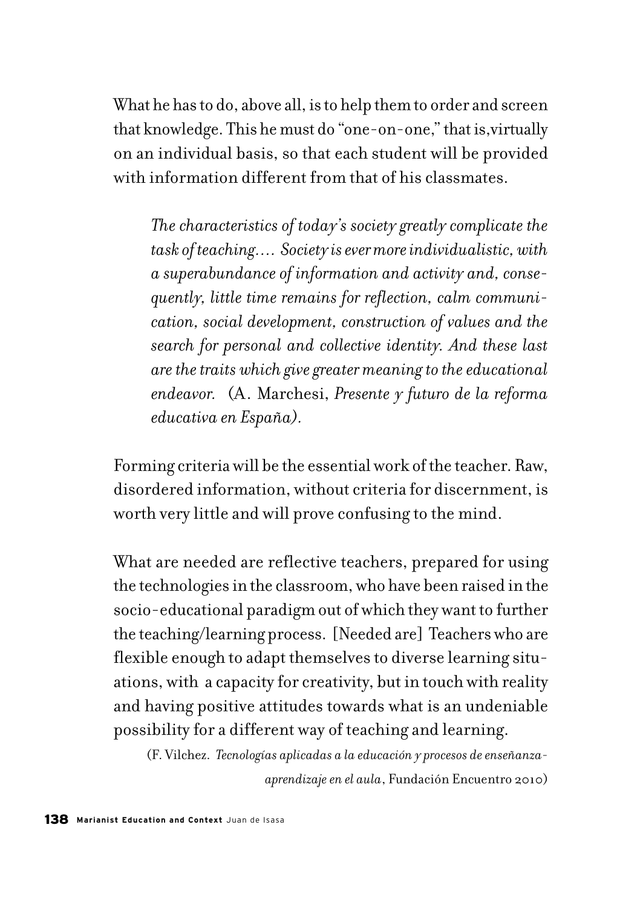What he has to do, above all, is to help them to order and screen that knowledge. This he must do "one-on-one," that is,virtually on an individual basis, so that each student will be provided with information different from that of his classmates.

> *The characteristics of today's society greatly complicate the task of teaching.... Society is ever more individualistic, with a superabundance of information and activity and, consequently, little time remains for reflection, calm communication, social development, construction of values and the search for personal and collective identity. And these last are the traits which give greater meaning to the educational endeavor.* (A. Marchesi, *Presente y futuro de la reforma educativa en España).*

Forming criteria will be the essential work of the teacher. Raw, disordered information, without criteria for discernment, is worth very little and will prove confusing to the mind.

What are needed are reflective teachers, prepared for using the technologies in the classroom, who have been raised in the socio-educational paradigm out of which they want to further the teaching/learning process. [Needed are] Teachers who are flexible enough to adapt themselves to diverse learning situations, with a capacity for creativity, but in touch with reality and having positive attitudes towards what is an undeniable possibility for a different way of teaching and learning.

(F. Vilchez. *Tecnologías aplicadas a la educación y procesos de enseñanza-aprendizaje en el aula*, Fundación Encuentro 2010)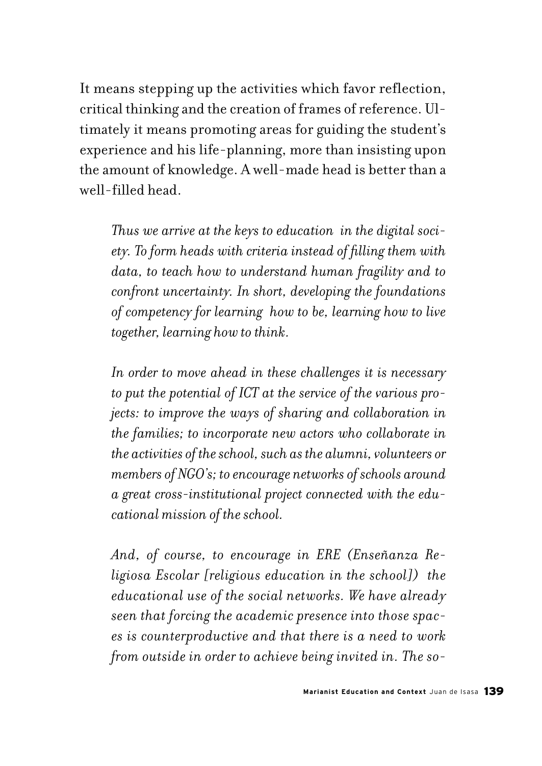It means stepping up the activities which favor reflection, critical thinking and the creation of frames of reference. Ultimately it means promoting areas for guiding the student's experience and his life-planning, more than insisting upon the amount of knowledge. A well-made head is better than a well-filled head.

> *Thus we arrive at the keys to education in the digital society. To form heads with criteria instead of filling them with data, to teach how to understand human fragility and to confront uncertainty. In short, developing the foundations of competency for learning how to be, learning how to live together, learning how to think.*
>
> *In order to move ahead in these challenges it is necessary to put the potential of ICT at the service of the various projects: to improve the ways of sharing and collaboration in the families; to incorporate new actors who collaborate in the activities of the school, such as the alumni, volunteers or members of NGO's; to encourage networks of schools around a great cross-institutional project connected with the educational mission of the school.*
>
> *And, of course, to encourage in ERE (Enseñanza Religiosa Escolar [religious education in the school]) the educational use of the social networks. We have already seen that forcing the academic presence into those spaces is counterproductive and that there is a need to work from outside in order to achieve being invited in. The so-*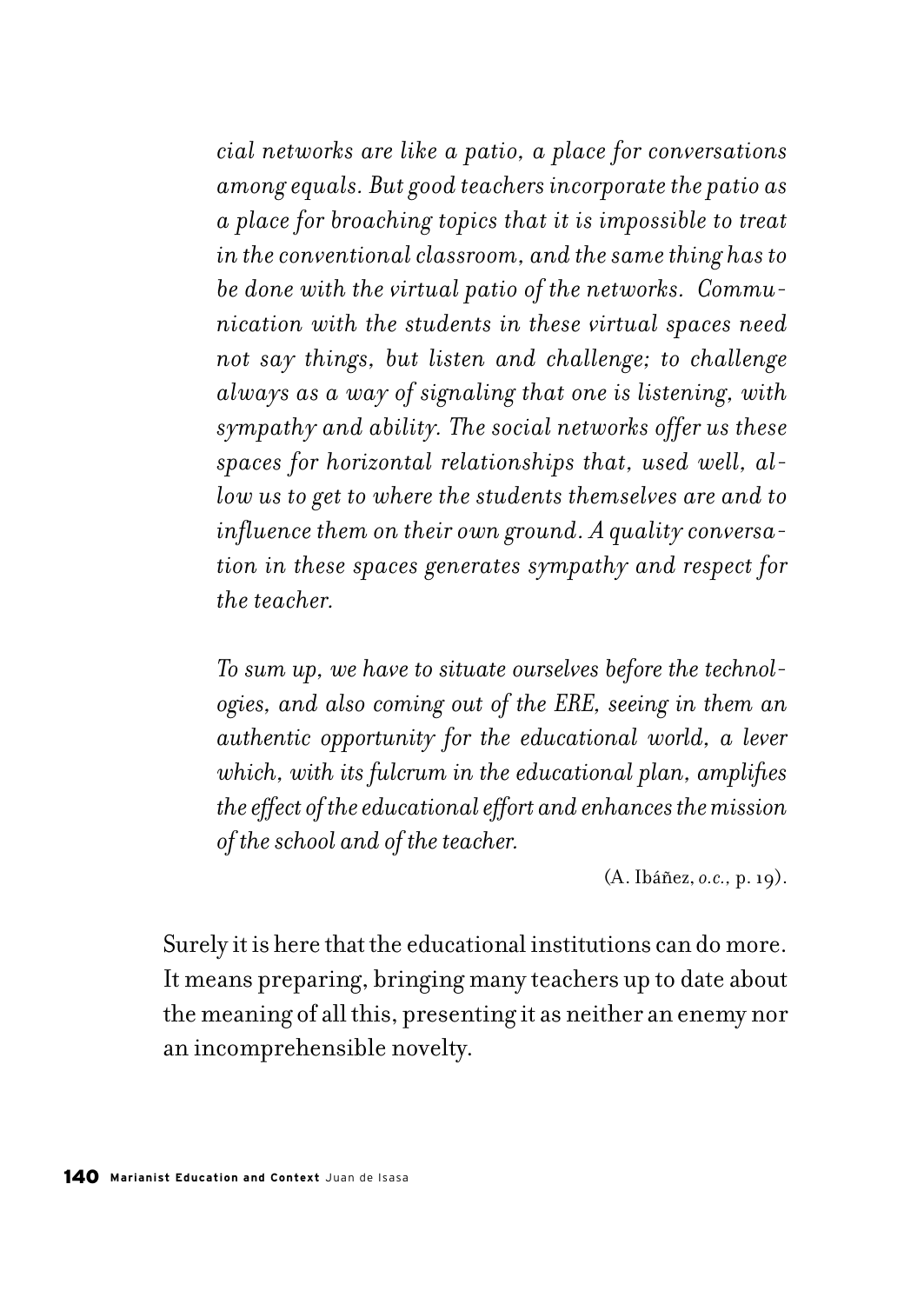*cial networks are like a patio, a place for conversations among equals. But good teachers incorporate the patio as a place for broaching topics that it is impossible to treat in the conventional classroom, and the same thing has to be done with the virtual patio of the networks. Communication with the students in these virtual spaces need not say things, but listen and challenge; to challenge always as a way of signaling that one is listening, with sympathy and ability. The social networks offer us these spaces for horizontal relationships that, used well, allow us to get to where the students themselves are and to influence them on their own ground. A quality conversation in these spaces generates sympathy and respect for the teacher.*

*To sum up, we have to situate ourselves before the technologies, and also coming out of the ERE, seeing in them an authentic opportunity for the educational world, a lever which, with its fulcrum in the educational plan, amplifies the effect of the educational effort and enhances the mission of the school and of the teacher.*

(A. Ibáñez, *o.c.*, p. 19).

Surely it is here that the educational institutions can do more. It means preparing, bringing many teachers up to date about the meaning of all this, presenting it as neither an enemy nor an incomprehensible novelty.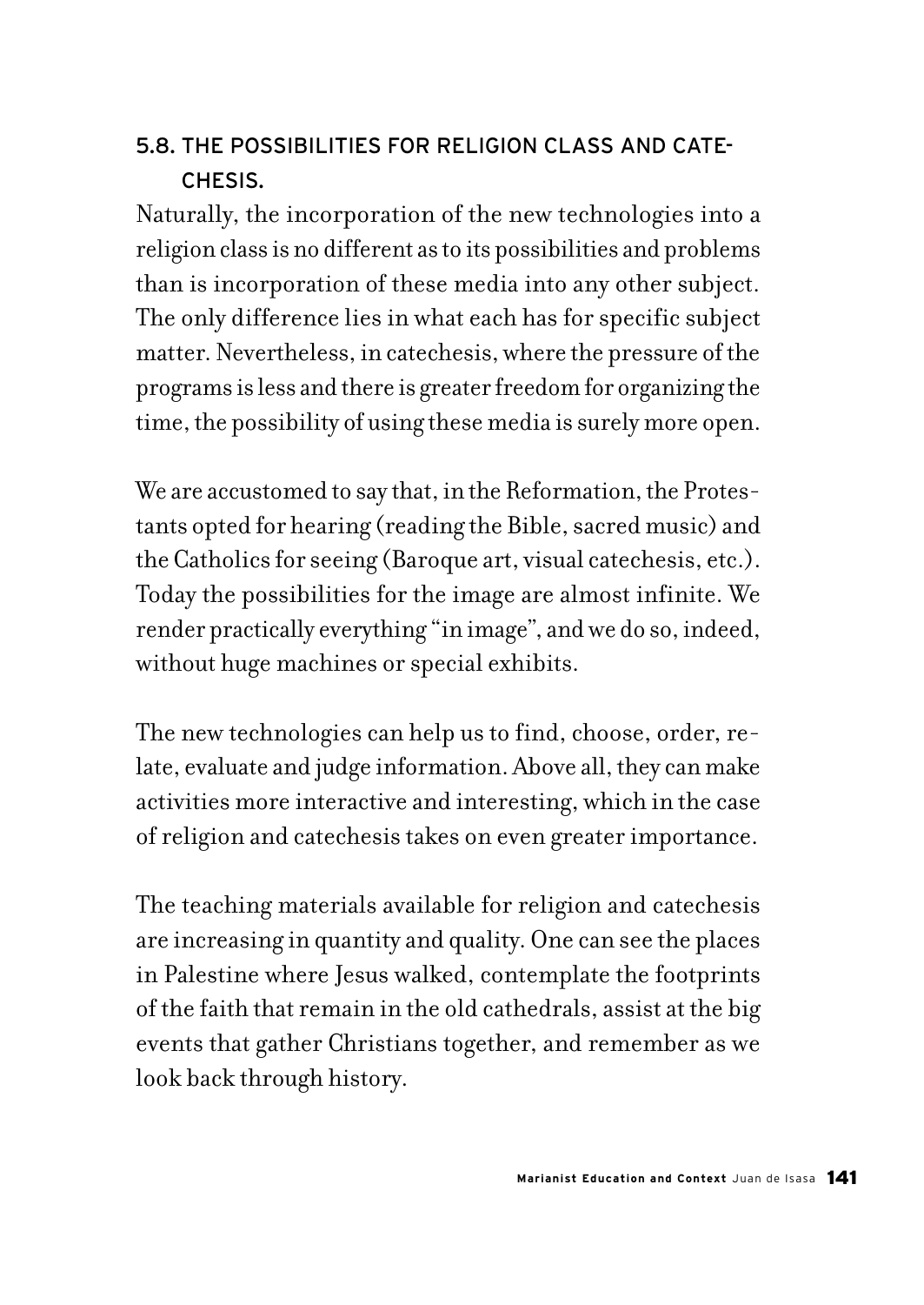## 5.8. THE POSSIBILITIES FOR RELIGION CLASS AND CATECHESIS.

Naturally, the incorporation of the new technologies into a religion class is no different as to its possibilities and problems than is incorporation of these media into any other subject. The only difference lies in what each has for specific subject matter. Nevertheless, in catechesis, where the pressure of the programs is less and there is greater freedom for organizing the time, the possibility of using these media is surely more open.

We are accustomed to say that, in the Reformation, the Protestants opted for hearing (reading the Bible, sacred music) and the Catholics for seeing (Baroque art, visual catechesis, etc.). Today the possibilities for the image are almost infinite. We render practically everything "in image", and we do so, indeed, without huge machines or special exhibits.

The new technologies can help us to find, choose, order, relate, evaluate and judge information. Above all, they can make activities more interactive and interesting, which in the case of religion and catechesis takes on even greater importance.

The teaching materials available for religion and catechesis are increasing in quantity and quality. One can see the places in Palestine where Jesus walked, contemplate the footprints of the faith that remain in the old cathedrals, assist at the big events that gather Christians together, and remember as we look back through history.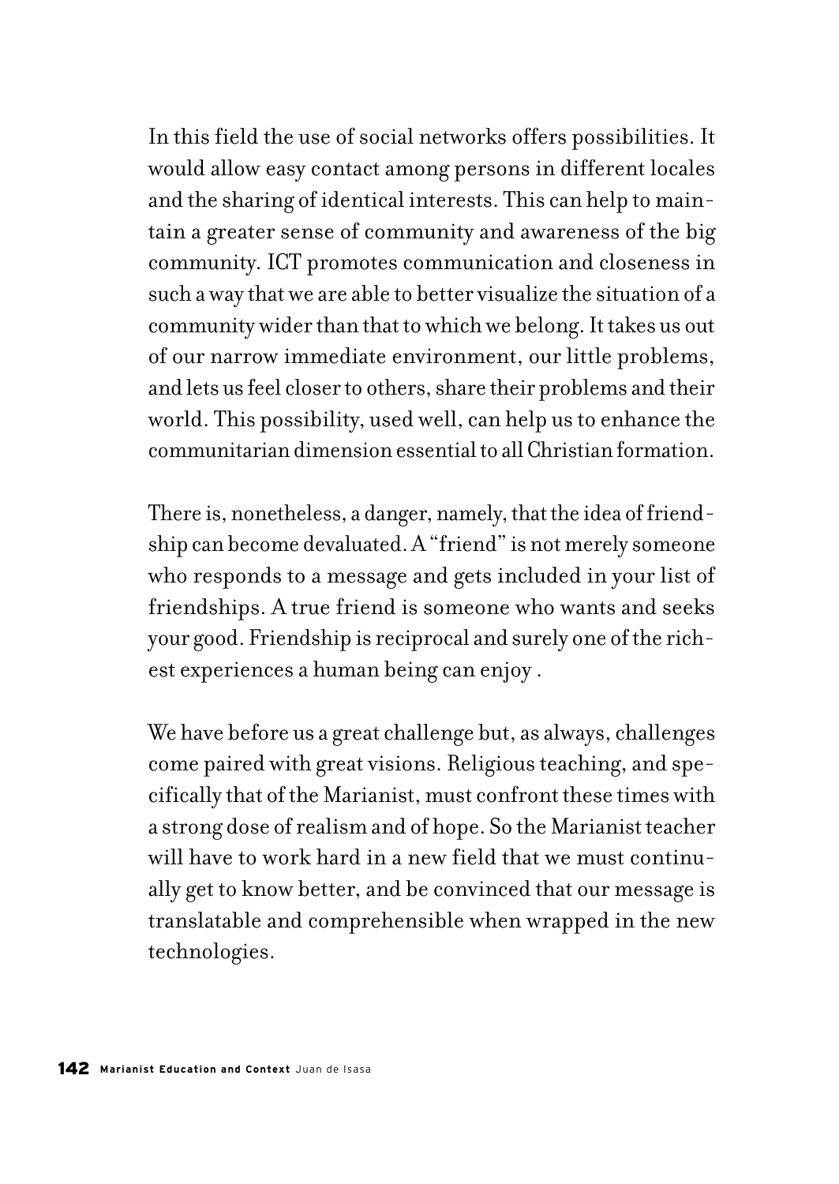In this field the use of social networks offers possibilities. It would allow easy contact among persons in different locales and the sharing of identical interests. This can help to maintain a greater sense of community and awareness of the big community. ICT promotes communication and closeness in such a way that we are able to better visualize the situation of a community wider than that to which we belong. It takes us out of our narrow immediate environment, our little problems, and lets us feel closer to others, share their problems and their world. This possibility, used well, can help us to enhance the communitarian dimension essential to all Christian formation.

There is, nonetheless, a danger, namely, that the idea of friendship can become devaluated. A "friend" is not merely someone who responds to a message and gets included in your list of friendships. A true friend is someone who wants and seeks your good. Friendship is reciprocal and surely one of the richest experiences a human being can enjoy .

We have before us a great challenge but, as always, challenges come paired with great visions. Religious teaching, and specifically that of the Marianist, must confront these times with a strong dose of realism and of hope. So the Marianist teacher will have to work hard in a new field that we must continually get to know better, and be convinced that our message is translatable and comprehensible when wrapped in the new technologies.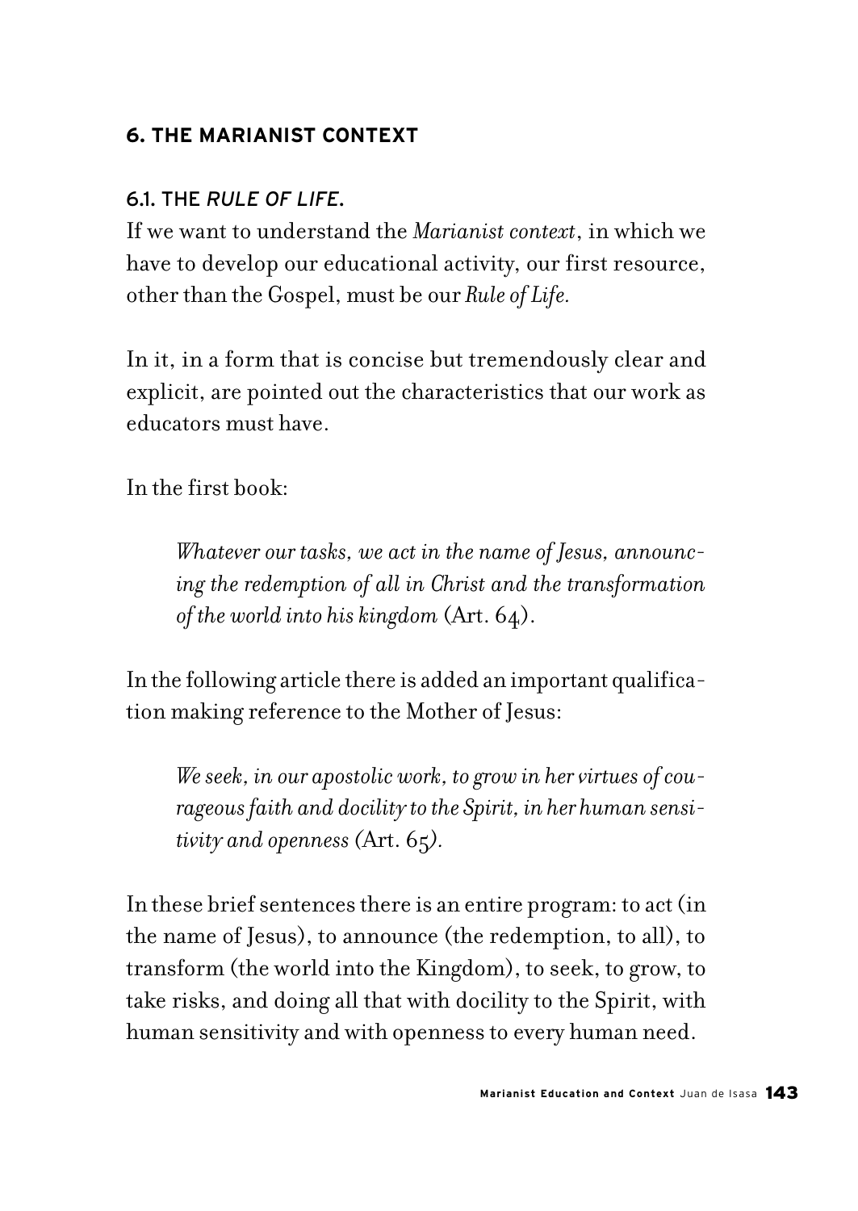## 6. THE MARIANIST CONTEXT

### 6.1. THE *RULE OF LIFE*.

If we want to understand the *Marianist context*, in which we have to develop our educational activity, our first resource, other than the Gospel, must be our *Rule of Life.*

In it, in a form that is concise but tremendously clear and explicit, are pointed out the characteristics that our work as educators must have.

In the first book:

> *Whatever our tasks, we act in the name of Jesus, announcing the redemption of all in Christ and the transformation of the world into his kingdom* (Art. 64).

In the following article there is added an important qualification making reference to the Mother of Jesus:

> *We seek, in our apostolic work, to grow in her virtues of courageous faith and docility to the Spirit, in her human sensitivity and openness (*Art. 65*).*

In these brief sentences there is an entire program: to act (in the name of Jesus), to announce (the redemption, to all), to transform (the world into the Kingdom), to seek, to grow, to take risks, and doing all that with docility to the Spirit, with human sensitivity and with openness to every human need.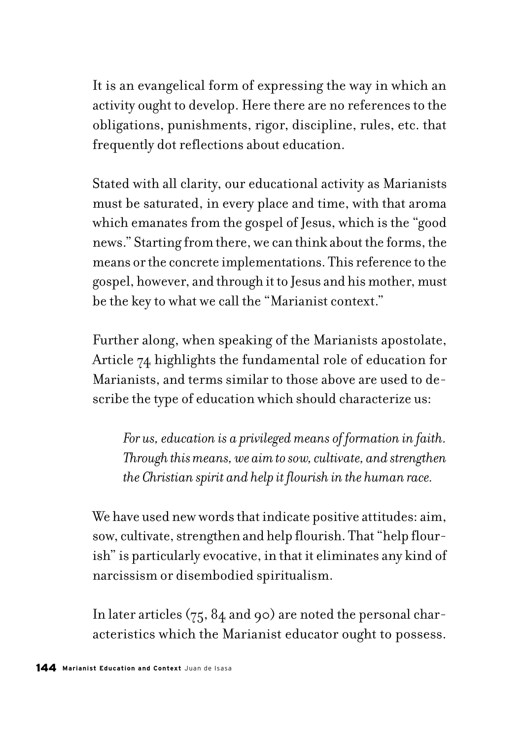It is an evangelical form of expressing the way in which an activity ought to develop. Here there are no references to the obligations, punishments, rigor, discipline, rules, etc. that frequently dot reflections about education.

Stated with all clarity, our educational activity as Marianists must be saturated, in every place and time, with that aroma which emanates from the gospel of Jesus, which is the "good news." Starting from there, we can think about the forms, the means or the concrete implementations. This reference to the gospel, however, and through it to Jesus and his mother, must be the key to what we call the "Marianist context."

Further along, when speaking of the Marianists apostolate, Article 74 highlights the fundamental role of education for Marianists, and terms similar to those above are used to describe the type of education which should characterize us:

> *For us, education is a privileged means of formation in faith. Through this means, we aim to sow, cultivate, and strengthen the Christian spirit and help it flourish in the human race.*

We have used new words that indicate positive attitudes: aim, sow, cultivate, strengthen and help flourish. That "help flourish" is particularly evocative, in that it eliminates any kind of narcissism or disembodied spiritualism.

In later articles (75, 84 and 90) are noted the personal characteristics which the Marianist educator ought to possess.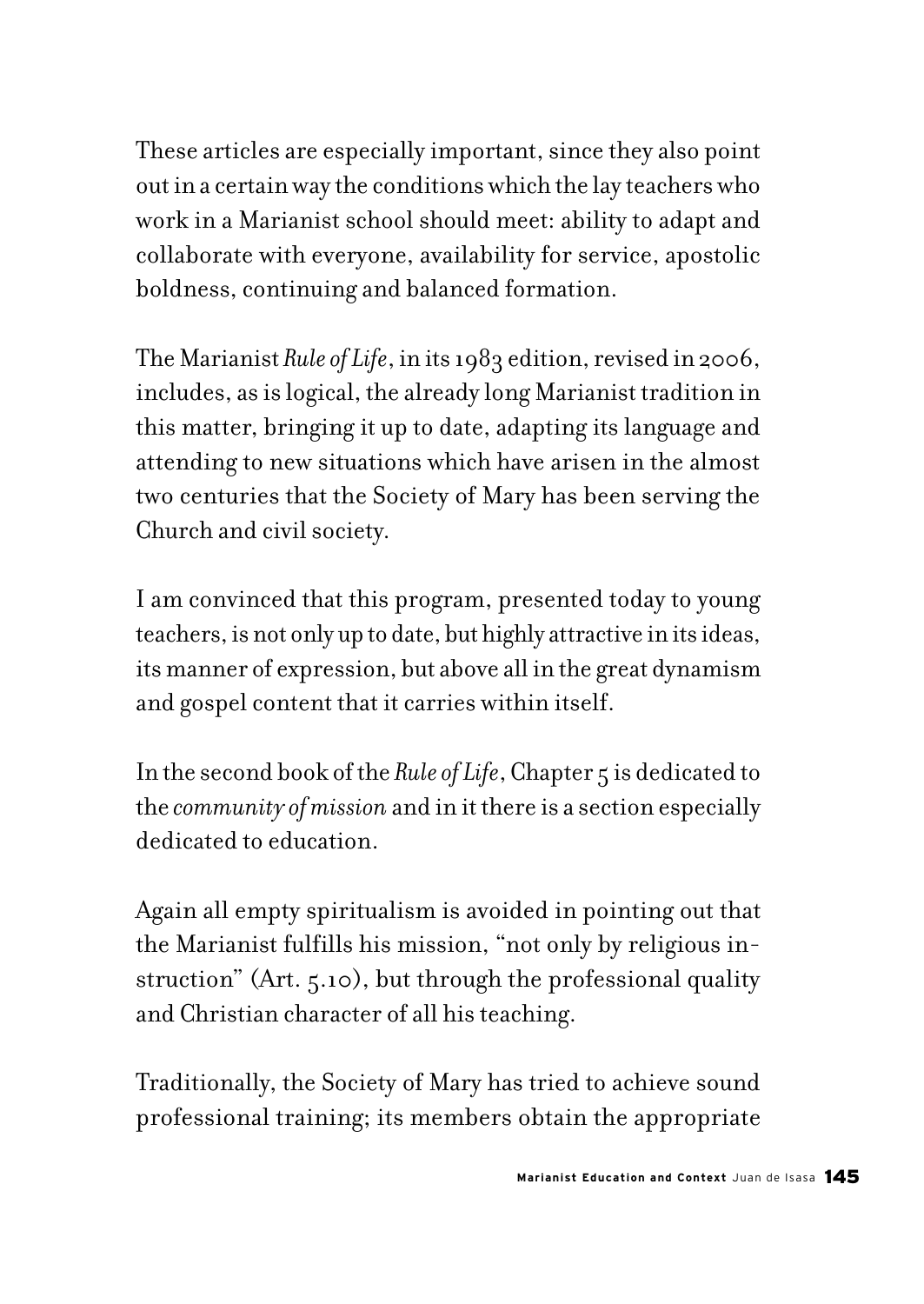These articles are especially important, since they also point out in a certain way the conditions which the lay teachers who work in a Marianist school should meet: ability to adapt and collaborate with everyone, availability for service, apostolic boldness, continuing and balanced formation.

The Marianist *Rule of Life*, in its 1983 edition, revised in 2006, includes, as is logical, the already long Marianist tradition in this matter, bringing it up to date, adapting its language and attending to new situations which have arisen in the almost two centuries that the Society of Mary has been serving the Church and civil society.

I am convinced that this program, presented today to young teachers, is not only up to date, but highly attractive in its ideas, its manner of expression, but above all in the great dynamism and gospel content that it carries within itself.

In the second book of the *Rule of Life*, Chapter 5 is dedicated to the *community of mission* and in it there is a section especially dedicated to education.

Again all empty spiritualism is avoided in pointing out that the Marianist fulfills his mission, "not only by religious instruction" (Art. 5.10), but through the professional quality and Christian character of all his teaching.

Traditionally, the Society of Mary has tried to achieve sound professional training; its members obtain the appropriate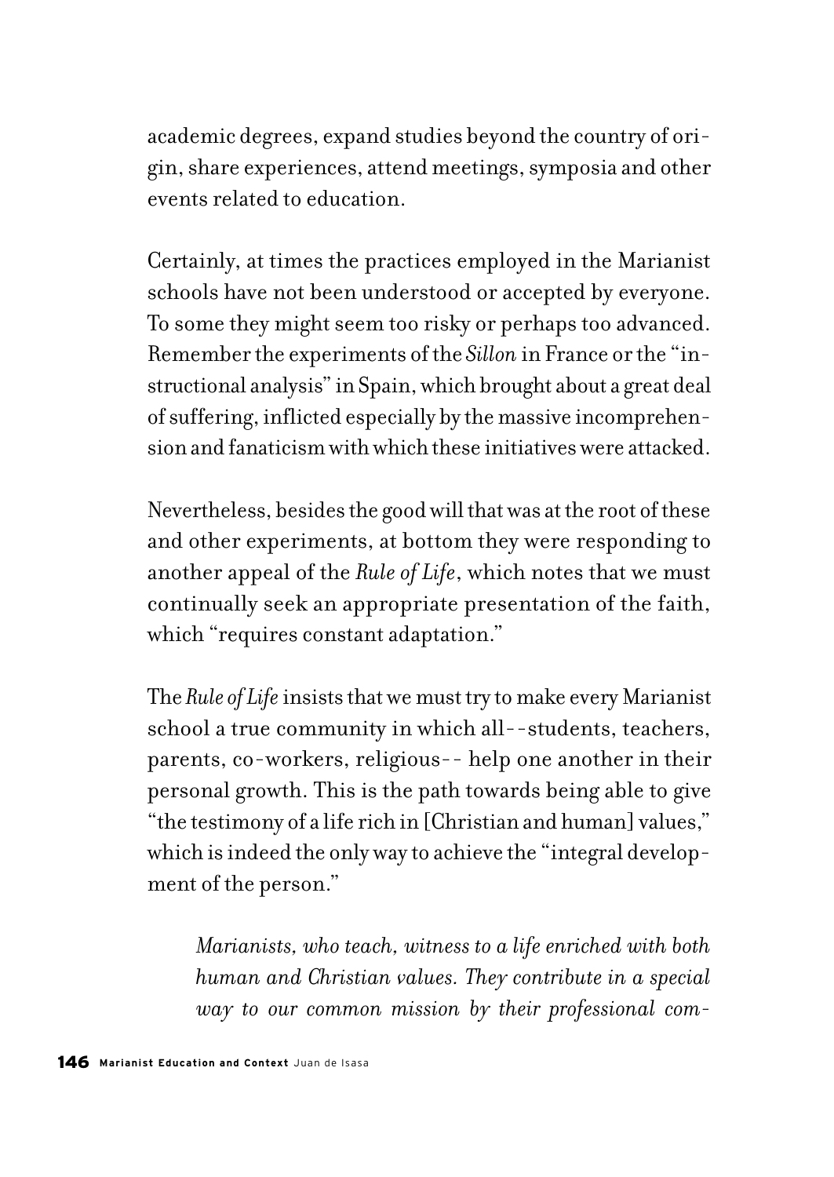academic degrees, expand studies beyond the country of origin, share experiences, attend meetings, symposia and other events related to education.

Certainly, at times the practices employed in the Marianist schools have not been understood or accepted by everyone. To some they might seem too risky or perhaps too advanced. Remember the experiments of the *Sillon* in France or the "instructional analysis" in Spain, which brought about a great deal of suffering, inflicted especially by the massive incomprehension and fanaticism with which these initiatives were attacked.

Nevertheless, besides the good will that was at the root of these and other experiments, at bottom they were responding to another appeal of the *Rule of Life*, which notes that we must continually seek an appropriate presentation of the faith, which "requires constant adaptation."

The *Rule of Life* insists that we must try to make every Marianist school a true community in which all--students, teachers, parents, co-workers, religious-- help one another in their personal growth. This is the path towards being able to give "the testimony of a life rich in [Christian and human] values," which is indeed the only way to achieve the "integral development of the person."

> *Marianists, who teach, witness to a life enriched with both human and Christian values. They contribute in a special way to our common mission by their professional com-*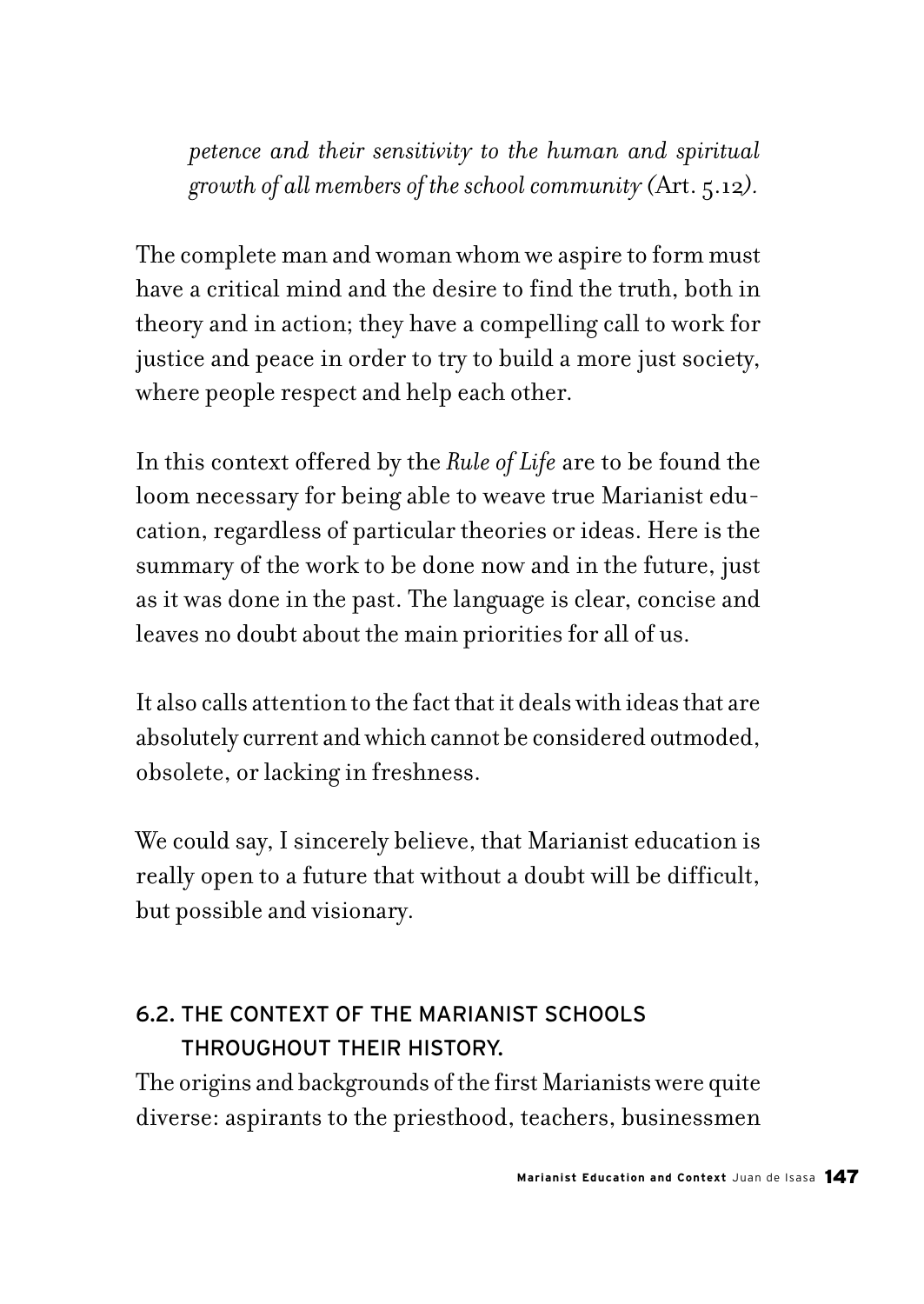*petence and their sensitivity to the human and spiritual growth of all members of the school community (*Art. 5.12*).*

The complete man and woman whom we aspire to form must have a critical mind and the desire to find the truth, both in theory and in action; they have a compelling call to work for justice and peace in order to try to build a more just society, where people respect and help each other.

In this context offered by the *Rule of Life* are to be found the loom necessary for being able to weave true Marianist education, regardless of particular theories or ideas. Here is the summary of the work to be done now and in the future, just as it was done in the past. The language is clear, concise and leaves no doubt about the main priorities for all of us.

It also calls attention to the fact that it deals with ideas that are absolutely current and which cannot be considered outmoded, obsolete, or lacking in freshness.

We could say, I sincerely believe, that Marianist education is really open to a future that without a doubt will be difficult, but possible and visionary.

## 6.2. THE CONTEXT OF THE MARIANIST SCHOOLS THROUGHOUT THEIR HISTORY.

The origins and backgrounds of the first Marianists were quite diverse: aspirants to the priesthood, teachers, businessmen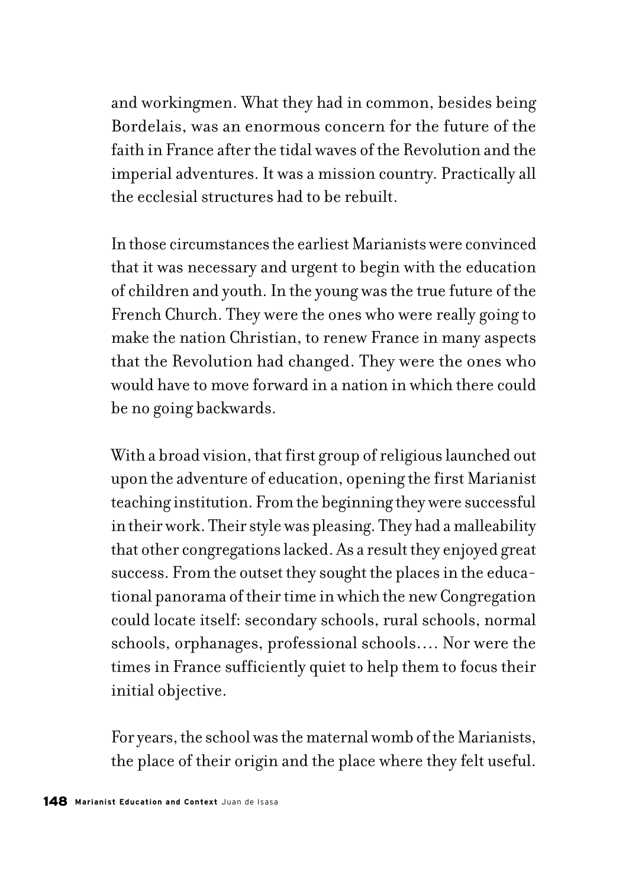and workingmen. What they had in common, besides being Bordelais, was an enormous concern for the future of the faith in France after the tidal waves of the Revolution and the imperial adventures. It was a mission country. Practically all the ecclesial structures had to be rebuilt.

In those circumstances the earliest Marianists were convinced that it was necessary and urgent to begin with the education of children and youth. In the young was the true future of the French Church. They were the ones who were really going to make the nation Christian, to renew France in many aspects that the Revolution had changed. They were the ones who would have to move forward in a nation in which there could be no going backwards.

With a broad vision, that first group of religious launched out upon the adventure of education, opening the first Marianist teaching institution. From the beginning they were successful in their work. Their style was pleasing. They had a malleability that other congregations lacked. As a result they enjoyed great success. From the outset they sought the places in the educational panorama of their time in which the new Congregation could locate itself: secondary schools, rural schools, normal schools, orphanages, professional schools…. Nor were the times in France sufficiently quiet to help them to focus their initial objective.

For years, the school was the maternal womb of the Marianists, the place of their origin and the place where they felt useful.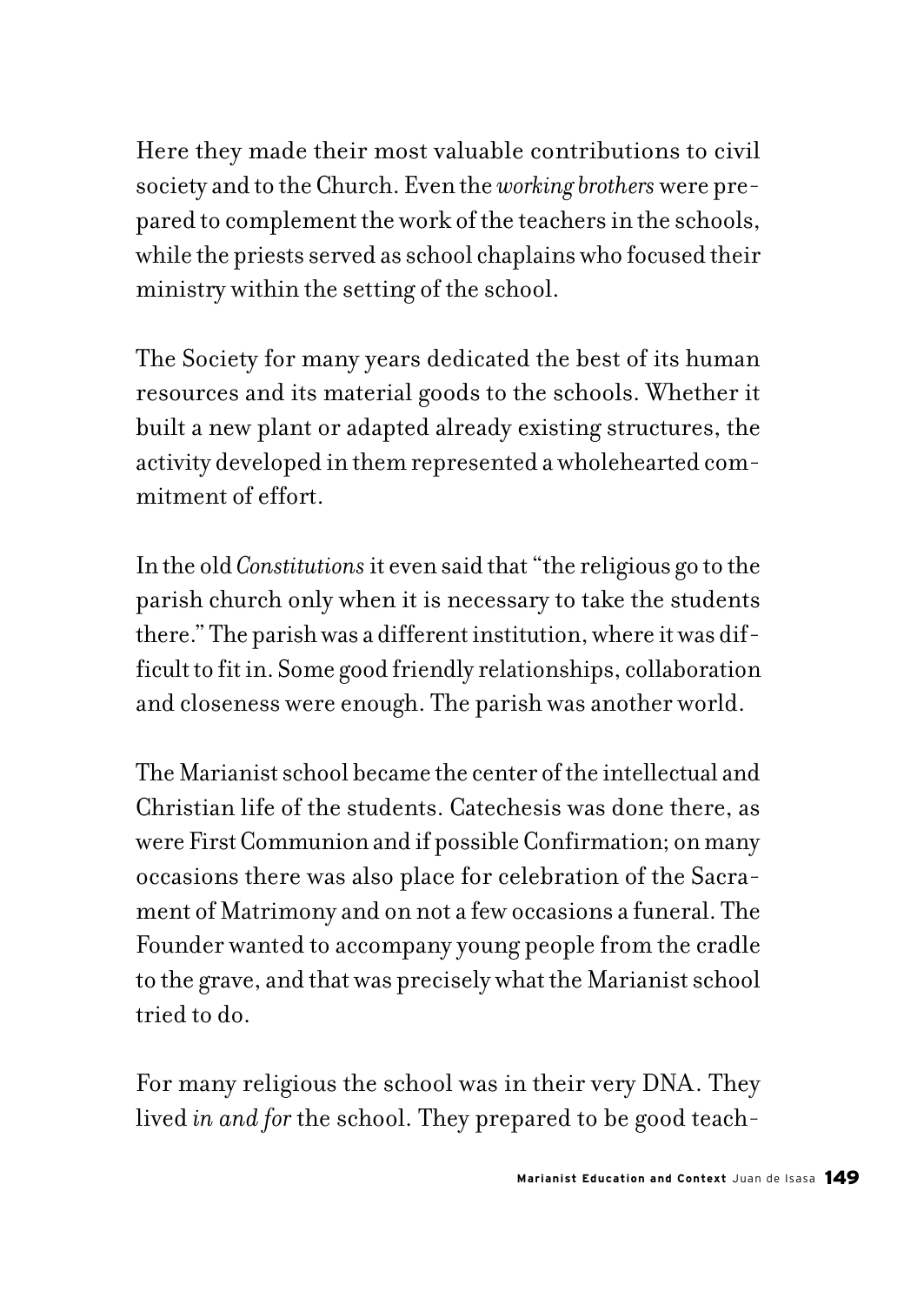Here they made their most valuable contributions to civil society and to the Church. Even the *working brothers* were prepared to complement the work of the teachers in the schools, while the priests served as school chaplains who focused their ministry within the setting of the school.

The Society for many years dedicated the best of its human resources and its material goods to the schools. Whether it built a new plant or adapted already existing structures, the activity developed in them represented a wholehearted commitment of effort.

In the old *Constitutions* it even said that "the religious go to the parish church only when it is necessary to take the students there." The parish was a different institution, where it was difficult to fit in. Some good friendly relationships, collaboration and closeness were enough. The parish was another world.

The Marianist school became the center of the intellectual and Christian life of the students. Catechesis was done there, as were First Communion and if possible Confirmation; on many occasions there was also place for celebration of the Sacrament of Matrimony and on not a few occasions a funeral. The Founder wanted to accompany young people from the cradle to the grave, and that was precisely what the Marianist school tried to do.

For many religious the school was in their very DNA. They lived *in and for* the school. They prepared to be good teach-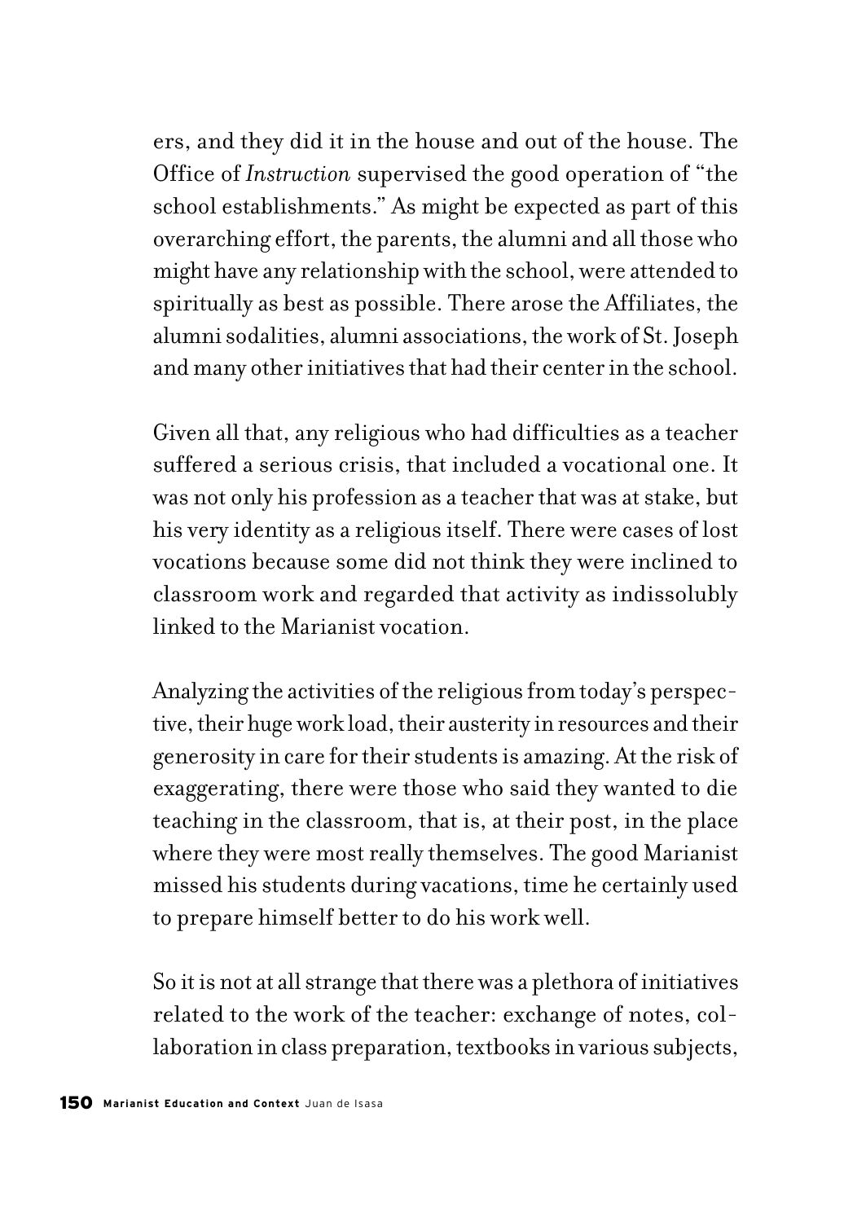ers, and they did it in the house and out of the house. The Office of *Instruction* supervised the good operation of "the school establishments." As might be expected as part of this overarching effort, the parents, the alumni and all those who might have any relationship with the school, were attended to spiritually as best as possible. There arose the Affiliates, the alumni sodalities, alumni associations, the work of St. Joseph and many other initiatives that had their center in the school.

Given all that, any religious who had difficulties as a teacher suffered a serious crisis, that included a vocational one. It was not only his profession as a teacher that was at stake, but his very identity as a religious itself. There were cases of lost vocations because some did not think they were inclined to classroom work and regarded that activity as indissolubly linked to the Marianist vocation.

Analyzing the activities of the religious from today's perspective, their huge work load, their austerity in resources and their generosity in care for their students is amazing. At the risk of exaggerating, there were those who said they wanted to die teaching in the classroom, that is, at their post, in the place where they were most really themselves. The good Marianist missed his students during vacations, time he certainly used to prepare himself better to do his work well.

So it is not at all strange that there was a plethora of initiatives related to the work of the teacher: exchange of notes, collaboration in class preparation, textbooks in various subjects,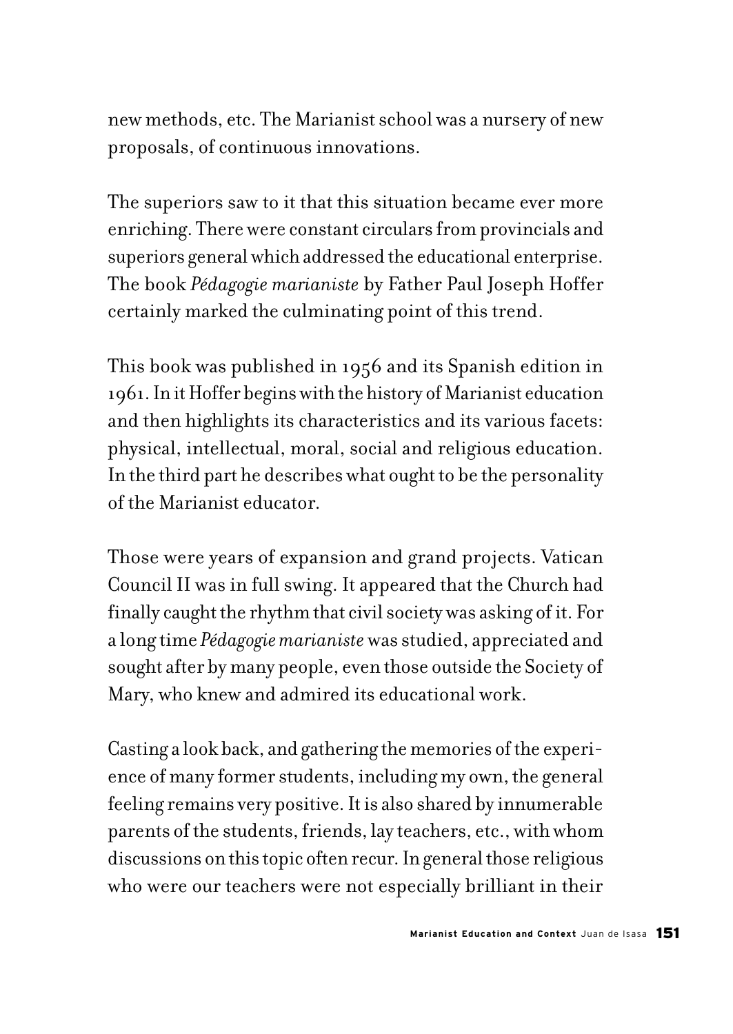new methods, etc. The Marianist school was a nursery of new proposals, of continuous innovations.

The superiors saw to it that this situation became ever more enriching. There were constant circulars from provincials and superiors general which addressed the educational enterprise. The book *Pédagogie marianiste* by Father Paul Joseph Hoffer certainly marked the culminating point of this trend.

This book was published in 1956 and its Spanish edition in 1961. In it Hoffer begins with the history of Marianist education and then highlights its characteristics and its various facets: physical, intellectual, moral, social and religious education. In the third part he describes what ought to be the personality of the Marianist educator.

Those were years of expansion and grand projects. Vatican Council II was in full swing. It appeared that the Church had finally caught the rhythm that civil society was asking of it. For a long time *Pédagogie marianiste* was studied, appreciated and sought after by many people, even those outside the Society of Mary, who knew and admired its educational work.

Casting a look back, and gathering the memories of the experience of many former students, including my own, the general feeling remains very positive. It is also shared by innumerable parents of the students, friends, lay teachers, etc., with whom discussions on this topic often recur. In general those religious who were our teachers were not especially brilliant in their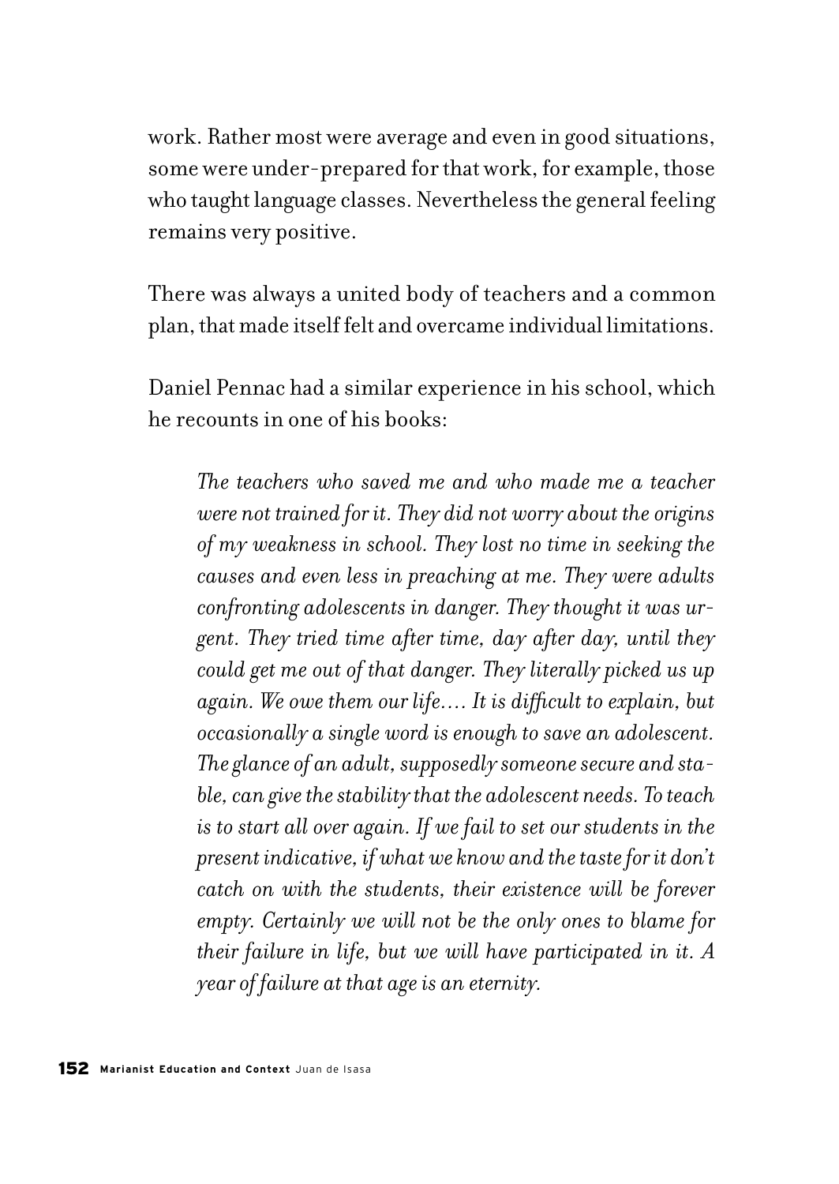work. Rather most were average and even in good situations, some were under-prepared for that work, for example, those who taught language classes. Nevertheless the general feeling remains very positive.

There was always a united body of teachers and a common plan, that made itself felt and overcame individual limitations.

Daniel Pennac had a similar experience in his school, which he recounts in one of his books:

> *The teachers who saved me and who made me a teacher were not trained for it. They did not worry about the origins of my weakness in school. They lost no time in seeking the causes and even less in preaching at me. They were adults confronting adolescents in danger. They thought it was urgent. They tried time after time, day after day, until they could get me out of that danger. They literally picked us up again. We owe them our life.... It is difficult to explain, but occasionally a single word is enough to save an adolescent. The glance of an adult, supposedly someone secure and stable, can give the stability that the adolescent needs. To teach is to start all over again. If we fail to set our students in the present indicative, if what we know and the taste for it don't catch on with the students, their existence will be forever empty. Certainly we will not be the only ones to blame for their failure in life, but we will have participated in it. A year of failure at that age is an eternity.*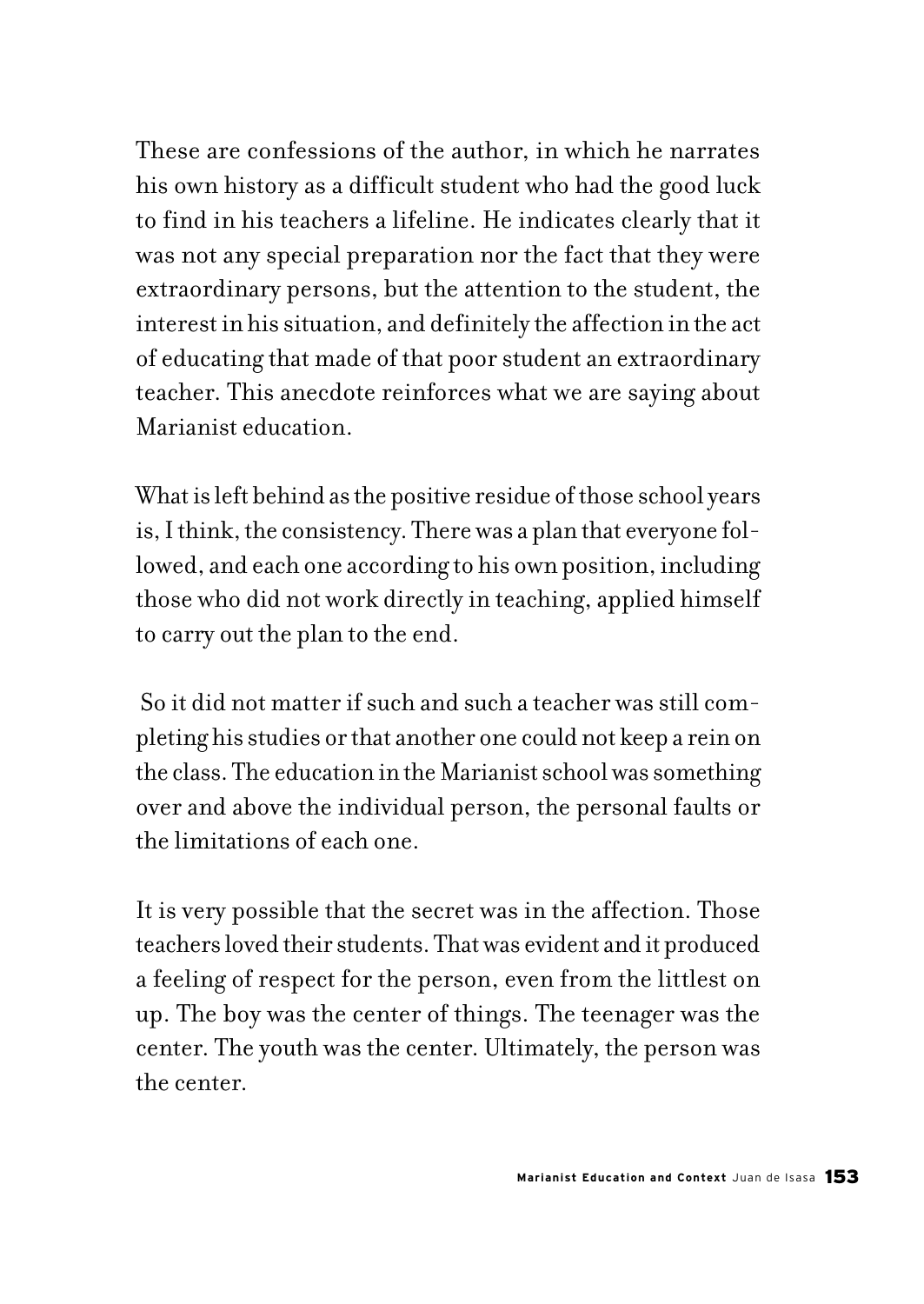These are confessions of the author, in which he narrates his own history as a difficult student who had the good luck to find in his teachers a lifeline. He indicates clearly that it was not any special preparation nor the fact that they were extraordinary persons, but the attention to the student, the interest in his situation, and definitely the affection in the act of educating that made of that poor student an extraordinary teacher. This anecdote reinforces what we are saying about Marianist education.

What is left behind as the positive residue of those school years is, I think, the consistency. There was a plan that everyone followed, and each one according to his own position, including those who did not work directly in teaching, applied himself to carry out the plan to the end.

So it did not matter if such and such a teacher was still completing his studies or that another one could not keep a rein on the class. The education in the Marianist school was something over and above the individual person, the personal faults or the limitations of each one.

It is very possible that the secret was in the affection. Those teachers loved their students. That was evident and it produced a feeling of respect for the person, even from the littlest on up. The boy was the center of things. The teenager was the center. The youth was the center. Ultimately, the person was the center.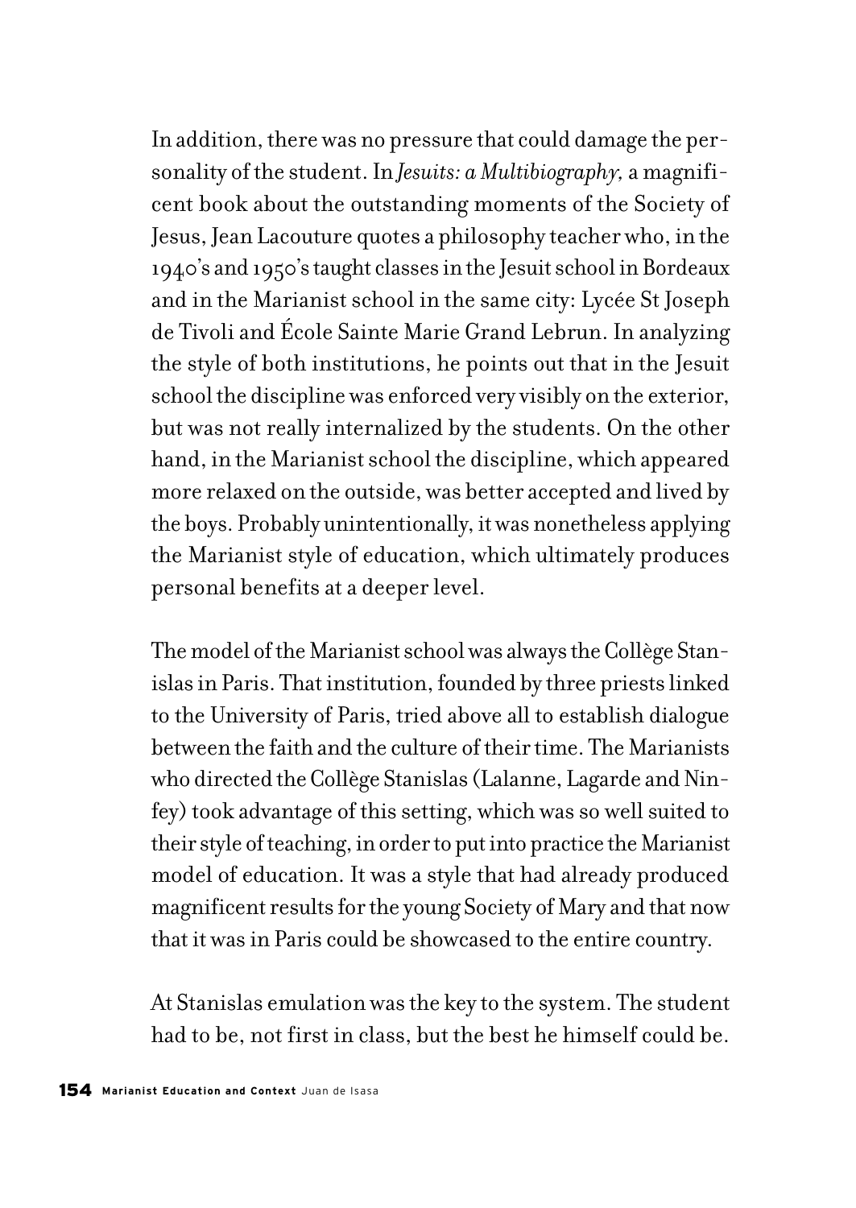In addition, there was no pressure that could damage the personality of the student. In *Jesuits: a Multibiography,* a magnificent book about the outstanding moments of the Society of Jesus, Jean Lacouture quotes a philosophy teacher who, in the 1940's and 1950's taught classes in the Jesuit school in Bordeaux and in the Marianist school in the same city: Lycée St Joseph de Tivoli and École Sainte Marie Grand Lebrun. In analyzing the style of both institutions, he points out that in the Jesuit school the discipline was enforced very visibly on the exterior, but was not really internalized by the students. On the other hand, in the Marianist school the discipline, which appeared more relaxed on the outside, was better accepted and lived by the boys. Probably unintentionally, it was nonetheless applying the Marianist style of education, which ultimately produces personal benefits at a deeper level.

The model of the Marianist school was always the Collège Stanislas in Paris. That institution, founded by three priests linked to the University of Paris, tried above all to establish dialogue between the faith and the culture of their time. The Marianists who directed the Collège Stanislas (Lalanne, Lagarde and Ninfey) took advantage of this setting, which was so well suited to their style of teaching, in order to put into practice the Marianist model of education. It was a style that had already produced magnificent results for the young Society of Mary and that now that it was in Paris could be showcased to the entire country.

At Stanislas emulation was the key to the system. The student had to be, not first in class, but the best he himself could be.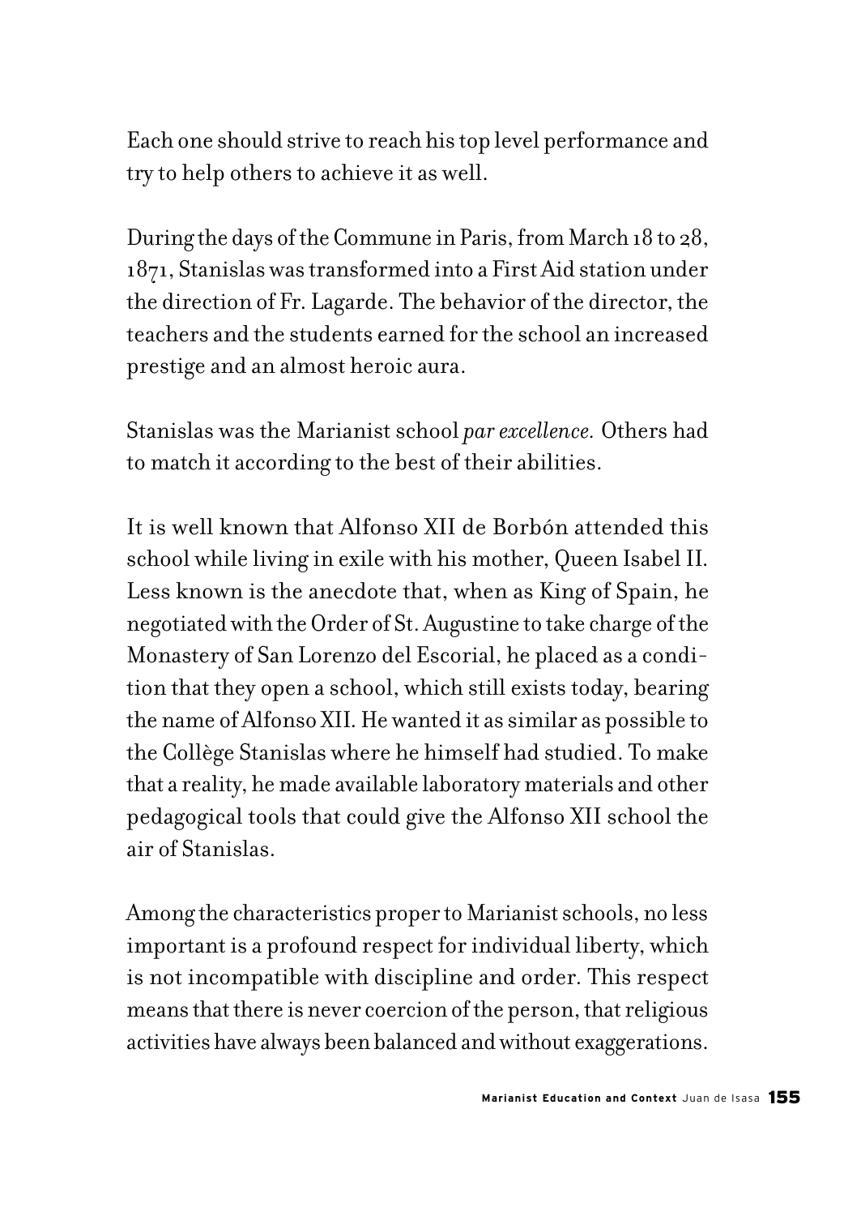Each one should strive to reach his top level performance and try to help others to achieve it as well.

During the days of the Commune in Paris, from March 18 to 28, 1871, Stanislas was transformed into a First Aid station under the direction of Fr. Lagarde. The behavior of the director, the teachers and the students earned for the school an increased prestige and an almost heroic aura.

Stanislas was the Marianist school *par excellence.* Others had to match it according to the best of their abilities.

It is well known that Alfonso XII de Borbón attended this school while living in exile with his mother, Queen Isabel II. Less known is the anecdote that, when as King of Spain, he negotiated with the Order of St. Augustine to take charge of the Monastery of San Lorenzo del Escorial, he placed as a condition that they open a school, which still exists today, bearing the name of Alfonso XII. He wanted it as similar as possible to the Collège Stanislas where he himself had studied. To make that a reality, he made available laboratory materials and other pedagogical tools that could give the Alfonso XII school the air of Stanislas.

Among the characteristics proper to Marianist schools, no less important is a profound respect for individual liberty, which is not incompatible with discipline and order. This respect means that there is never coercion of the person, that religious activities have always been balanced and without exaggerations.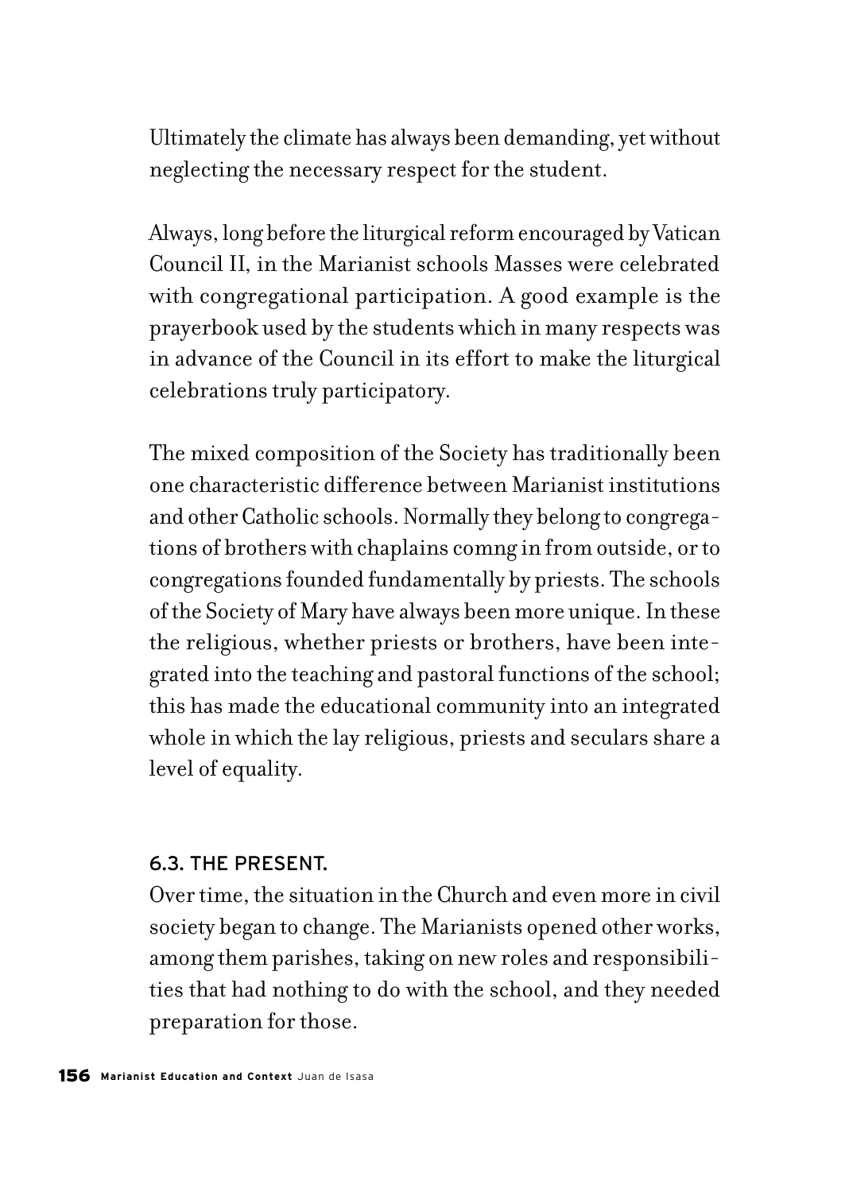Ultimately the climate has always been demanding, yet without neglecting the necessary respect for the student.

Always, long before the liturgical reform encouraged by Vatican Council II, in the Marianist schools Masses were celebrated with congregational participation. A good example is the prayerbook used by the students which in many respects was in advance of the Council in its effort to make the liturgical celebrations truly participatory.

The mixed composition of the Society has traditionally been one characteristic difference between Marianist institutions and other Catholic schools. Normally they belong to congregations of brothers with chaplains comng in from outside, or to congregations founded fundamentally by priests. The schools of the Society of Mary have always been more unique. In these the religious, whether priests or brothers, have been integrated into the teaching and pastoral functions of the school; this has made the educational community into an integrated whole in which the lay religious, priests and seculars share a level of equality.

### 6.3. THE PRESENT.

Over time, the situation in the Church and even more in civil society began to change. The Marianists opened other works, among them parishes, taking on new roles and responsibilities that had nothing to do with the school, and they needed preparation for those.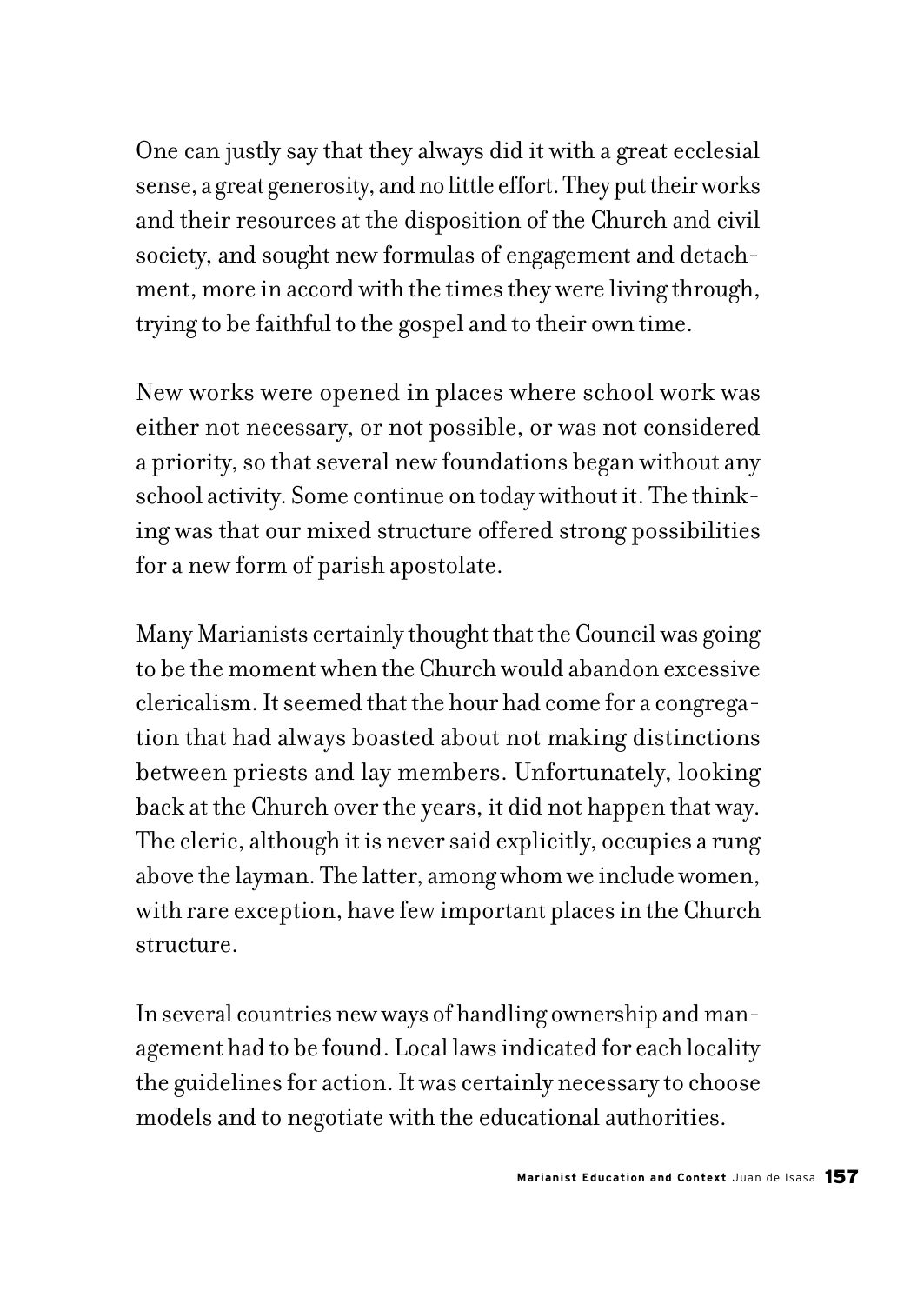One can justly say that they always did it with a great ecclesial sense, a great generosity, and no little effort. They put their works and their resources at the disposition of the Church and civil society, and sought new formulas of engagement and detachment, more in accord with the times they were living through, trying to be faithful to the gospel and to their own time.

New works were opened in places where school work was either not necessary, or not possible, or was not considered a priority, so that several new foundations began without any school activity. Some continue on today without it. The thinking was that our mixed structure offered strong possibilities for a new form of parish apostolate.

Many Marianists certainly thought that the Council was going to be the moment when the Church would abandon excessive clericalism. It seemed that the hour had come for a congregation that had always boasted about not making distinctions between priests and lay members. Unfortunately, looking back at the Church over the years, it did not happen that way. The cleric, although it is never said explicitly, occupies a rung above the layman. The latter, among whom we include women, with rare exception, have few important places in the Church structure.

In several countries new ways of handling ownership and management had to be found. Local laws indicated for each locality the guidelines for action. It was certainly necessary to choose models and to negotiate with the educational authorities.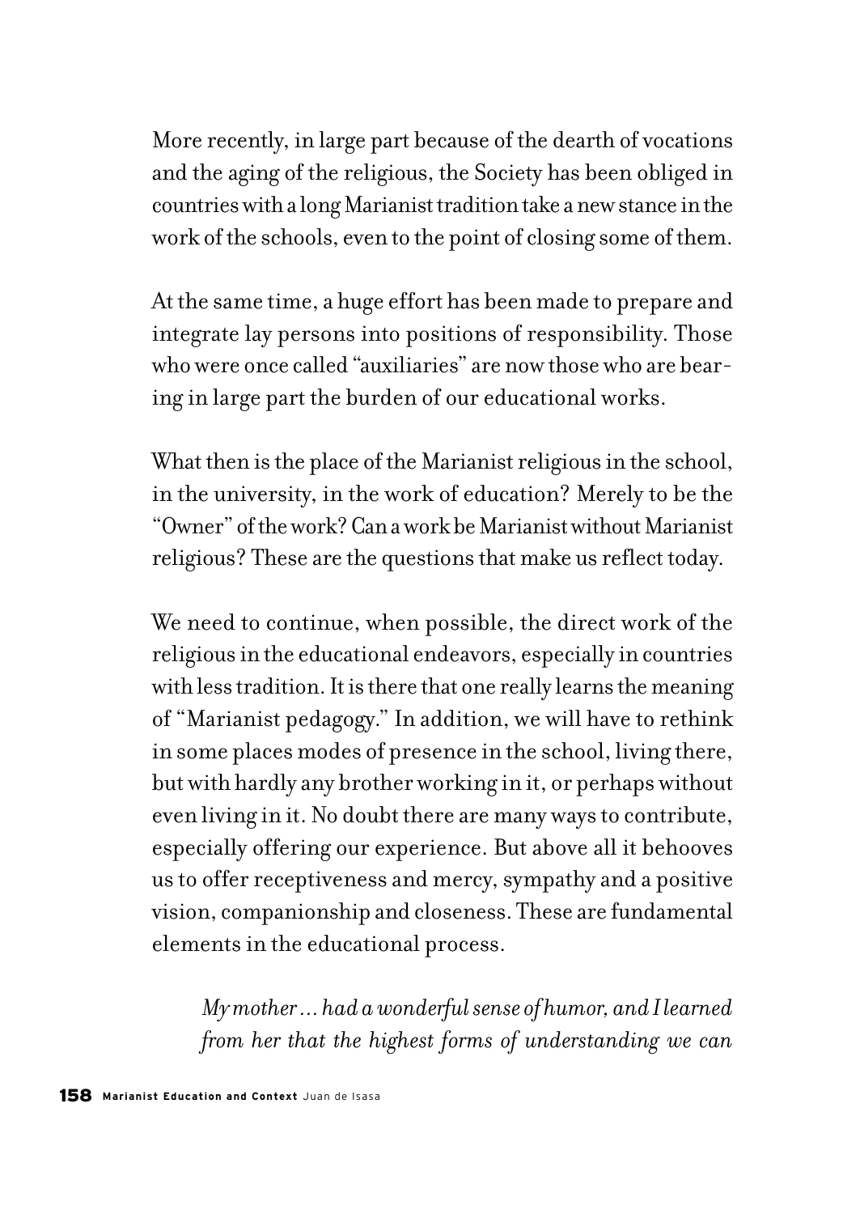More recently, in large part because of the dearth of vocations and the aging of the religious, the Society has been obliged in countries with a long Marianist tradition take a new stance in the work of the schools, even to the point of closing some of them.

At the same time, a huge effort has been made to prepare and integrate lay persons into positions of responsibility. Those who were once called "auxiliaries" are now those who are bearing in large part the burden of our educational works.

What then is the place of the Marianist religious in the school, in the university, in the work of education? Merely to be the "Owner" of the work? Can a work be Marianist without Marianist religious? These are the questions that make us reflect today.

We need to continue, when possible, the direct work of the religious in the educational endeavors, especially in countries with less tradition. It is there that one really learns the meaning of "Marianist pedagogy." In addition, we will have to rethink in some places modes of presence in the school, living there, but with hardly any brother working in it, or perhaps without even living in it. No doubt there are many ways to contribute, especially offering our experience. But above all it behooves us to offer receptiveness and mercy, sympathy and a positive vision, companionship and closeness. These are fundamental elements in the educational process.

> *My mother … had a wonderful sense of humor, and I learned from her that the highest forms of understanding we can*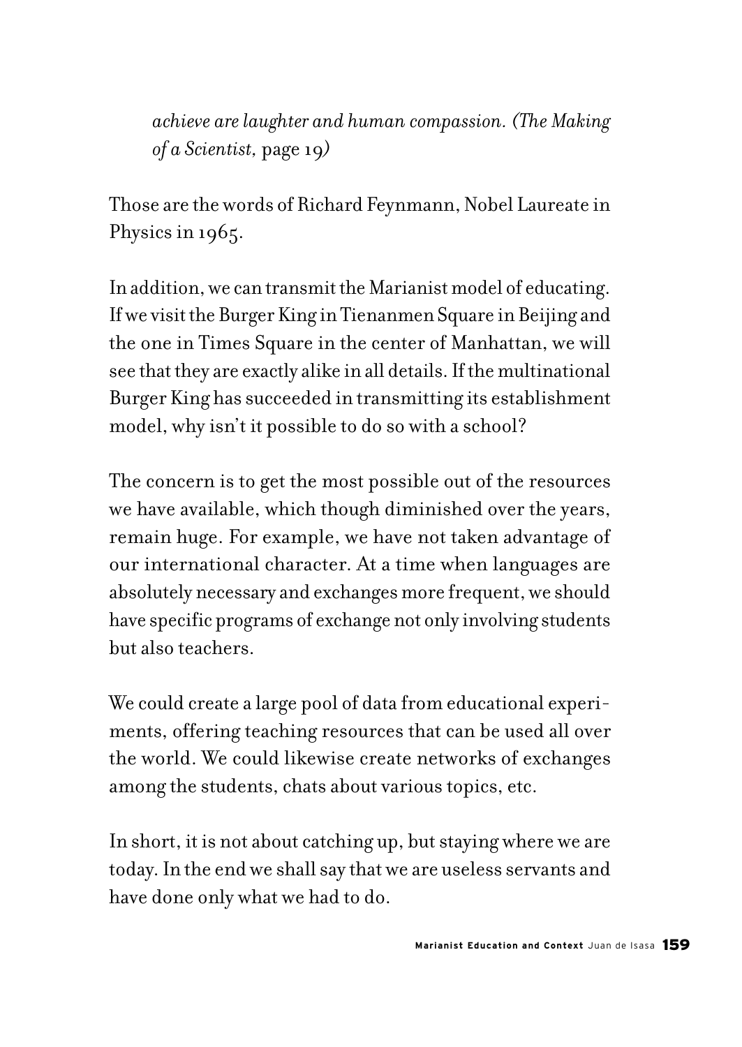> *achieve are laughter and human compassion. (The Making of a Scientist,* page 19*)*

Those are the words of Richard Feynmann, Nobel Laureate in Physics in 1965.

In addition, we can transmit the Marianist model of educating. If we visit the Burger King in Tienanmen Square in Beijing and the one in Times Square in the center of Manhattan, we will see that they are exactly alike in all details. If the multinational Burger King has succeeded in transmitting its establishment model, why isn't it possible to do so with a school?

The concern is to get the most possible out of the resources we have available, which though diminished over the years, remain huge. For example, we have not taken advantage of our international character. At a time when languages are absolutely necessary and exchanges more frequent, we should have specific programs of exchange not only involving students but also teachers.

We could create a large pool of data from educational experiments, offering teaching resources that can be used all over the world. We could likewise create networks of exchanges among the students, chats about various topics, etc.

In short, it is not about catching up, but staying where we are today. In the end we shall say that we are useless servants and have done only what we had to do.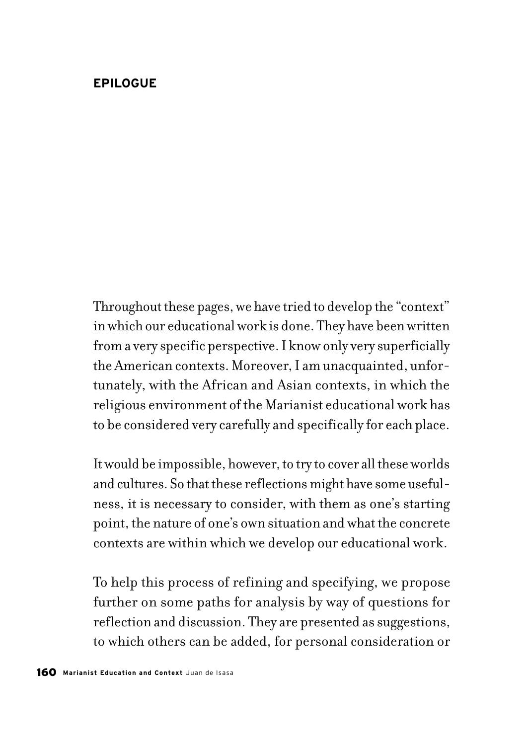# EPILOGUE

Throughout these pages, we have tried to develop the "context" in which our educational work is done. They have been written from a very specific perspective. I know only very superficially the American contexts. Moreover, I am unacquainted, unfortunately, with the African and Asian contexts, in which the religious environment of the Marianist educational work has to be considered very carefully and specifically for each place.

It would be impossible, however, to try to cover all these worlds and cultures. So that these reflections might have some usefulness, it is necessary to consider, with them as one's starting point, the nature of one's own situation and what the concrete contexts are within which we develop our educational work.

To help this process of refining and specifying, we propose further on some paths for analysis by way of questions for reflection and discussion. They are presented as suggestions, to which others can be added, for personal consideration or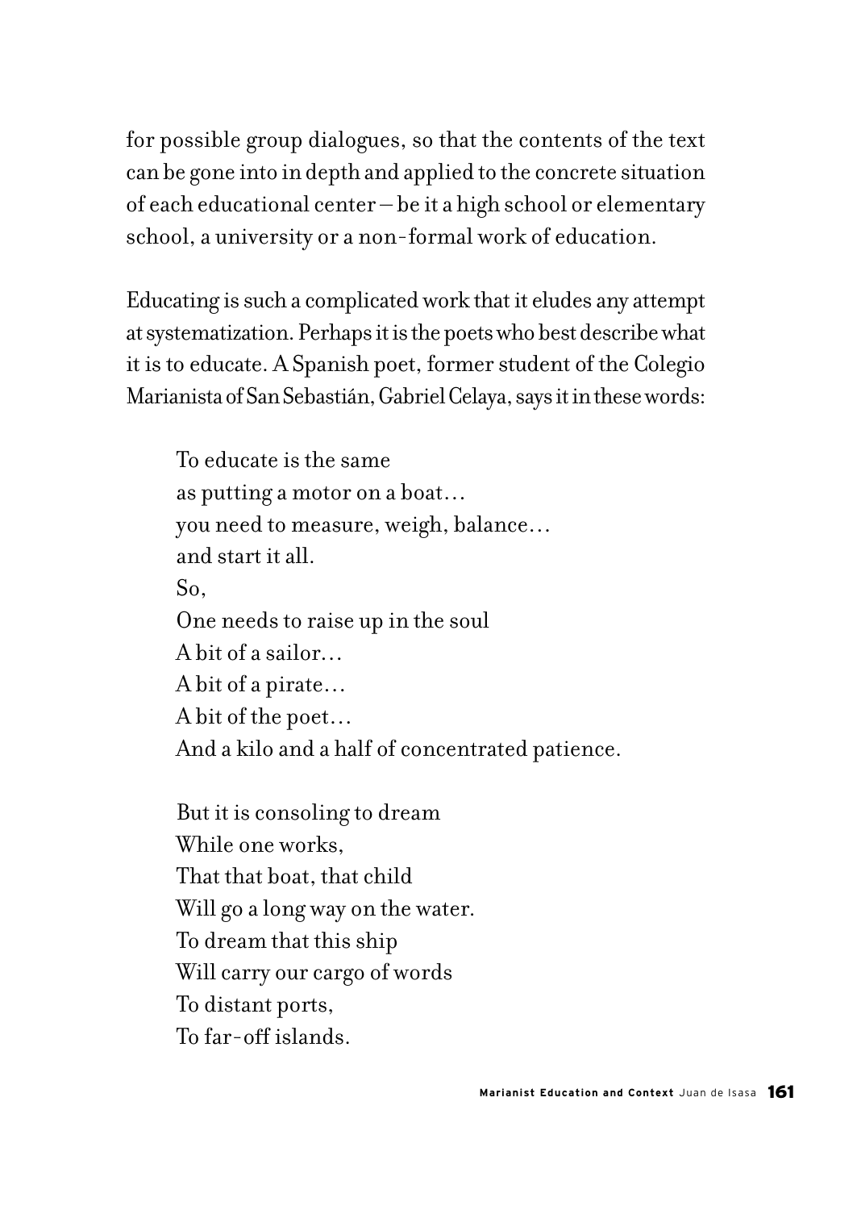for possible group dialogues, so that the contents of the text can be gone into in depth and applied to the concrete situation of each educational center – be it a high school or elementary school, a university or a non-formal work of education.

Educating is such a complicated work that it eludes any attempt at systematization. Perhaps it is the poets who best describe what it is to educate. A Spanish poet, former student of the Colegio Marianista of San Sebastián, Gabriel Celaya, says it in these words:

> To educate is the same  
> as putting a motor on a boat…  
> you need to measure, weigh, balance…  
> and start it all.  
> So,  
> One needs to raise up in the soul  
> A bit of a sailor…  
> A bit of a pirate…  
> A bit of the poet…  
> And a kilo and a half of concentrated patience.
>
> But it is consoling to dream  
> While one works,  
> That that boat, that child  
> Will go a long way on the water.  
> To dream that this ship  
> Will carry our cargo of words  
> To distant ports,  
> To far-off islands.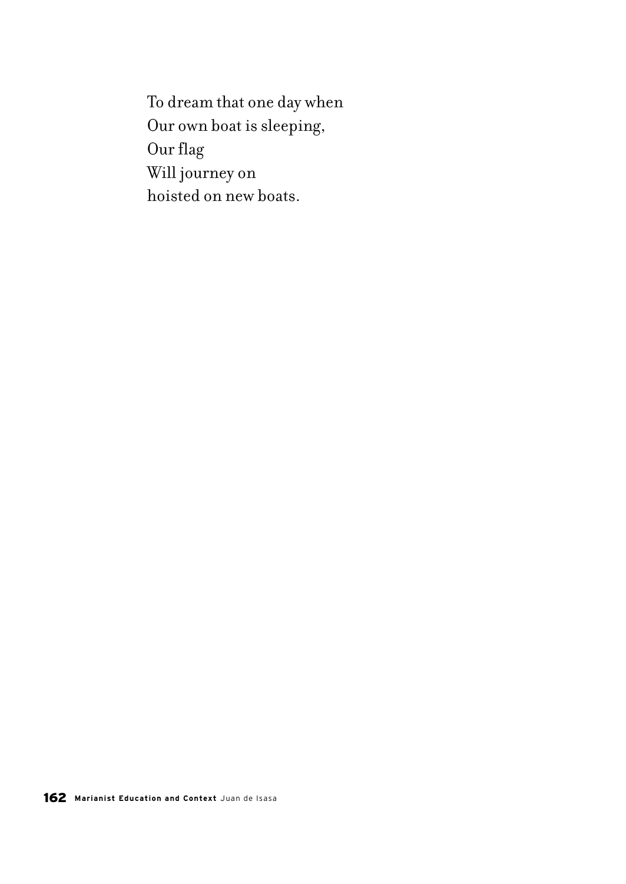To dream that one day when  
Our own boat is sleeping,  
Our flag  
Will journey on  
hoisted on new boats.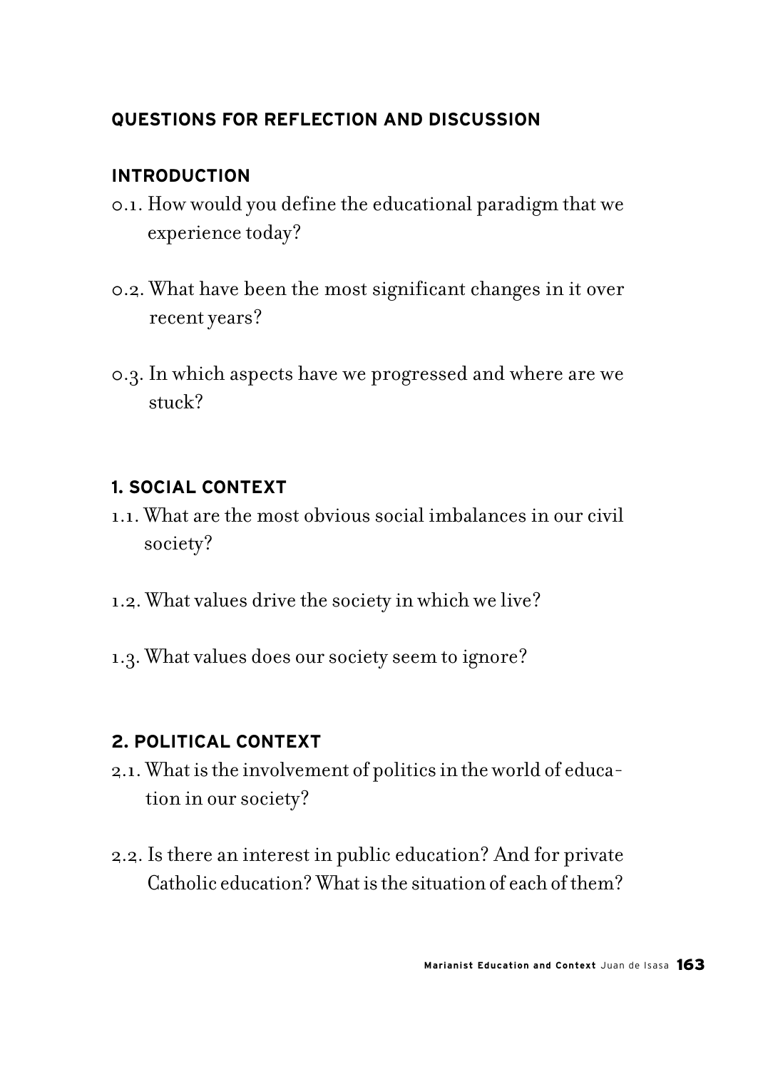## QUESTIONS FOR REFLECTION AND DISCUSSION

### INTRODUCTION

0.1. How would you define the educational paradigm that we experience today?

0.2. What have been the most significant changes in it over recent years?

0.3. In which aspects have we progressed and where are we stuck?

### 1. SOCIAL CONTEXT

1.1. What are the most obvious social imbalances in our civil society?

1.2. What values drive the society in which we live?

1.3. What values does our society seem to ignore?

### 2. POLITICAL CONTEXT

2.1. What is the involvement of politics in the world of education in our society?

2.2. Is there an interest in public education? And for private Catholic education? What is the situation of each of them?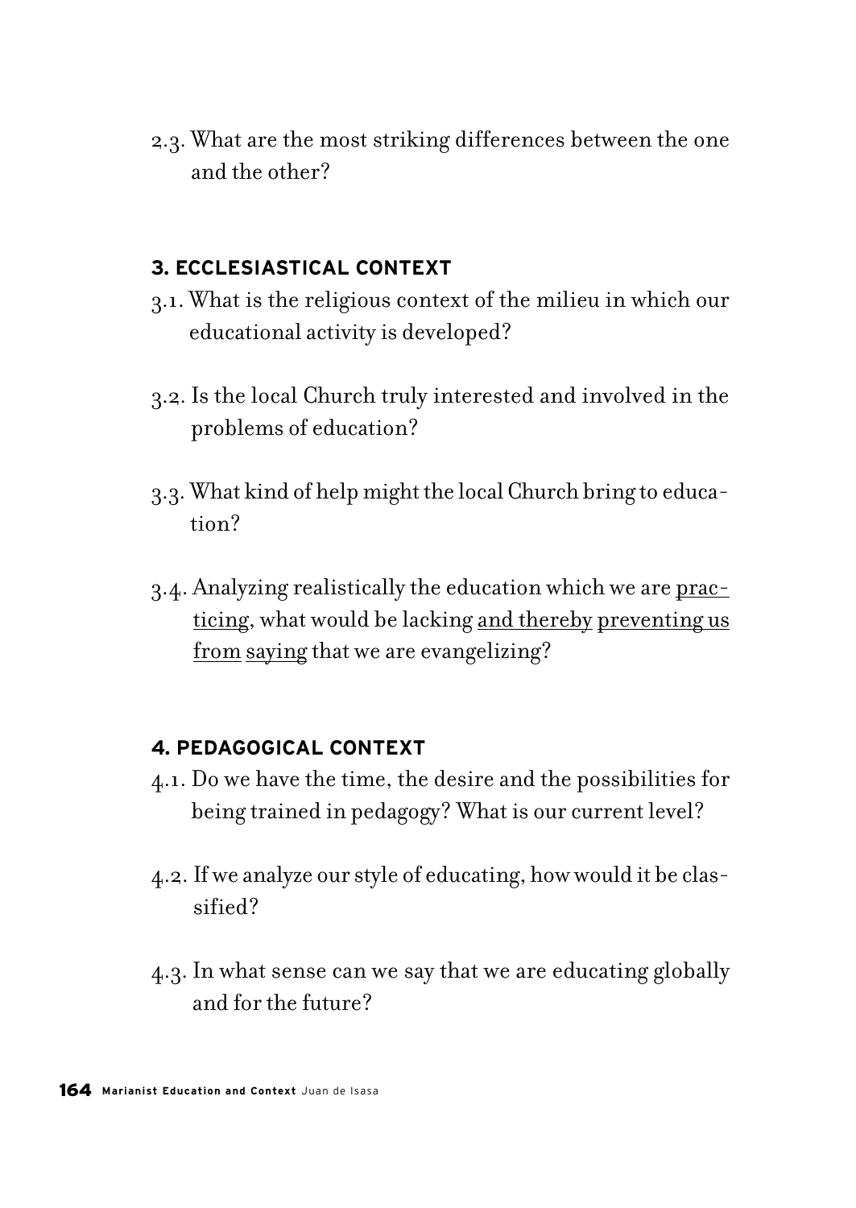2.3. What are the most striking differences between the one and the other?

### 3. ECCLESIASTICAL CONTEXT

3.1. What is the religious context of the milieu in which our educational activity is developed?

3.2. Is the local Church truly interested and involved in the problems of education?

3.3. What kind of help might the local Church bring to education?

3.4. Analyzing realistically the education which we are <u>practicing</u>, what would be lacking <u>and thereby</u> <u>preventing us from</u> <u>saying</u> that we are evangelizing?

### 4. PEDAGOGICAL CONTEXT

4.1. Do we have the time, the desire and the possibilities for being trained in pedagogy? What is our current level?

4.2. If we analyze our style of educating, how would it be classified?

4.3. In what sense can we say that we are educating globally and for the future?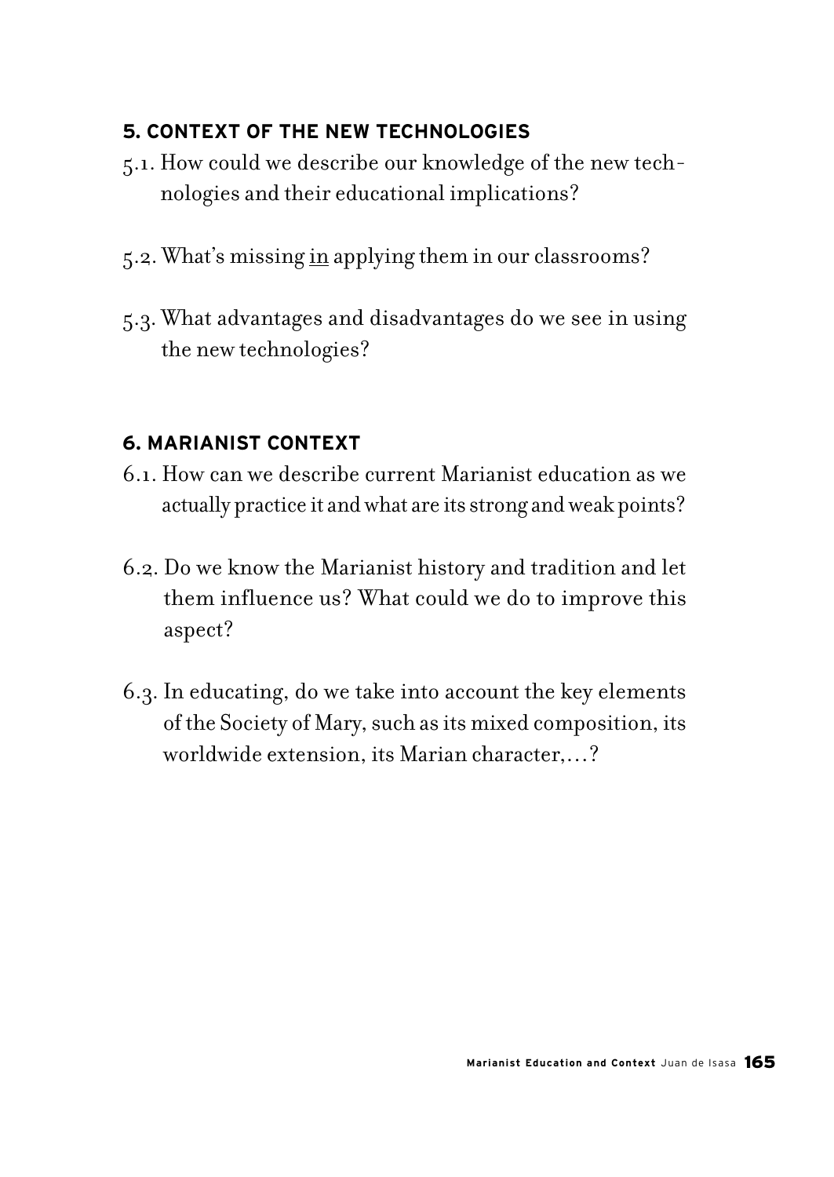## 5. CONTEXT OF THE NEW TECHNOLOGIES

5.1. How could we describe our knowledge of the new technologies and their educational implications?

5.2. What's missing <u>in</u> applying them in our classrooms?

5.3. What advantages and disadvantages do we see in using the new technologies?

## 6. MARIANIST CONTEXT

6.1. How can we describe current Marianist education as we actually practice it and what are its strong and weak points?

6.2. Do we know the Marianist history and tradition and let them influence us? What could we do to improve this aspect?

6.3. In educating, do we take into account the key elements of the Society of Mary, such as its mixed composition, its worldwide extension, its Marian character,…?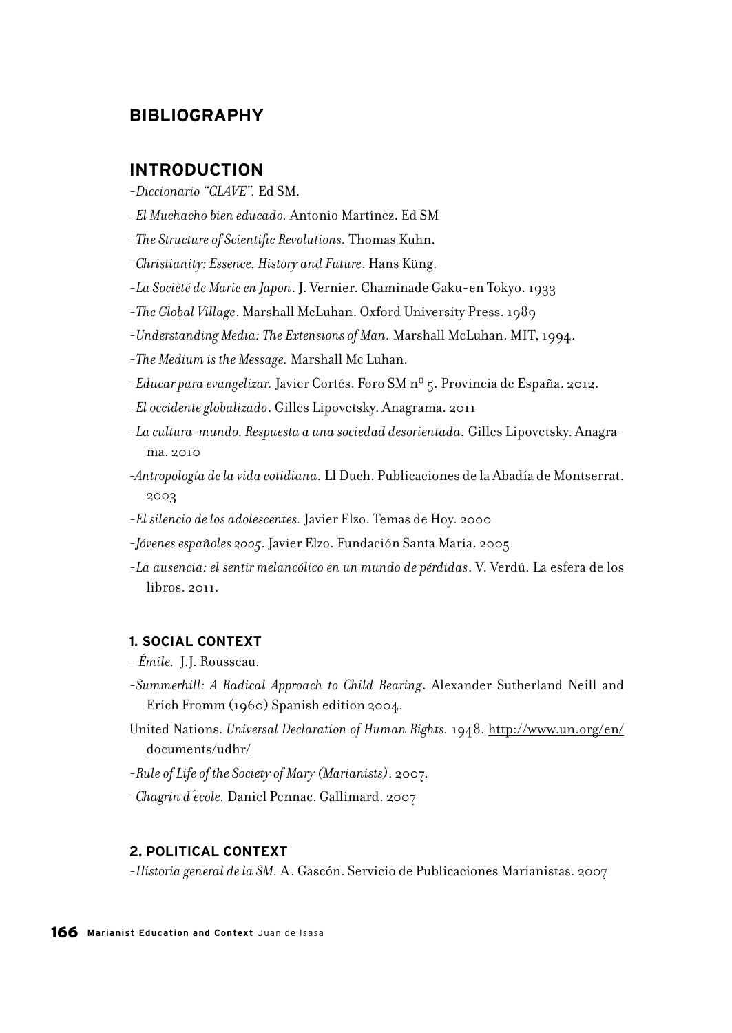## BIBLIOGRAPHY

## INTRODUCTION

- *Diccionario "CLAVE".* Ed SM.
- *El Muchacho bien educado.* Antonio Martínez. Ed SM
- *The Structure of Scientific Revolutions.* Thomas Kuhn.
- *Christianity: Essence, History and Future*. Hans Küng.
- *La Socièté de Marie en Japon*. J. Vernier. Chaminade Gaku-en Tokyo. 1933
- *The Global Village*. Marshall McLuhan. Oxford University Press. 1989
- *Understanding Media: The Extensions of Man.* Marshall McLuhan. MIT, 1994.
- *The Medium is the Message.* Marshall Mc Luhan.
- *Educar para evangelizar.* Javier Cortés. Foro SM nº 5. Provincia de España. 2012.
- *El occidente globalizado*. Gilles Lipovetsky. Anagrama. 2011
- *La cultura-mundo. Respuesta a una sociedad desorientada.* Gilles Lipovetsky. Anagrama. 2010
- *Antropología de la vida cotidiana.* Ll Duch. Publicaciones de la Abadía de Montserrat. 2003
- *El silencio de los adolescentes.* Javier Elzo. Temas de Hoy. 2000
- *Jóvenes españoles 2005*. Javier Elzo. Fundación Santa María. 2005
- *La ausencia: el sentir melancólico en un mundo de pérdidas*. V. Verdú. La esfera de los libros. 2011.

### 1. SOCIAL CONTEXT

- *Émile.* J.J. Rousseau.
- *Summerhill: A Radical Approach to Child Rearing***.** Alexander Sutherland Neill and Erich Fromm (1960) Spanish edition 2004.

United Nations. *Universal Declaration of Human Rights.* 1948. http://www.un.org/en/documents/udhr/

- *Rule of Life of the Society of Mary (Marianists)*. 2007.
- *Chagrin d´ecole.* Daniel Pennac. Gallimard. 2007

### 2. POLITICAL CONTEXT

- *Historia general de la SM.* A. Gascón. Servicio de Publicaciones Marianistas. 2007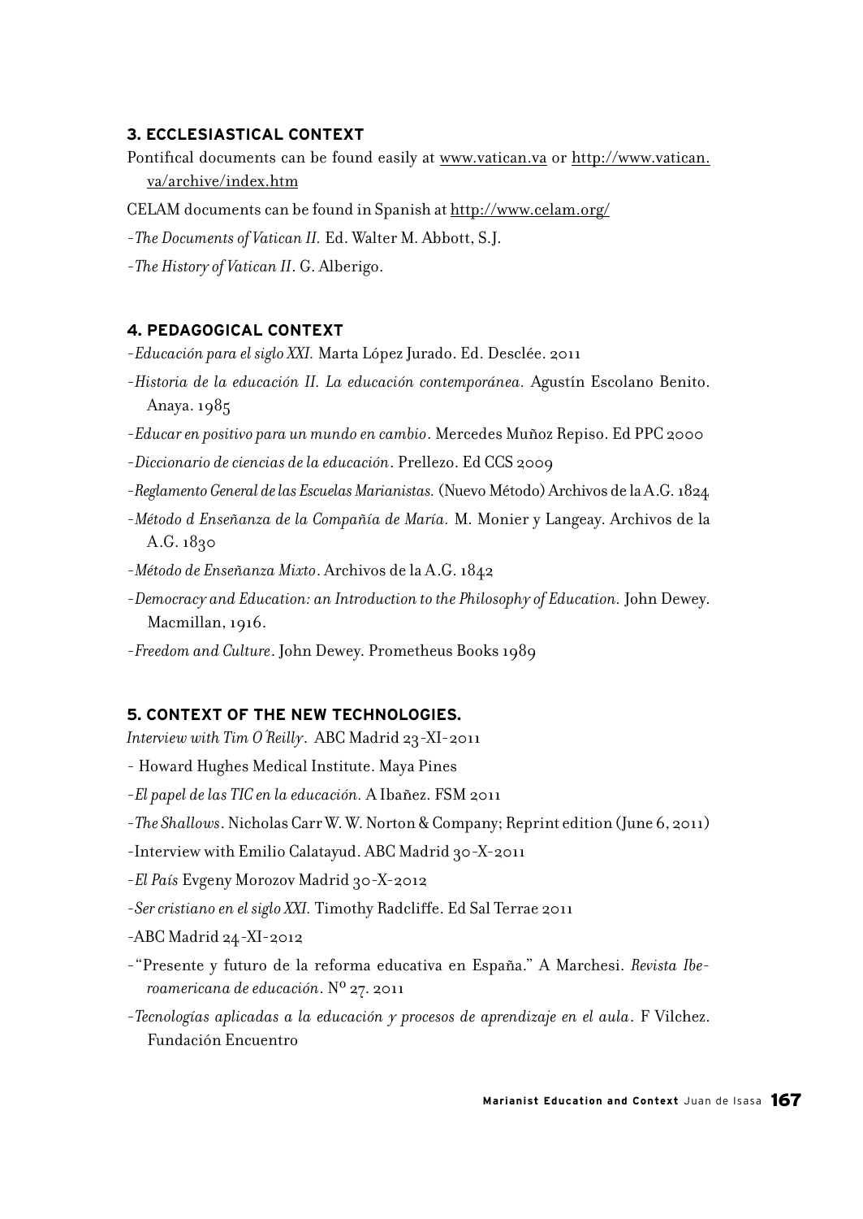### 3. ECCLESIASTICAL CONTEXT

Pontifical documents can be found easily at www.vatican.va or http://www.vatican.va/archive/index.htm

CELAM documents can be found in Spanish at http://www.celam.org/

-*The Documents of Vatican II.* Ed. Walter M. Abbott, S.J.

-*The History of Vatican II*. G. Alberigo.

### 4. PEDAGOGICAL CONTEXT

-*Educación para el siglo XXI.* Marta López Jurado. Ed. Desclée. 2011

-*Historia de la educación II. La educación contemporánea.* Agustín Escolano Benito. Anaya. 1985

-*Educar en positivo para un mundo en cambio*. Mercedes Muñoz Repiso. Ed PPC 2000

-*Diccionario de ciencias de la educación*. Prellezo. Ed CCS 2009

-*Reglamento General de las Escuelas Marianistas.* (Nuevo Método) Archivos de la A.G. 1824

-*Método d Enseñanza de la Compañía de María.* M. Monier y Langeay. Archivos de la A.G. 1830

-*Método de Enseñanza Mixto*. Archivos de la A.G. 1842

-*Democracy and Education: an Introduction to the Philosophy of Education.* John Dewey. Macmillan, 1916.

-*Freedom and Culture*. John Dewey. Prometheus Books 1989

### 5. CONTEXT OF THE NEW TECHNOLOGIES.

*Interview with Tim O´Reilly*. ABC Madrid 23-XI-2011

- Howard Hughes Medical Institute. Maya Pines

-*El papel de las TIC en la educación.* A Ibañez. FSM 2011

-*The Shallows*. Nicholas Carr W. W. Norton & Company; Reprint edition (June 6, 2011)

-Interview with Emilio Calatayud. ABC Madrid 30-X-2011

-*El País* Evgeny Morozov Madrid 30-X-2012

-*Ser cristiano en el siglo XXI.* Timothy Radcliffe. Ed Sal Terrae 2011

-ABC Madrid 24-XI-2012

-"Presente y futuro de la reforma educativa en España." A Marchesi. *Revista Iberoamericana de educación*. Nº 27. 2011

-*Tecnologías aplicadas a la educación y procesos de aprendizaje en el aula*. F Vilchez. Fundación Encuentro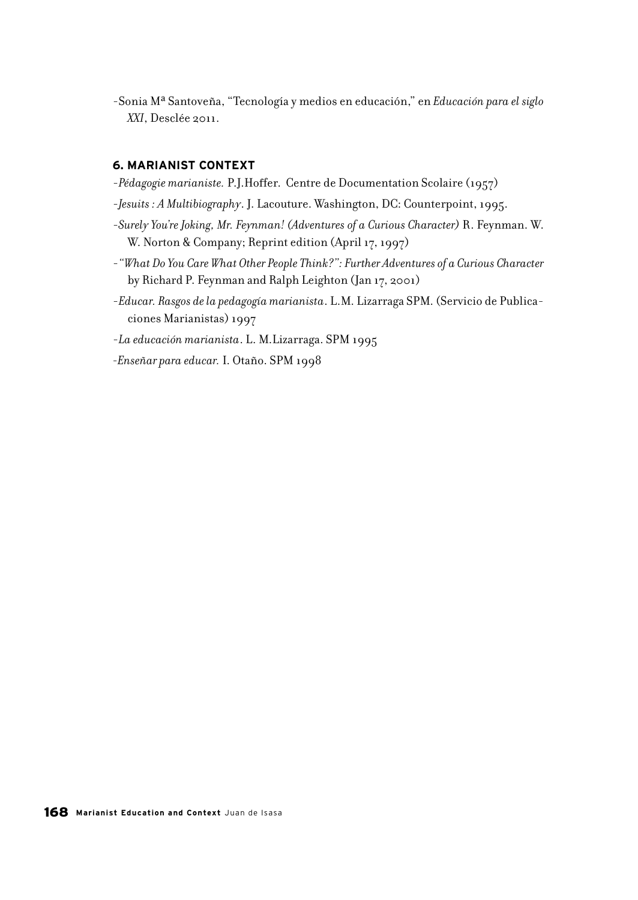-Sonia Mª Santoveña, "Tecnología y medios en educación," en *Educación para el siglo XXI*, Desclée 2011.

### 6. MARIANIST CONTEXT

-*Pédagogie marianiste.* P.J.Hoffer. Centre de Documentation Scolaire (1957)

-*Jesuits : A Multibiography*. J. Lacouture. Washington, DC: Counterpoint, 1995.

-*Surely You're Joking, Mr. Feynman! (Adventures of a Curious Character)* R. Feynman. W. W. Norton & Company; Reprint edition (April 17, 1997)

-*"What Do You Care What Other People Think?": Further Adventures of a Curious Character* by Richard P. Feynman and Ralph Leighton (Jan 17, 2001)

-*Educar. Rasgos de la pedagogía marianista*. L.M. Lizarraga SPM. (Servicio de Publicaciones Marianistas) 1997

-*La educación marianista*. L. M.Lizarraga. SPM 1995

-*Enseñar para educar.* I. Otaño. SPM 1998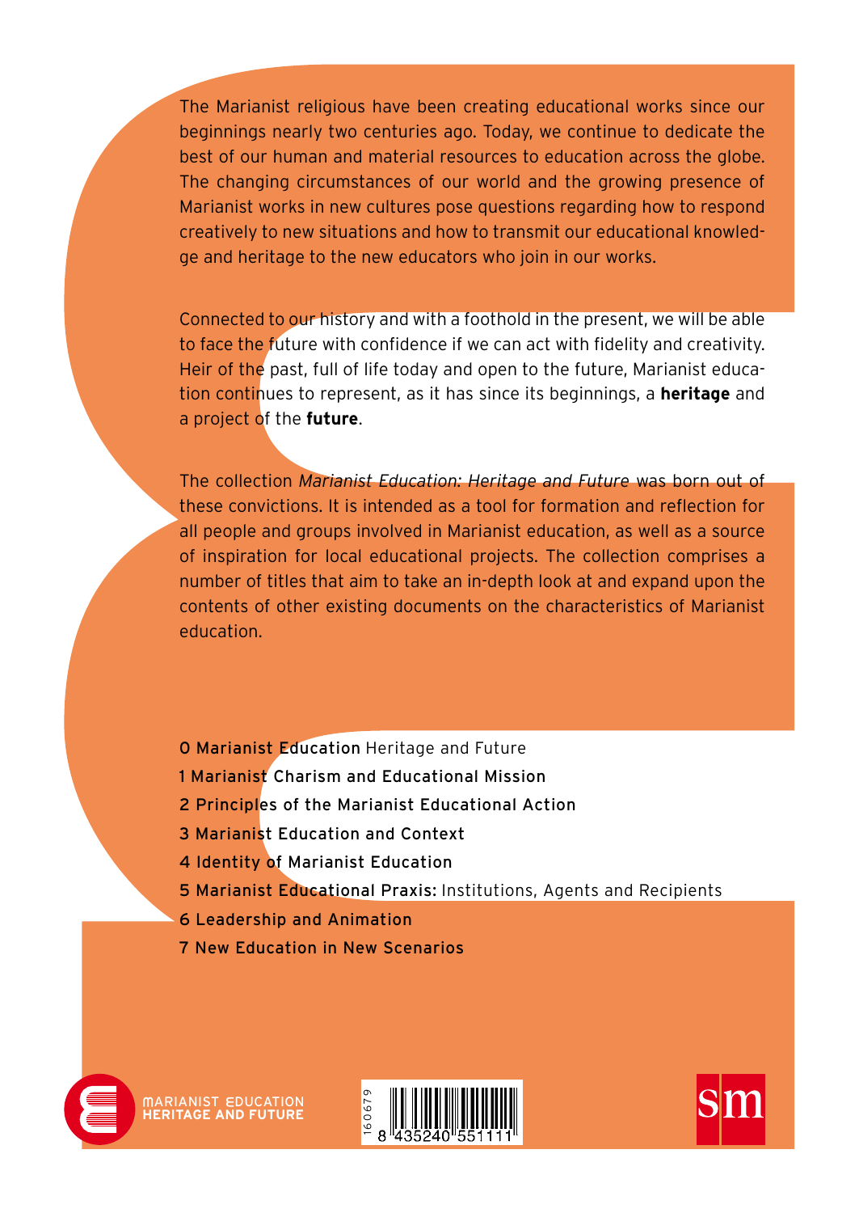The Marianist religious have been creating educational works since our beginnings nearly two centuries ago. Today, we continue to dedicate the best of our human and material resources to education across the globe. The changing circumstances of our world and the growing presence of Marianist works in new cultures pose questions regarding how to respond creatively to new situations and how to transmit our educational knowledge and heritage to the new educators who join in our works.

Connected to our history and with a foothold in the present, we will be able to face the future with confidence if we can act with fidelity and creativity. Heir of the past, full of life today and open to the future, Marianist education continues to represent, as it has since its beginnings, a **heritage** and a project of the **future**.

The collection *Marianist Education: Heritage and Future* was born out of these convictions. It is intended as a tool for formation and reflection for all people and groups involved in Marianist education, as well as a source of inspiration for local educational projects. The collection comprises a number of titles that aim to take an in-depth look at and expand upon the contents of other existing documents on the characteristics of Marianist education.

0 **Marianist Education** Heritage and Future
1 **Marianist Charism and Educational Mission**
2 **Principles of the Marianist Educational Action**
3 **Marianist Education and Context**
4 **Identity of Marianist Education**
5 **Marianist Educational Praxis:** Institutions, Agents and Recipients
6 **Leadership and Animation**
7 **New Education in New Scenarios**

MARIANIST EDUCATION
HERITAGE AND FUTURE

160679
8 435240 551111

sm